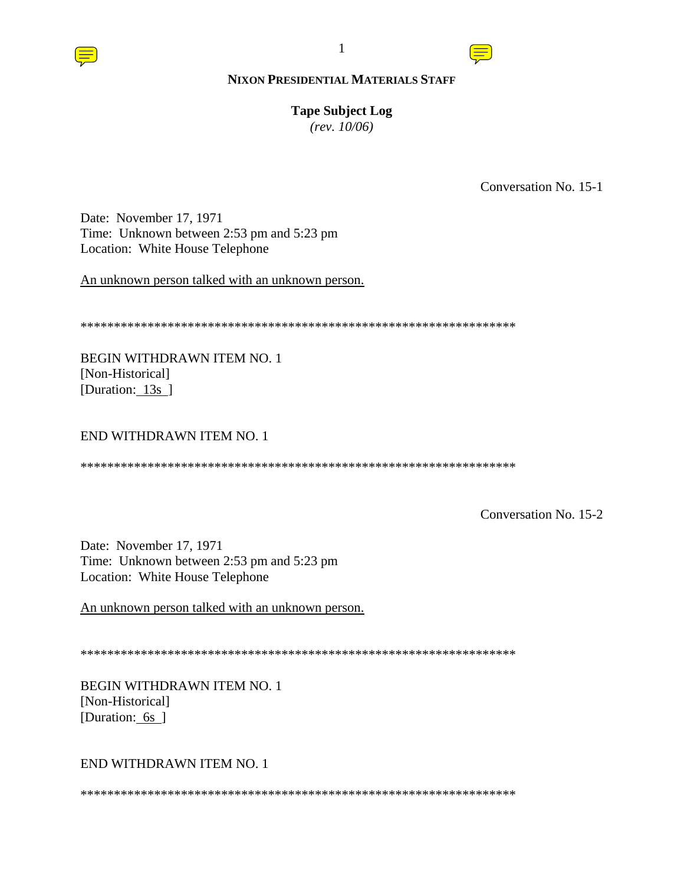**NIXON PRESIDENTIAL MATERIALS STAFF**

**Tape Subject Log**
*(rev. 10/06)*

Conversation No. 15-1

Date: November 17, 1971
Time: Unknown between 2:53 pm and 5:23 pm
Location: White House Telephone

An unknown person talked with an unknown person.

*****************************************************************

BEGIN WITHDRAWN ITEM NO. 1
[Non-Historical]
[Duration: 13s ]

END WITHDRAWN ITEM NO. 1

*****************************************************************

Conversation No. 15-2

Date: November 17, 1971
Time: Unknown between 2:53 pm and 5:23 pm
Location: White House Telephone

An unknown person talked with an unknown person.

*****************************************************************

BEGIN WITHDRAWN ITEM NO. 1
[Non-Historical]
[Duration: 6s ]

END WITHDRAWN ITEM NO. 1

*****************************************************************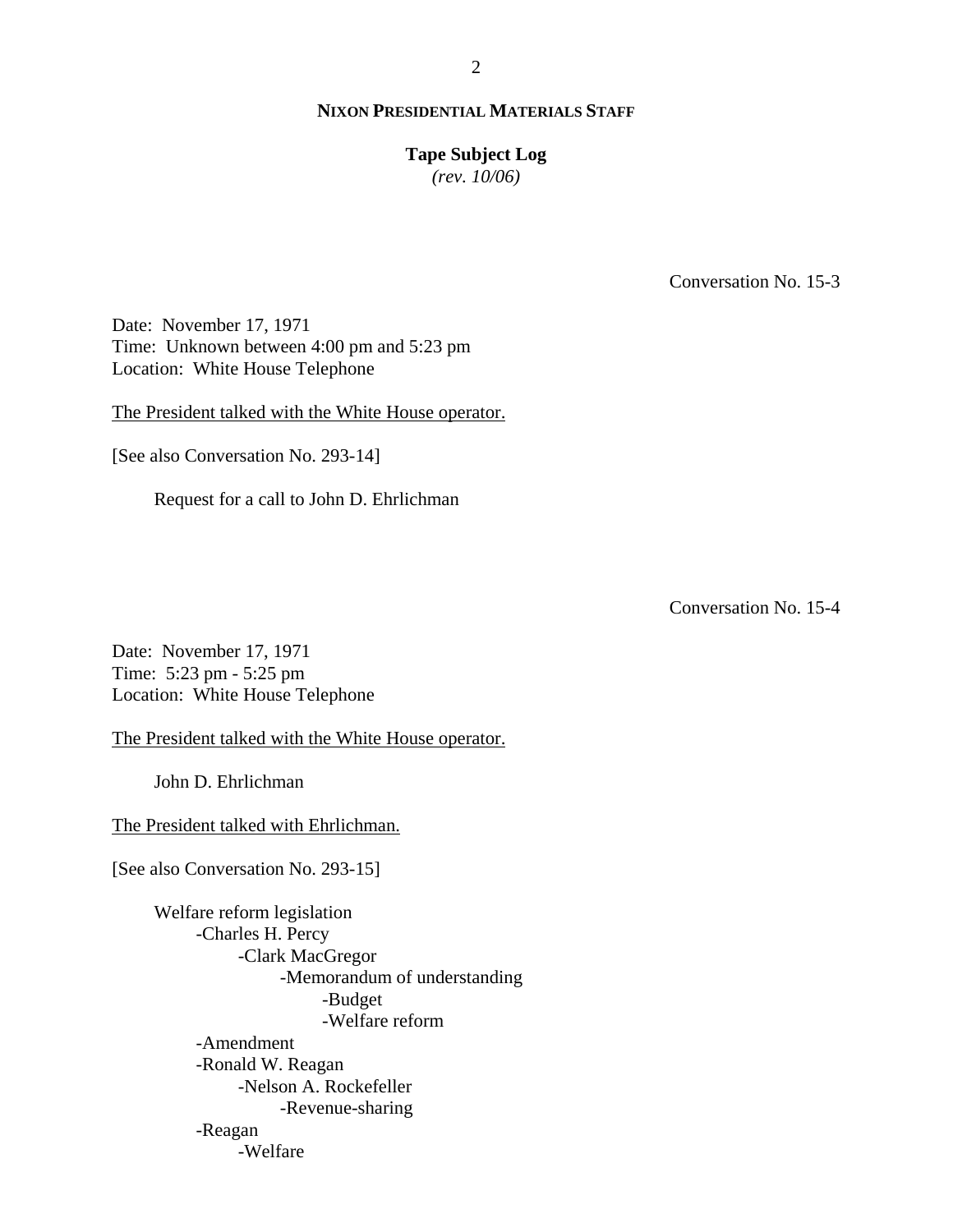**NIXON PRESIDENTIAL MATERIALS STAFF**

**Tape Subject Log**
*(rev. 10/06)*

Conversation No. 15-3

Date: November 17, 1971
Time: Unknown between 4:00 pm and 5:23 pm
Location: White House Telephone

The President talked with the White House operator.

[See also Conversation No. 293-14]

Request for a call to John D. Ehrlichman

Conversation No. 15-4

Date: November 17, 1971
Time: 5:23 pm - 5:25 pm
Location: White House Telephone

The President talked with the White House operator.

John D. Ehrlichman

The President talked with Ehrlichman.

[See also Conversation No. 293-15]

Welfare reform legislation
- -Charles H. Percy
    - -Clark MacGregor
        - -Memorandum of understanding
            - -Budget
            - -Welfare reform
- -Amendment
- -Ronald W. Reagan
    - -Nelson A. Rockefeller
        - -Revenue-sharing
- -Reagan
    - -Welfare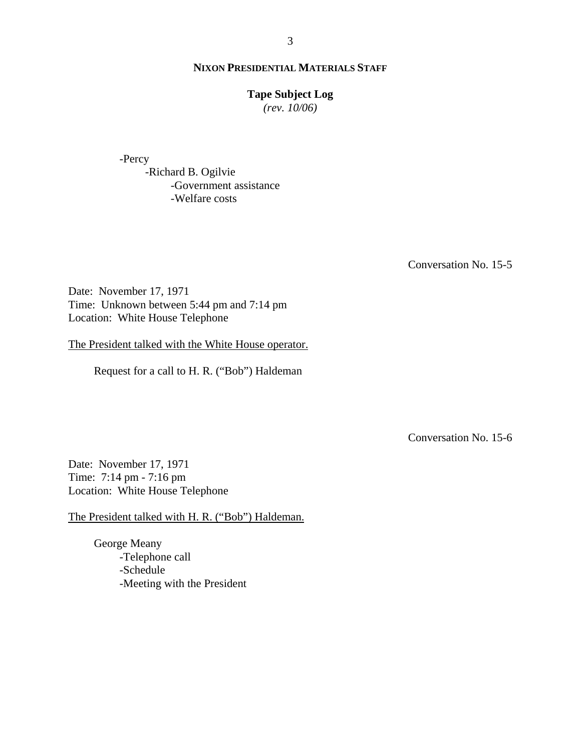- Percy
    - Richard B. Ogilvie
        - Government assistance
        - Welfare costs

Conversation No. 15-5

Date: November 17, 1971
Time: Unknown between 5:44 pm and 7:14 pm
Location: White House Telephone

The President talked with the White House operator.

Request for a call to H. R. ("Bob") Haldeman

Conversation No. 15-6

Date: November 17, 1971
Time: 7:14 pm - 7:16 pm
Location: White House Telephone

The President talked with H. R. ("Bob") Haldeman.

George Meany
- Telephone call
- Schedule
- Meeting with the President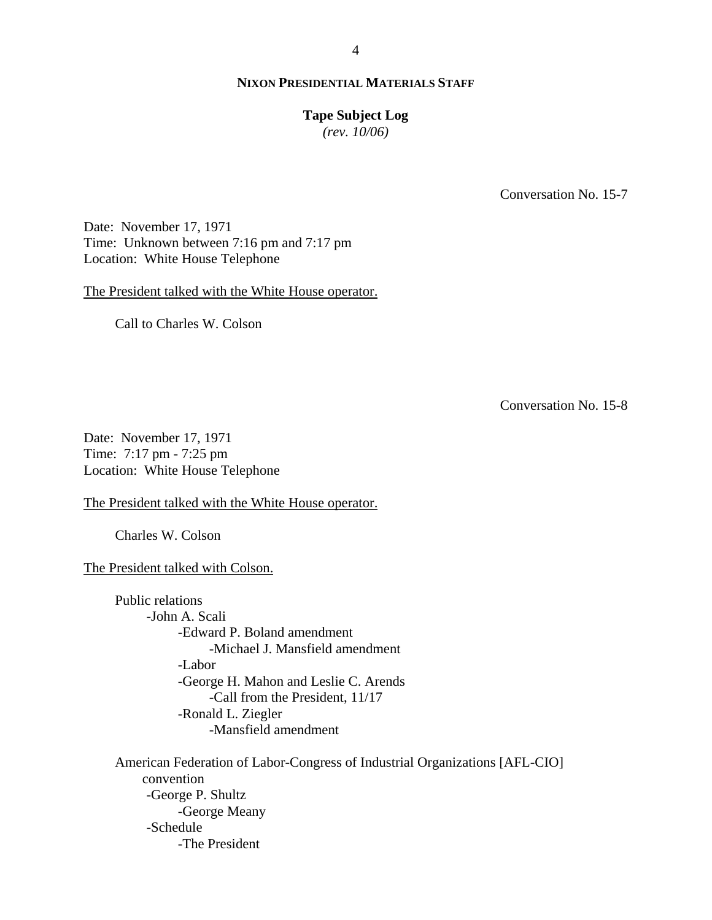**NIXON PRESIDENTIAL MATERIALS STAFF**

**Tape Subject Log**
*(rev. 10/06)*

Conversation No. 15-7

Date: November 17, 1971
Time: Unknown between 7:16 pm and 7:17 pm
Location: White House Telephone

The President talked with the White House operator.

Call to Charles W. Colson

Conversation No. 15-8

Date: November 17, 1971
Time: 7:17 pm - 7:25 pm
Location: White House Telephone

The President talked with the White House operator.

Charles W. Colson

The President talked with Colson.

Public relations
- John A. Scali
    - Edward P. Boland amendment
        - Michael J. Mansfield amendment
    - Labor
    - George H. Mahon and Leslie C. Arends
        - Call from the President, 11/17
    - Ronald L. Ziegler
        - Mansfield amendment

American Federation of Labor-Congress of Industrial Organizations [AFL-CIO] convention
- George P. Shultz
    - George Meany
- Schedule
    - The President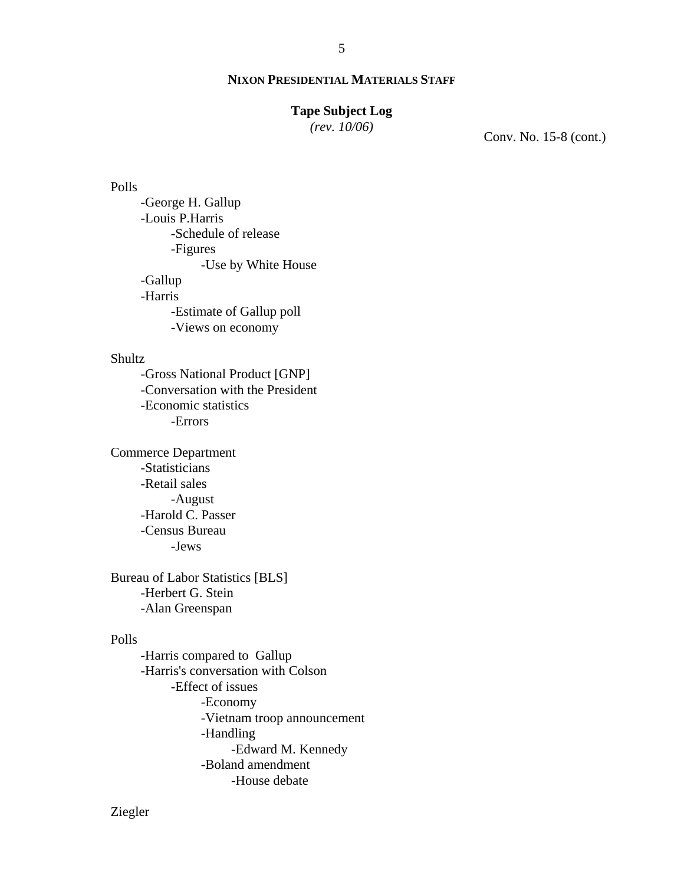**NIXON PRESIDENTIAL MATERIALS STAFF**

**Tape Subject Log**
*(rev. 10/06)*

Conv. No. 15-8 (cont.)

Polls
- George H. Gallup
- Louis P.Harris
  - Schedule of release
  - Figures
    - Use by White House
- Gallup
- Harris
  - Estimate of Gallup poll
  - Views on economy

Shultz
- Gross National Product [GNP]
- Conversation with the President
- Economic statistics
  - Errors

Commerce Department
- Statisticians
- Retail sales
  - August
- Harold C. Passer
- Census Bureau
  - Jews

Bureau of Labor Statistics [BLS]
- Herbert G. Stein
- Alan Greenspan

Polls
- Harris compared to Gallup
- Harris's conversation with Colson
  - Effect of issues
    - Economy
    - Vietnam troop announcement
    - Handling
      - Edward M. Kennedy
    - Boland amendment
      - House debate

Ziegler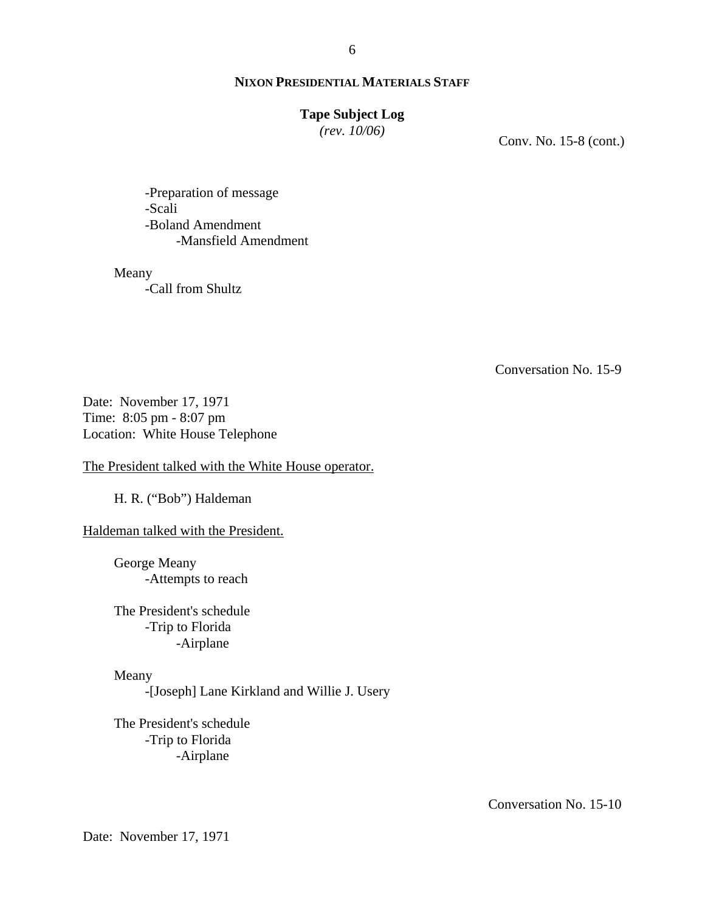Conv. No. 15-8 (cont.)

- -Preparation of message
- -Scali
- -Boland Amendment
    - -Mansfield Amendment

Meany
- -Call from Shultz

Conversation No. 15-9

Date: November 17, 1971
Time: 8:05 pm - 8:07 pm
Location: White House Telephone

<u>The President talked with the White House operator.</u>

H. R. ("Bob") Haldeman

<u>Haldeman talked with the President.</u>

George Meany
- -Attempts to reach

The President's schedule
- -Trip to Florida
    - -Airplane

Meany
- -[Joseph] Lane Kirkland and Willie J. Usery

The President's schedule
- -Trip to Florida
    - -Airplane

Conversation No. 15-10

Date: November 17, 1971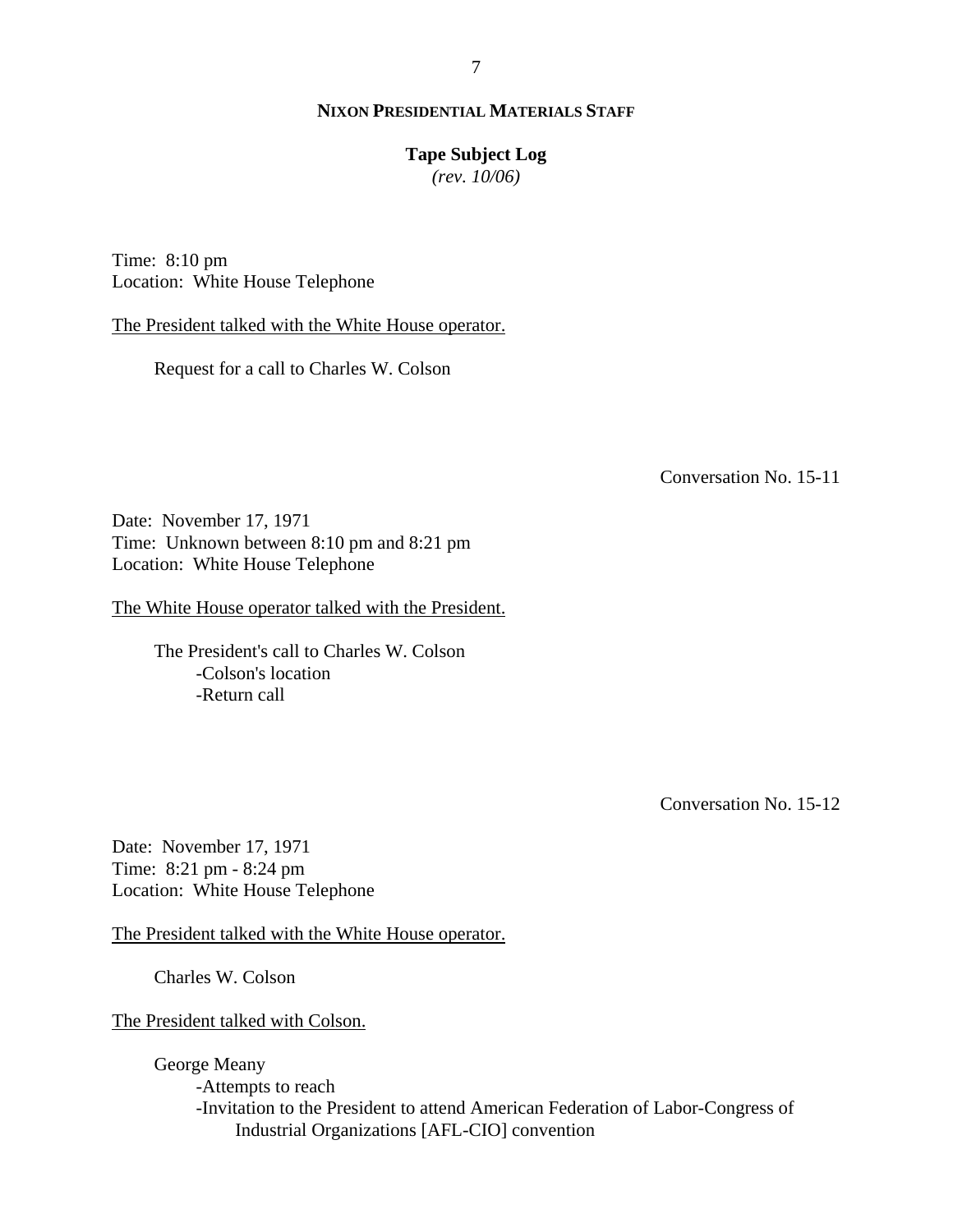Time: 8:10 pm
Location: White House Telephone

<u>The President talked with the White House operator.</u>

Request for a call to Charles W. Colson

Conversation No. 15-11

Date: November 17, 1971
Time: Unknown between 8:10 pm and 8:21 pm
Location: White House Telephone

<u>The White House operator talked with the President.</u>

The President's call to Charles W. Colson
- -Colson's location
- -Return call

Conversation No. 15-12

Date: November 17, 1971
Time: 8:21 pm - 8:24 pm
Location: White House Telephone

<u>The President talked with the White House operator.</u>

Charles W. Colson

<u>The President talked with Colson.</u>

George Meany
- -Attempts to reach
- -Invitation to the President to attend American Federation of Labor-Congress of Industrial Organizations [AFL-CIO] convention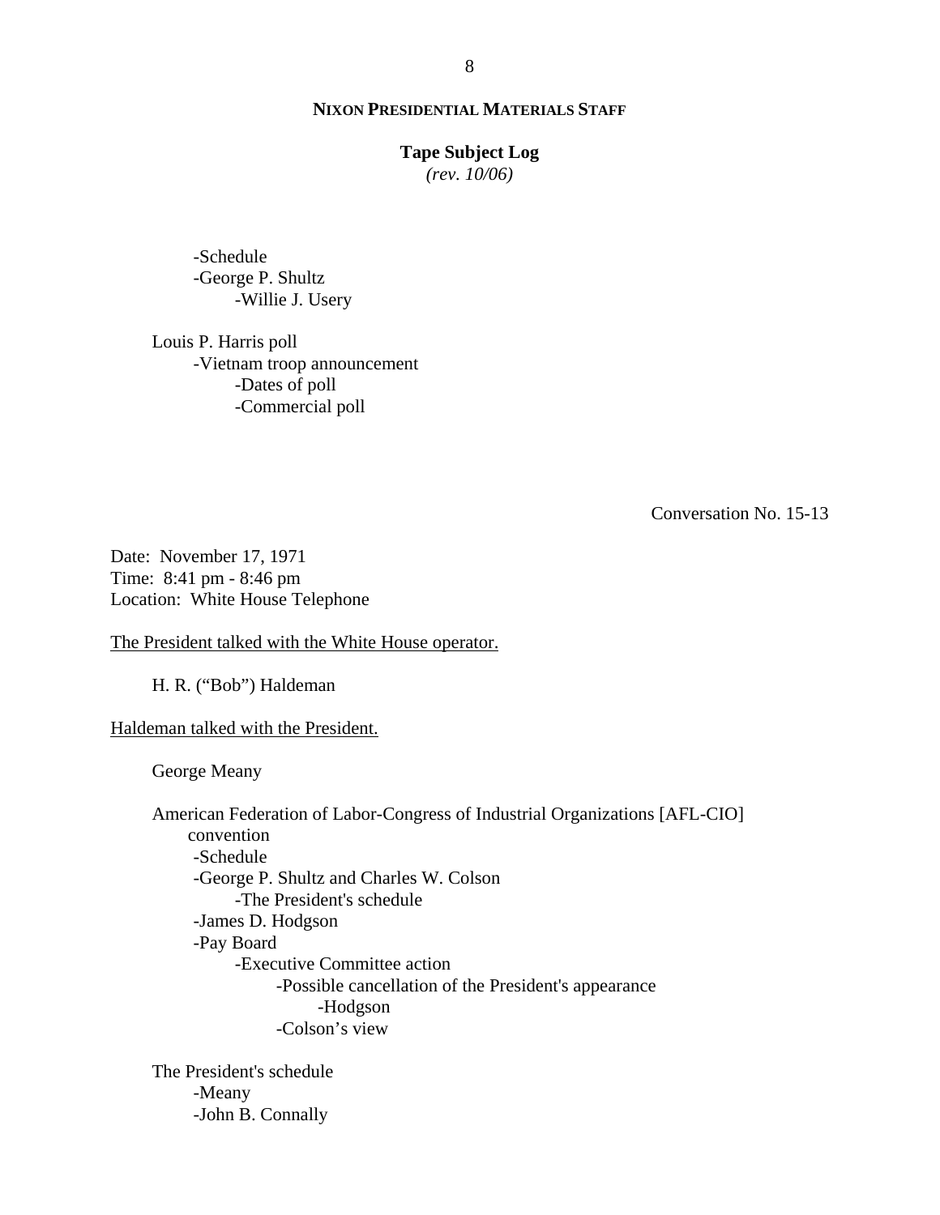- Schedule
- George P. Shultz
  - Willie J. Usery

Louis P. Harris poll
- Vietnam troop announcement
  - Dates of poll
  - Commercial poll

Conversation No. 15-13

Date: November 17, 1971
Time: 8:41 pm - 8:46 pm
Location: White House Telephone

<u>The President talked with the White House operator.</u>

H. R. ("Bob") Haldeman

<u>Haldeman talked with the President.</u>

George Meany

American Federation of Labor-Congress of Industrial Organizations [AFL-CIO] convention
- Schedule
- George P. Shultz and Charles W. Colson
  - The President's schedule
- James D. Hodgson
- Pay Board
  - Executive Committee action
    - Possible cancellation of the President's appearance
      - Hodgson
    - Colson's view

The President's schedule
- Meany
- John B. Connally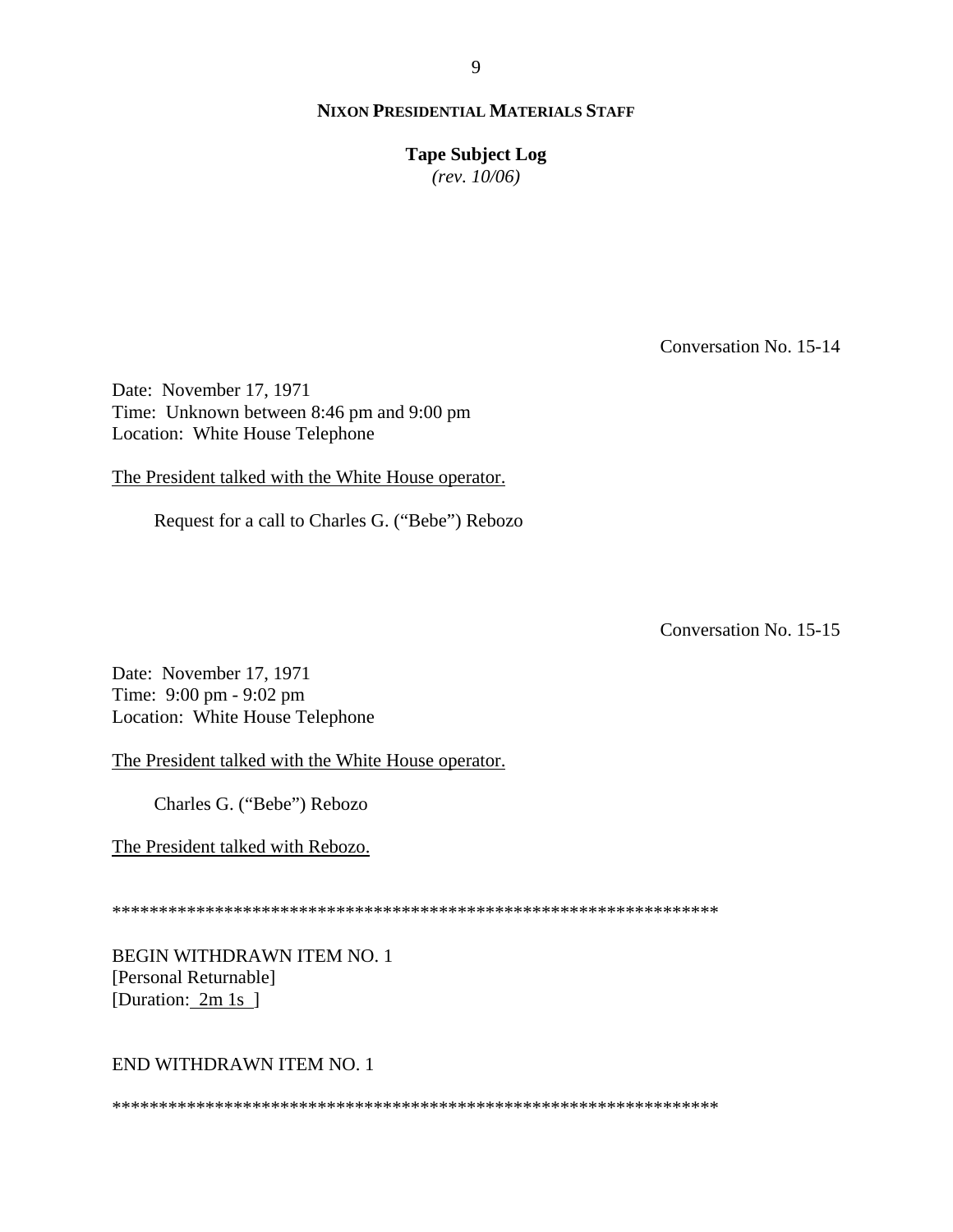Conversation No. 15-14

Date: November 17, 1971
Time: Unknown between 8:46 pm and 9:00 pm
Location: White House Telephone

<u>The President talked with the White House operator.</u>

Request for a call to Charles G. ("Bebe") Rebozo

Conversation No. 15-15

Date: November 17, 1971
Time: 9:00 pm - 9:02 pm
Location: White House Telephone

<u>The President talked with the White House operator.</u>

Charles G. ("Bebe") Rebozo

<u>The President talked with Rebozo.</u>

*****************************************************************

BEGIN WITHDRAWN ITEM NO. 1
[Personal Returnable]
[Duration: 2m 1s ]

END WITHDRAWN ITEM NO. 1

*****************************************************************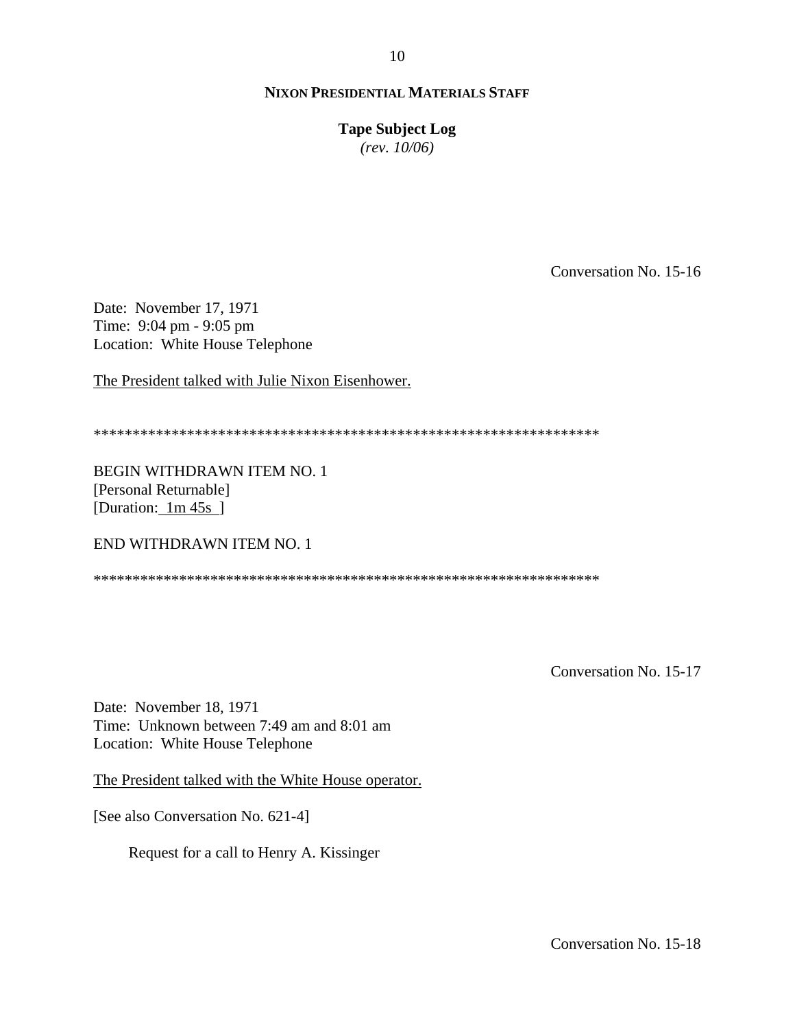Conversation No. 15-16

Date: November 17, 1971
Time: 9:04 pm - 9:05 pm
Location: White House Telephone

The President talked with Julie Nixon Eisenhower.

*****************************************************************

BEGIN WITHDRAWN ITEM NO. 1
[Personal Returnable]
[Duration: 1m 45s ]

END WITHDRAWN ITEM NO. 1

*****************************************************************

Conversation No. 15-17

Date: November 18, 1971
Time: Unknown between 7:49 am and 8:01 am
Location: White House Telephone

The President talked with the White House operator.

[See also Conversation No. 621-4]

Request for a call to Henry A. Kissinger

Conversation No. 15-18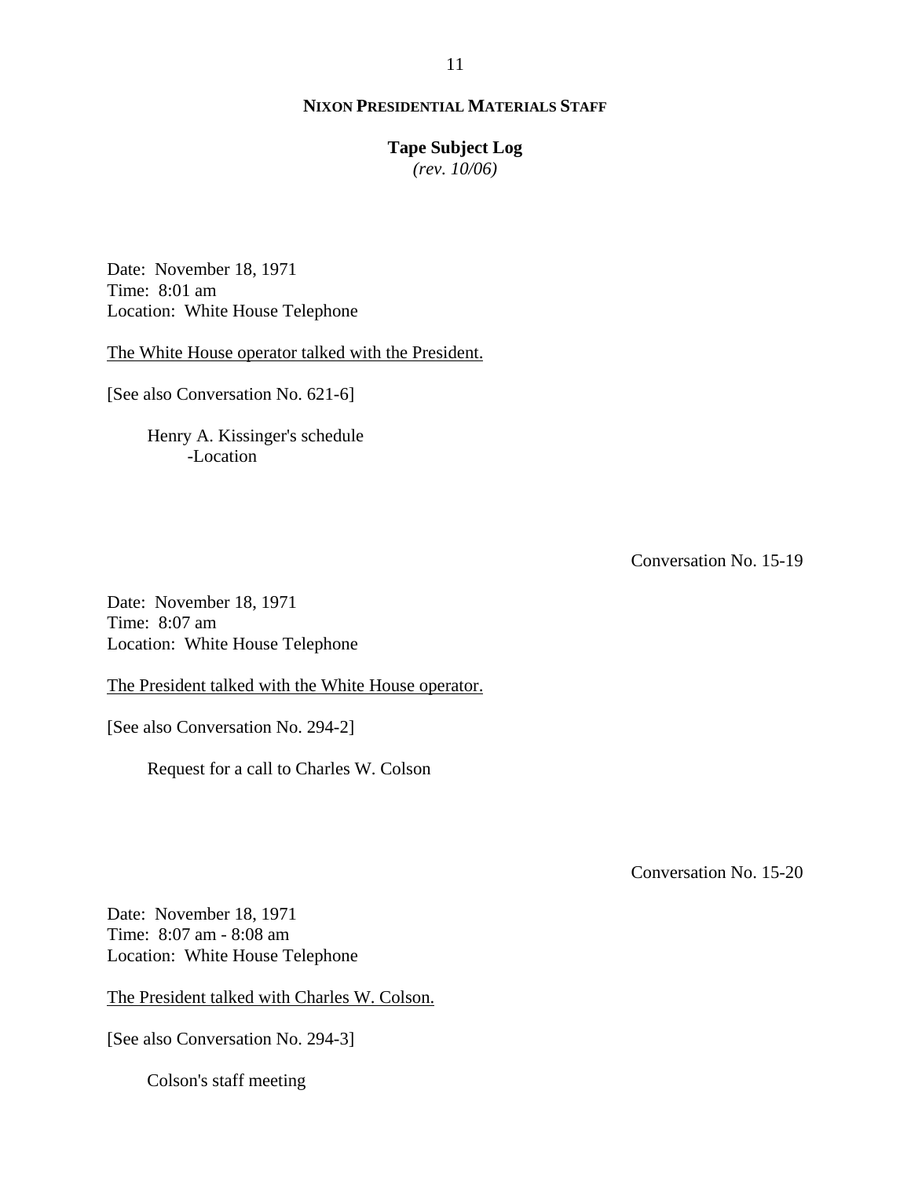Date: November 18, 1971
Time: 8:01 am
Location: White House Telephone

The White House operator talked with the President.

[See also Conversation No. 621-6]

Henry A. Kissinger's schedule
-Location

Conversation No. 15-19

Date: November 18, 1971
Time: 8:07 am
Location: White House Telephone

The President talked with the White House operator.

[See also Conversation No. 294-2]

Request for a call to Charles W. Colson

Conversation No. 15-20

Date: November 18, 1971
Time: 8:07 am - 8:08 am
Location: White House Telephone

The President talked with Charles W. Colson.

[See also Conversation No. 294-3]

Colson's staff meeting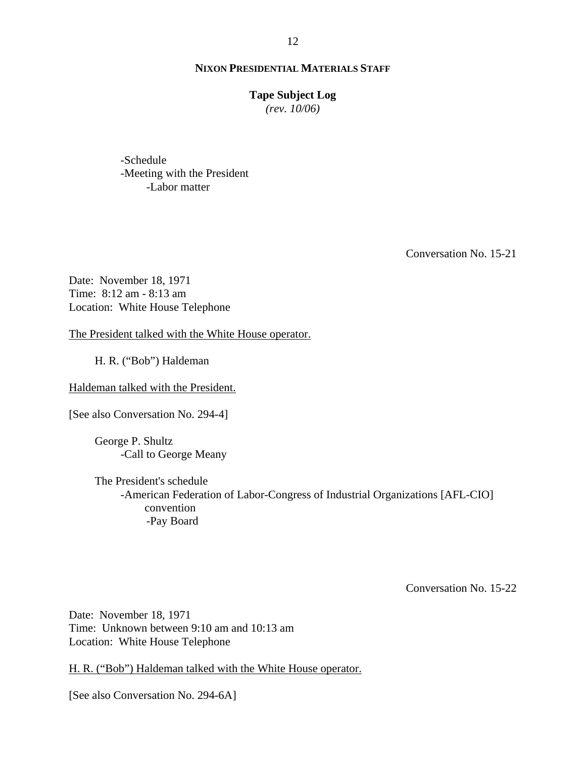-Schedule
-Meeting with the President
    -Labor matter

Conversation No. 15-21

Date: November 18, 1971
Time: 8:12 am - 8:13 am
Location: White House Telephone

<u>The President talked with the White House operator.</u>

H. R. ("Bob") Haldeman

<u>Haldeman talked with the President.</u>

[See also Conversation No. 294-4]

George P. Shultz
- -Call to George Meany

The President's schedule
- -American Federation of Labor-Congress of Industrial Organizations [AFL-CIO] convention
    - -Pay Board

Conversation No. 15-22

Date: November 18, 1971
Time: Unknown between 9:10 am and 10:13 am
Location: White House Telephone

<u>H. R. ("Bob") Haldeman talked with the White House operator.</u>

[See also Conversation No. 294-6A]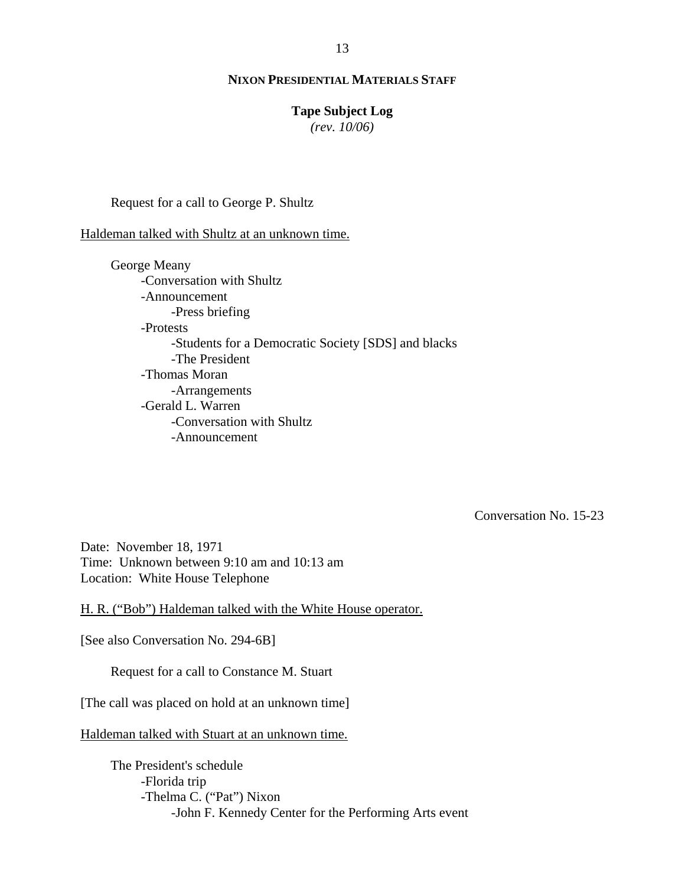Request for a call to George P. Shultz

<u>Haldeman talked with Shultz at an unknown time.</u>

George Meany
- Conversation with Shultz
- Announcement
  - Press briefing
- Protests
  - Students for a Democratic Society [SDS] and blacks
  - The President
- Thomas Moran
  - Arrangements
- Gerald L. Warren
  - Conversation with Shultz
  - Announcement

Conversation No. 15-23

Date: November 18, 1971
Time: Unknown between 9:10 am and 10:13 am
Location: White House Telephone

<u>H. R. ("Bob") Haldeman talked with the White House operator.</u>

[See also Conversation No. 294-6B]

Request for a call to Constance M. Stuart

[The call was placed on hold at an unknown time]

<u>Haldeman talked with Stuart at an unknown time.</u>

The President's schedule
- Florida trip
- Thelma C. ("Pat") Nixon
  - John F. Kennedy Center for the Performing Arts event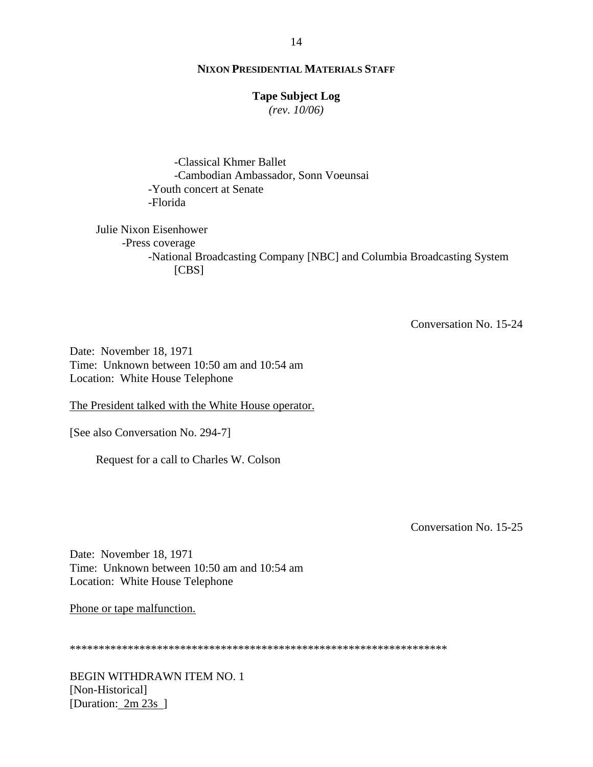-Classical Khmer Ballet
        -Cambodian Ambassador, Sonn Voeunsai
    -Youth concert at Senate
    -Florida

Julie Nixon Eisenhower
  -Press coverage
    -National Broadcasting Company [NBC] and Columbia Broadcasting System [CBS]

Conversation No. 15-24

Date: November 18, 1971
Time: Unknown between 10:50 am and 10:54 am
Location: White House Telephone

The President talked with the White House operator.

[See also Conversation No. 294-7]

Request for a call to Charles W. Colson

Conversation No. 15-25

Date: November 18, 1971
Time: Unknown between 10:50 am and 10:54 am
Location: White House Telephone

Phone or tape malfunction.

*****************************************************************

BEGIN WITHDRAWN ITEM NO. 1
[Non-Historical]
[Duration: 2m 23s ]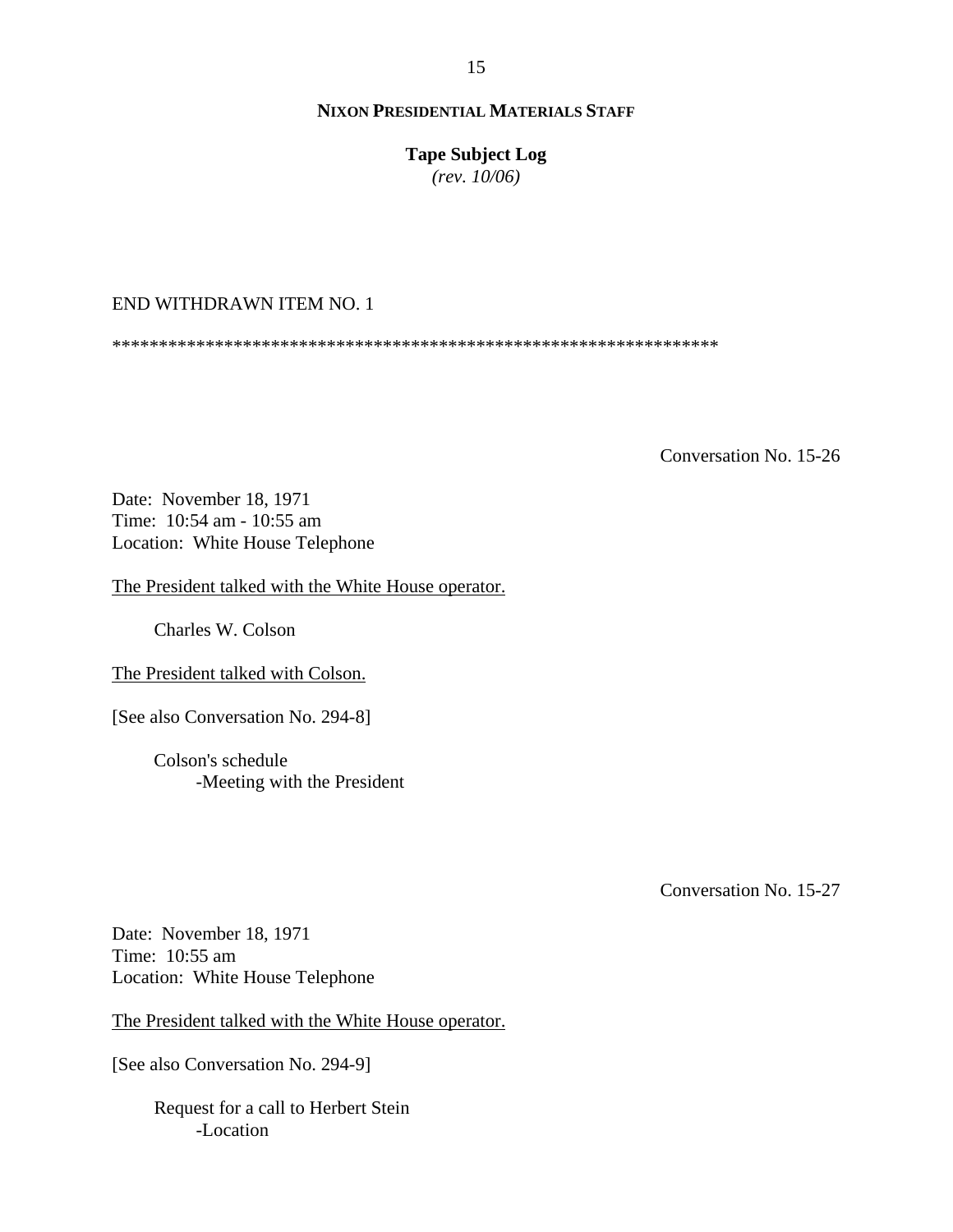END WITHDRAWN ITEM NO. 1

*****************************************************************

Conversation No. 15-26

Date: November 18, 1971
Time: 10:54 am - 10:55 am
Location: White House Telephone

The President talked with the White House operator.

Charles W. Colson

The President talked with Colson.

[See also Conversation No. 294-8]

Colson's schedule
- Meeting with the President

Conversation No. 15-27

Date: November 18, 1971
Time: 10:55 am
Location: White House Telephone

The President talked with the White House operator.

[See also Conversation No. 294-9]

Request for a call to Herbert Stein
- Location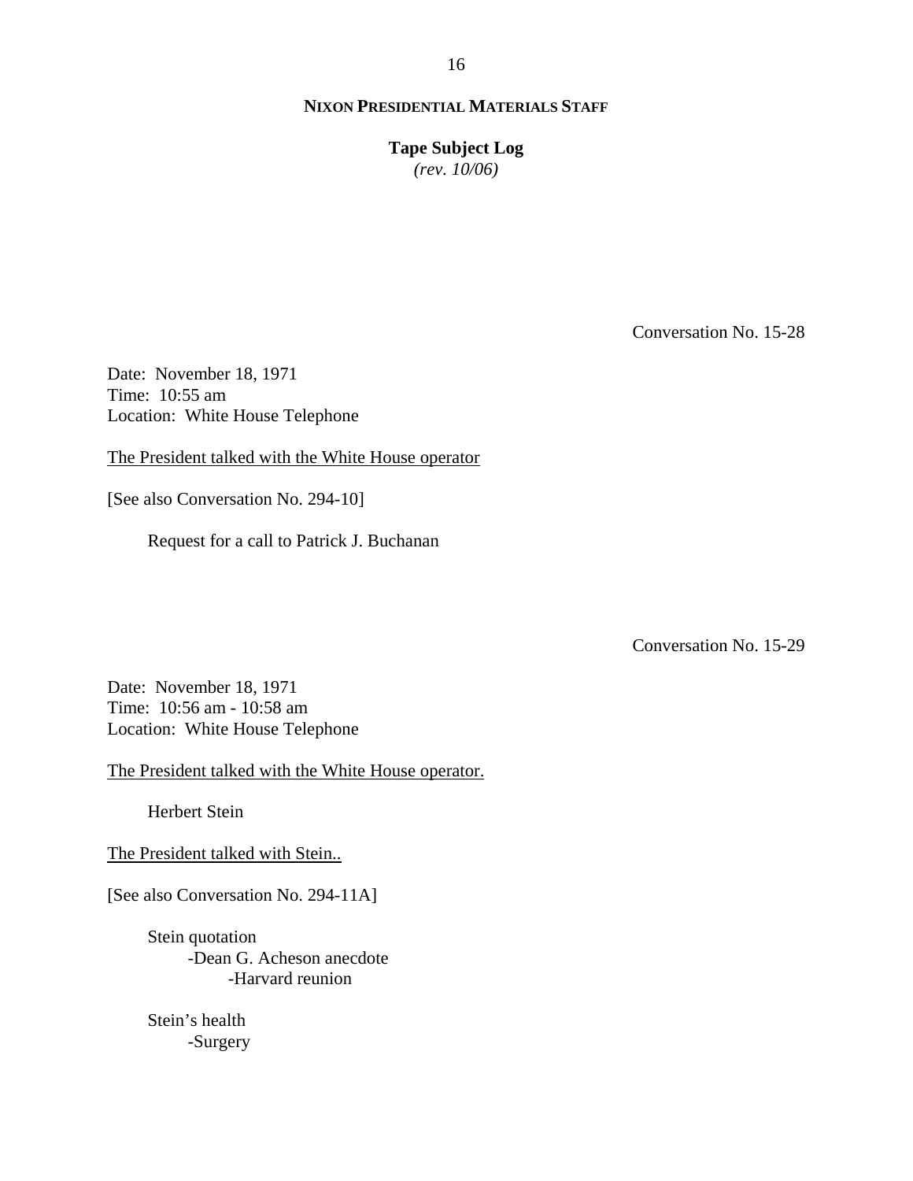Conversation No. 15-28

Date: November 18, 1971
Time: 10:55 am
Location: White House Telephone

The President talked with the White House operator

[See also Conversation No. 294-10]

Request for a call to Patrick J. Buchanan

Conversation No. 15-29

Date: November 18, 1971
Time: 10:56 am - 10:58 am
Location: White House Telephone

The President talked with the White House operator.

Herbert Stein

The President talked with Stein..

[See also Conversation No. 294-11A]

Stein quotation
- -Dean G. Acheson anecdote
    - -Harvard reunion

Stein's health
- -Surgery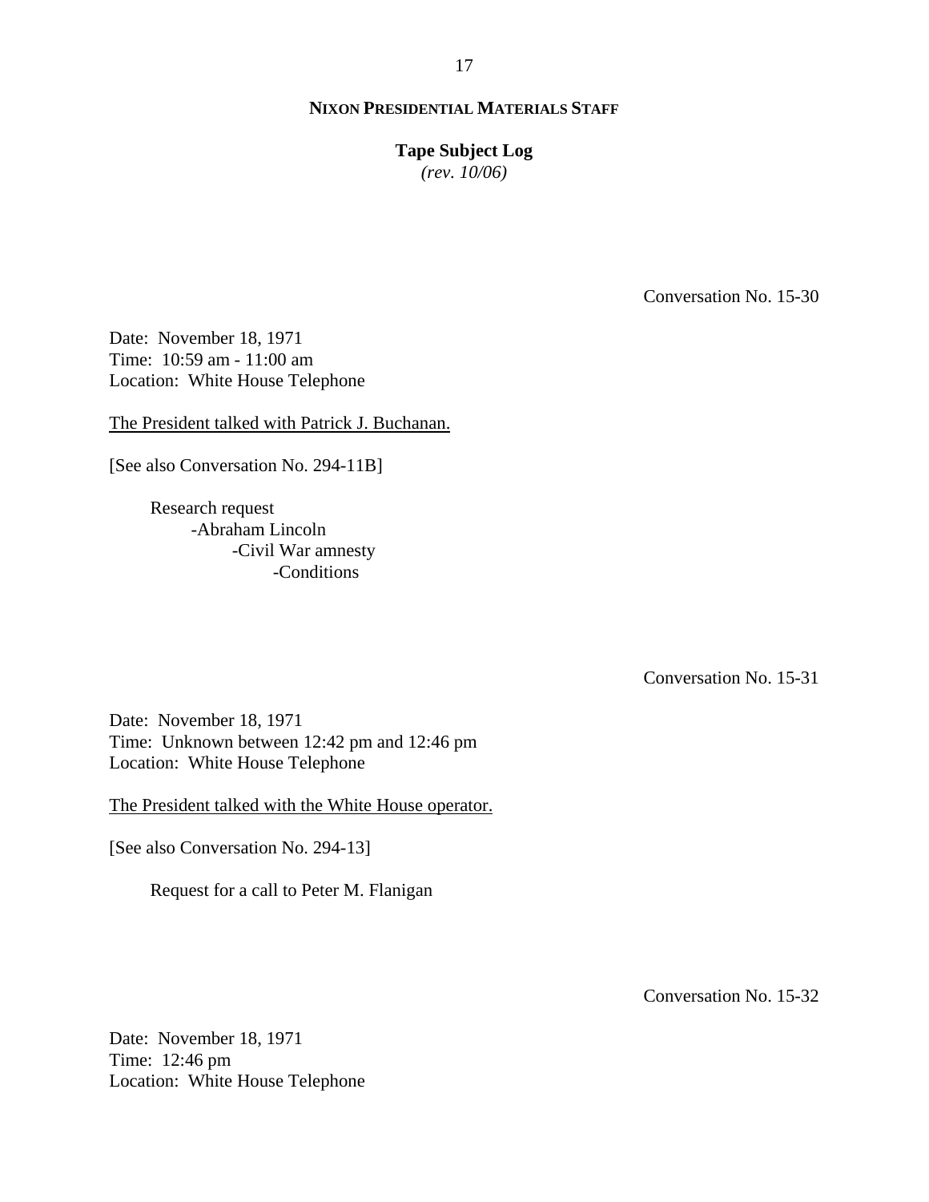Conversation No. 15-30

Date: November 18, 1971
Time: 10:59 am - 11:00 am
Location: White House Telephone

The President talked with Patrick J. Buchanan.

[See also Conversation No. 294-11B]

- Research request
    - -Abraham Lincoln
        - -Civil War amnesty
            - -Conditions

Conversation No. 15-31

Date: November 18, 1971
Time: Unknown between 12:42 pm and 12:46 pm
Location: White House Telephone

The President talked with the White House operator.

[See also Conversation No. 294-13]

Request for a call to Peter M. Flanigan

Conversation No. 15-32

Date: November 18, 1971
Time: 12:46 pm
Location: White House Telephone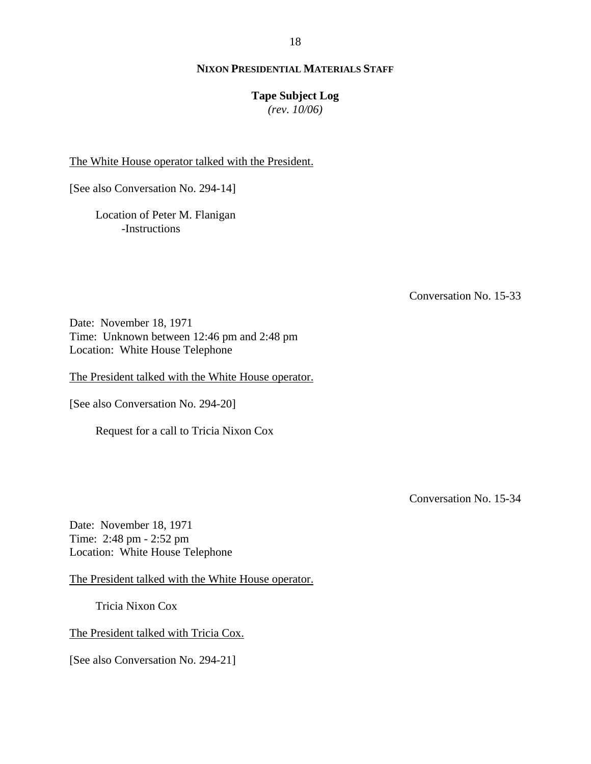The White House operator talked with the President.

[See also Conversation No. 294-14]

Location of Peter M. Flanigan
-Instructions

Conversation No. 15-33

Date: November 18, 1971
Time: Unknown between 12:46 pm and 2:48 pm
Location: White House Telephone

The President talked with the White House operator.

[See also Conversation No. 294-20]

Request for a call to Tricia Nixon Cox

Conversation No. 15-34

Date: November 18, 1971
Time: 2:48 pm - 2:52 pm
Location: White House Telephone

The President talked with the White House operator.

Tricia Nixon Cox

The President talked with Tricia Cox.

[See also Conversation No. 294-21]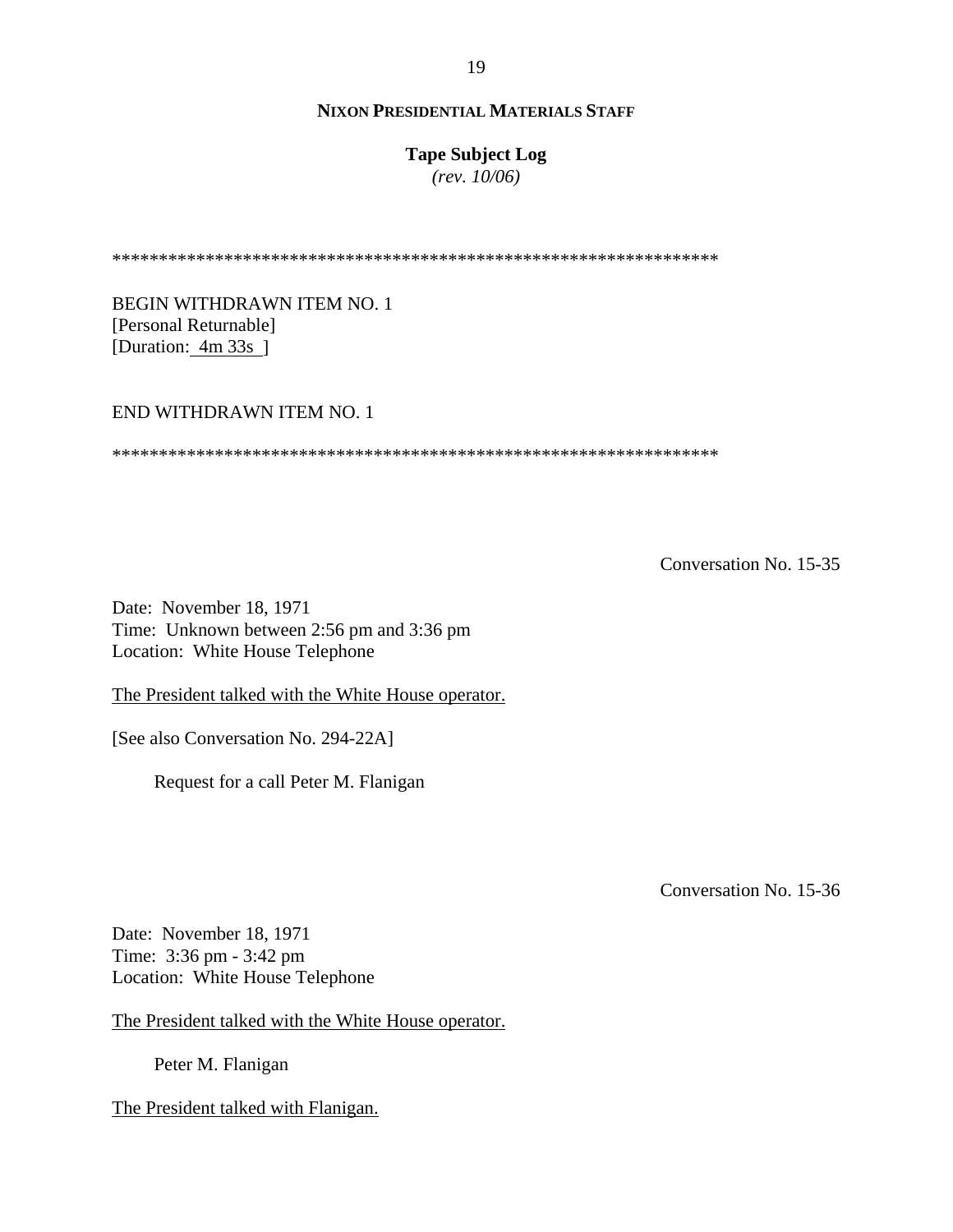******************************************************************

BEGIN WITHDRAWN ITEM NO. 1
[Personal Returnable]
[Duration: 4m 33s ]

END WITHDRAWN ITEM NO. 1

******************************************************************

Conversation No. 15-35

Date: November 18, 1971
Time: Unknown between 2:56 pm and 3:36 pm
Location: White House Telephone

The President talked with the White House operator.

[See also Conversation No. 294-22A]

Request for a call Peter M. Flanigan

Conversation No. 15-36

Date: November 18, 1971
Time: 3:36 pm - 3:42 pm
Location: White House Telephone

The President talked with the White House operator.

Peter M. Flanigan

The President talked with Flanigan.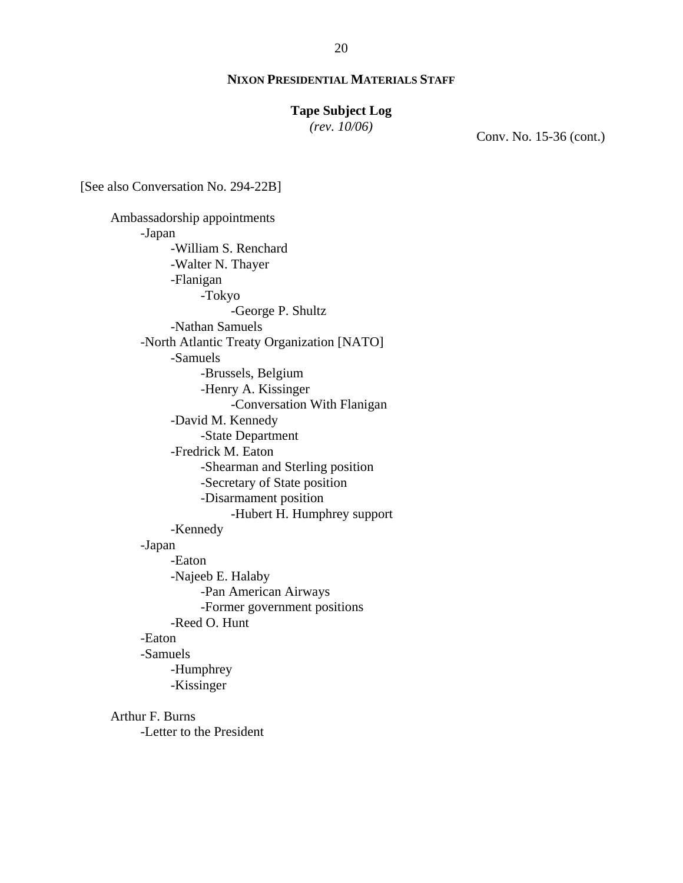**Tape Subject Log**
*(rev. 10/06)*

Conv. No. 15-36 (cont.)

[See also Conversation No. 294-22B]

Ambassadorship appointments
- -Japan
    - -William S. Renchard
    - -Walter N. Thayer
    - -Flanigan
        - -Tokyo
            - -George P. Shultz
    - -Nathan Samuels
- -North Atlantic Treaty Organization [NATO]
    - -Samuels
        - -Brussels, Belgium
        - -Henry A. Kissinger
            - -Conversation With Flanigan
    - -David M. Kennedy
        - -State Department
    - -Fredrick M. Eaton
        - -Shearman and Sterling position
        - -Secretary of State position
        - -Disarmament position
            - -Hubert H. Humphrey support
    - -Kennedy
- -Japan
    - -Eaton
    - -Najeeb E. Halaby
        - -Pan American Airways
        - -Former government positions
    - -Reed O. Hunt
- -Eaton
- -Samuels
    - -Humphrey
    - -Kissinger

Arthur F. Burns
- -Letter to the President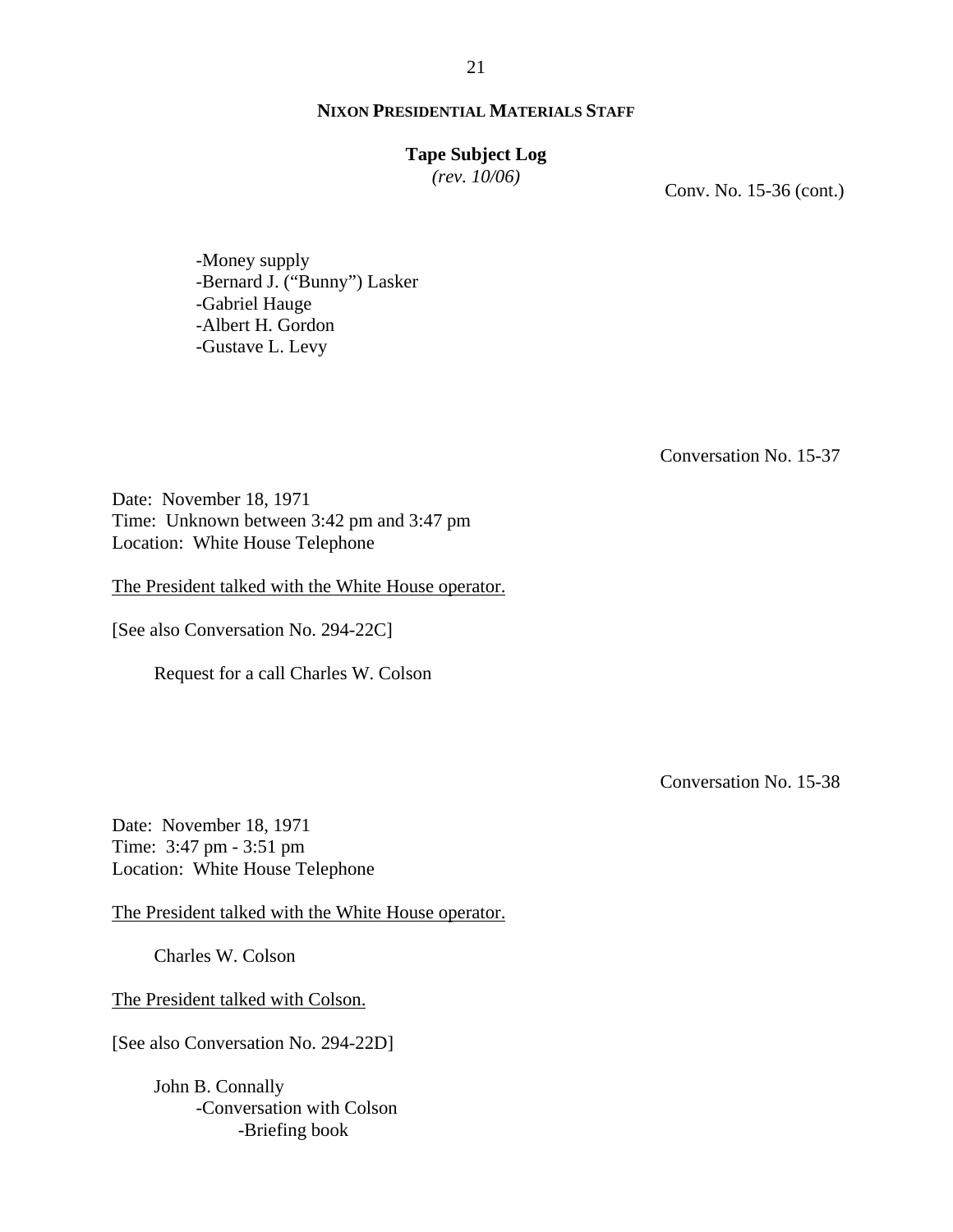Conv. No. 15-36 (cont.)

- Money supply
- Bernard J. ("Bunny") Lasker
- Gabriel Hauge
- Albert H. Gordon
- Gustave L. Levy

Conversation No. 15-37

Date: November 18, 1971
Time: Unknown between 3:42 pm and 3:47 pm
Location: White House Telephone

The President talked with the White House operator.

[See also Conversation No. 294-22C]

Request for a call Charles W. Colson

Conversation No. 15-38

Date: November 18, 1971
Time: 3:47 pm - 3:51 pm
Location: White House Telephone

The President talked with the White House operator.

Charles W. Colson

The President talked with Colson.

[See also Conversation No. 294-22D]

John B. Connally
- Conversation with Colson
  - Briefing book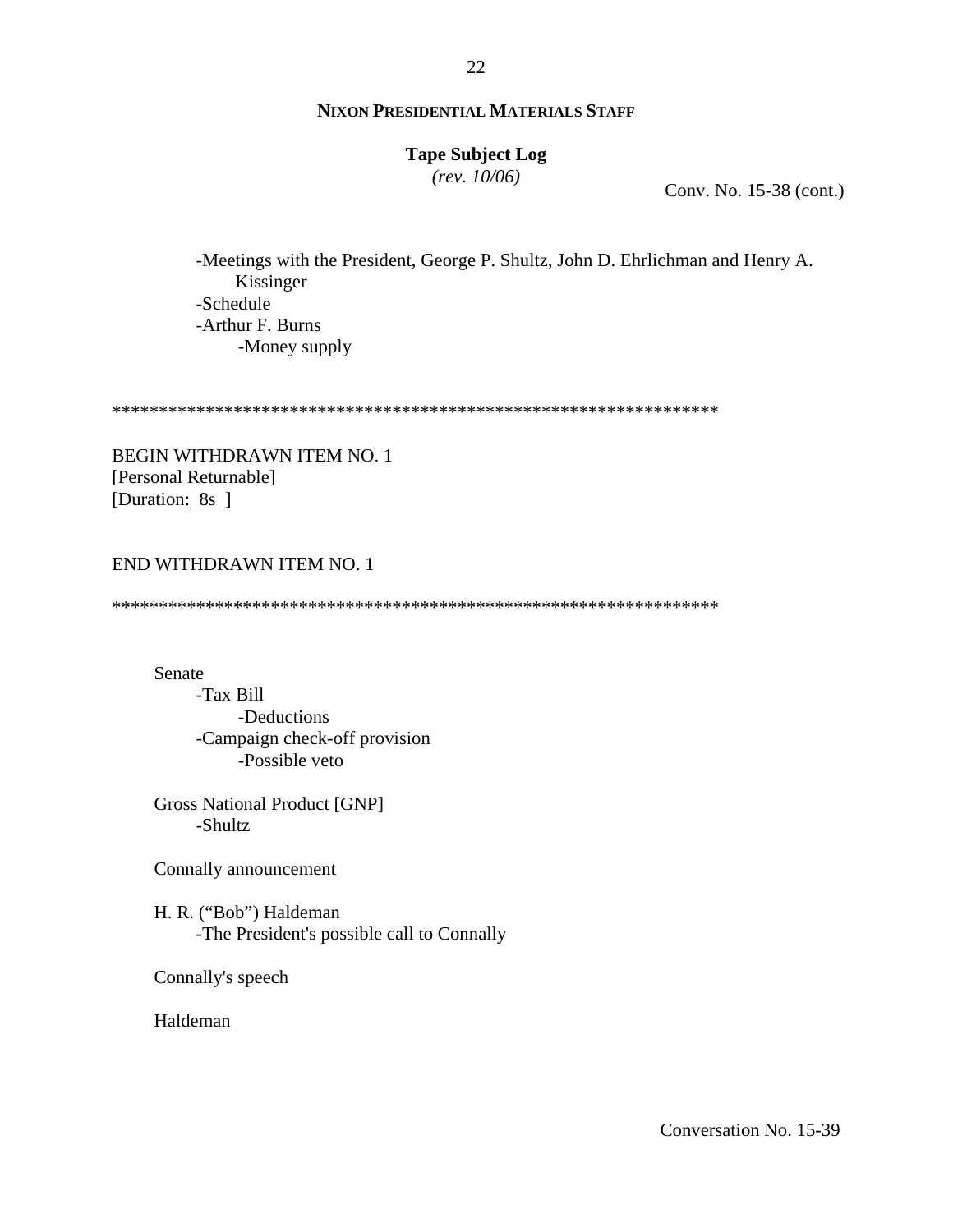**NIXON PRESIDENTIAL MATERIALS STAFF**

**Tape Subject Log**
*(rev. 10/06)*

Conv. No. 15-38 (cont.)

- -Meetings with the President, George P. Shultz, John D. Ehrlichman and Henry A. Kissinger
- -Schedule
- -Arthur F. Burns
  - -Money supply

*****************************************************************

BEGIN WITHDRAWN ITEM NO. 1
[Personal Returnable]
[Duration: 8s ]

END WITHDRAWN ITEM NO. 1

*****************************************************************

Senate
- -Tax Bill
  - -Deductions
- -Campaign check-off provision
  - -Possible veto

Gross National Product [GNP]
- -Shultz

Connally announcement

H. R. ("Bob") Haldeman
- -The President's possible call to Connally

Connally's speech

Haldeman

Conversation No. 15-39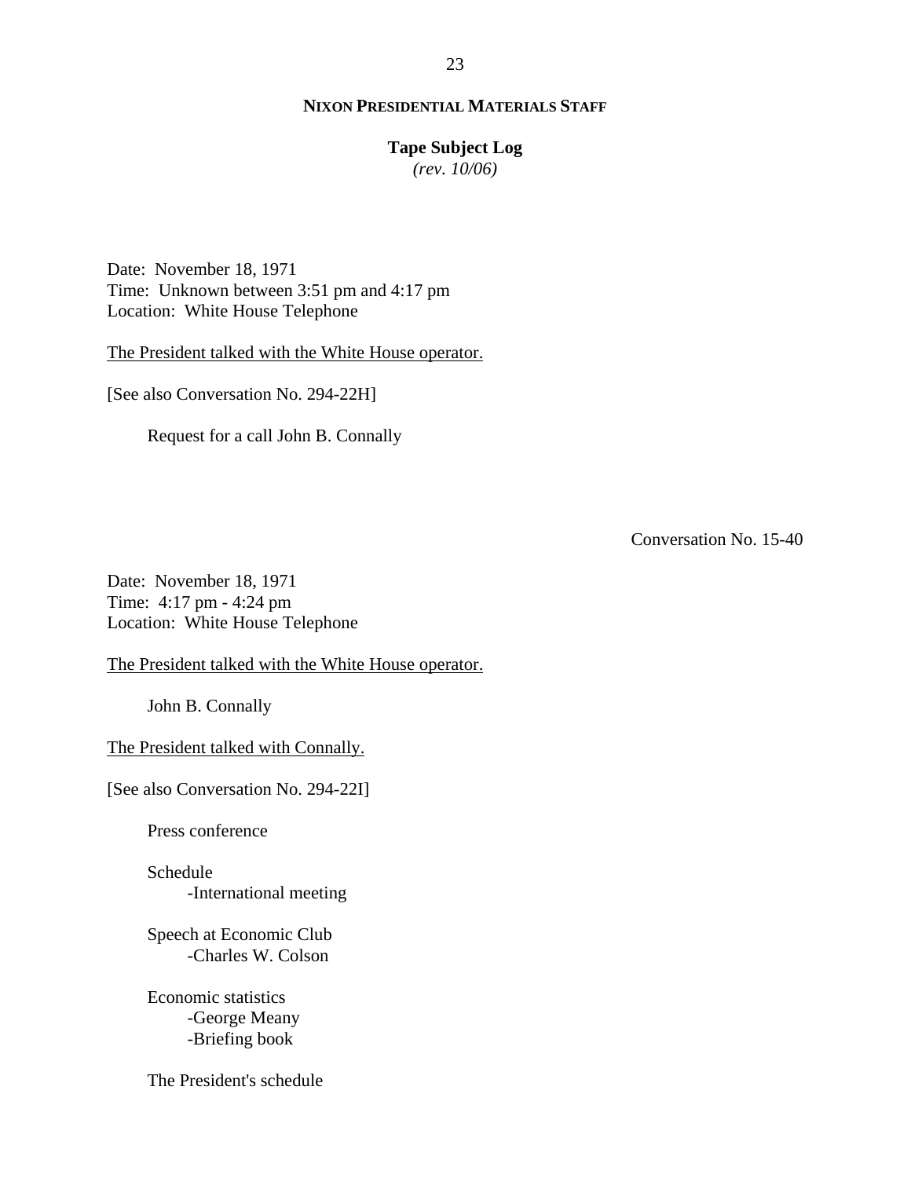**NIXON PRESIDENTIAL MATERIALS STAFF**

**Tape Subject Log**
*(rev. 10/06)*

Date: November 18, 1971
Time: Unknown between 3:51 pm and 4:17 pm
Location: White House Telephone

The President talked with the White House operator.

[See also Conversation No. 294-22H]

Request for a call John B. Connally

Conversation No. 15-40

Date: November 18, 1971
Time: 4:17 pm - 4:24 pm
Location: White House Telephone

The President talked with the White House operator.

John B. Connally

The President talked with Connally.

[See also Conversation No. 294-22I]

Press conference

Schedule
- -International meeting

Speech at Economic Club
- -Charles W. Colson

Economic statistics
- -George Meany
- -Briefing book

The President's schedule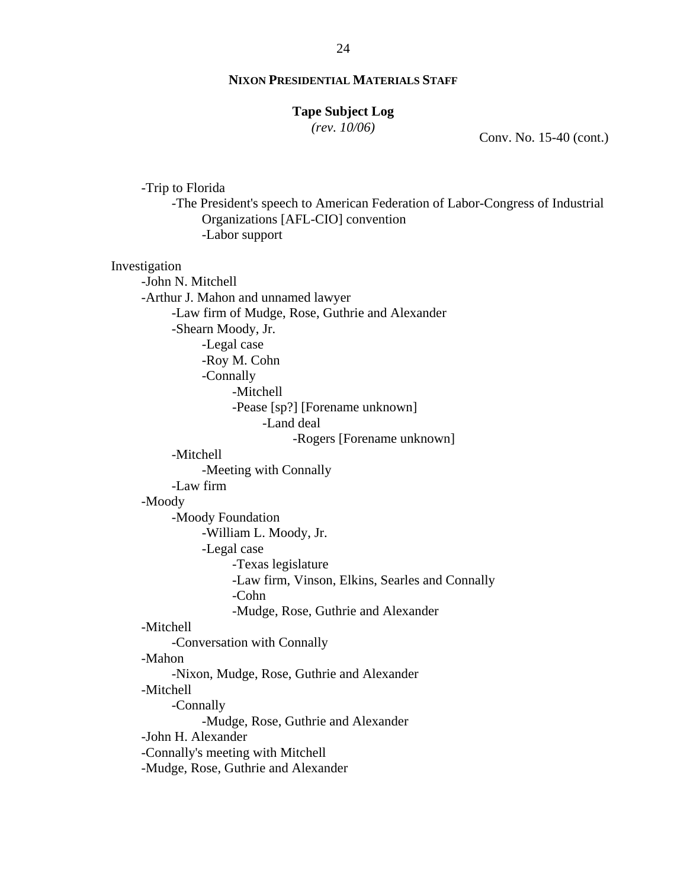**NIXON PRESIDENTIAL MATERIALS STAFF**

**Tape Subject Log**
*(rev. 10/06)*

Conv. No. 15-40 (cont.)

- -Trip to Florida
  - -The President's speech to American Federation of Labor-Congress of Industrial Organizations [AFL-CIO] convention
    - -Labor support

Investigation
- -John N. Mitchell
- -Arthur J. Mahon and unnamed lawyer
  - -Law firm of Mudge, Rose, Guthrie and Alexander
  - -Shearn Moody, Jr.
    - -Legal case
    - -Roy M. Cohn
    - -Connally
      - -Mitchell
      - -Pease [sp?] [Forename unknown]
        - -Land deal
          - -Rogers [Forename unknown]
  - -Mitchell
    - -Meeting with Connally
  - -Law firm
- -Moody
  - -Moody Foundation
    - -William L. Moody, Jr.
    - -Legal case
      - -Texas legislature
      - -Law firm, Vinson, Elkins, Searles and Connally
      - -Cohn
      - -Mudge, Rose, Guthrie and Alexander
- -Mitchell
  - -Conversation with Connally
- -Mahon
  - -Nixon, Mudge, Rose, Guthrie and Alexander
- -Mitchell
  - -Connally
    - -Mudge, Rose, Guthrie and Alexander
- -John H. Alexander
- -Connally's meeting with Mitchell
- -Mudge, Rose, Guthrie and Alexander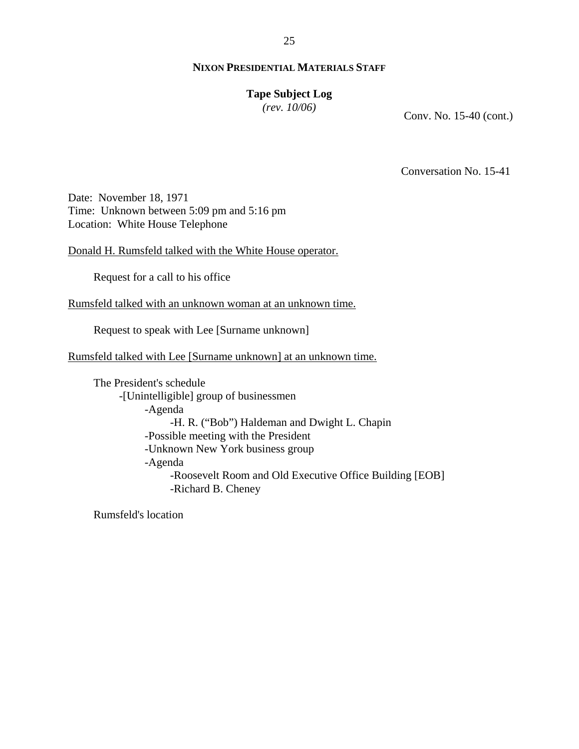**NIXON PRESIDENTIAL MATERIALS STAFF**

**Tape Subject Log**
*(rev. 10/06)*

Conv. No. 15-40 (cont.)

Conversation No. 15-41

Date: November 18, 1971
Time: Unknown between 5:09 pm and 5:16 pm
Location: White House Telephone

<u>Donald H. Rumsfeld talked with the White House operator.</u>

Request for a call to his office

<u>Rumsfeld talked with an unknown woman at an unknown time.</u>

Request to speak with Lee [Surname unknown]

<u>Rumsfeld talked with Lee [Surname unknown] at an unknown time.</u>

The President's schedule
- [Unintelligible] group of businessmen
  - Agenda
    - H. R. ("Bob") Haldeman and Dwight L. Chapin
  - Possible meeting with the President
  - Unknown New York business group
  - Agenda
    - Roosevelt Room and Old Executive Office Building [EOB]
    - Richard B. Cheney

Rumsfeld's location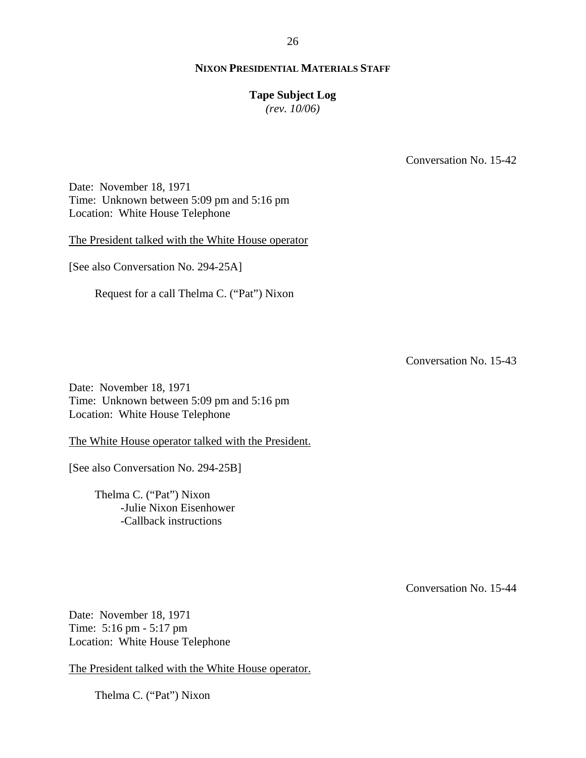Conversation No. 15-42

Date: November 18, 1971
Time: Unknown between 5:09 pm and 5:16 pm
Location: White House Telephone

The President talked with the White House operator

[See also Conversation No. 294-25A]

Request for a call Thelma C. ("Pat") Nixon

Conversation No. 15-43

Date: November 18, 1971
Time: Unknown between 5:09 pm and 5:16 pm
Location: White House Telephone

The White House operator talked with the President.

[See also Conversation No. 294-25B]

Thelma C. ("Pat") Nixon
- -Julie Nixon Eisenhower
- -Callback instructions

Conversation No. 15-44

Date: November 18, 1971
Time: 5:16 pm - 5:17 pm
Location: White House Telephone

The President talked with the White House operator.

Thelma C. ("Pat") Nixon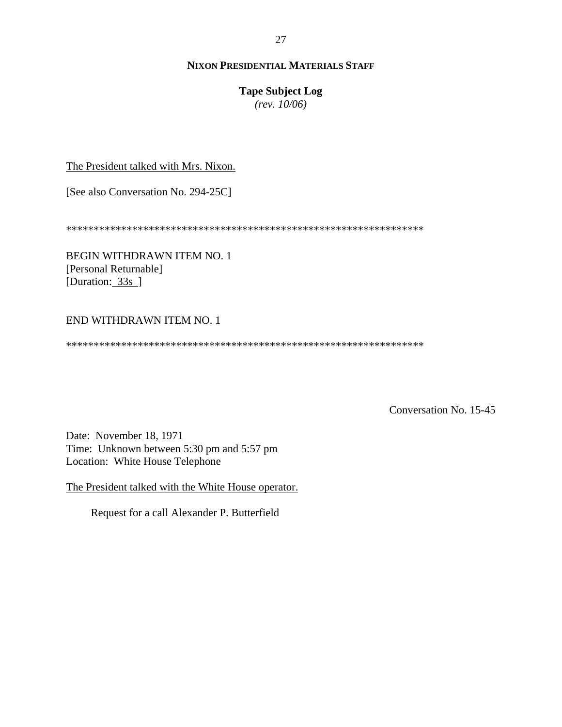**NIXON PRESIDENTIAL MATERIALS STAFF**

**Tape Subject Log**
*(rev. 10/06)*

The President talked with Mrs. Nixon.

[See also Conversation No. 294-25C]

*****************************************************************

BEGIN WITHDRAWN ITEM NO. 1
[Personal Returnable]
[Duration: 33s ]

END WITHDRAWN ITEM NO. 1

*****************************************************************

Conversation No. 15-45

Date: November 18, 1971
Time: Unknown between 5:30 pm and 5:57 pm
Location: White House Telephone

The President talked with the White House operator.

Request for a call Alexander P. Butterfield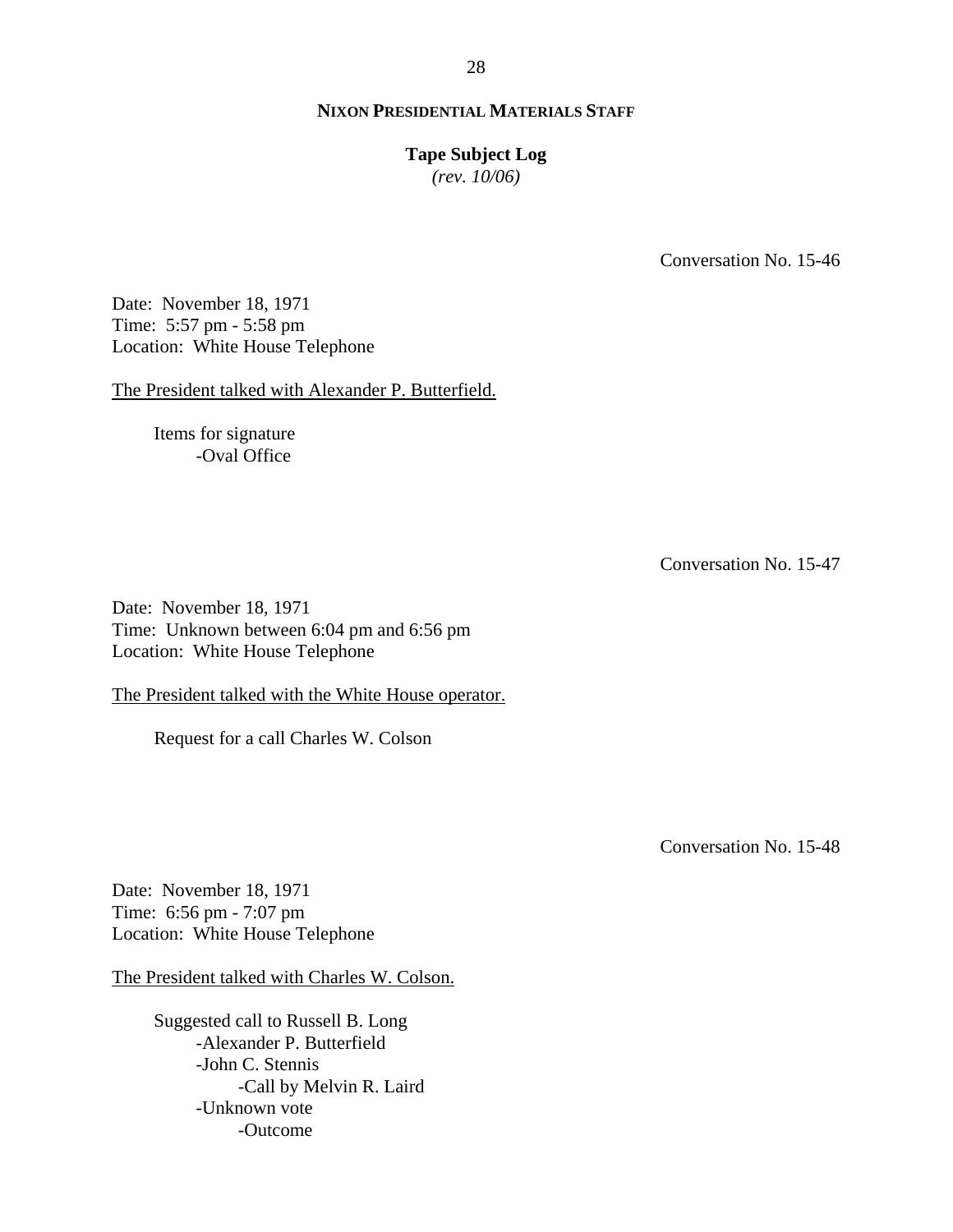**NIXON PRESIDENTIAL MATERIALS STAFF**

**Tape Subject Log**
*(rev. 10/06)*

Conversation No. 15-46

Date: November 18, 1971
Time: 5:57 pm - 5:58 pm
Location: White House Telephone

The President talked with Alexander P. Butterfield.

- Items for signature
  - -Oval Office

Conversation No. 15-47

Date: November 18, 1971
Time: Unknown between 6:04 pm and 6:56 pm
Location: White House Telephone

The President talked with the White House operator.

- Request for a call Charles W. Colson

Conversation No. 15-48

Date: November 18, 1971
Time: 6:56 pm - 7:07 pm
Location: White House Telephone

The President talked with Charles W. Colson.

- Suggested call to Russell B. Long
  - -Alexander P. Butterfield
  - -John C. Stennis
    - -Call by Melvin R. Laird
  - -Unknown vote
    - -Outcome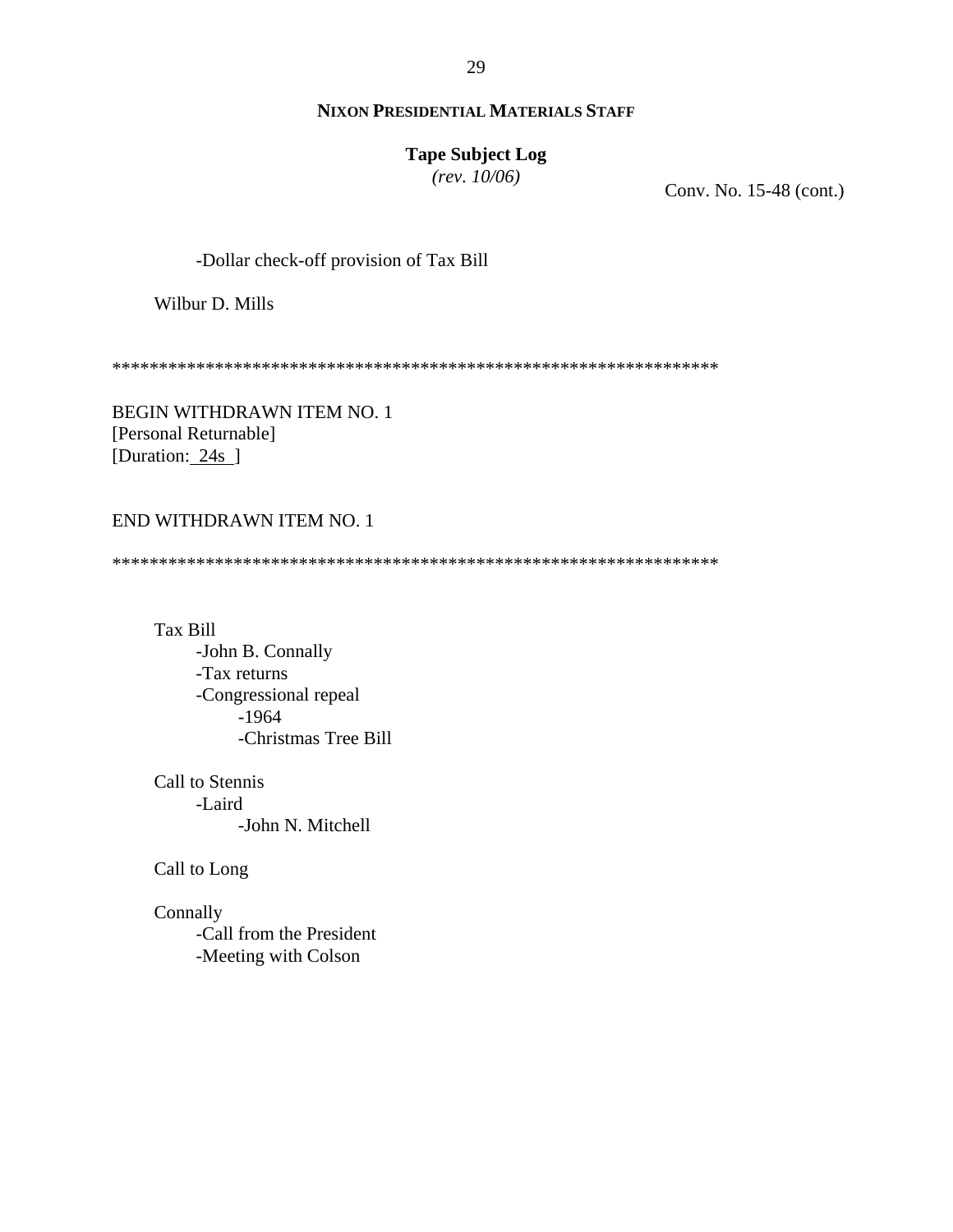Conv. No. 15-48 (cont.)

- -Dollar check-off provision of Tax Bill

Wilbur D. Mills

*****************************************************************

BEGIN WITHDRAWN ITEM NO. 1
[Personal Returnable]
[Duration: 24s ]

END WITHDRAWN ITEM NO. 1

*****************************************************************

Tax Bill
- -John B. Connally
- -Tax returns
- -Congressional repeal
  - -1964
  - -Christmas Tree Bill

Call to Stennis
- -Laird
  - -John N. Mitchell

Call to Long

Connally
- -Call from the President
- -Meeting with Colson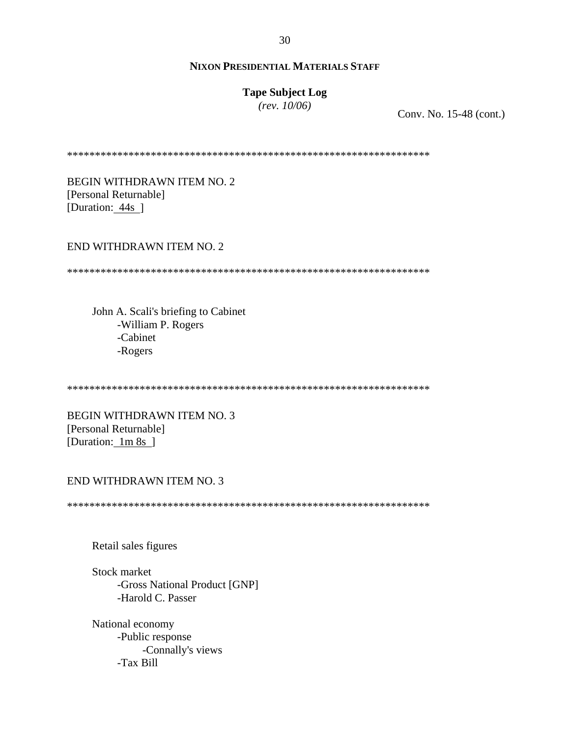**NIXON PRESIDENTIAL MATERIALS STAFF**

**Tape Subject Log**
*(rev. 10/06)*

Conv. No. 15-48 (cont.)

*****************************************************************

BEGIN WITHDRAWN ITEM NO. 2
[Personal Returnable]
[Duration: 44s ]

END WITHDRAWN ITEM NO. 2

*****************************************************************

John A. Scali's briefing to Cabinet
- -William P. Rogers
- -Cabinet
- -Rogers

*****************************************************************

BEGIN WITHDRAWN ITEM NO. 3
[Personal Returnable]
[Duration: 1m 8s ]

END WITHDRAWN ITEM NO. 3

*****************************************************************

Retail sales figures

Stock market
- -Gross National Product [GNP]
- -Harold C. Passer

National economy
- -Public response
    - -Connally's views
- -Tax Bill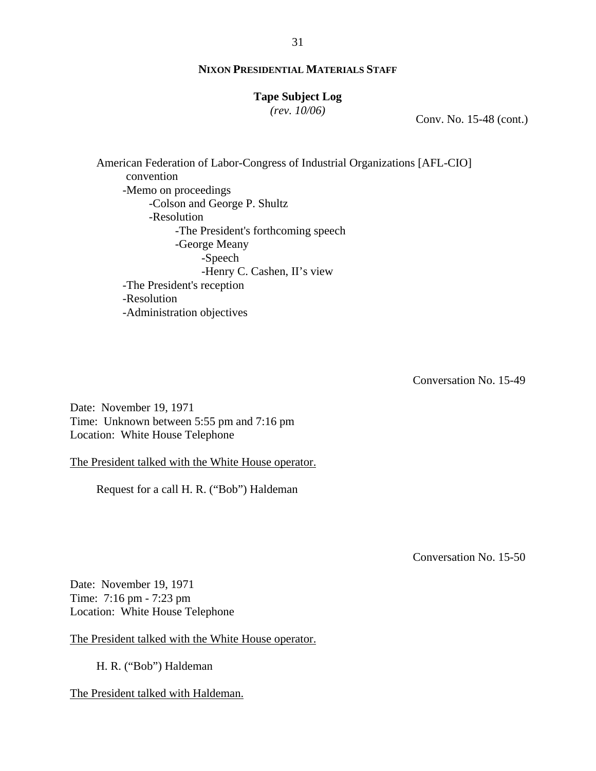Conv. No. 15-48 (cont.)

American Federation of Labor-Congress of Industrial Organizations [AFL-CIO] convention
- -Memo on proceedings
  - -Colson and George P. Shultz
  - -Resolution
    - -The President's forthcoming speech
    - -George Meany
      - -Speech
      - -Henry C. Cashen, II's view
- -The President's reception
- -Resolution
- -Administration objectives

Conversation No. 15-49

Date: November 19, 1971
Time: Unknown between 5:55 pm and 7:16 pm
Location: White House Telephone

The President talked with the White House operator.

Request for a call H. R. ("Bob") Haldeman

Conversation No. 15-50

Date: November 19, 1971
Time: 7:16 pm - 7:23 pm
Location: White House Telephone

The President talked with the White House operator.

H. R. ("Bob") Haldeman

The President talked with Haldeman.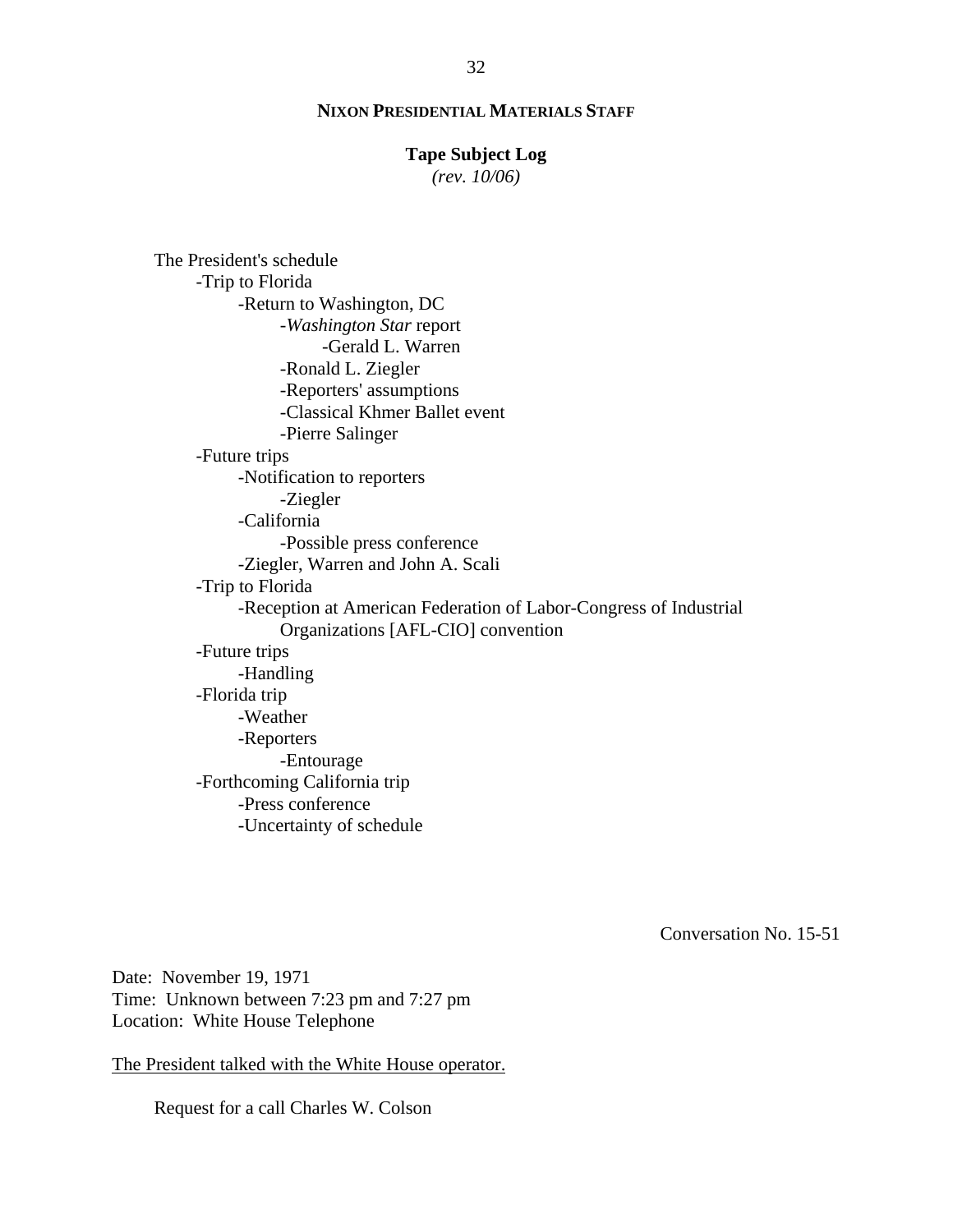The President's schedule
- Trip to Florida
    - Return to Washington, DC
        - *Washington Star* report
            - Gerald L. Warren
        - Ronald L. Ziegler
        - Reporters' assumptions
        - Classical Khmer Ballet event
        - Pierre Salinger
- Future trips
    - Notification to reporters
        - Ziegler
    - California
        - Possible press conference
    - Ziegler, Warren and John A. Scali
- Trip to Florida
    - Reception at American Federation of Labor-Congress of Industrial Organizations [AFL-CIO] convention
- Future trips
    - Handling
- Florida trip
    - Weather
    - Reporters
        - Entourage
- Forthcoming California trip
    - Press conference
    - Uncertainty of schedule

Conversation No. 15-51

Date: November 19, 1971
Time: Unknown between 7:23 pm and 7:27 pm
Location: White House Telephone

<u>The President talked with the White House operator.</u>

Request for a call Charles W. Colson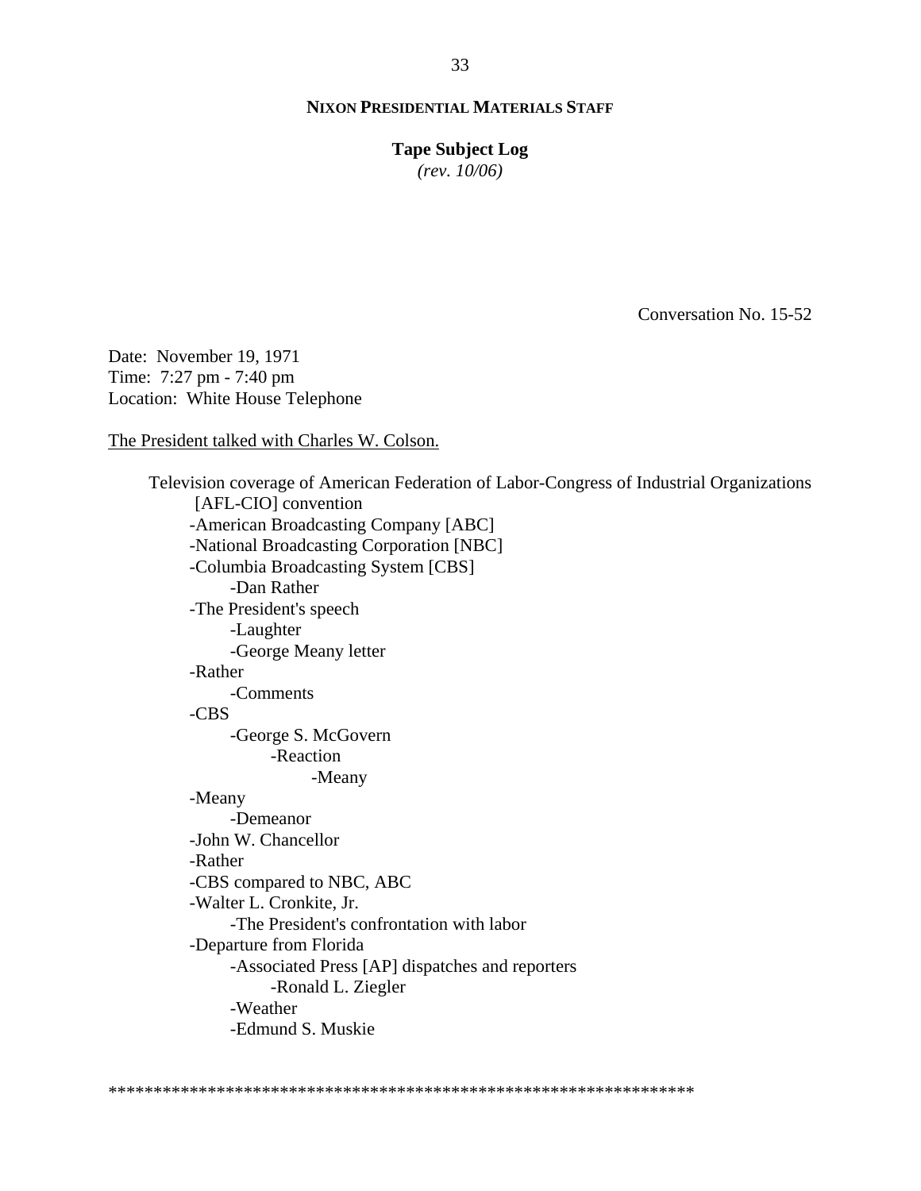**NIXON PRESIDENTIAL MATERIALS STAFF**

**Tape Subject Log**
*(rev. 10/06)*

Conversation No. 15-52

Date: November 19, 1971
Time: 7:27 pm - 7:40 pm
Location: White House Telephone

The President talked with Charles W. Colson.

Television coverage of American Federation of Labor-Congress of Industrial Organizations [AFL-CIO] convention
- -American Broadcasting Company [ABC]
- -National Broadcasting Corporation [NBC]
- -Columbia Broadcasting System [CBS]
    - -Dan Rather
- -The President's speech
    - -Laughter
    - -George Meany letter
- -Rather
    - -Comments
- -CBS
    - -George S. McGovern
        - -Reaction
            - -Meany
- -Meany
    - -Demeanor
- -John W. Chancellor
- -Rather
- -CBS compared to NBC, ABC
- -Walter L. Cronkite, Jr.
    - -The President's confrontation with labor
- -Departure from Florida
    - -Associated Press [AP] dispatches and reporters
        - -Ronald L. Ziegler
    - -Weather
    - -Edmund S. Muskie

*****************************************************************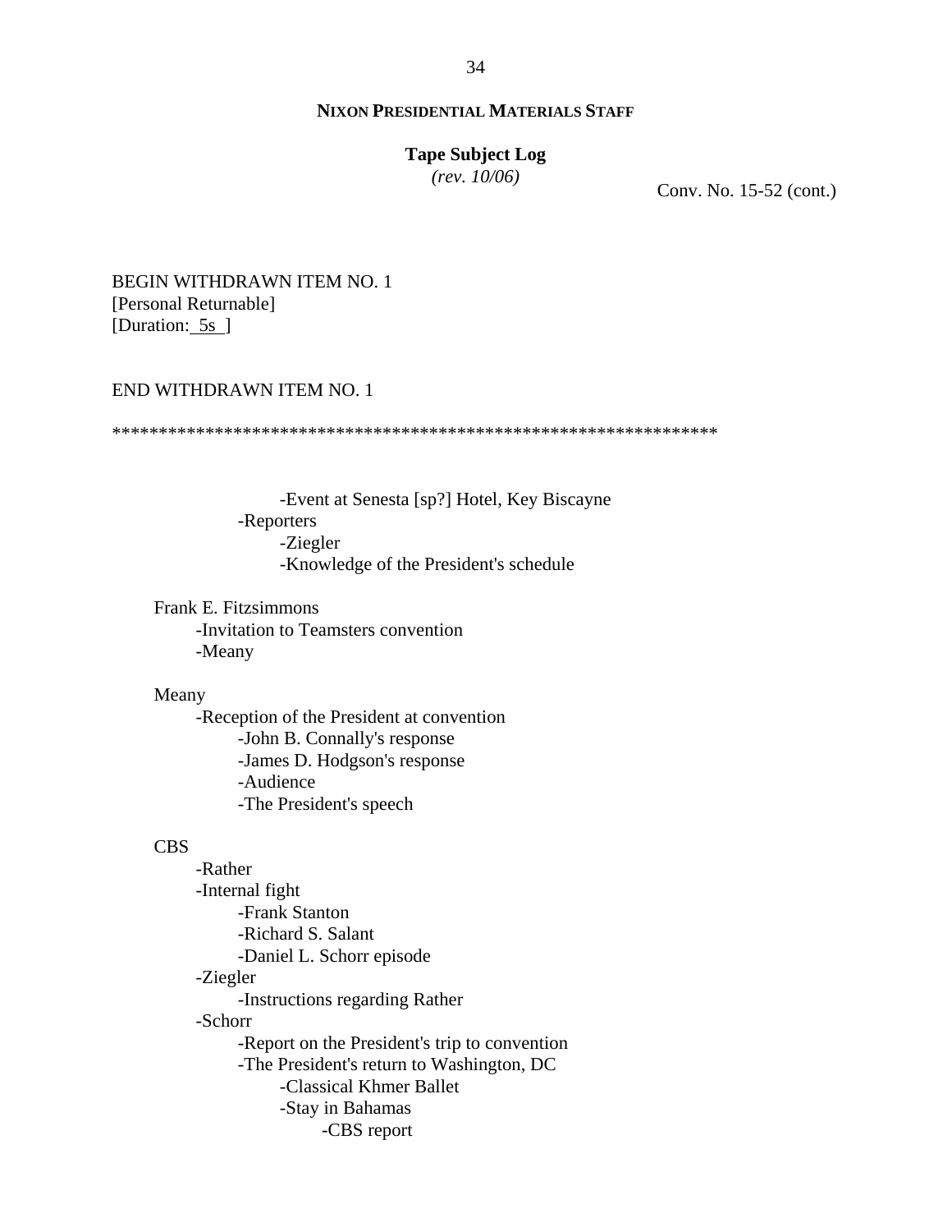**NIXON PRESIDENTIAL MATERIALS STAFF**

**Tape Subject Log**
*(rev. 10/06)*

Conv. No. 15-52 (cont.)

BEGIN WITHDRAWN ITEM NO. 1
[Personal Returnable]
[Duration: 5s ]

END WITHDRAWN ITEM NO. 1

*****************************************************************

- -Event at Senesta [sp?] Hotel, Key Biscayne
- -Reporters
    - -Ziegler
    - -Knowledge of the President's schedule

Frank E. Fitzsimmons
- -Invitation to Teamsters convention
- -Meany

Meany
- -Reception of the President at convention
    - -John B. Connally's response
    - -James D. Hodgson's response
    - -Audience
    - -The President's speech

CBS
- -Rather
- -Internal fight
    - -Frank Stanton
    - -Richard S. Salant
    - -Daniel L. Schorr episode
- -Ziegler
    - -Instructions regarding Rather
- -Schorr
    - -Report on the President's trip to convention
    - -The President's return to Washington, DC
        - -Classical Khmer Ballet
        - -Stay in Bahamas
            - -CBS report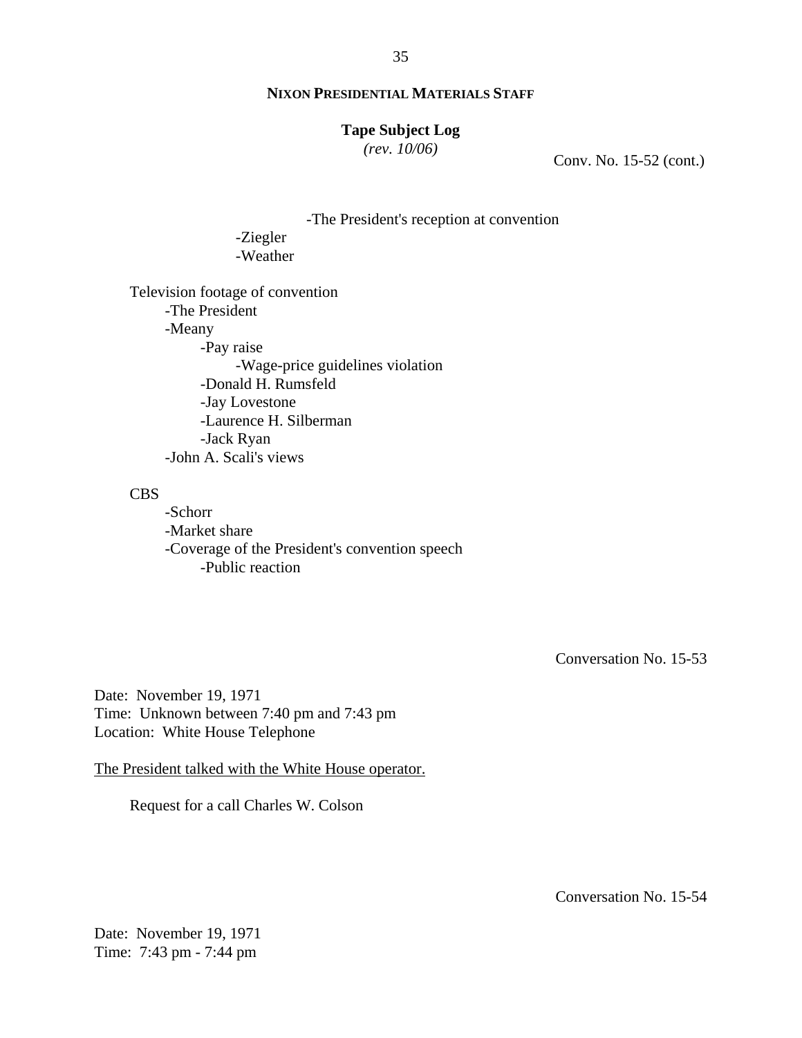**NIXON PRESIDENTIAL MATERIALS STAFF**

**Tape Subject Log**
*(rev. 10/06)*

Conv. No. 15-52 (cont.)

- -The President's reception at convention
  - -Ziegler
  - -Weather

Television footage of convention
- -The President
- -Meany
  - -Pay raise
    - -Wage-price guidelines violation
  - -Donald H. Rumsfeld
  - -Jay Lovestone
  - -Laurence H. Silberman
  - -Jack Ryan
- -John A. Scali's views

CBS
- -Schorr
- -Market share
- -Coverage of the President's convention speech
  - -Public reaction

Conversation No. 15-53

Date: November 19, 1971
Time: Unknown between 7:40 pm and 7:43 pm
Location: White House Telephone

<u>The President talked with the White House operator.</u>

Request for a call Charles W. Colson

Conversation No. 15-54

Date: November 19, 1971
Time: 7:43 pm - 7:44 pm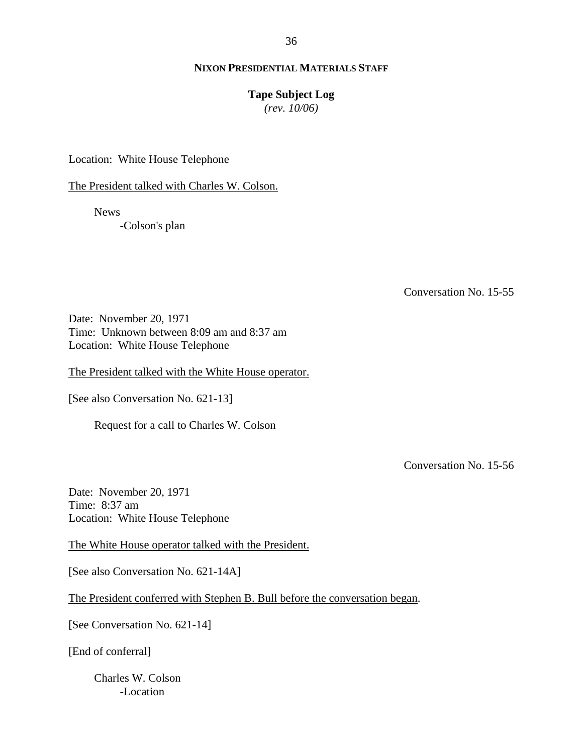**NIXON PRESIDENTIAL MATERIALS STAFF**

**Tape Subject Log**
*(rev. 10/06)*

Location: White House Telephone

The President talked with Charles W. Colson.

News
- Colson's plan

Conversation No. 15-55

Date: November 20, 1971
Time: Unknown between 8:09 am and 8:37 am
Location: White House Telephone

The President talked with the White House operator.

[See also Conversation No. 621-13]

Request for a call to Charles W. Colson

Conversation No. 15-56

Date: November 20, 1971
Time: 8:37 am
Location: White House Telephone

The White House operator talked with the President.

[See also Conversation No. 621-14A]

The President conferred with Stephen B. Bull before the conversation began.

[See Conversation No. 621-14]

[End of conferral]

Charles W. Colson
- Location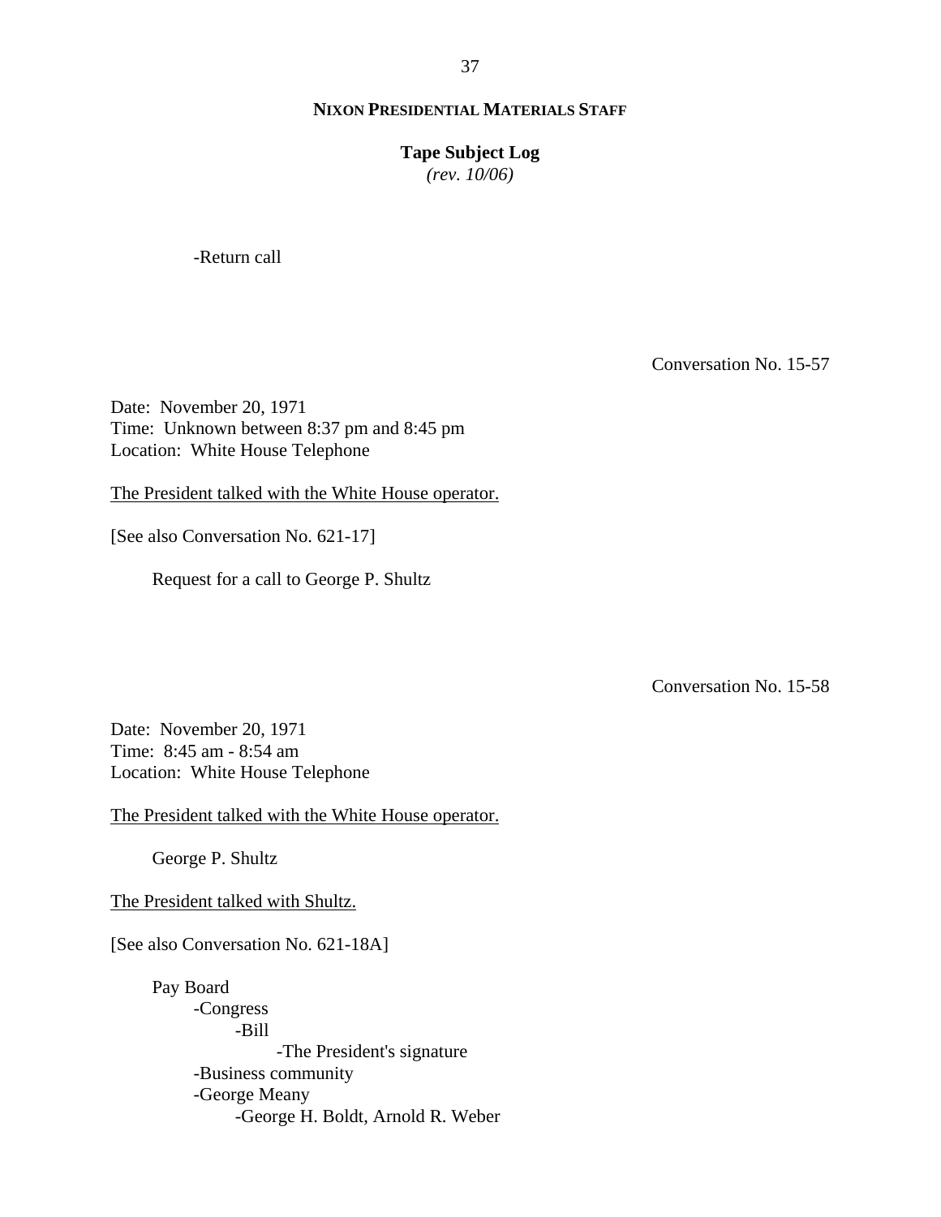-Return call

Conversation No. 15-57

Date: November 20, 1971
Time: Unknown between 8:37 pm and 8:45 pm
Location: White House Telephone

The President talked with the White House operator.

[See also Conversation No. 621-17]

Request for a call to George P. Shultz

Conversation No. 15-58

Date: November 20, 1971
Time: 8:45 am - 8:54 am
Location: White House Telephone

The President talked with the White House operator.

George P. Shultz

The President talked with Shultz.

[See also Conversation No. 621-18A]

Pay Board
- -Congress
  - -Bill
    - -The President's signature
- -Business community
- -George Meany
  - -George H. Boldt, Arnold R. Weber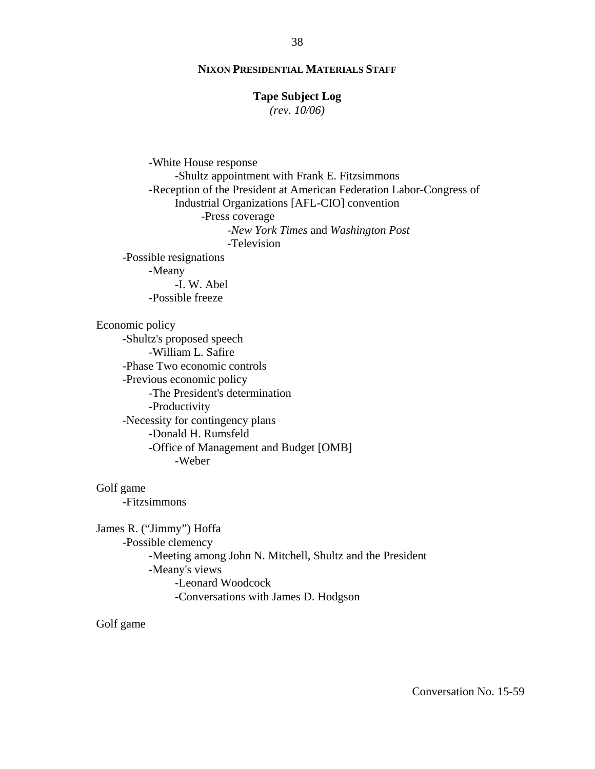**NIXON PRESIDENTIAL MATERIALS STAFF**

**Tape Subject Log**
*(rev. 10/06)*

- -White House response
    - -Shultz appointment with Frank E. Fitzsimmons
- -Reception of the President at American Federation Labor-Congress of Industrial Organizations [AFL-CIO] convention
    - -Press coverage
        - -*New York Times* and *Washington Post*
        - -Television

-Possible resignations
- -Meany
    - -I. W. Abel
- -Possible freeze

Economic policy
- -Shultz's proposed speech
    - -William L. Safire
- -Phase Two economic controls
- -Previous economic policy
    - -The President's determination
    - -Productivity
- -Necessity for contingency plans
    - -Donald H. Rumsfeld
    - -Office of Management and Budget [OMB]
        - -Weber

Golf game
- -Fitzsimmons

James R. ("Jimmy") Hoffa
- -Possible clemency
    - -Meeting among John N. Mitchell, Shultz and the President
    - -Meany's views
        - -Leonard Woodcock
        - -Conversations with James D. Hodgson

Golf game

Conversation No. 15-59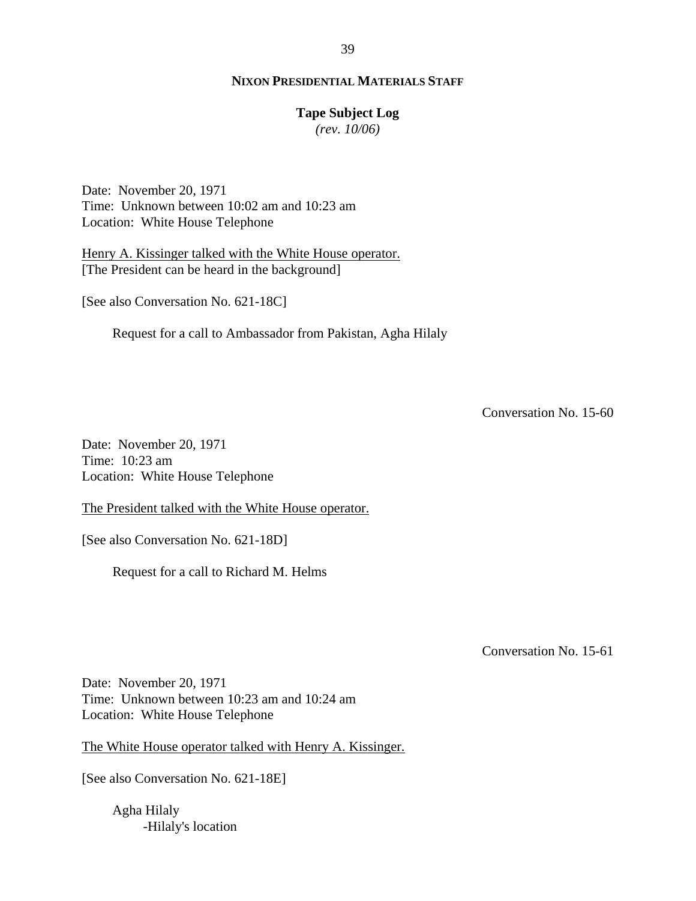Date: November 20, 1971
Time: Unknown between 10:02 am and 10:23 am
Location: White House Telephone

Henry A. Kissinger talked with the White House operator.
[The President can be heard in the background]

[See also Conversation No. 621-18C]

Request for a call to Ambassador from Pakistan, Agha Hilaly

Conversation No. 15-60

Date: November 20, 1971
Time: 10:23 am
Location: White House Telephone

The President talked with the White House operator.

[See also Conversation No. 621-18D]

Request for a call to Richard M. Helms

Conversation No. 15-61

Date: November 20, 1971
Time: Unknown between 10:23 am and 10:24 am
Location: White House Telephone

The White House operator talked with Henry A. Kissinger.

[See also Conversation No. 621-18E]

Agha Hilaly
-Hilaly's location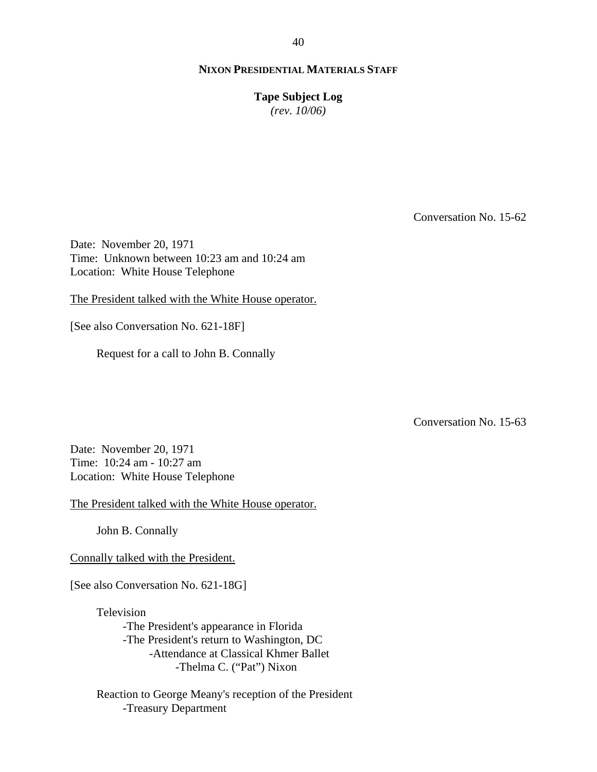Conversation No. 15-62

Date: November 20, 1971
Time: Unknown between 10:23 am and 10:24 am
Location: White House Telephone

The President talked with the White House operator.

[See also Conversation No. 621-18F]

Request for a call to John B. Connally

Conversation No. 15-63

Date: November 20, 1971
Time: 10:24 am - 10:27 am
Location: White House Telephone

The President talked with the White House operator.

John B. Connally

Connally talked with the President.

[See also Conversation No. 621-18G]

Television
- The President's appearance in Florida
- The President's return to Washington, DC
    - Attendance at Classical Khmer Ballet
        - Thelma C. ("Pat") Nixon

Reaction to George Meany's reception of the President
- Treasury Department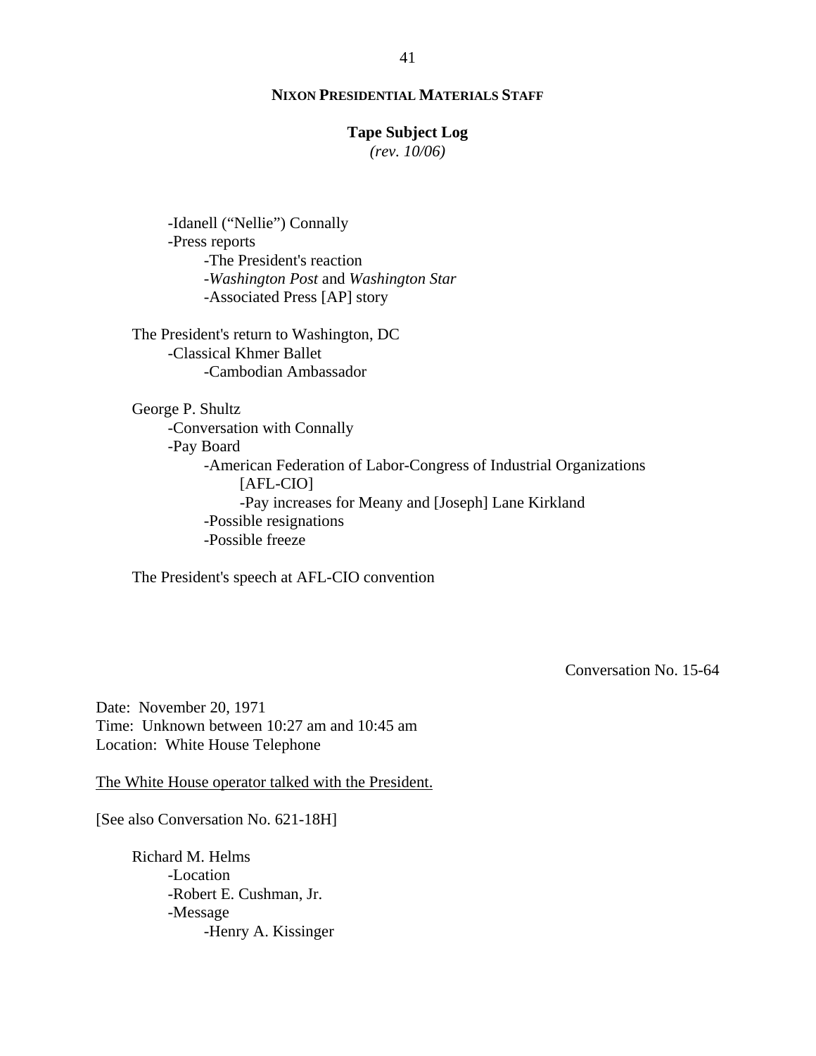-Idanell ("Nellie") Connally
-Press reports
    -The President's reaction
    -*Washington Post* and *Washington Star*
    -Associated Press [AP] story

The President's return to Washington, DC
    -Classical Khmer Ballet
        -Cambodian Ambassador

George P. Shultz
    -Conversation with Connally
    -Pay Board
        -American Federation of Labor-Congress of Industrial Organizations [AFL-CIO]
            -Pay increases for Meany and [Joseph] Lane Kirkland
        -Possible resignations
        -Possible freeze

The President's speech at AFL-CIO convention

Conversation No. 15-64

Date: November 20, 1971
Time: Unknown between 10:27 am and 10:45 am
Location: White House Telephone

The White House operator talked with the President.

[See also Conversation No. 621-18H]

Richard M. Helms
    -Location
    -Robert E. Cushman, Jr.
    -Message
        -Henry A. Kissinger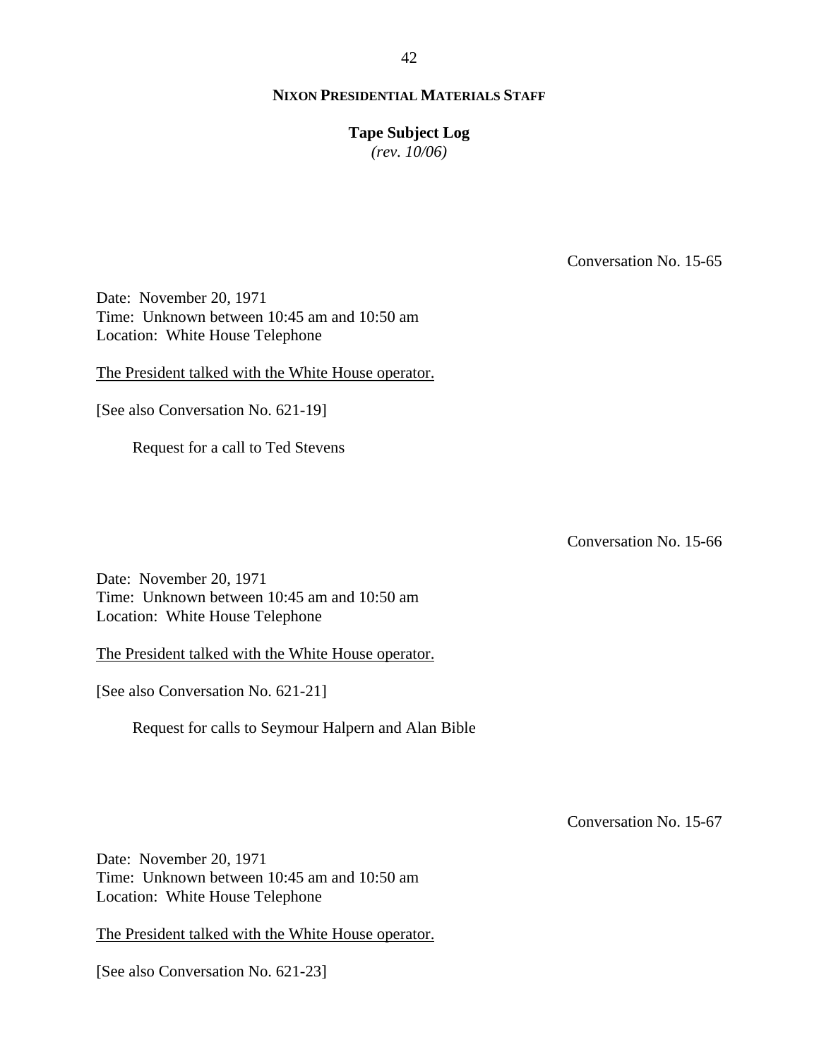Conversation No. 15-65

Date: November 20, 1971
Time: Unknown between 10:45 am and 10:50 am
Location: White House Telephone

The President talked with the White House operator.

[See also Conversation No. 621-19]

Request for a call to Ted Stevens

Conversation No. 15-66

Date: November 20, 1971
Time: Unknown between 10:45 am and 10:50 am
Location: White House Telephone

The President talked with the White House operator.

[See also Conversation No. 621-21]

Request for calls to Seymour Halpern and Alan Bible

Conversation No. 15-67

Date: November 20, 1971
Time: Unknown between 10:45 am and 10:50 am
Location: White House Telephone

The President talked with the White House operator.

[See also Conversation No. 621-23]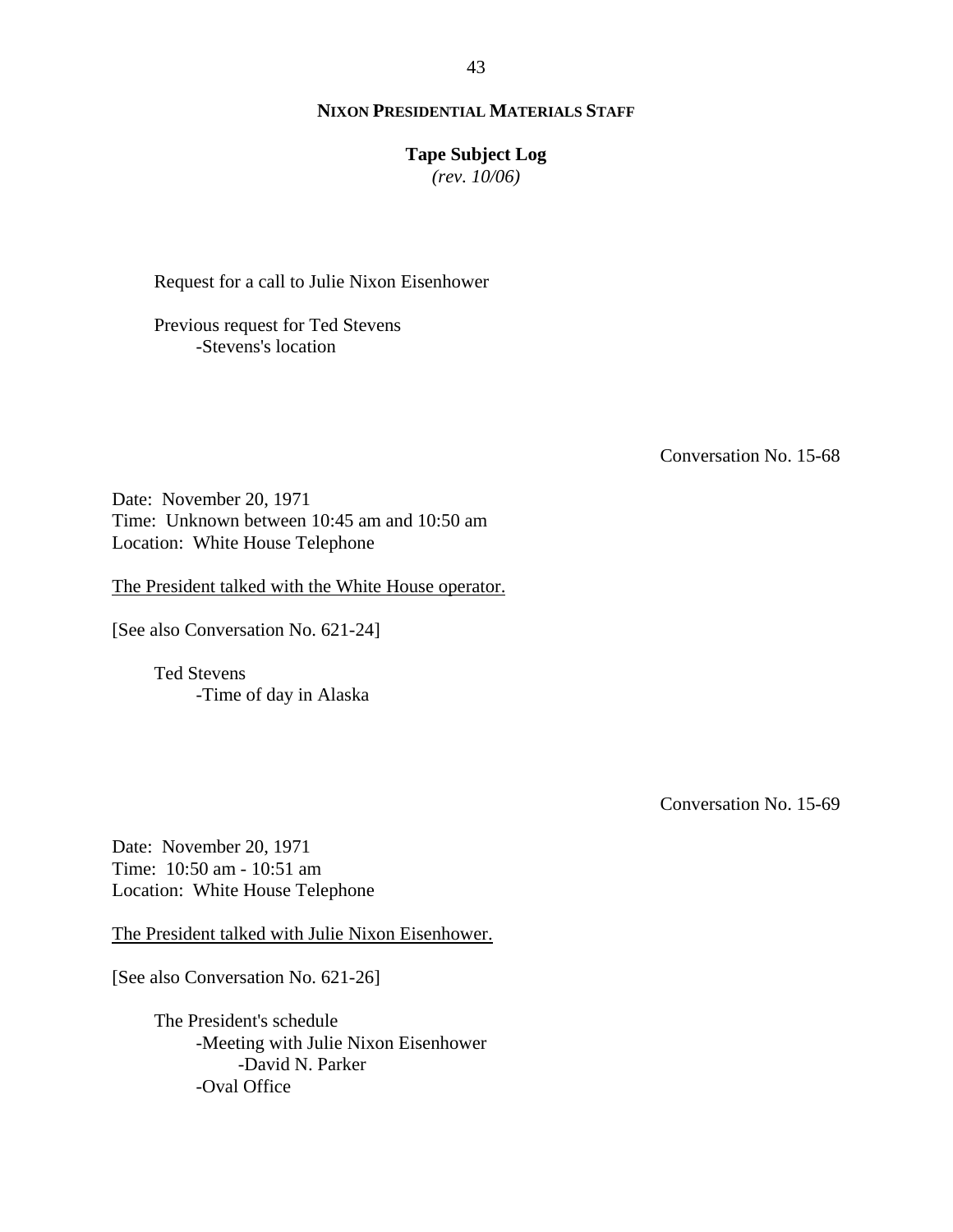Request for a call to Julie Nixon Eisenhower

Previous request for Ted Stevens
- Stevens's location

Conversation No. 15-68

Date: November 20, 1971
Time: Unknown between 10:45 am and 10:50 am
Location: White House Telephone

The President talked with the White House operator.

[See also Conversation No. 621-24]

Ted Stevens
- Time of day in Alaska

Conversation No. 15-69

Date: November 20, 1971
Time: 10:50 am - 10:51 am
Location: White House Telephone

The President talked with Julie Nixon Eisenhower.

[See also Conversation No. 621-26]

The President's schedule
- Meeting with Julie Nixon Eisenhower
    - David N. Parker
- Oval Office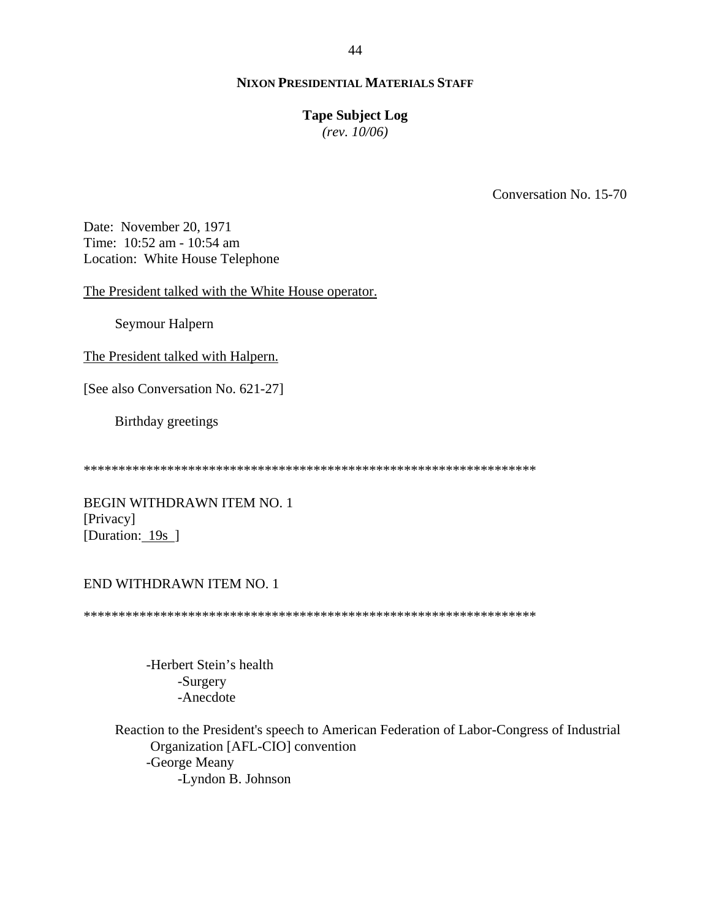**NIXON PRESIDENTIAL MATERIALS STAFF**

**Tape Subject Log**
*(rev. 10/06)*

Conversation No. 15-70

Date: November 20, 1971
Time: 10:52 am - 10:54 am
Location: White House Telephone

The President talked with the White House operator.

Seymour Halpern

The President talked with Halpern.

[See also Conversation No. 621-27]

Birthday greetings

******************************************************************

BEGIN WITHDRAWN ITEM NO. 1
[Privacy]
[Duration: 19s ]

END WITHDRAWN ITEM NO. 1

******************************************************************

- -Herbert Stein's health
  - -Surgery
  - -Anecdote

Reaction to the President's speech to American Federation of Labor-Congress of Industrial Organization [AFL-CIO] convention

- -George Meany
  - -Lyndon B. Johnson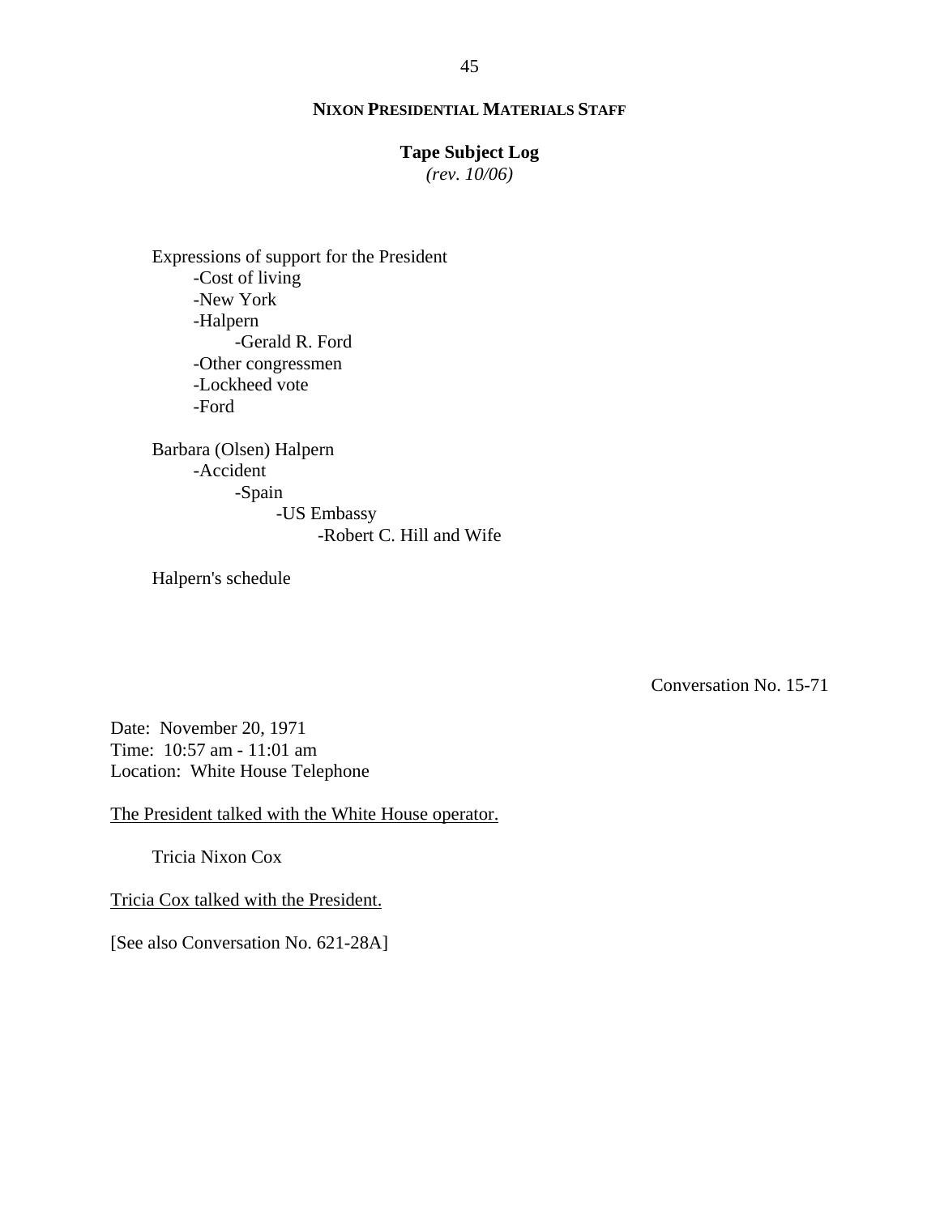Expressions of support for the President
- Cost of living
- New York
- Halpern
    - Gerald R. Ford
- Other congressmen
- Lockheed vote
- Ford

Barbara (Olsen) Halpern
- Accident
    - Spain
        - US Embassy
            - Robert C. Hill and Wife

Halpern's schedule

Conversation No. 15-71

Date: November 20, 1971
Time: 10:57 am - 11:01 am
Location: White House Telephone

<u>The President talked with the White House operator.</u>

Tricia Nixon Cox

<u>Tricia Cox talked with the President.</u>

[See also Conversation No. 621-28A]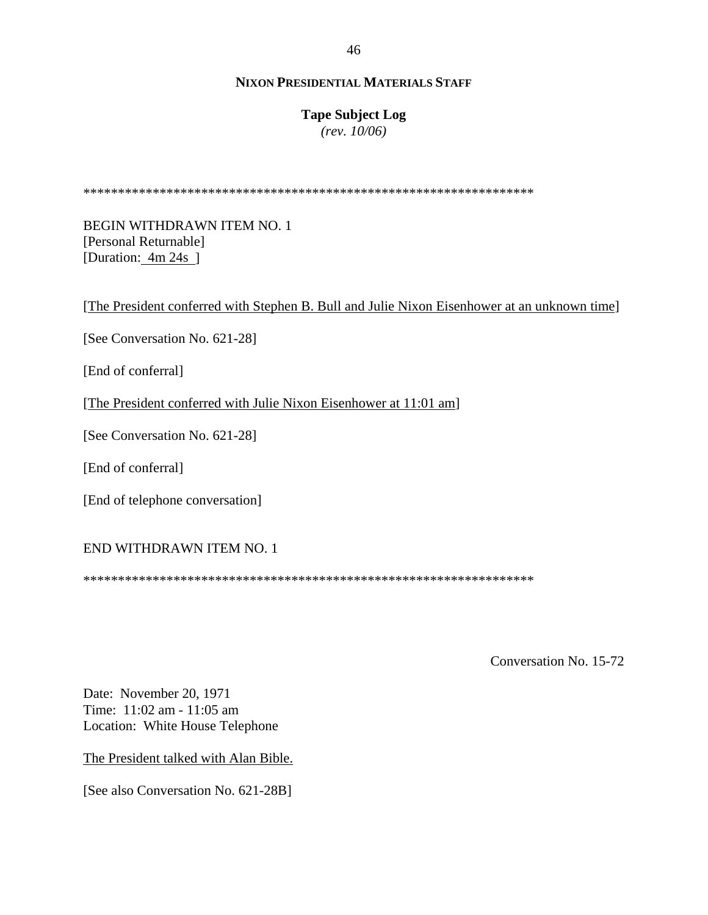**NIXON PRESIDENTIAL MATERIALS STAFF**

**Tape Subject Log**
*(rev. 10/06)*

*****************************************************************

BEGIN WITHDRAWN ITEM NO. 1
[Personal Returnable]
[Duration: 4m 24s ]

[The President conferred with Stephen B. Bull and Julie Nixon Eisenhower at an unknown time]

[See Conversation No. 621-28]

[End of conferral]

[The President conferred with Julie Nixon Eisenhower at 11:01 am]

[See Conversation No. 621-28]

[End of conferral]

[End of telephone conversation]

END WITHDRAWN ITEM NO. 1

*****************************************************************

Conversation No. 15-72

Date: November 20, 1971
Time: 11:02 am - 11:05 am
Location: White House Telephone

The President talked with Alan Bible.

[See also Conversation No. 621-28B]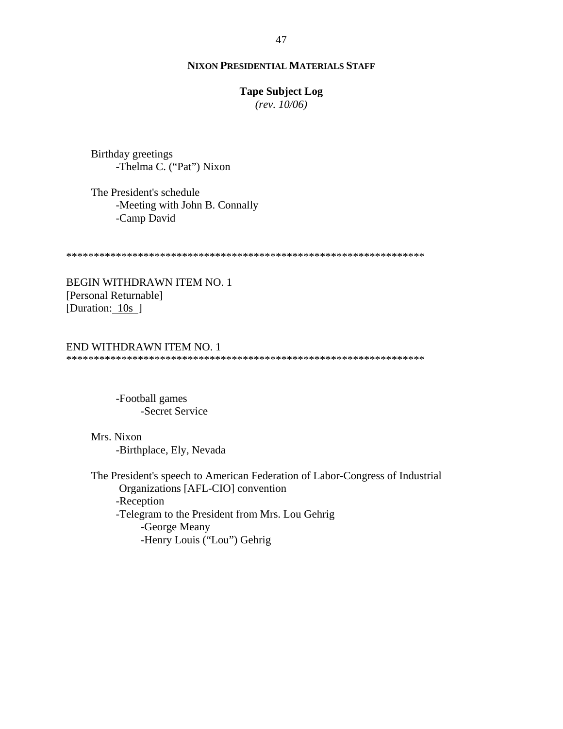**NIXON PRESIDENTIAL MATERIALS STAFF**

**Tape Subject Log**
*(rev. 10/06)*

Birthday greetings
  - Thelma C. ("Pat") Nixon

The President's schedule
  - Meeting with John B. Connally
  - Camp David

******************************************************************

BEGIN WITHDRAWN ITEM NO. 1
[Personal Returnable]
[Duration: 10s ]

END WITHDRAWN ITEM NO. 1
******************************************************************

  - Football games
    - Secret Service

Mrs. Nixon
  - Birthplace, Ely, Nevada

The President's speech to American Federation of Labor-Congress of Industrial Organizations [AFL-CIO] convention
  - Reception
  - Telegram to the President from Mrs. Lou Gehrig
    - George Meany
    - Henry Louis ("Lou") Gehrig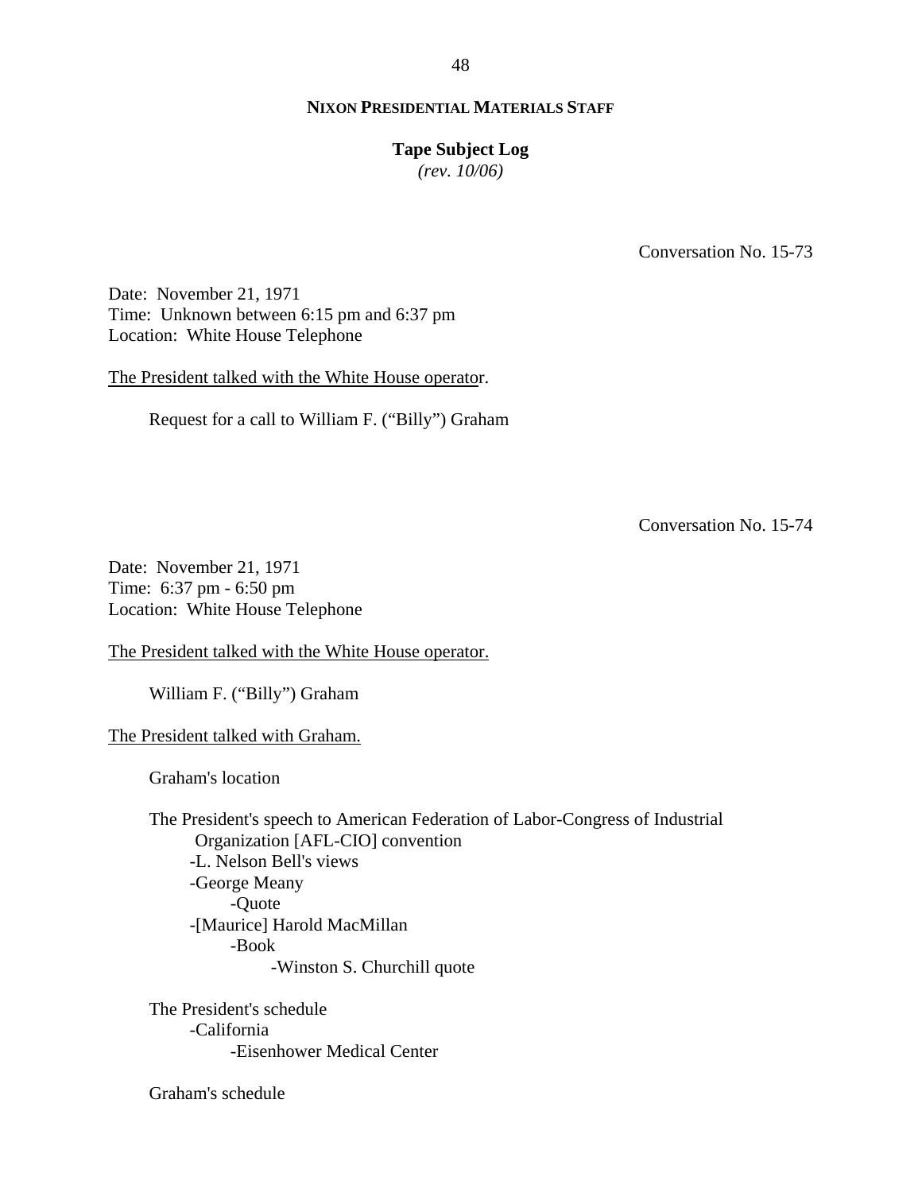**NIXON PRESIDENTIAL MATERIALS STAFF**

**Tape Subject Log**
*(rev. 10/06)*

Conversation No. 15-73

Date: November 21, 1971
Time: Unknown between 6:15 pm and 6:37 pm
Location: White House Telephone

The President talked with the White House operator.

Request for a call to William F. ("Billy") Graham

Conversation No. 15-74

Date: November 21, 1971
Time: 6:37 pm - 6:50 pm
Location: White House Telephone

The President talked with the White House operator.

William F. ("Billy") Graham

The President talked with Graham.

Graham's location

The President's speech to American Federation of Labor-Congress of Industrial Organization [AFL-CIO] convention
- -L. Nelson Bell's views
- -George Meany
  - -Quote
- -[Maurice] Harold MacMillan
  - -Book
    - -Winston S. Churchill quote

The President's schedule
- -California
  - -Eisenhower Medical Center

Graham's schedule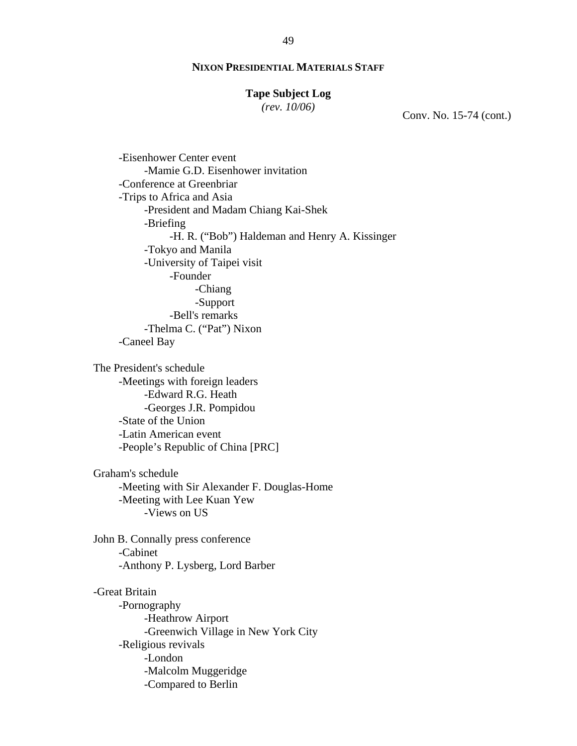**NIXON PRESIDENTIAL MATERIALS STAFF**

**Tape Subject Log**
*(rev. 10/06)*

Conv. No. 15-74 (cont.)

- -Eisenhower Center event
    - -Mamie G.D. Eisenhower invitation
- -Conference at Greenbriar
- -Trips to Africa and Asia
    - -President and Madam Chiang Kai-Shek
    - -Briefing
        - -H. R. ("Bob") Haldeman and Henry A. Kissinger
    - -Tokyo and Manila
    - -University of Taipei visit
        - -Founder
            - -Chiang
            - -Support
        - -Bell's remarks
    - -Thelma C. ("Pat") Nixon
- -Caneel Bay

The President's schedule
- -Meetings with foreign leaders
    - -Edward R.G. Heath
    - -Georges J.R. Pompidou
- -State of the Union
- -Latin American event
- -People's Republic of China [PRC]

Graham's schedule
- -Meeting with Sir Alexander F. Douglas-Home
- -Meeting with Lee Kuan Yew
    - -Views on US

John B. Connally press conference
- -Cabinet
- -Anthony P. Lysberg, Lord Barber

-Great Britain
- -Pornography
    - -Heathrow Airport
    - -Greenwich Village in New York City
- -Religious revivals
    - -London
    - -Malcolm Muggeridge
    - -Compared to Berlin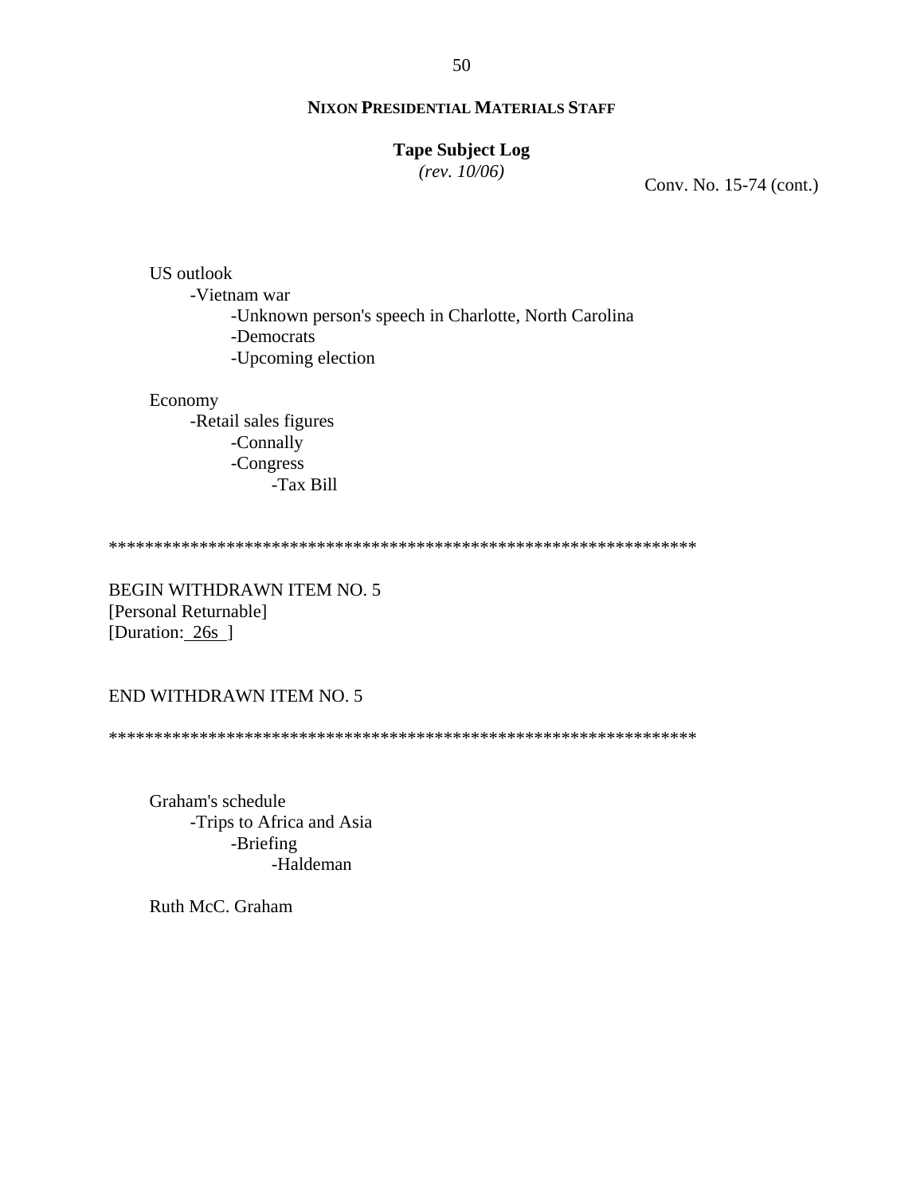Conv. No. 15-74 (cont.)

US outlook
- Vietnam war
  - Unknown person's speech in Charlotte, North Carolina
  - Democrats
  - Upcoming election

Economy
- Retail sales figures
  - Connally
  - Congress
    - Tax Bill

*****************************************************************

BEGIN WITHDRAWN ITEM NO. 5
[Personal Returnable]
[Duration: 26s ]

END WITHDRAWN ITEM NO. 5

*****************************************************************

Graham's schedule
- Trips to Africa and Asia
  - Briefing
    - Haldeman

Ruth McC. Graham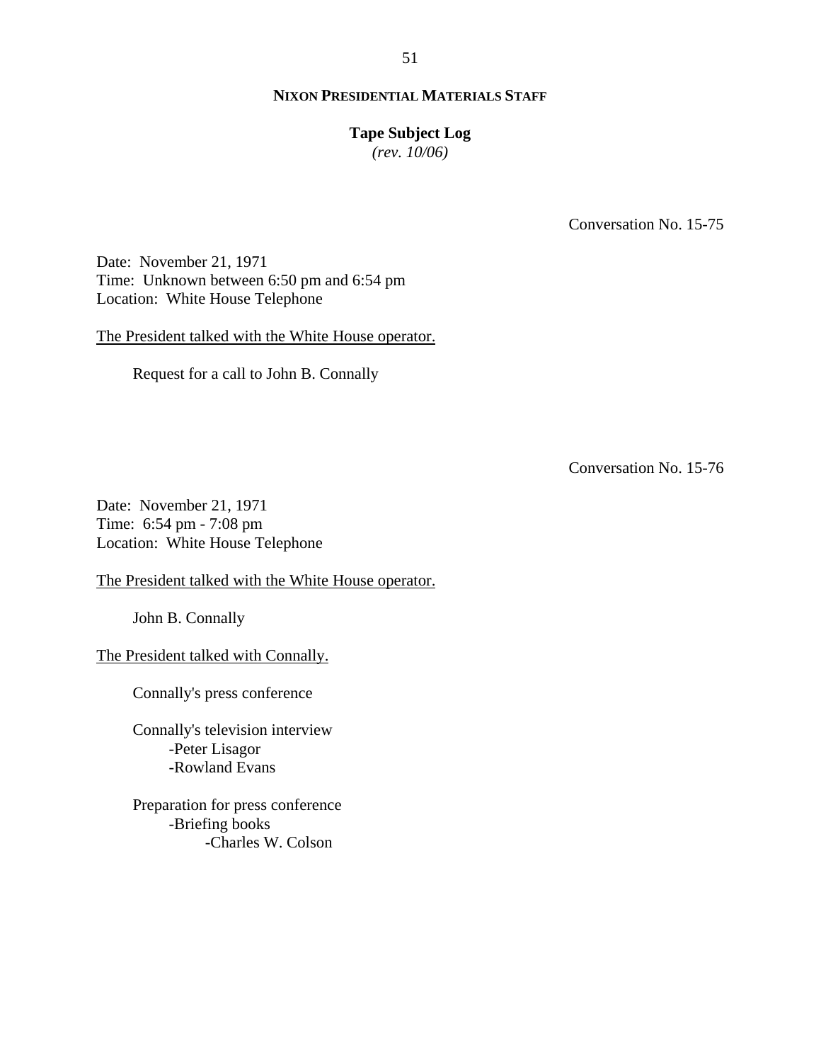Conversation No. 15-75

Date: November 21, 1971
Time: Unknown between 6:50 pm and 6:54 pm
Location: White House Telephone

<u>The President talked with the White House operator.</u>

Request for a call to John B. Connally

Conversation No. 15-76

Date: November 21, 1971
Time: 6:54 pm - 7:08 pm
Location: White House Telephone

<u>The President talked with the White House operator.</u>

John B. Connally

<u>The President talked with Connally.</u>

Connally's press conference

Connally's television interview
- -Peter Lisagor
- -Rowland Evans

Preparation for press conference
- -Briefing books
  - -Charles W. Colson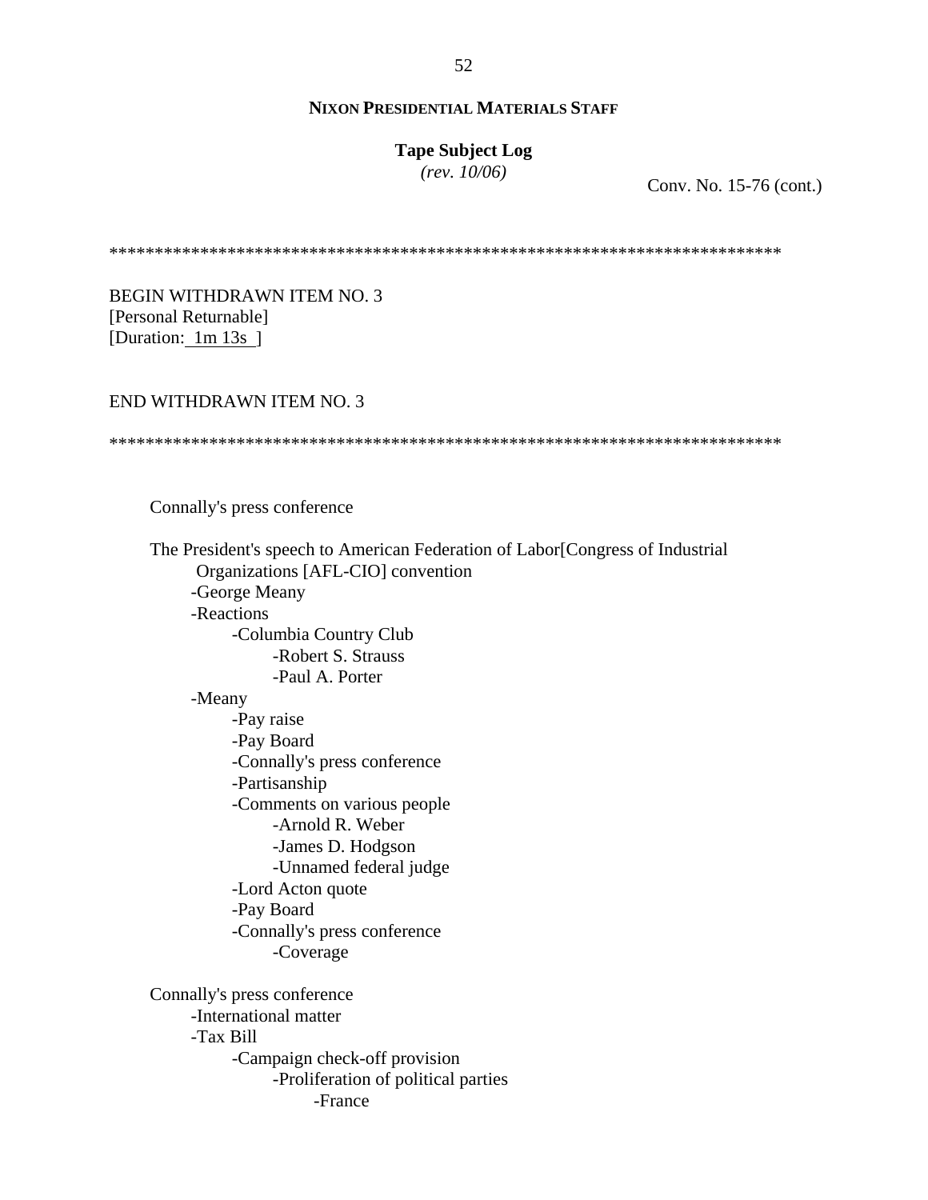**NIXON PRESIDENTIAL MATERIALS STAFF**

**Tape Subject Log**
*(rev. 10/06)*

Conv. No. 15-76 (cont.)

*************************************************************************

BEGIN WITHDRAWN ITEM NO. 3
[Personal Returnable]
[Duration: 1m 13s ]

END WITHDRAWN ITEM NO. 3

*************************************************************************

Connally's press conference

The President's speech to American Federation of Labor[Congress of Industrial Organizations [AFL-CIO] convention
- -George Meany
- -Reactions
  - -Columbia Country Club
    - -Robert S. Strauss
    - -Paul A. Porter
- -Meany
  - -Pay raise
  - -Pay Board
  - -Connally's press conference
  - -Partisanship
  - -Comments on various people
    - -Arnold R. Weber
    - -James D. Hodgson
    - -Unnamed federal judge
  - -Lord Acton quote
  - -Pay Board
  - -Connally's press conference
    - -Coverage

Connally's press conference
- -International matter
- -Tax Bill
  - -Campaign check-off provision
    - -Proliferation of political parties
      - -France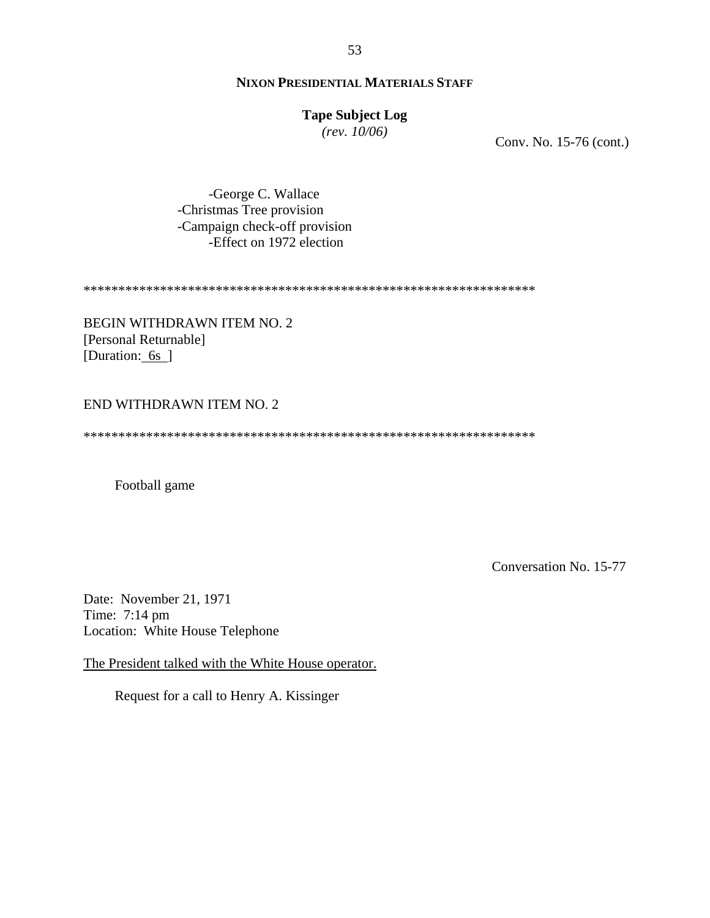**NIXON PRESIDENTIAL MATERIALS STAFF**

**Tape Subject Log**
*(rev. 10/06)*

Conv. No. 15-76 (cont.)

        -George C. Wallace
    -Christmas Tree provision
    -Campaign check-off provision
        -Effect on 1972 election

*****************************************************************

BEGIN WITHDRAWN ITEM NO. 2
[Personal Returnable]
[Duration: 6s ]

END WITHDRAWN ITEM NO. 2

*****************************************************************

Football game

Conversation No. 15-77

Date: November 21, 1971
Time: 7:14 pm
Location: White House Telephone

The President talked with the White House operator.

Request for a call to Henry A. Kissinger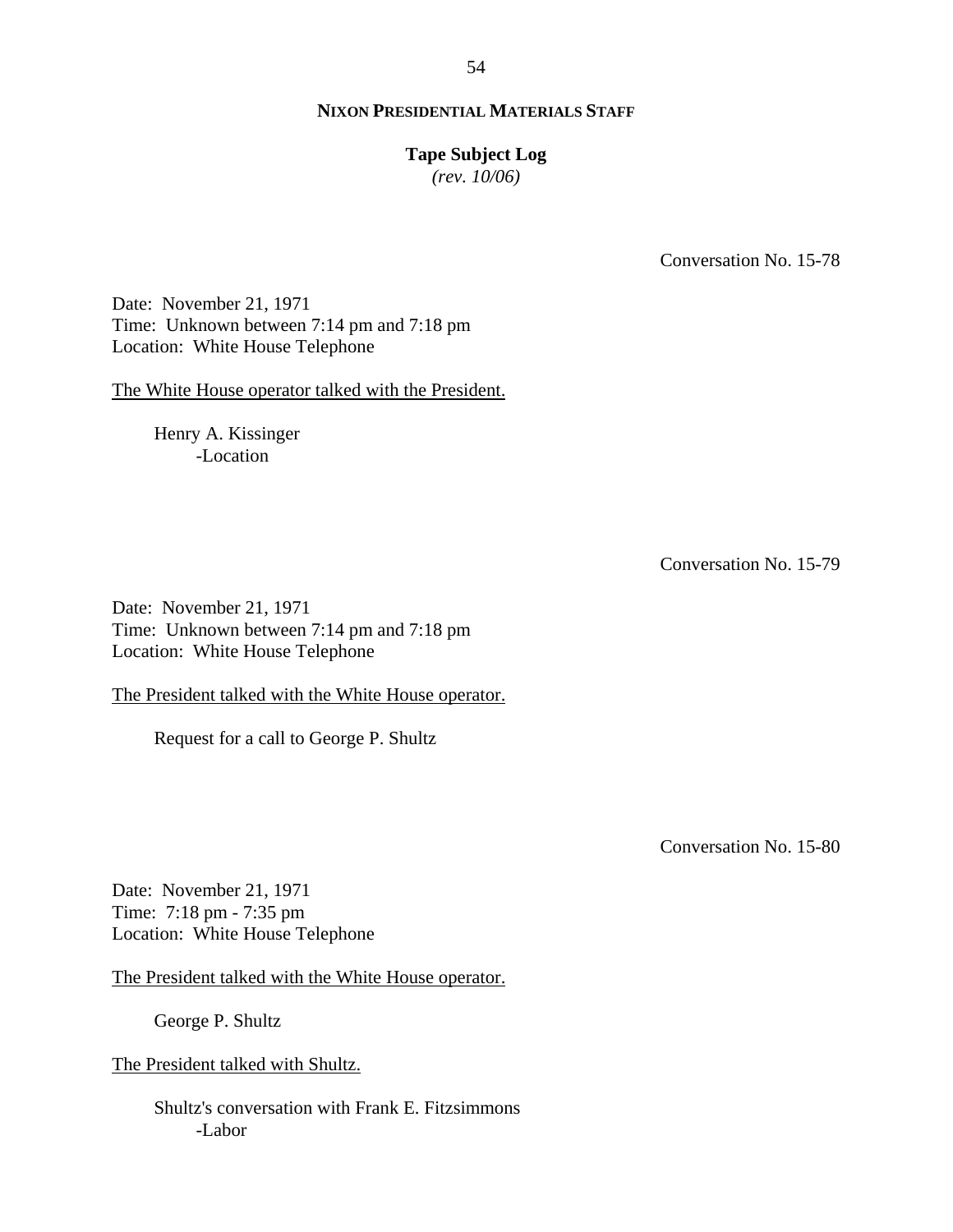Conversation No. 15-78

Date: November 21, 1971
Time: Unknown between 7:14 pm and 7:18 pm
Location: White House Telephone

The White House operator talked with the President.

- Henry A. Kissinger
  - -Location

Conversation No. 15-79

Date: November 21, 1971
Time: Unknown between 7:14 pm and 7:18 pm
Location: White House Telephone

The President talked with the White House operator.

- Request for a call to George P. Shultz

Conversation No. 15-80

Date: November 21, 1971
Time: 7:18 pm - 7:35 pm
Location: White House Telephone

The President talked with the White House operator.

- George P. Shultz

The President talked with Shultz.

- Shultz's conversation with Frank E. Fitzsimmons
  - -Labor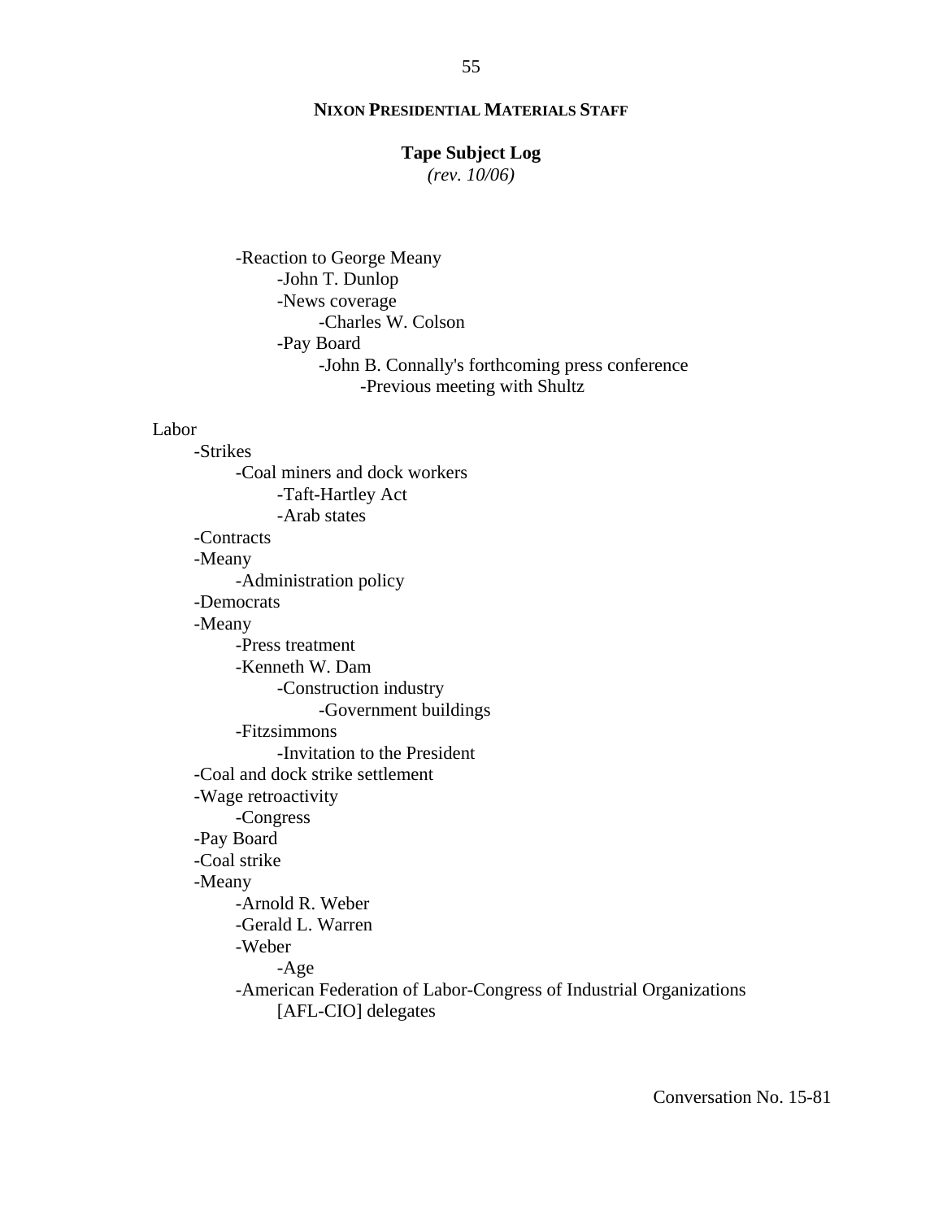- Reaction to George Meany
    - John T. Dunlop
    - News coverage
        - Charles W. Colson
    - Pay Board
        - John B. Connally's forthcoming press conference
            - Previous meeting with Shultz

Labor

- Strikes
    - Coal miners and dock workers
        - Taft-Hartley Act
        - Arab states
- Contracts
- Meany
    - Administration policy
- Democrats
- Meany
    - Press treatment
    - Kenneth W. Dam
        - Construction industry
            - Government buildings
    - Fitzsimmons
        - Invitation to the President
- Coal and dock strike settlement
- Wage retroactivity
    - Congress
- Pay Board
- Coal strike
- Meany
    - Arnold R. Weber
    - Gerald L. Warren
    - Weber
        - Age
    - American Federation of Labor-Congress of Industrial Organizations [AFL-CIO] delegates

Conversation No. 15-81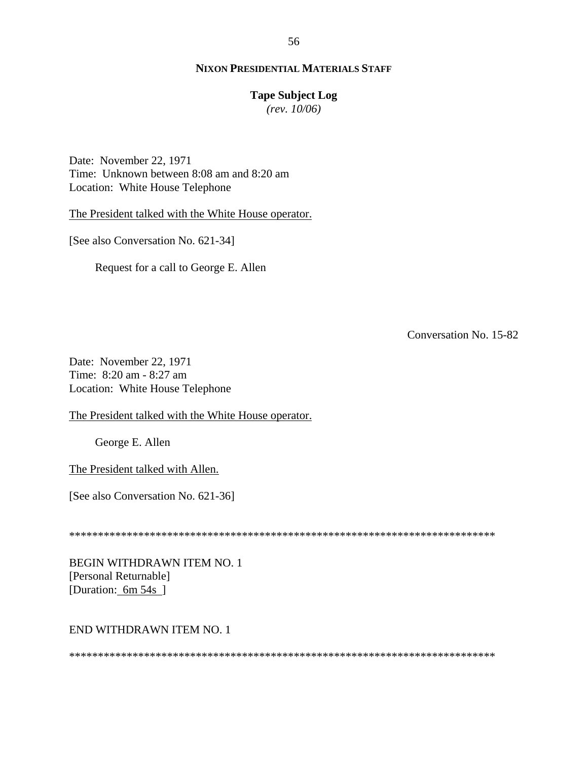Date: November 22, 1971
Time: Unknown between 8:08 am and 8:20 am
Location: White House Telephone

The President talked with the White House operator.

[See also Conversation No. 621-34]

Request for a call to George E. Allen

Conversation No. 15-82

Date: November 22, 1971
Time: 8:20 am - 8:27 am
Location: White House Telephone

The President talked with the White House operator.

George E. Allen

The President talked with Allen.

[See also Conversation No. 621-36]

****************************************************************************

BEGIN WITHDRAWN ITEM NO. 1
[Personal Returnable]
[Duration: 6m 54s ]

END WITHDRAWN ITEM NO. 1

****************************************************************************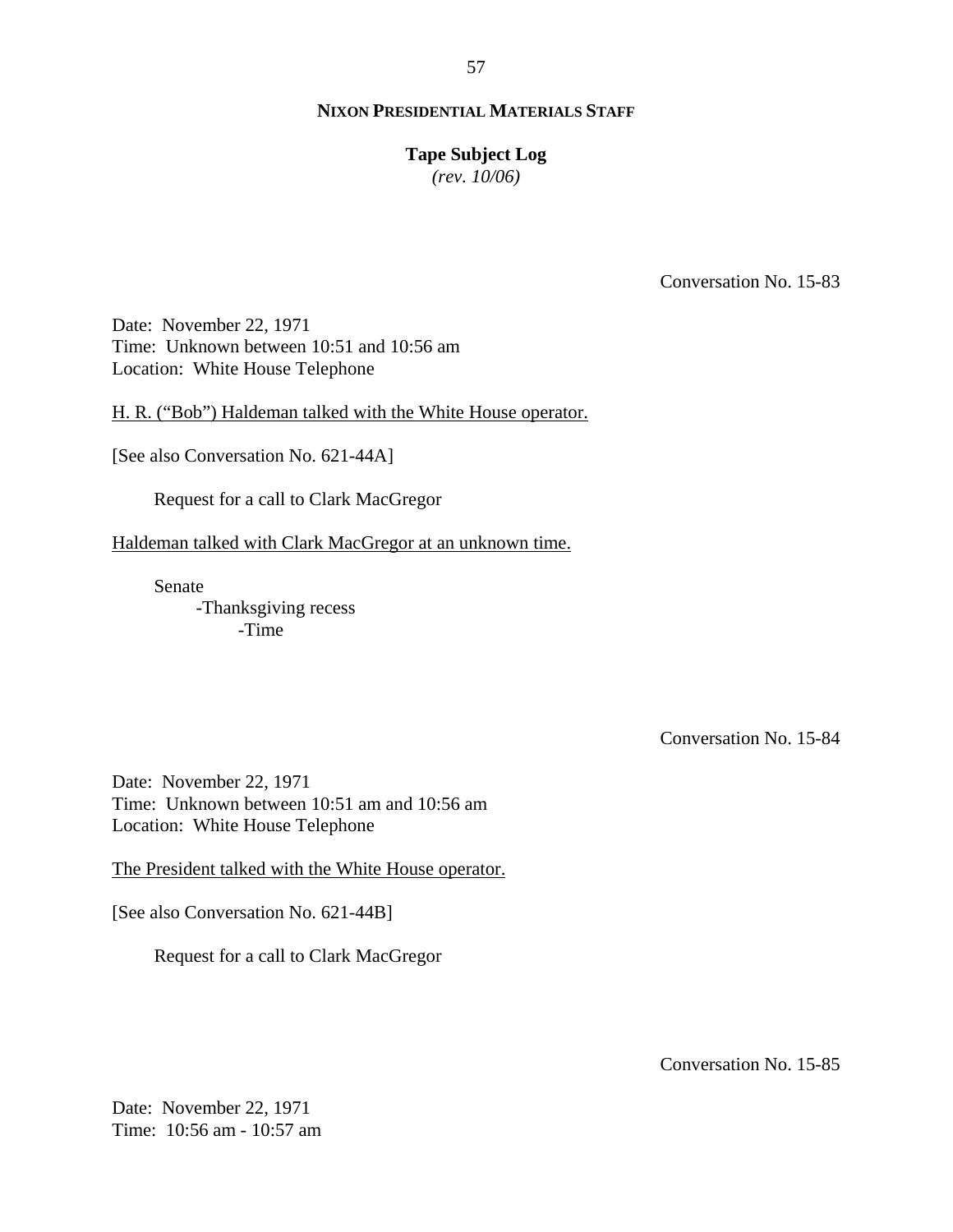Conversation No. 15-83

Date: November 22, 1971
Time: Unknown between 10:51 and 10:56 am
Location: White House Telephone

H. R. ("Bob") Haldeman talked with the White House operator.

[See also Conversation No. 621-44A]

Request for a call to Clark MacGregor

Haldeman talked with Clark MacGregor at an unknown time.

Senate
- -Thanksgiving recess
    - -Time

Conversation No. 15-84

Date: November 22, 1971
Time: Unknown between 10:51 am and 10:56 am
Location: White House Telephone

The President talked with the White House operator.

[See also Conversation No. 621-44B]

Request for a call to Clark MacGregor

Conversation No. 15-85

Date: November 22, 1971
Time: 10:56 am - 10:57 am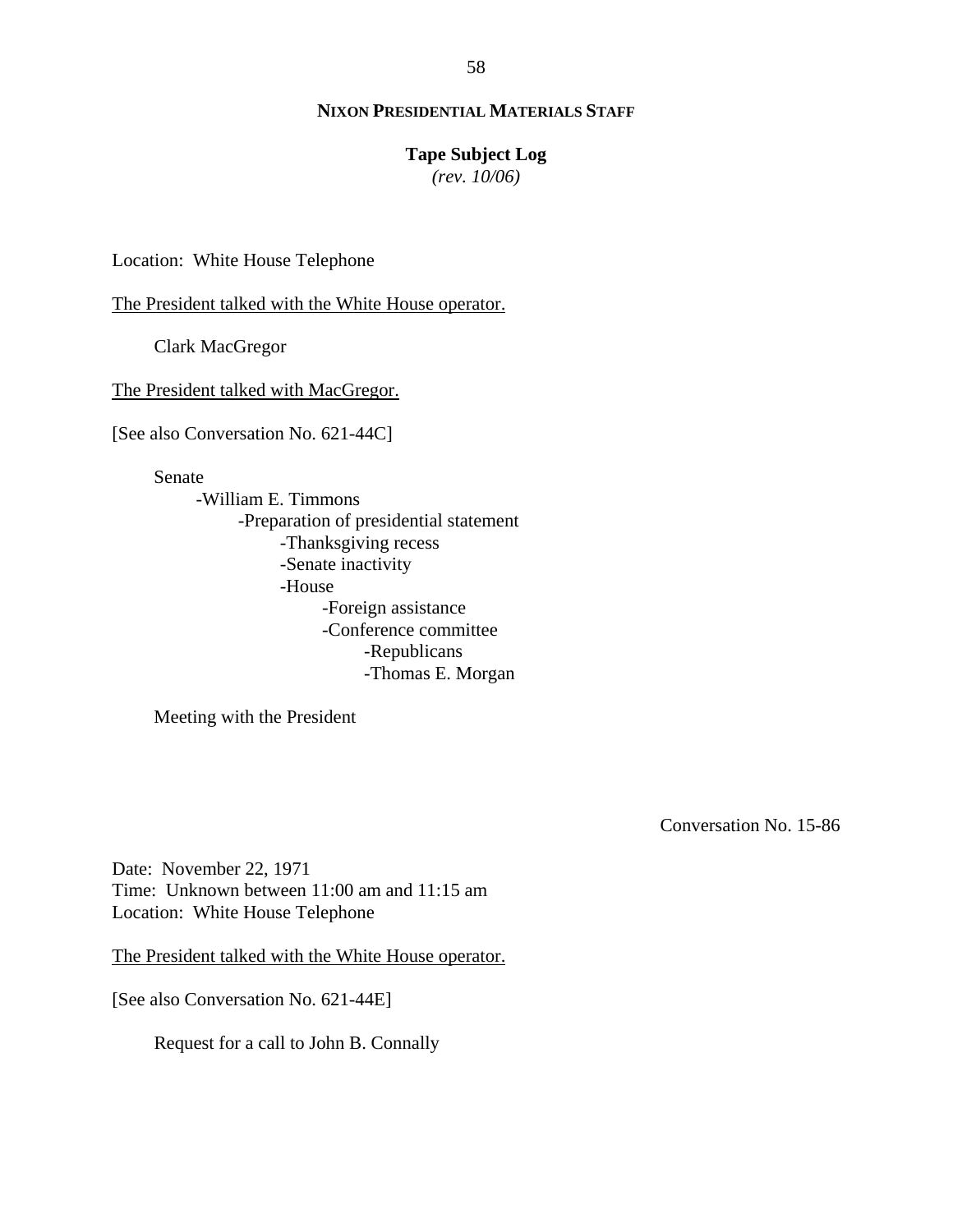**NIXON PRESIDENTIAL MATERIALS STAFF**

**Tape Subject Log**
*(rev. 10/06)*

Location: White House Telephone

<u>The President talked with the White House operator.</u>

Clark MacGregor

<u>The President talked with MacGregor.</u>

[See also Conversation No. 621-44C]

- Senate
  - -William E. Timmons
    - -Preparation of presidential statement
      - -Thanksgiving recess
      - -Senate inactivity
      - -House
        - -Foreign assistance
        - -Conference committee
          - -Republicans
          - -Thomas E. Morgan

Meeting with the President

Conversation No. 15-86

Date: November 22, 1971
Time: Unknown between 11:00 am and 11:15 am
Location: White House Telephone

<u>The President talked with the White House operator.</u>

[See also Conversation No. 621-44E]

Request for a call to John B. Connally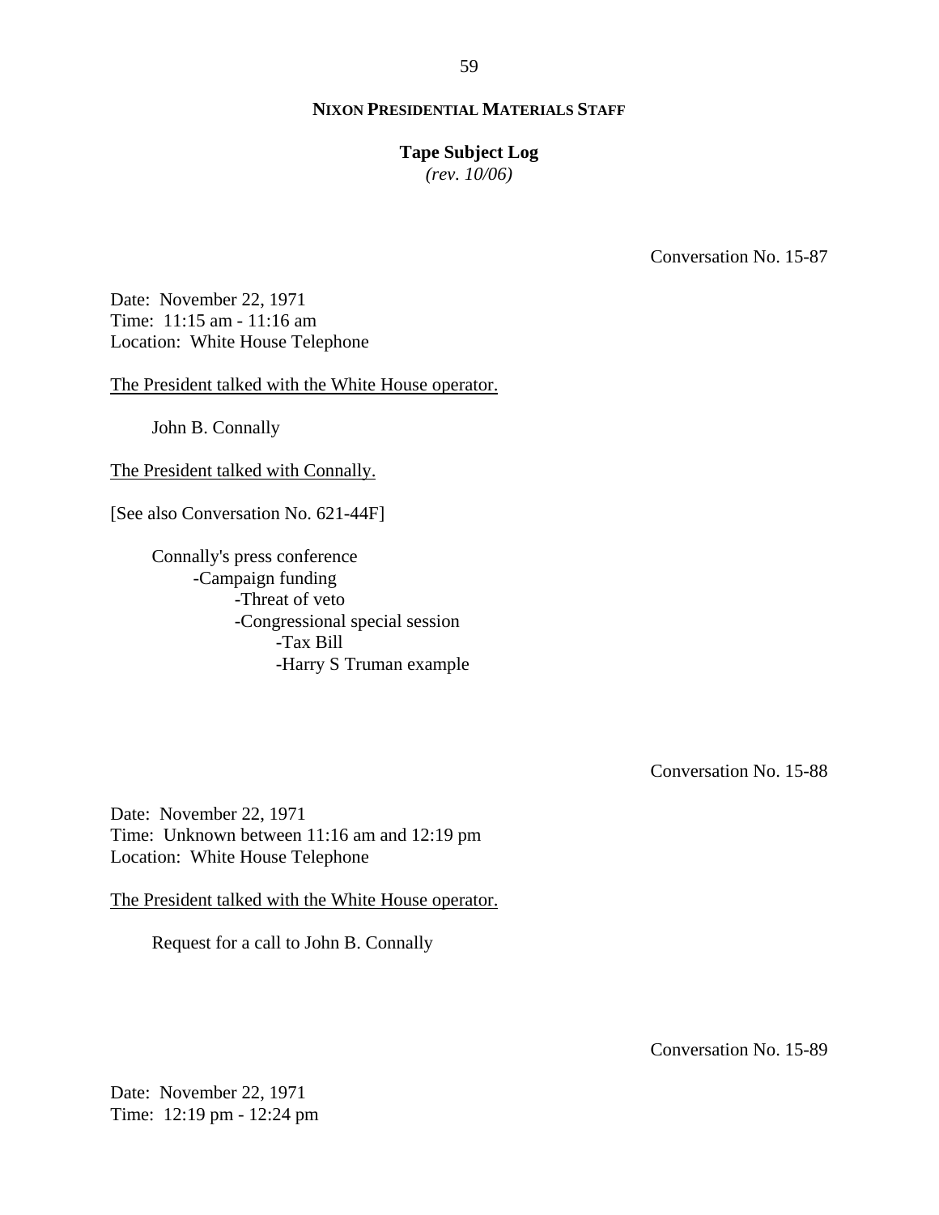**NIXON PRESIDENTIAL MATERIALS STAFF**

**Tape Subject Log**
*(rev. 10/06)*

Conversation No. 15-87

Date: November 22, 1971
Time: 11:15 am - 11:16 am
Location: White House Telephone

The President talked with the White House operator.

John B. Connally

The President talked with Connally.

[See also Conversation No. 621-44F]

Connally's press conference
- -Campaign funding
  - -Threat of veto
  - -Congressional special session
    - -Tax Bill
    - -Harry S Truman example

Conversation No. 15-88

Date: November 22, 1971
Time: Unknown between 11:16 am and 12:19 pm
Location: White House Telephone

The President talked with the White House operator.

Request for a call to John B. Connally

Conversation No. 15-89

Date: November 22, 1971
Time: 12:19 pm - 12:24 pm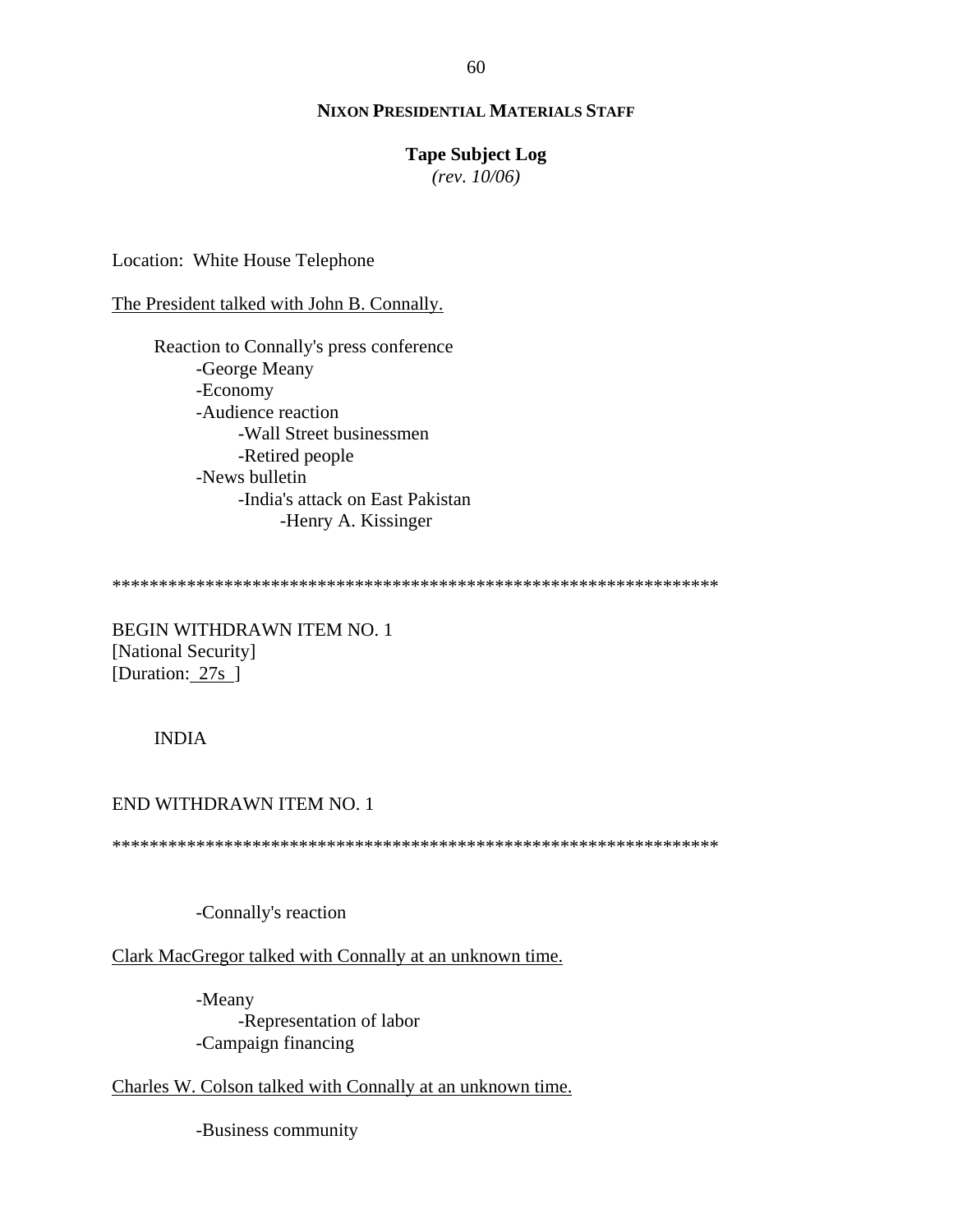Location: White House Telephone

<u>The President talked with John B. Connally.</u>

- Reaction to Connally's press conference
  - -George Meany
  - -Economy
  - -Audience reaction
    - -Wall Street businessmen
    - -Retired people
  - -News bulletin
    - -India's attack on East Pakistan
      - -Henry A. Kissinger

*****************************************************************

BEGIN WITHDRAWN ITEM NO. 1
[National Security]
[Duration: 27s ]

INDIA

END WITHDRAWN ITEM NO. 1

*****************************************************************

- -Connally's reaction

<u>Clark MacGregor talked with Connally at an unknown time.</u>

- -Meany
  - -Representation of labor
- -Campaign financing

<u>Charles W. Colson talked with Connally at an unknown time.</u>

- -Business community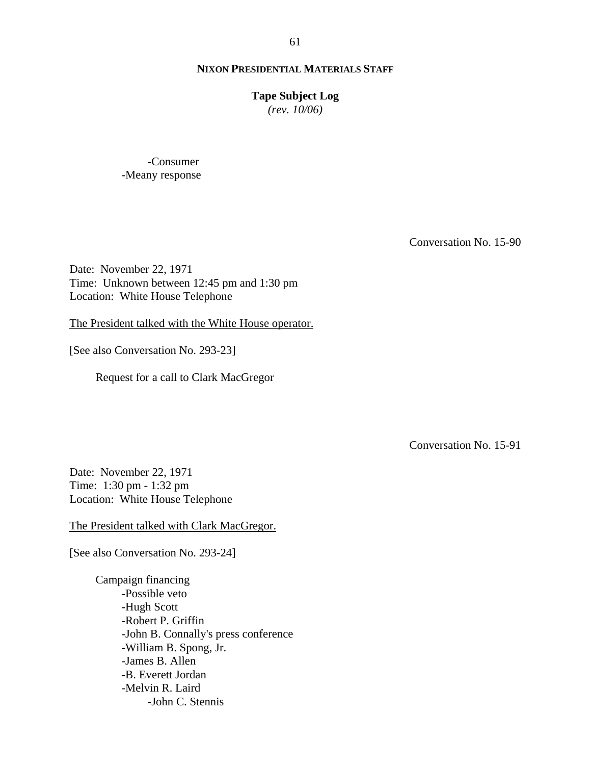-Consumer
-Meany response

Conversation No. 15-90

Date: November 22, 1971
Time: Unknown between 12:45 pm and 1:30 pm
Location: White House Telephone

The President talked with the White House operator.

[See also Conversation No. 293-23]

Request for a call to Clark MacGregor

Conversation No. 15-91

Date: November 22, 1971
Time: 1:30 pm - 1:32 pm
Location: White House Telephone

The President talked with Clark MacGregor.

[See also Conversation No. 293-24]

Campaign financing
- -Possible veto
- -Hugh Scott
- -Robert P. Griffin
- -John B. Connally's press conference
- -William B. Spong, Jr.
- -James B. Allen
- -B. Everett Jordan
- -Melvin R. Laird
  - -John C. Stennis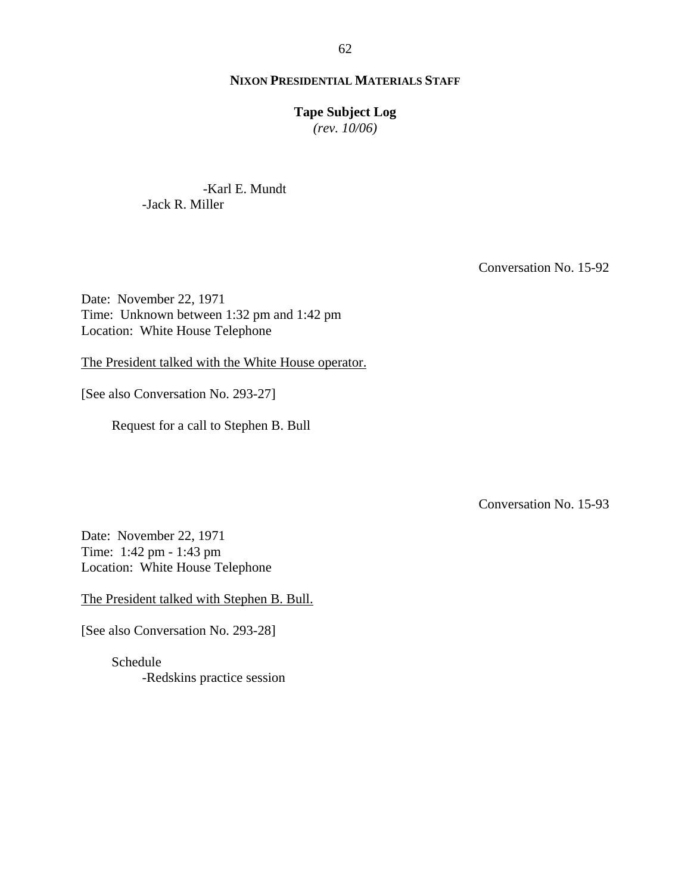**NIXON PRESIDENTIAL MATERIALS STAFF**

**Tape Subject Log**
*(rev. 10/06)*

-Karl E. Mundt
-Jack R. Miller

Conversation No. 15-92

Date: November 22, 1971
Time: Unknown between 1:32 pm and 1:42 pm
Location: White House Telephone

The President talked with the White House operator.

[See also Conversation No. 293-27]

Request for a call to Stephen B. Bull

Conversation No. 15-93

Date: November 22, 1971
Time: 1:42 pm - 1:43 pm
Location: White House Telephone

The President talked with Stephen B. Bull.

[See also Conversation No. 293-28]

Schedule
-Redskins practice session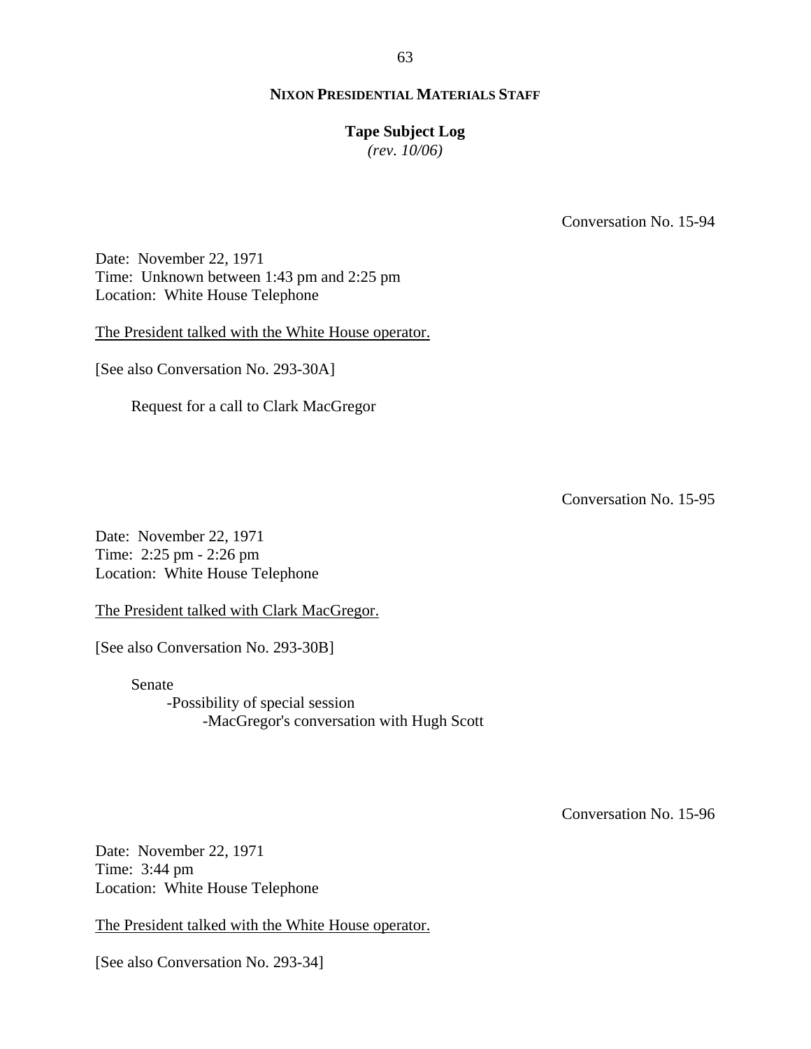Conversation No. 15-94

Date: November 22, 1971
Time: Unknown between 1:43 pm and 2:25 pm
Location: White House Telephone

The President talked with the White House operator.

[See also Conversation No. 293-30A]

- Request for a call to Clark MacGregor

Conversation No. 15-95

Date: November 22, 1971
Time: 2:25 pm - 2:26 pm
Location: White House Telephone

The President talked with Clark MacGregor.

[See also Conversation No. 293-30B]

- Senate
  - -Possibility of special session
    - -MacGregor's conversation with Hugh Scott

Conversation No. 15-96

Date: November 22, 1971
Time: 3:44 pm
Location: White House Telephone

The President talked with the White House operator.

[See also Conversation No. 293-34]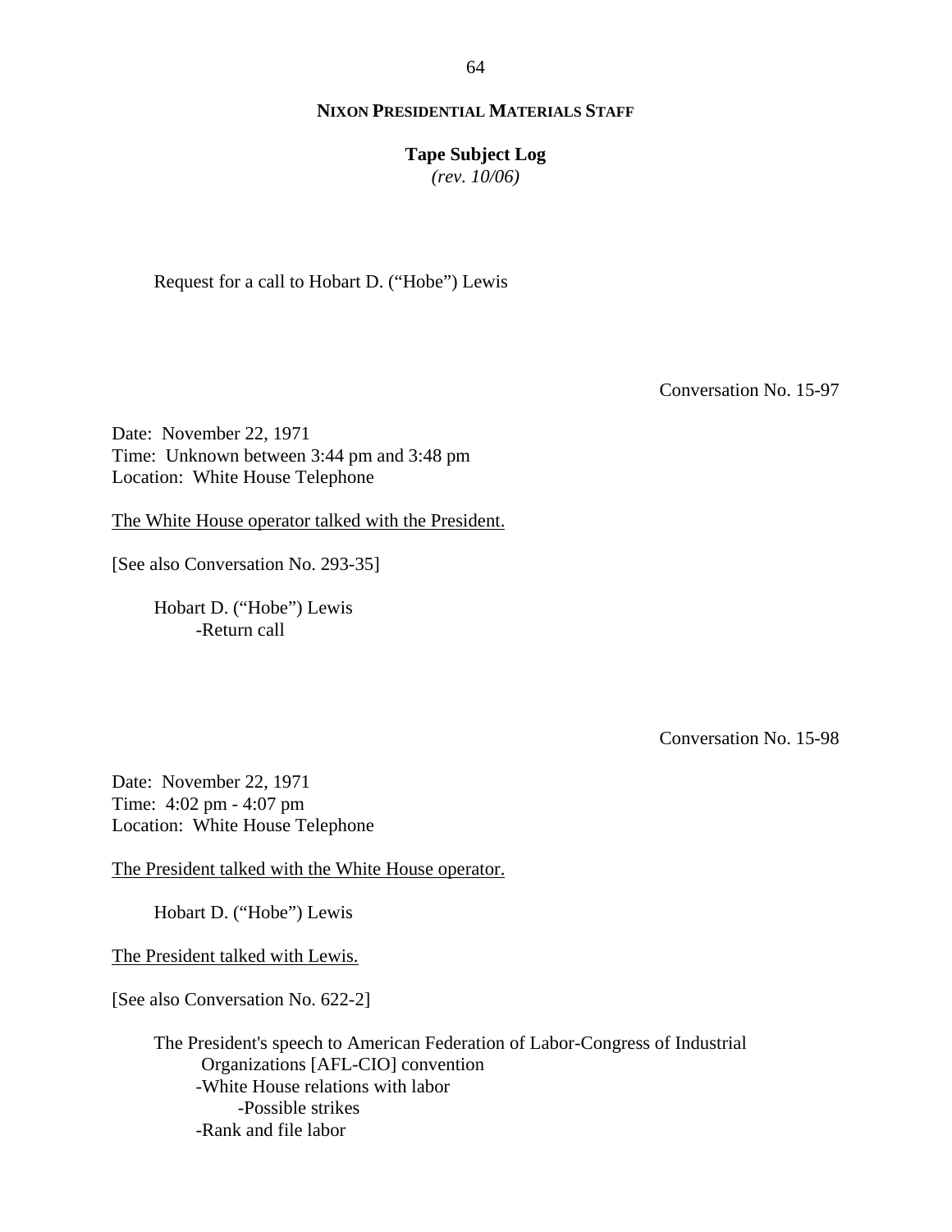Request for a call to Hobart D. ("Hobe") Lewis

Conversation No. 15-97

Date: November 22, 1971
Time: Unknown between 3:44 pm and 3:48 pm
Location: White House Telephone

The White House operator talked with the President.

[See also Conversation No. 293-35]

Hobart D. ("Hobe") Lewis
- Return call

Conversation No. 15-98

Date: November 22, 1971
Time: 4:02 pm - 4:07 pm
Location: White House Telephone

The President talked with the White House operator.

Hobart D. ("Hobe") Lewis

The President talked with Lewis.

[See also Conversation No. 622-2]

The President's speech to American Federation of Labor-Congress of Industrial Organizations [AFL-CIO] convention
- White House relations with labor
  - Possible strikes
- Rank and file labor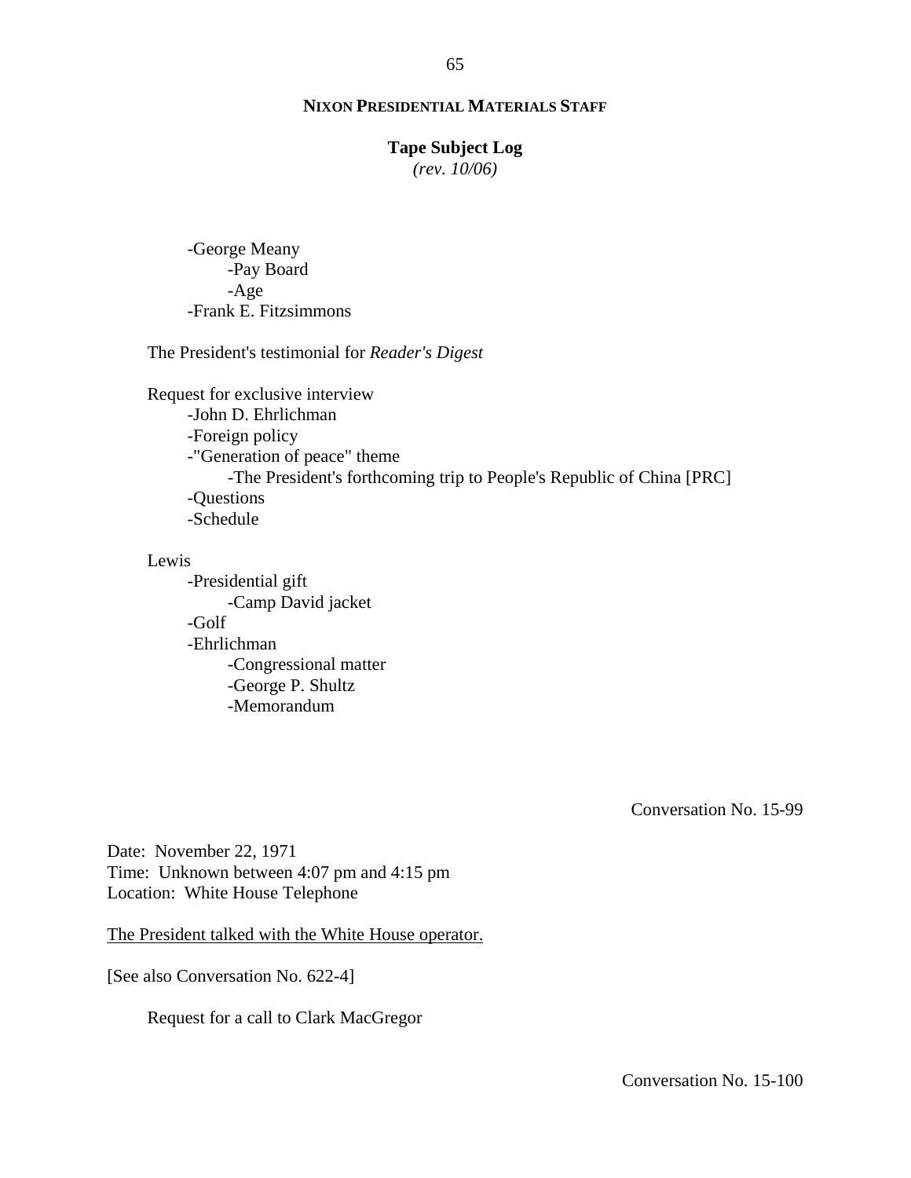-George Meany
    -Pay Board
    -Age
-Frank E. Fitzsimmons

The President's testimonial for *Reader's Digest*

Request for exclusive interview
- -John D. Ehrlichman
- -Foreign policy
- -"Generation of peace" theme
    - -The President's forthcoming trip to People's Republic of China [PRC]
- -Questions
- -Schedule

Lewis
- -Presidential gift
    - -Camp David jacket
- -Golf
- -Ehrlichman
    - -Congressional matter
    - -George P. Shultz
    - -Memorandum

Conversation No. 15-99

Date: November 22, 1971
Time: Unknown between 4:07 pm and 4:15 pm
Location: White House Telephone

The President talked with the White House operator.

[See also Conversation No. 622-4]

Request for a call to Clark MacGregor

Conversation No. 15-100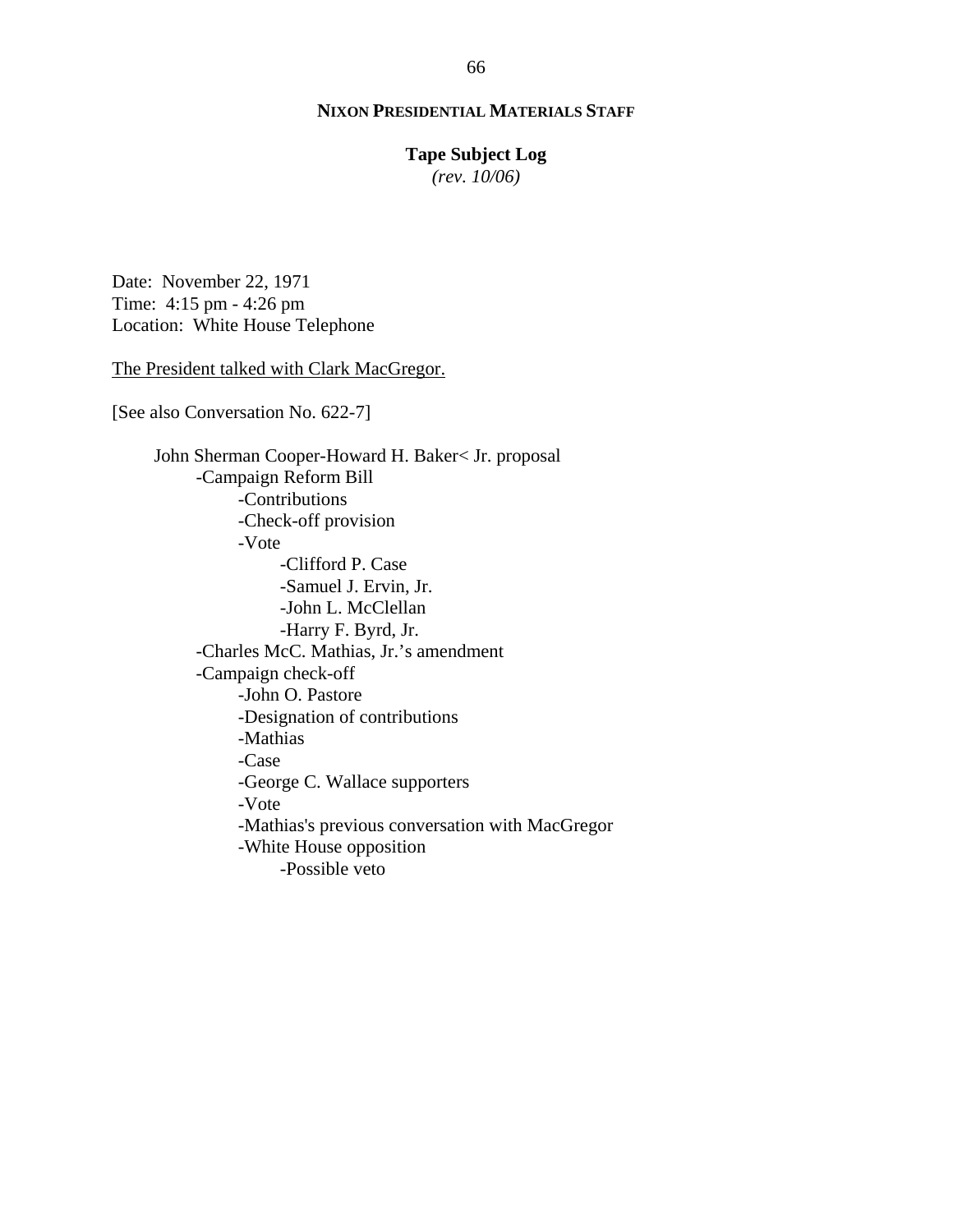**NIXON PRESIDENTIAL MATERIALS STAFF**

**Tape Subject Log**
*(rev. 10/06)*

Date: November 22, 1971
Time: 4:15 pm - 4:26 pm
Location: White House Telephone

<u>The President talked with Clark MacGregor.</u>

[See also Conversation No. 622-7]

- John Sherman Cooper-Howard H. Baker< Jr. proposal
    - -Campaign Reform Bill
        - -Contributions
        - -Check-off provision
        - -Vote
            - -Clifford P. Case
            - -Samuel J. Ervin, Jr.
            - -John L. McClellan
            - -Harry F. Byrd, Jr.
    - -Charles McC. Mathias, Jr.'s amendment
    - -Campaign check-off
        - -John O. Pastore
        - -Designation of contributions
        - -Mathias
        - -Case
        - -George C. Wallace supporters
        - -Vote
        - -Mathias's previous conversation with MacGregor
        - -White House opposition
            - -Possible veto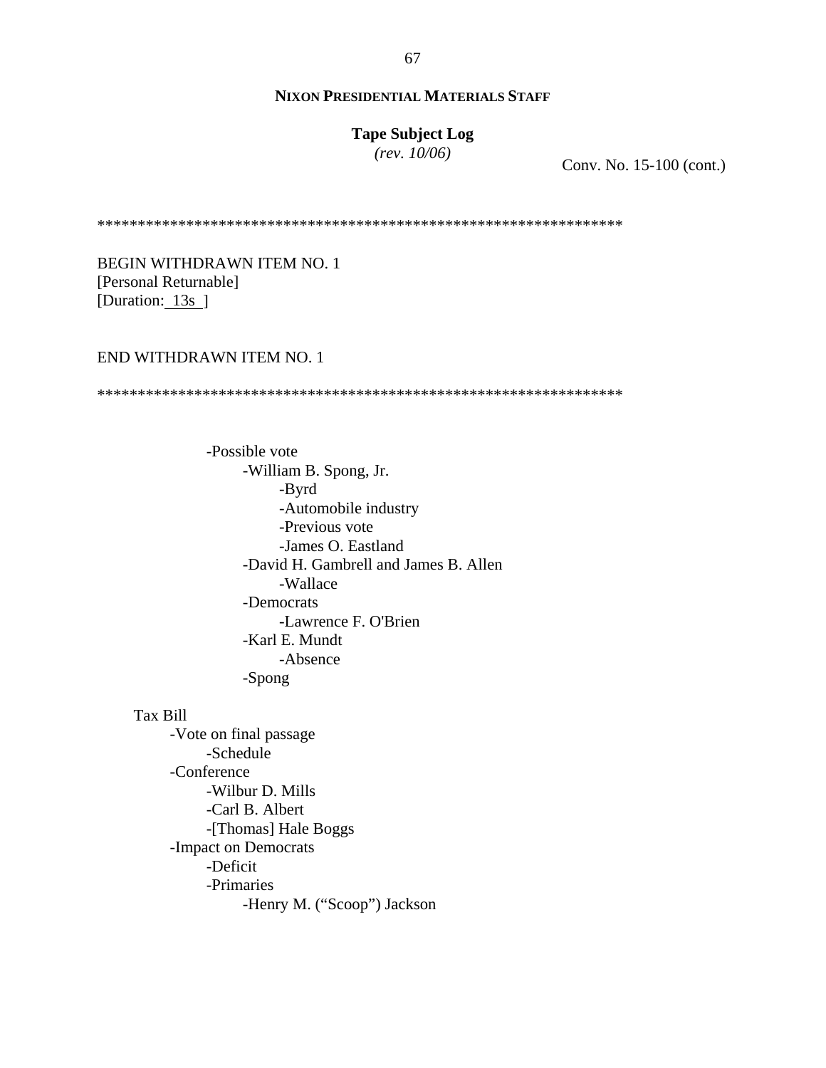**NIXON PRESIDENTIAL MATERIALS STAFF**

**Tape Subject Log**
*(rev. 10/06)*

Conv. No. 15-100 (cont.)

*****************************************************************

BEGIN WITHDRAWN ITEM NO. 1
[Personal Returnable]
[Duration: 13s ]

END WITHDRAWN ITEM NO. 1

*****************************************************************

- Possible vote
  - William B. Spong, Jr.
    - Byrd
    - Automobile industry
    - Previous vote
    - James O. Eastland
  - David H. Gambrell and James B. Allen
    - Wallace
  - Democrats
    - Lawrence F. O'Brien
  - Karl E. Mundt
    - Absence
  - Spong

Tax Bill
- Vote on final passage
  - Schedule
- Conference
  - Wilbur D. Mills
  - Carl B. Albert
  - [Thomas] Hale Boggs
- Impact on Democrats
  - Deficit
  - Primaries
    - Henry M. ("Scoop") Jackson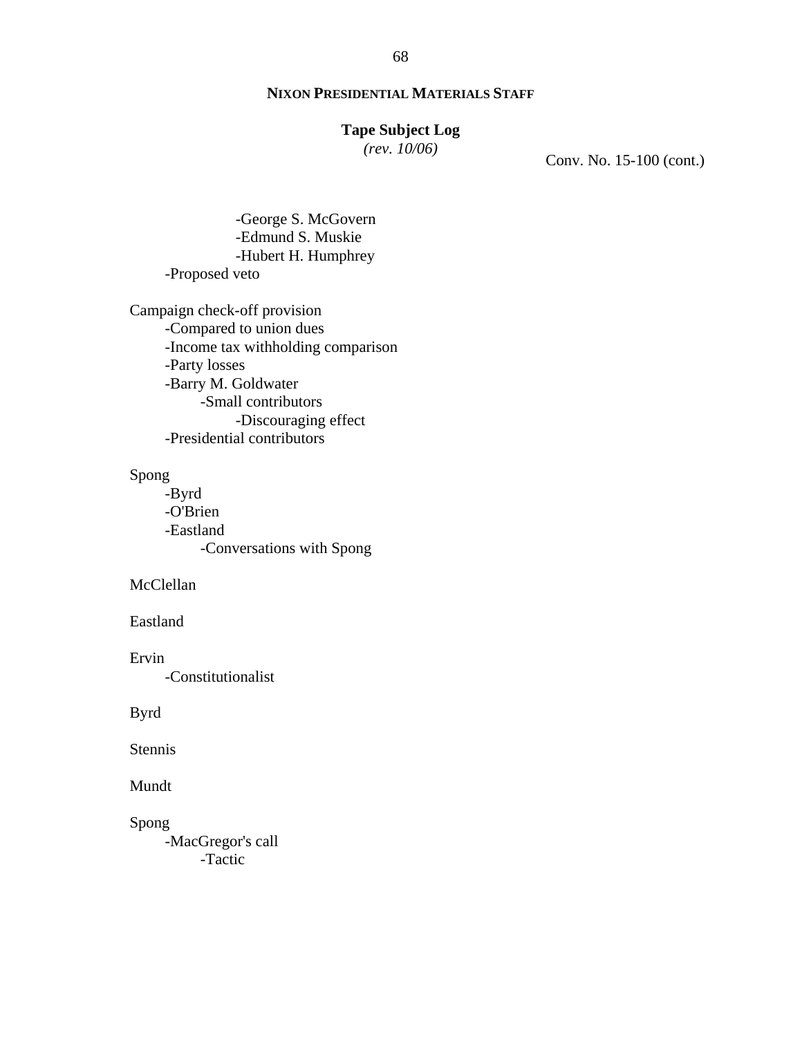**NIXON PRESIDENTIAL MATERIALS STAFF**

**Tape Subject Log**
*(rev. 10/06)*

Conv. No. 15-100 (cont.)

- -George S. McGovern
- -Edmund S. Muskie
- -Hubert H. Humphrey

-Proposed veto

Campaign check-off provision
- -Compared to union dues
- -Income tax withholding comparison
- -Party losses
- -Barry M. Goldwater
  - -Small contributors
    - -Discouraging effect
- -Presidential contributors

Spong
- -Byrd
- -O'Brien
- -Eastland
  - -Conversations with Spong

McClellan

Eastland

Ervin
- -Constitutionalist

Byrd

Stennis

Mundt

Spong
- -MacGregor's call
  - -Tactic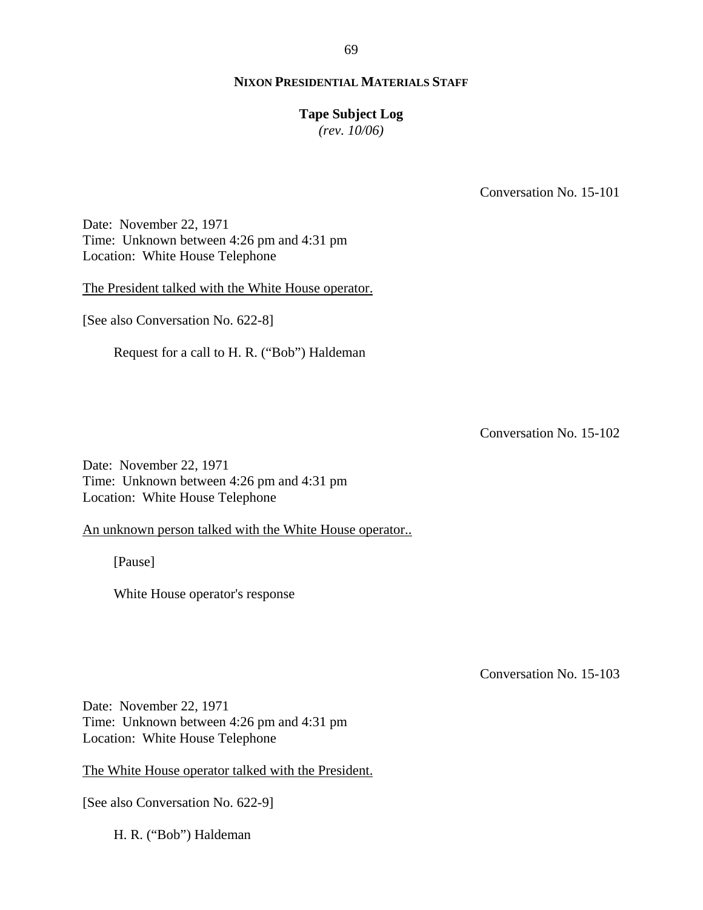**NIXON PRESIDENTIAL MATERIALS STAFF**

**Tape Subject Log**
*(rev. 10/06)*

Conversation No. 15-101

Date: November 22, 1971
Time: Unknown between 4:26 pm and 4:31 pm
Location: White House Telephone

<u>The President talked with the White House operator.</u>

[See also Conversation No. 622-8]

Request for a call to H. R. ("Bob") Haldeman

Conversation No. 15-102

Date: November 22, 1971
Time: Unknown between 4:26 pm and 4:31 pm
Location: White House Telephone

<u>An unknown person talked with the White House operator..</u>

[Pause]

White House operator's response

Conversation No. 15-103

Date: November 22, 1971
Time: Unknown between 4:26 pm and 4:31 pm
Location: White House Telephone

<u>The White House operator talked with the President.</u>

[See also Conversation No. 622-9]

H. R. ("Bob") Haldeman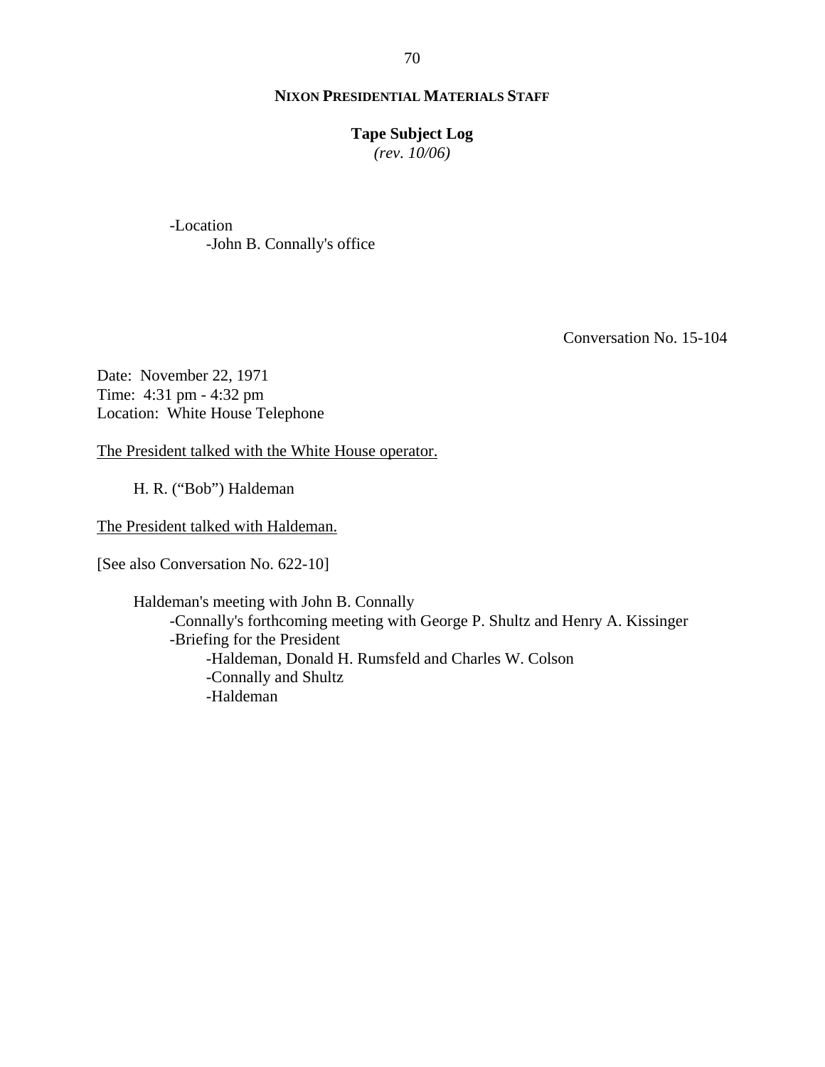-Location
  -John B. Connally's office

Conversation No. 15-104

Date: November 22, 1971
Time: 4:31 pm - 4:32 pm
Location: White House Telephone

The President talked with the White House operator.

H. R. ("Bob") Haldeman

The President talked with Haldeman.

[See also Conversation No. 622-10]

Haldeman's meeting with John B. Connally
- -Connally's forthcoming meeting with George P. Shultz and Henry A. Kissinger
- -Briefing for the President
  - -Haldeman, Donald H. Rumsfeld and Charles W. Colson
  - -Connally and Shultz
  - -Haldeman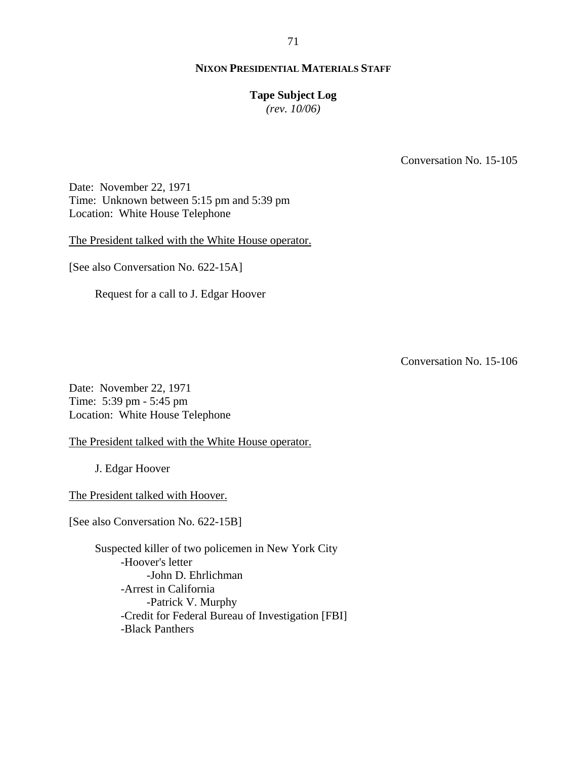**NIXON PRESIDENTIAL MATERIALS STAFF**

**Tape Subject Log**
*(rev. 10/06)*

Conversation No. 15-105

Date: November 22, 1971
Time: Unknown between 5:15 pm and 5:39 pm
Location: White House Telephone

The President talked with the White House operator.

[See also Conversation No. 622-15A]

Request for a call to J. Edgar Hoover

Conversation No. 15-106

Date: November 22, 1971
Time: 5:39 pm - 5:45 pm
Location: White House Telephone

The President talked with the White House operator.

J. Edgar Hoover

The President talked with Hoover.

[See also Conversation No. 622-15B]

Suspected killer of two policemen in New York City
- -Hoover's letter
  - -John D. Ehrlichman
- -Arrest in California
  - -Patrick V. Murphy
- -Credit for Federal Bureau of Investigation [FBI]
- -Black Panthers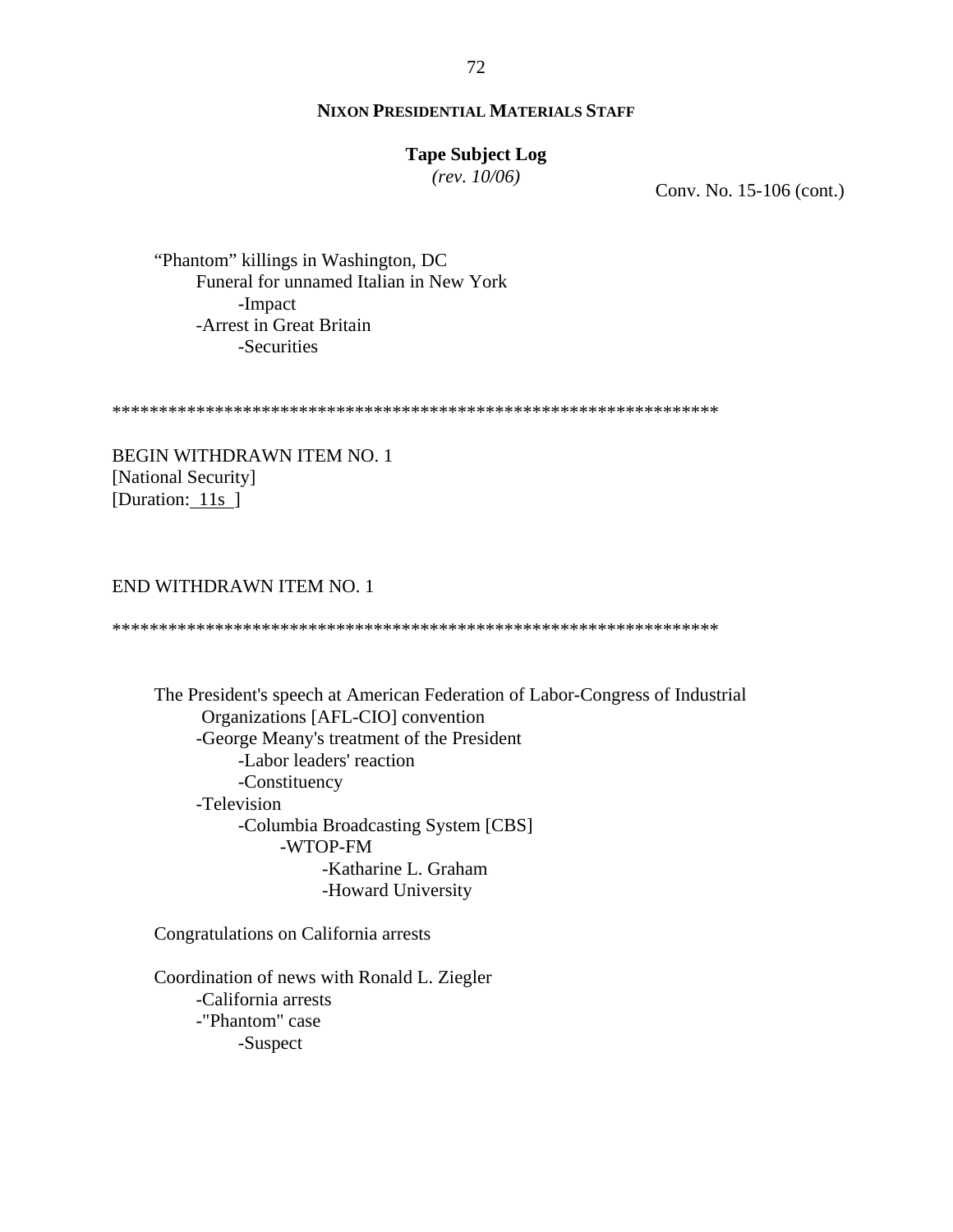**NIXON PRESIDENTIAL MATERIALS STAFF**

**Tape Subject Log**
*(rev. 10/06)*

Conv. No. 15-106 (cont.)

“Phantom” killings in Washington, DC
- Funeral for unnamed Italian in New York
  - -Impact
- -Arrest in Great Britain
  - -Securities

*****************************************************************

BEGIN WITHDRAWN ITEM NO. 1
[National Security]
[Duration: 11s ]

END WITHDRAWN ITEM NO. 1

*****************************************************************

The President's speech at American Federation of Labor-Congress of Industrial Organizations [AFL-CIO] convention
- -George Meany's treatment of the President
  - -Labor leaders' reaction
  - -Constituency
- -Television
  - -Columbia Broadcasting System [CBS]
    - -WTOP-FM
      - -Katharine L. Graham
      - -Howard University

Congratulations on California arrests

Coordination of news with Ronald L. Ziegler
- -California arrests
- -"Phantom" case
  - -Suspect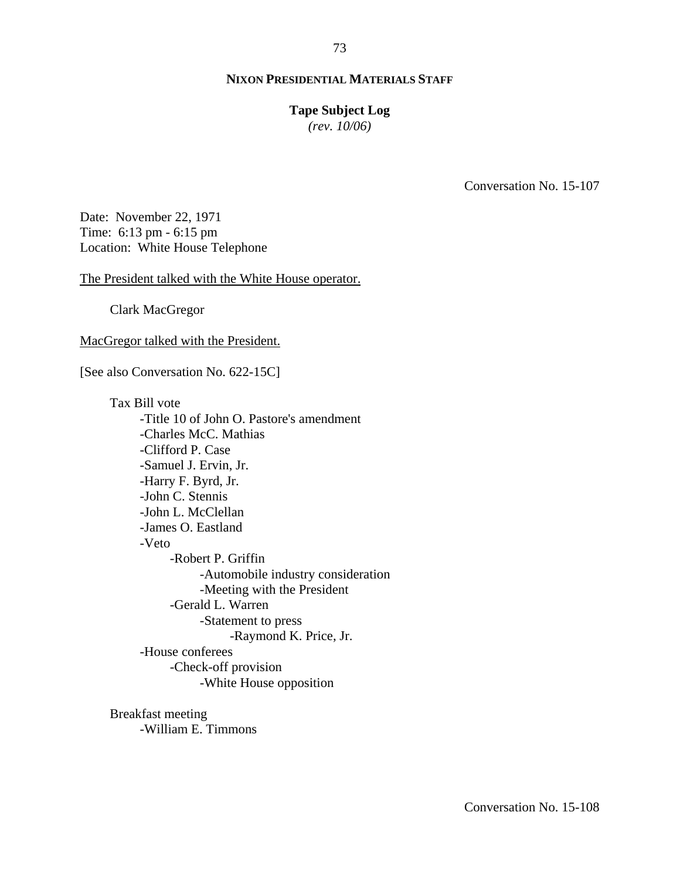**NIXON PRESIDENTIAL MATERIALS STAFF**

**Tape Subject Log**
*(rev. 10/06)*

Conversation No. 15-107

Date: November 22, 1971
Time: 6:13 pm - 6:15 pm
Location: White House Telephone

The President talked with the White House operator.

Clark MacGregor

MacGregor talked with the President.

[See also Conversation No. 622-15C]

- Tax Bill vote
    - Title 10 of John O. Pastore's amendment
    - Charles McC. Mathias
    - Clifford P. Case
    - Samuel J. Ervin, Jr.
    - Harry F. Byrd, Jr.
    - John C. Stennis
    - John L. McClellan
    - James O. Eastland
    - Veto
        - Robert P. Griffin
            - Automobile industry consideration
            - Meeting with the President
        - Gerald L. Warren
            - Statement to press
                - Raymond K. Price, Jr.
    - House conferees
        - Check-off provision
            - White House opposition

- Breakfast meeting
    - William E. Timmons

Conversation No. 15-108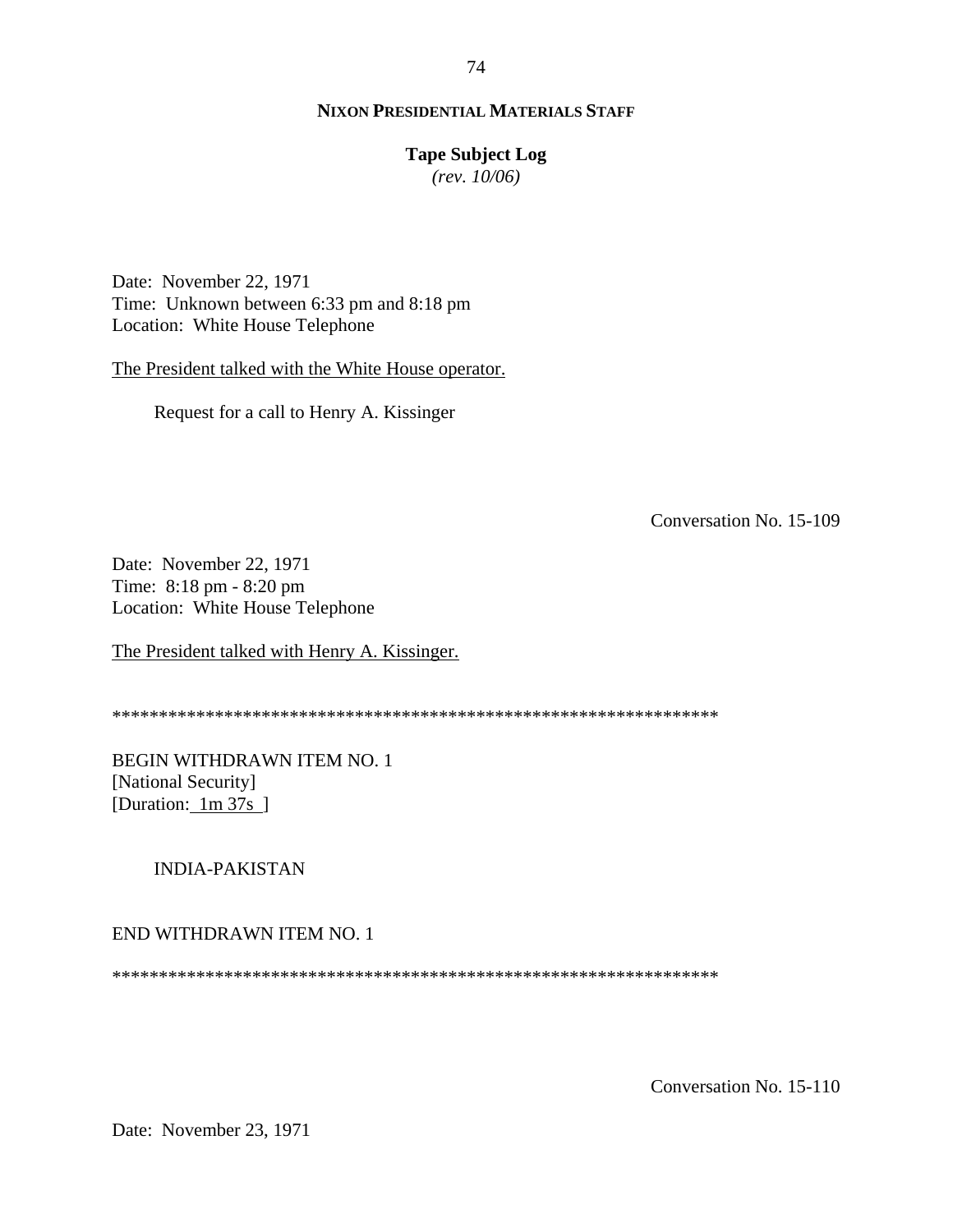Date: November 22, 1971
Time: Unknown between 6:33 pm and 8:18 pm
Location: White House Telephone

The President talked with the White House operator.

Request for a call to Henry A. Kissinger

Conversation No. 15-109

Date: November 22, 1971
Time: 8:18 pm - 8:20 pm
Location: White House Telephone

The President talked with Henry A. Kissinger.

*****************************************************************

BEGIN WITHDRAWN ITEM NO. 1
[National Security]
[Duration: 1m 37s ]

INDIA-PAKISTAN

END WITHDRAWN ITEM NO. 1

*****************************************************************

Conversation No. 15-110

Date: November 23, 1971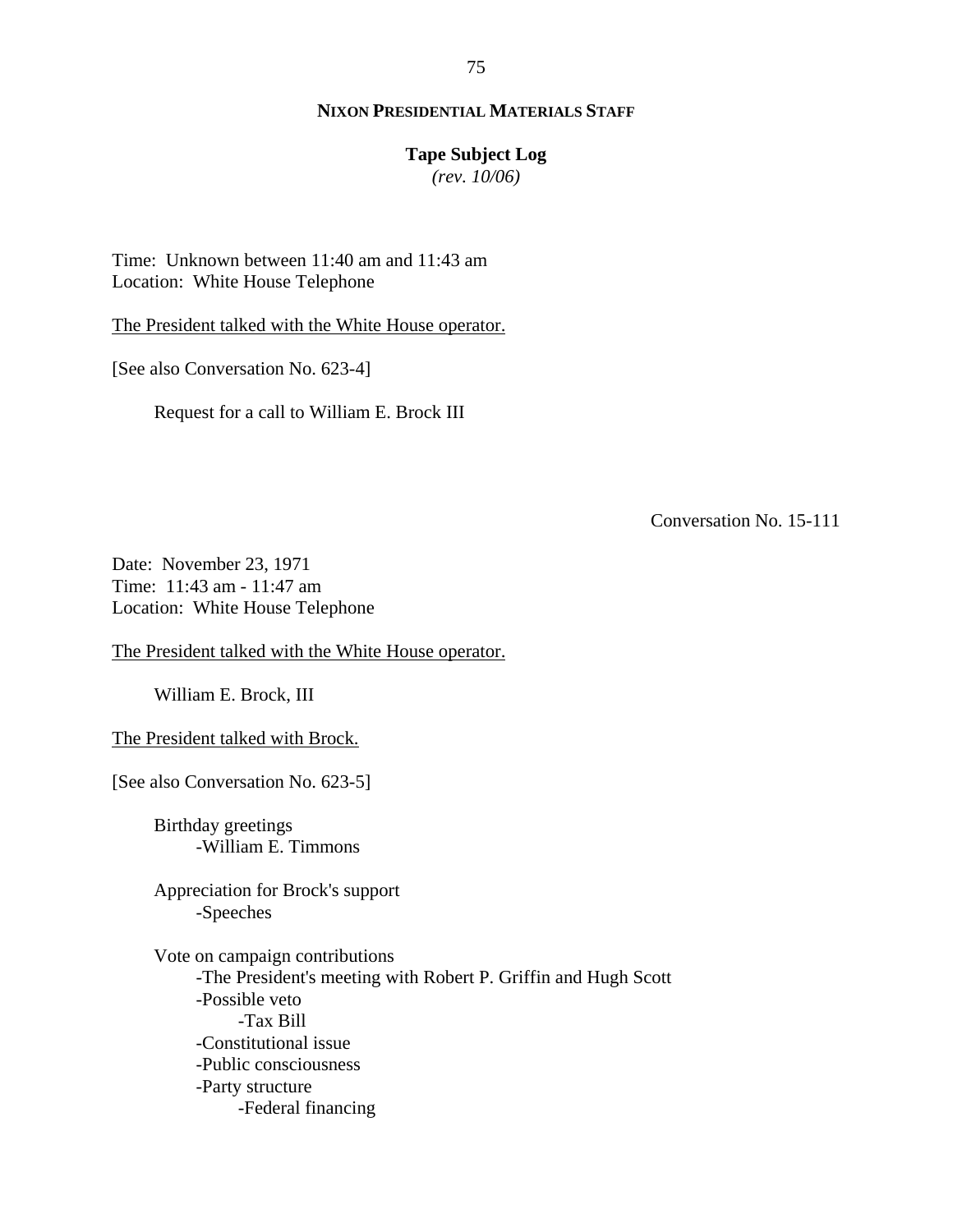**NIXON PRESIDENTIAL MATERIALS STAFF**

**Tape Subject Log**
*(rev. 10/06)*

Time: Unknown between 11:40 am and 11:43 am
Location: White House Telephone

The President talked with the White House operator.

[See also Conversation No. 623-4]

- Request for a call to William E. Brock III

Conversation No. 15-111

Date: November 23, 1971
Time: 11:43 am - 11:47 am
Location: White House Telephone

The President talked with the White House operator.

- William E. Brock, III

The President talked with Brock.

[See also Conversation No. 623-5]

- Birthday greetings
  - -William E. Timmons
- Appreciation for Brock's support
  - -Speeches
- Vote on campaign contributions
  - -The President's meeting with Robert P. Griffin and Hugh Scott
  - -Possible veto
    - -Tax Bill
  - -Constitutional issue
  - -Public consciousness
  - -Party structure
    - -Federal financing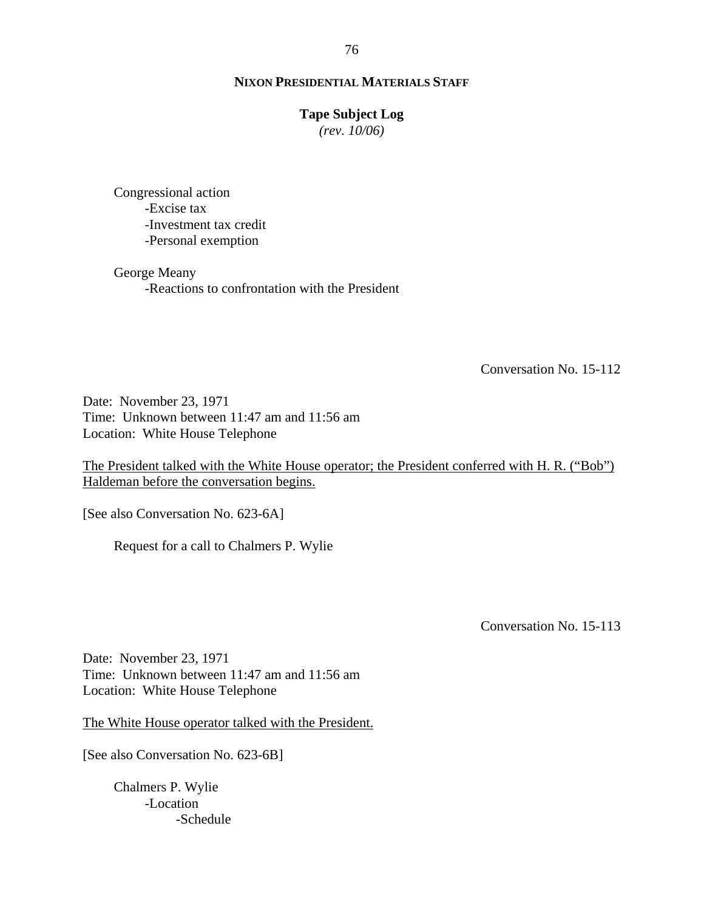Congressional action
- Excise tax
- Investment tax credit
- Personal exemption

George Meany
- Reactions to confrontation with the President

Conversation No. 15-112

Date: November 23, 1971
Time: Unknown between 11:47 am and 11:56 am
Location: White House Telephone

<u>The President talked with the White House operator; the President conferred with H. R. ("Bob") Haldeman before the conversation begins.</u>

[See also Conversation No. 623-6A]

Request for a call to Chalmers P. Wylie

Conversation No. 15-113

Date: November 23, 1971
Time: Unknown between 11:47 am and 11:56 am
Location: White House Telephone

<u>The White House operator talked with the President.</u>

[See also Conversation No. 623-6B]

Chalmers P. Wylie
- Location
    - Schedule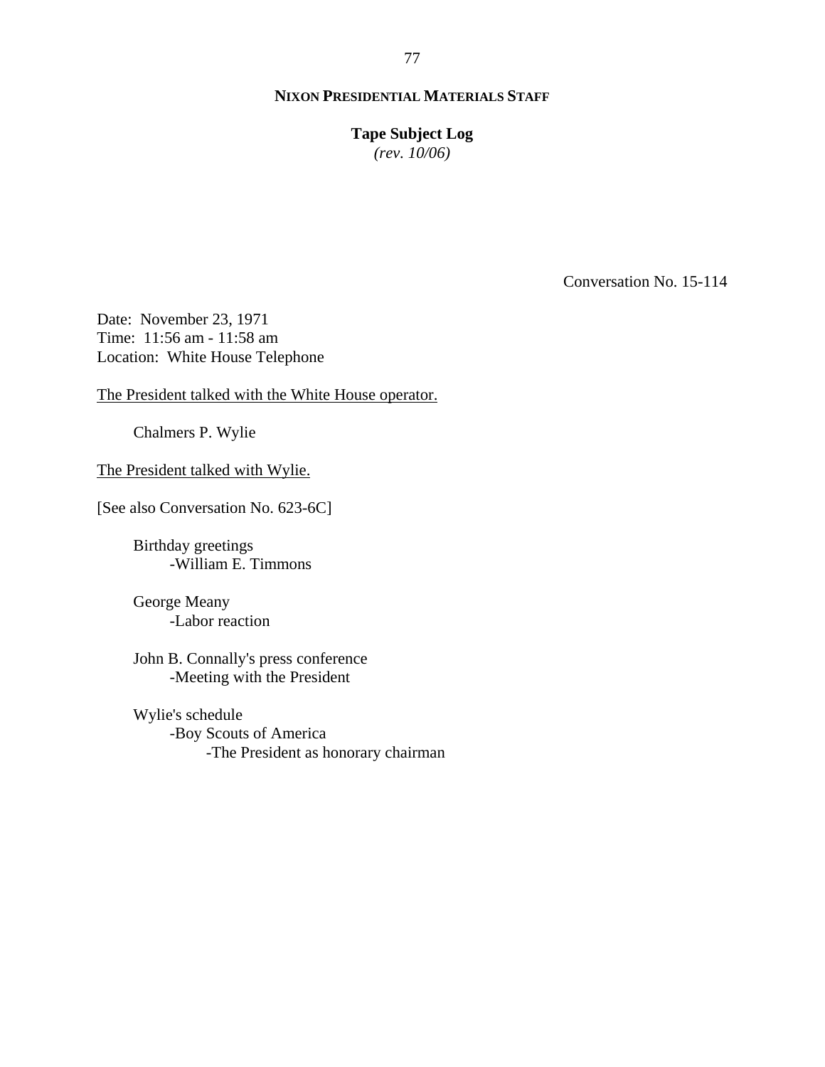**NIXON PRESIDENTIAL MATERIALS STAFF**

**Tape Subject Log**
*(rev. 10/06)*

Conversation No. 15-114

Date: November 23, 1971
Time: 11:56 am - 11:58 am
Location: White House Telephone

<u>The President talked with the White House operator.</u>

Chalmers P. Wylie

<u>The President talked with Wylie.</u>

[See also Conversation No. 623-6C]

Birthday greetings
- William E. Timmons

George Meany
- Labor reaction

John B. Connally's press conference
- Meeting with the President

Wylie's schedule
- Boy Scouts of America
  - The President as honorary chairman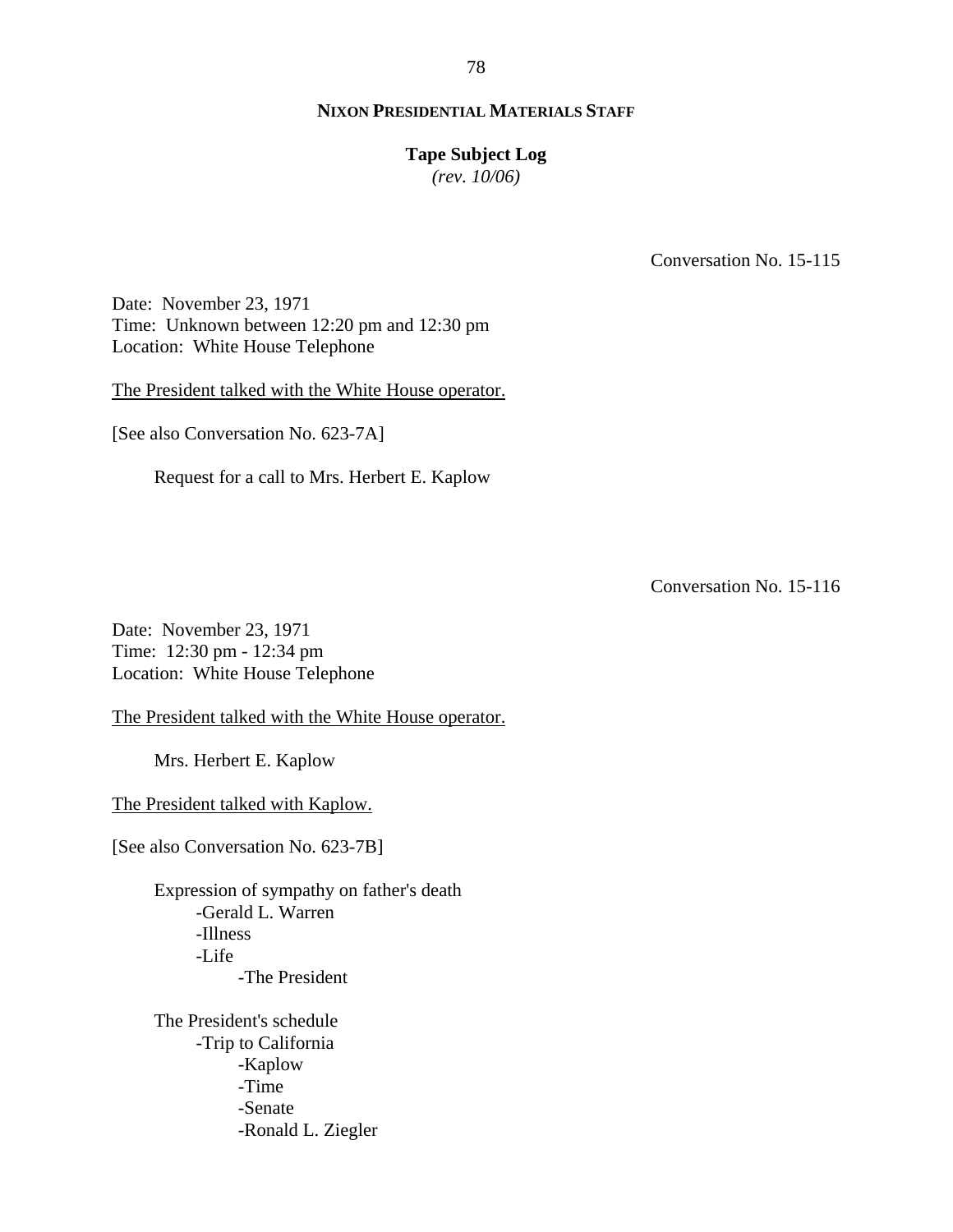**NIXON PRESIDENTIAL MATERIALS STAFF**

**Tape Subject Log**
*(rev. 10/06)*

Conversation No. 15-115

Date: November 23, 1971
Time: Unknown between 12:20 pm and 12:30 pm
Location: White House Telephone

The President talked with the White House operator.

[See also Conversation No. 623-7A]

Request for a call to Mrs. Herbert E. Kaplow

Conversation No. 15-116

Date: November 23, 1971
Time: 12:30 pm - 12:34 pm
Location: White House Telephone

The President talked with the White House operator.

Mrs. Herbert E. Kaplow

The President talked with Kaplow.

[See also Conversation No. 623-7B]

Expression of sympathy on father's death
- -Gerald L. Warren
- -Illness
- -Life
  - -The President

The President's schedule
- -Trip to California
  - -Kaplow
  - -Time
  - -Senate
  - -Ronald L. Ziegler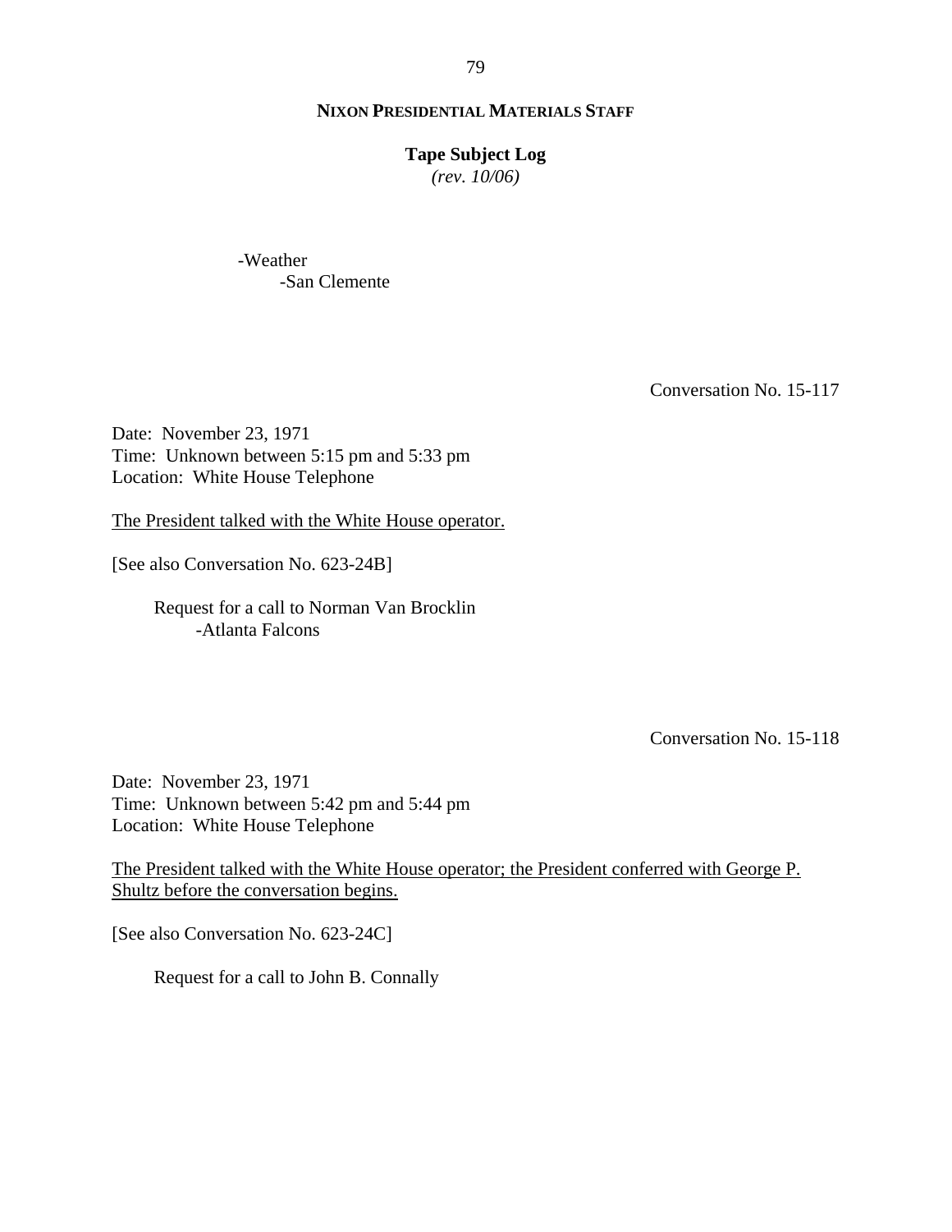-Weather
  -San Clemente

Conversation No. 15-117

Date: November 23, 1971
Time: Unknown between 5:15 pm and 5:33 pm
Location: White House Telephone

<u>The President talked with the White House operator.</u>

[See also Conversation No. 623-24B]

Request for a call to Norman Van Brocklin
  -Atlanta Falcons

Conversation No. 15-118

Date: November 23, 1971
Time: Unknown between 5:42 pm and 5:44 pm
Location: White House Telephone

<u>The President talked with the White House operator; the President conferred with George P. Shultz before the conversation begins.</u>

[See also Conversation No. 623-24C]

Request for a call to John B. Connally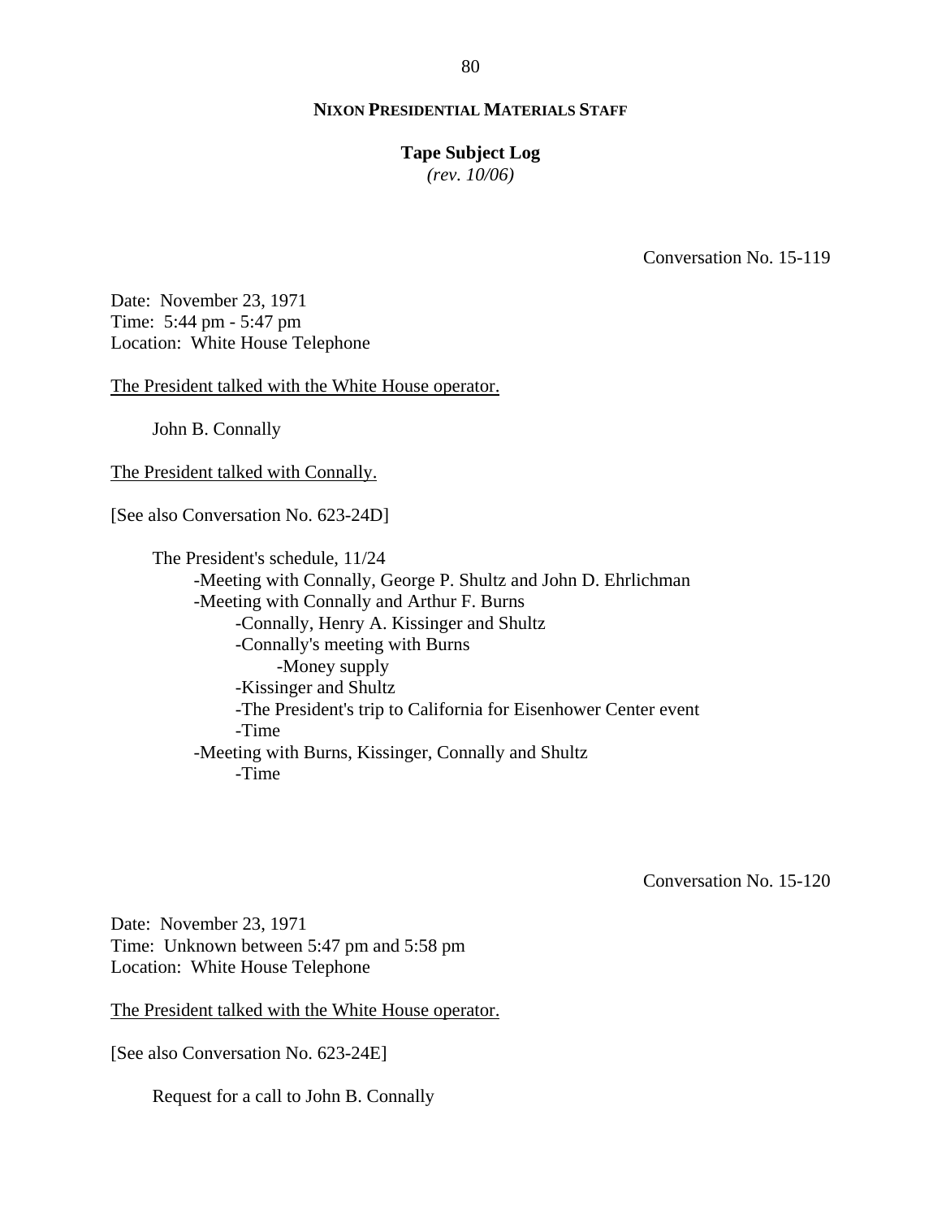Conversation No. 15-119

Date: November 23, 1971
Time: 5:44 pm - 5:47 pm
Location: White House Telephone

<u>The President talked with the White House operator.</u>

John B. Connally

<u>The President talked with Connally.</u>

[See also Conversation No. 623-24D]

- The President's schedule, 11/24
  - -Meeting with Connally, George P. Shultz and John D. Ehrlichman
  - -Meeting with Connally and Arthur F. Burns
    - -Connally, Henry A. Kissinger and Shultz
    - -Connally's meeting with Burns
      - -Money supply
    - -Kissinger and Shultz
    - -The President's trip to California for Eisenhower Center event
    - -Time
  - -Meeting with Burns, Kissinger, Connally and Shultz
    - -Time

Conversation No. 15-120

Date: November 23, 1971
Time: Unknown between 5:47 pm and 5:58 pm
Location: White House Telephone

<u>The President talked with the White House operator.</u>

[See also Conversation No. 623-24E]

Request for a call to John B. Connally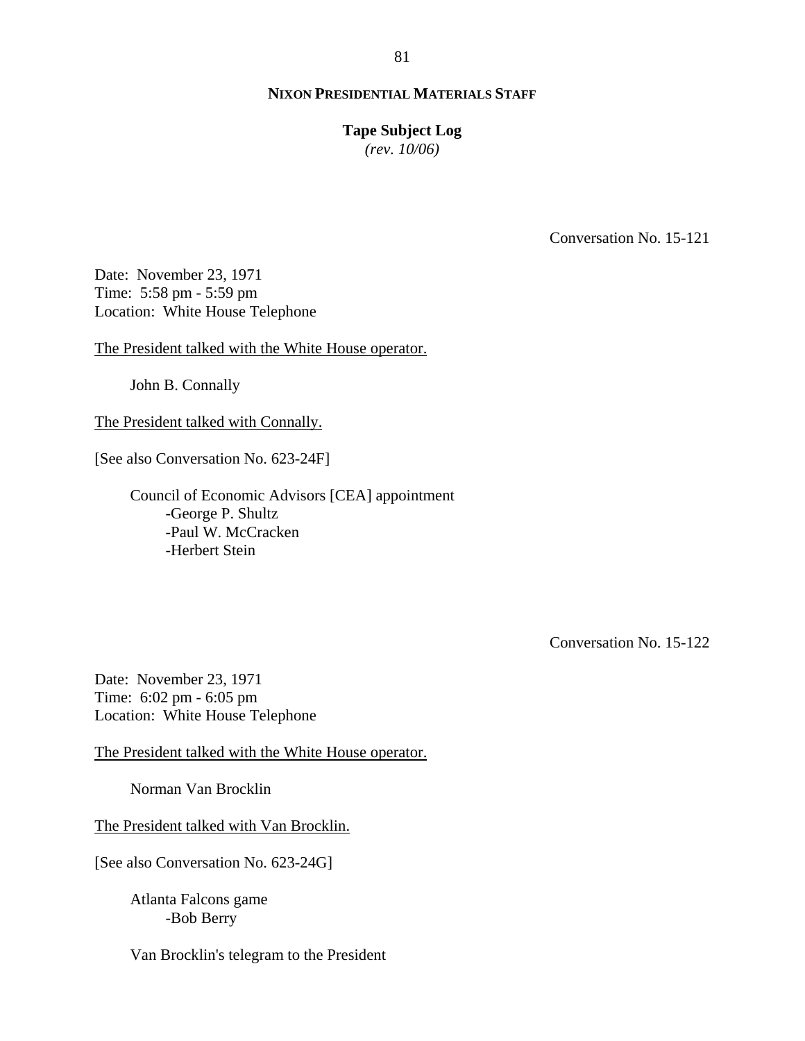**NIXON PRESIDENTIAL MATERIALS STAFF**

**Tape Subject Log**
*(rev. 10/06)*

Conversation No. 15-121

Date: November 23, 1971
Time: 5:58 pm - 5:59 pm
Location: White House Telephone

The President talked with the White House operator.

John B. Connally

The President talked with Connally.

[See also Conversation No. 623-24F]

Council of Economic Advisors [CEA] appointment
- -George P. Shultz
- -Paul W. McCracken
- -Herbert Stein

Conversation No. 15-122

Date: November 23, 1971
Time: 6:02 pm - 6:05 pm
Location: White House Telephone

The President talked with the White House operator.

Norman Van Brocklin

The President talked with Van Brocklin.

[See also Conversation No. 623-24G]

Atlanta Falcons game
- -Bob Berry

Van Brocklin's telegram to the President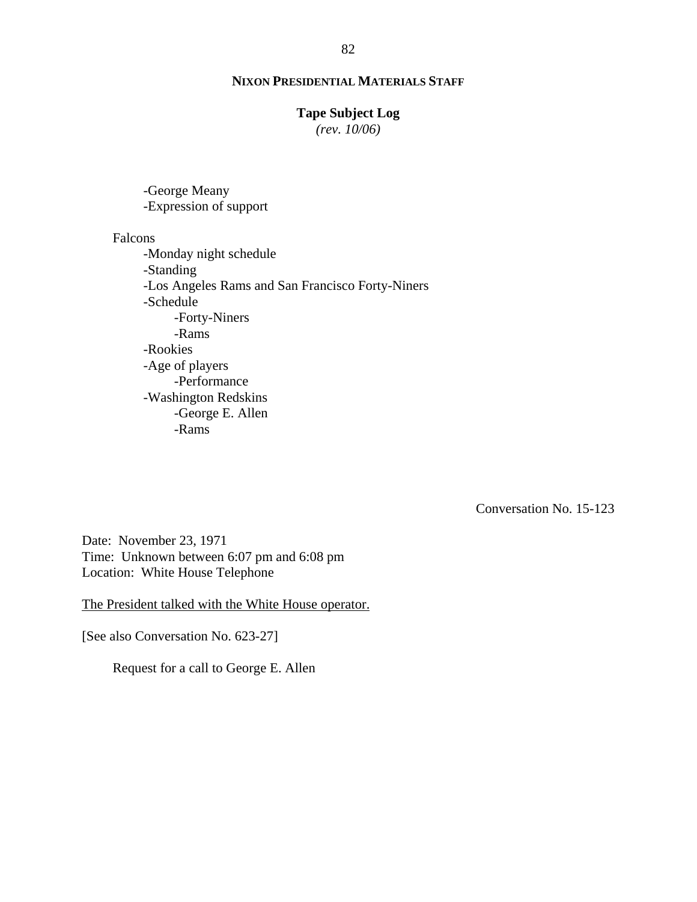-George Meany
-Expression of support

Falcons
- -Monday night schedule
- -Standing
- -Los Angeles Rams and San Francisco Forty-Niners
- -Schedule
    - -Forty-Niners
    - -Rams
- -Rookies
- -Age of players
    - -Performance
- -Washington Redskins
    - -George E. Allen
    - -Rams

Conversation No. 15-123

Date: November 23, 1971
Time: Unknown between 6:07 pm and 6:08 pm
Location: White House Telephone

The President talked with the White House operator.

[See also Conversation No. 623-27]

Request for a call to George E. Allen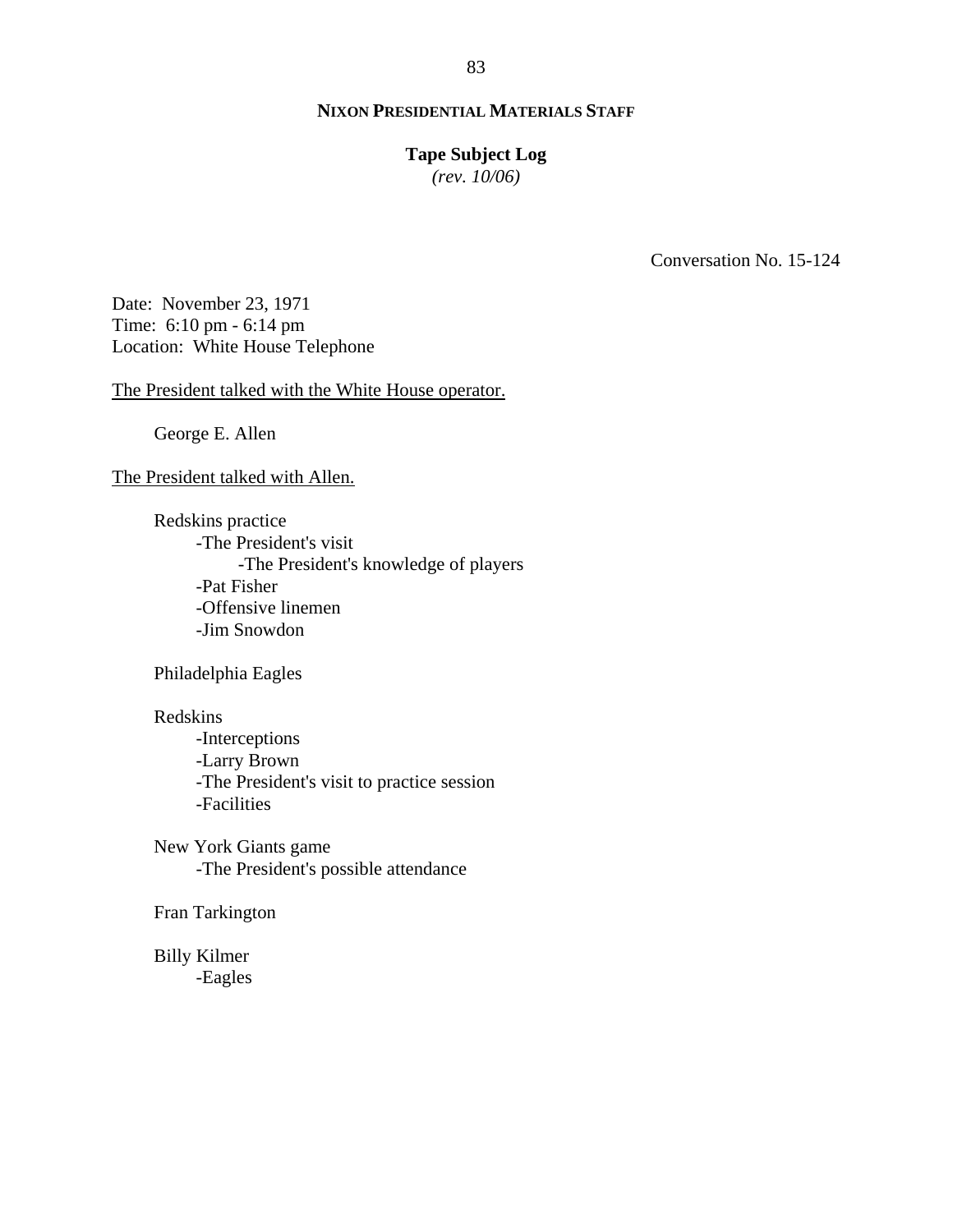**NIXON PRESIDENTIAL MATERIALS STAFF**

**Tape Subject Log**
*(rev. 10/06)*

Conversation No. 15-124

Date: November 23, 1971
Time: 6:10 pm - 6:14 pm
Location: White House Telephone

The President talked with the White House operator.

George E. Allen

The President talked with Allen.

Redskins practice
- The President's visit
  - The President's knowledge of players
- Pat Fisher
- Offensive linemen
- Jim Snowdon

Philadelphia Eagles

Redskins
- Interceptions
- Larry Brown
- The President's visit to practice session
- Facilities

New York Giants game
- The President's possible attendance

Fran Tarkington

Billy Kilmer
- Eagles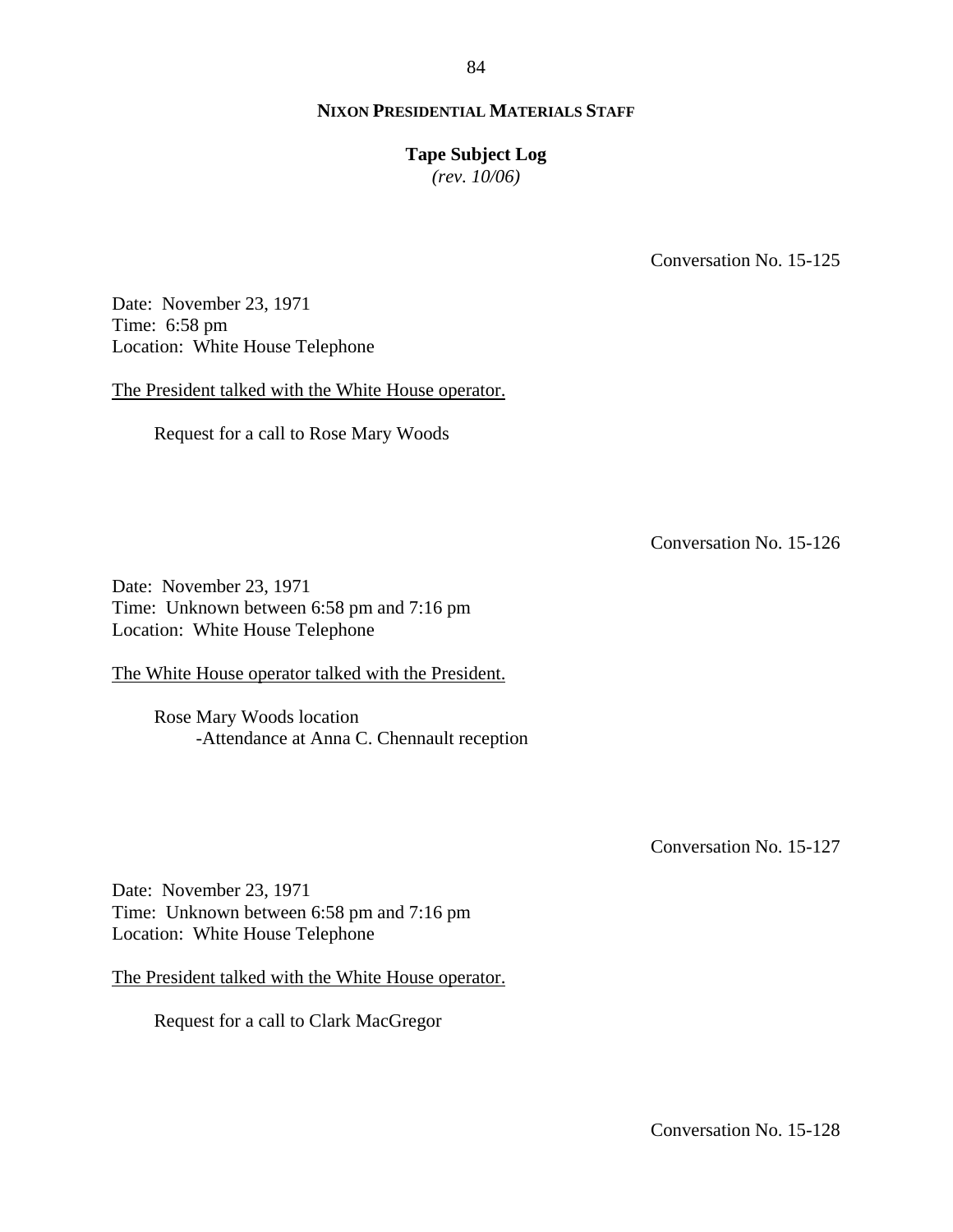Conversation No. 15-125

Date: November 23, 1971
Time: 6:58 pm
Location: White House Telephone

The President talked with the White House operator.

Request for a call to Rose Mary Woods

Conversation No. 15-126

Date: November 23, 1971
Time: Unknown between 6:58 pm and 7:16 pm
Location: White House Telephone

The White House operator talked with the President.

Rose Mary Woods location
- Attendance at Anna C. Chennault reception

Conversation No. 15-127

Date: November 23, 1971
Time: Unknown between 6:58 pm and 7:16 pm
Location: White House Telephone

The President talked with the White House operator.

Request for a call to Clark MacGregor

Conversation No. 15-128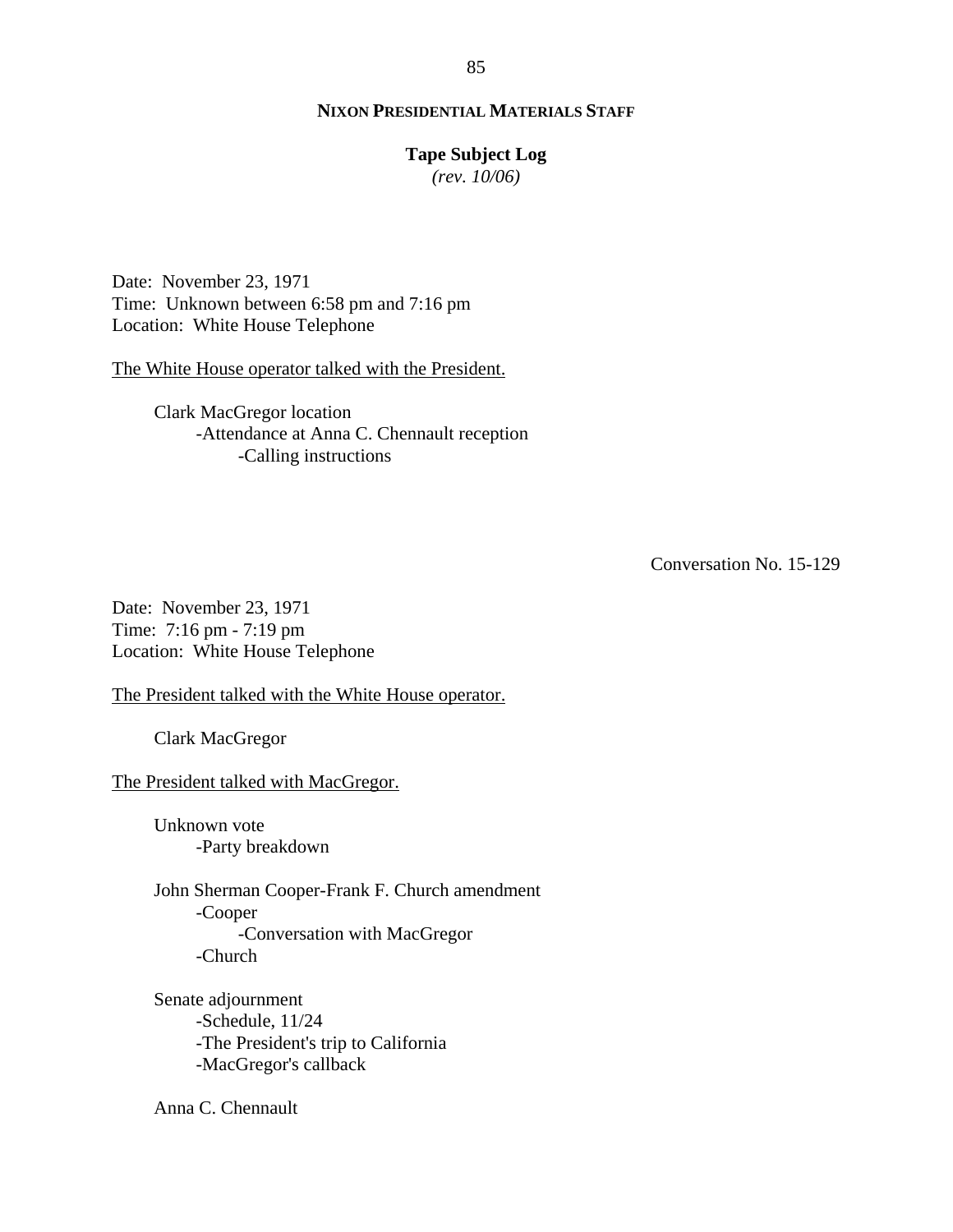Date: November 23, 1971
Time: Unknown between 6:58 pm and 7:16 pm
Location: White House Telephone

The White House operator talked with the President.

- Clark MacGregor location
    - Attendance at Anna C. Chennault reception
        - Calling instructions

Conversation No. 15-129

Date: November 23, 1971
Time: 7:16 pm - 7:19 pm
Location: White House Telephone

The President talked with the White House operator.

- Clark MacGregor

The President talked with MacGregor.

- Unknown vote
    - Party breakdown

- John Sherman Cooper-Frank F. Church amendment
    - Cooper
        - Conversation with MacGregor
    - Church

- Senate adjournment
    - Schedule, 11/24
    - The President's trip to California
    - MacGregor's callback

- Anna C. Chennault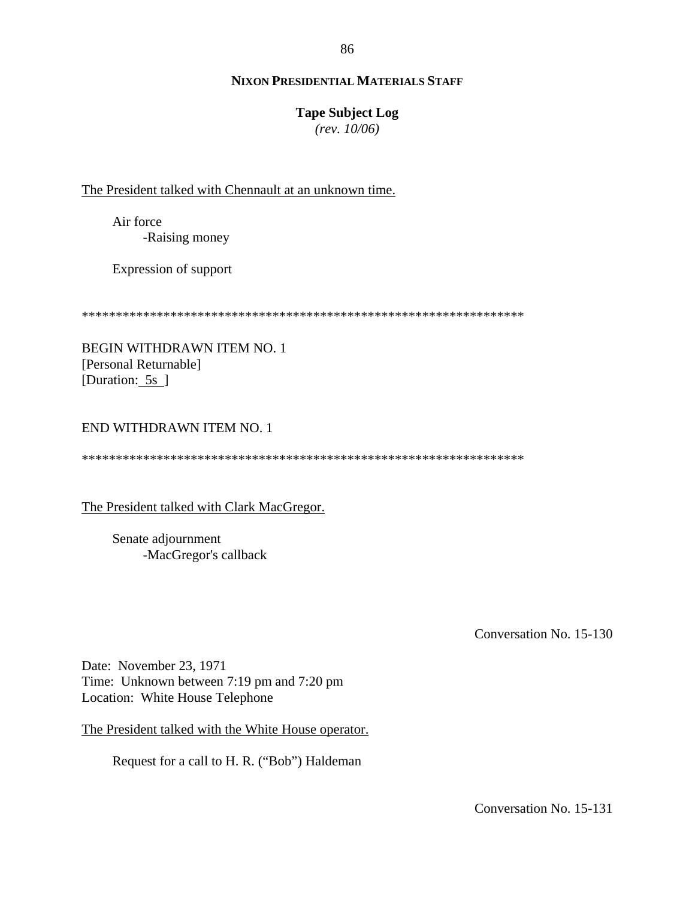**NIXON PRESIDENTIAL MATERIALS STAFF**

**Tape Subject Log**
*(rev. 10/06)*

<u>The President talked with Chennault at an unknown time.</u>

Air force
- Raising money

Expression of support

******************************************************************

BEGIN WITHDRAWN ITEM NO. 1
[Personal Returnable]
[Duration: 5s ]

END WITHDRAWN ITEM NO. 1

******************************************************************

<u>The President talked with Clark MacGregor.</u>

Senate adjournment
- MacGregor's callback

Conversation No. 15-130

Date: November 23, 1971
Time: Unknown between 7:19 pm and 7:20 pm
Location: White House Telephone

<u>The President talked with the White House operator.</u>

Request for a call to H. R. ("Bob") Haldeman

Conversation No. 15-131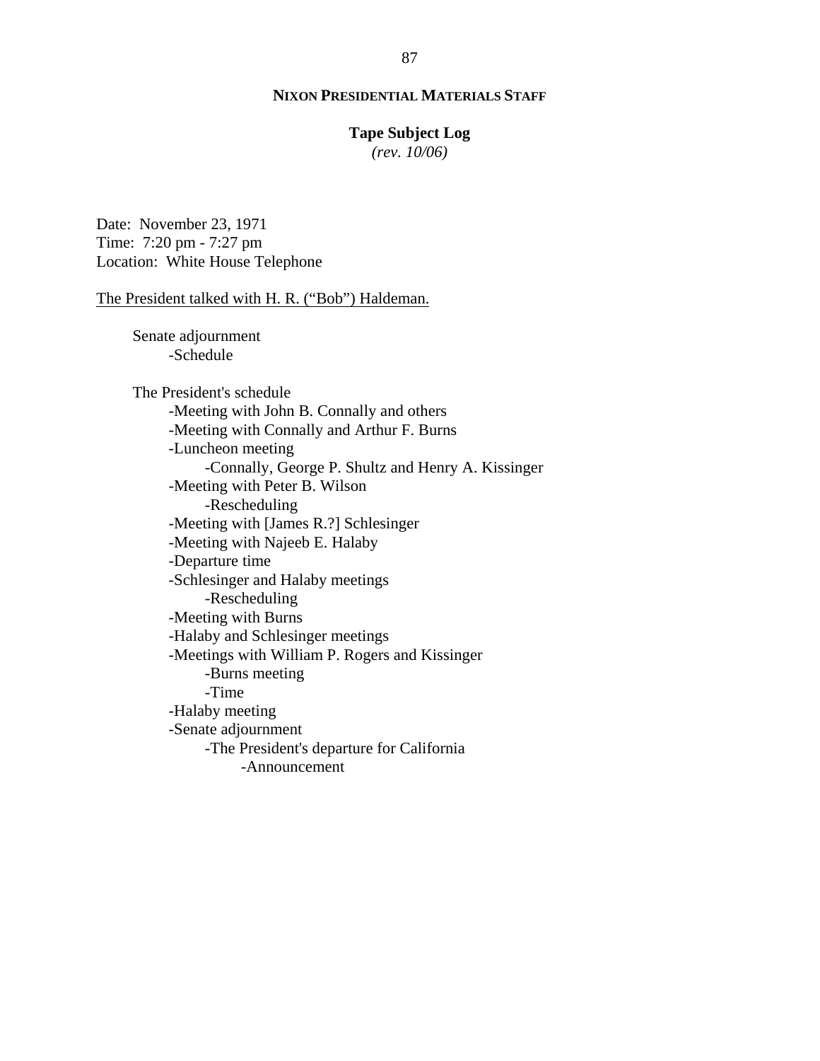**NIXON PRESIDENTIAL MATERIALS STAFF**

**Tape Subject Log**
*(rev. 10/06)*

Date: November 23, 1971
Time: 7:20 pm - 7:27 pm
Location: White House Telephone

The President talked with H. R. ("Bob") Haldeman.

- Senate adjournment
  - -Schedule
- The President's schedule
  - -Meeting with John B. Connally and others
  - -Meeting with Connally and Arthur F. Burns
  - -Luncheon meeting
    - -Connally, George P. Shultz and Henry A. Kissinger
  - -Meeting with Peter B. Wilson
    - -Rescheduling
  - -Meeting with [James R.?] Schlesinger
  - -Meeting with Najeeb E. Halaby
  - -Departure time
  - -Schlesinger and Halaby meetings
    - -Rescheduling
  - -Meeting with Burns
  - -Halaby and Schlesinger meetings
  - -Meetings with William P. Rogers and Kissinger
    - -Burns meeting
    - -Time
  - -Halaby meeting
  - -Senate adjournment
    - -The President's departure for California
      - -Announcement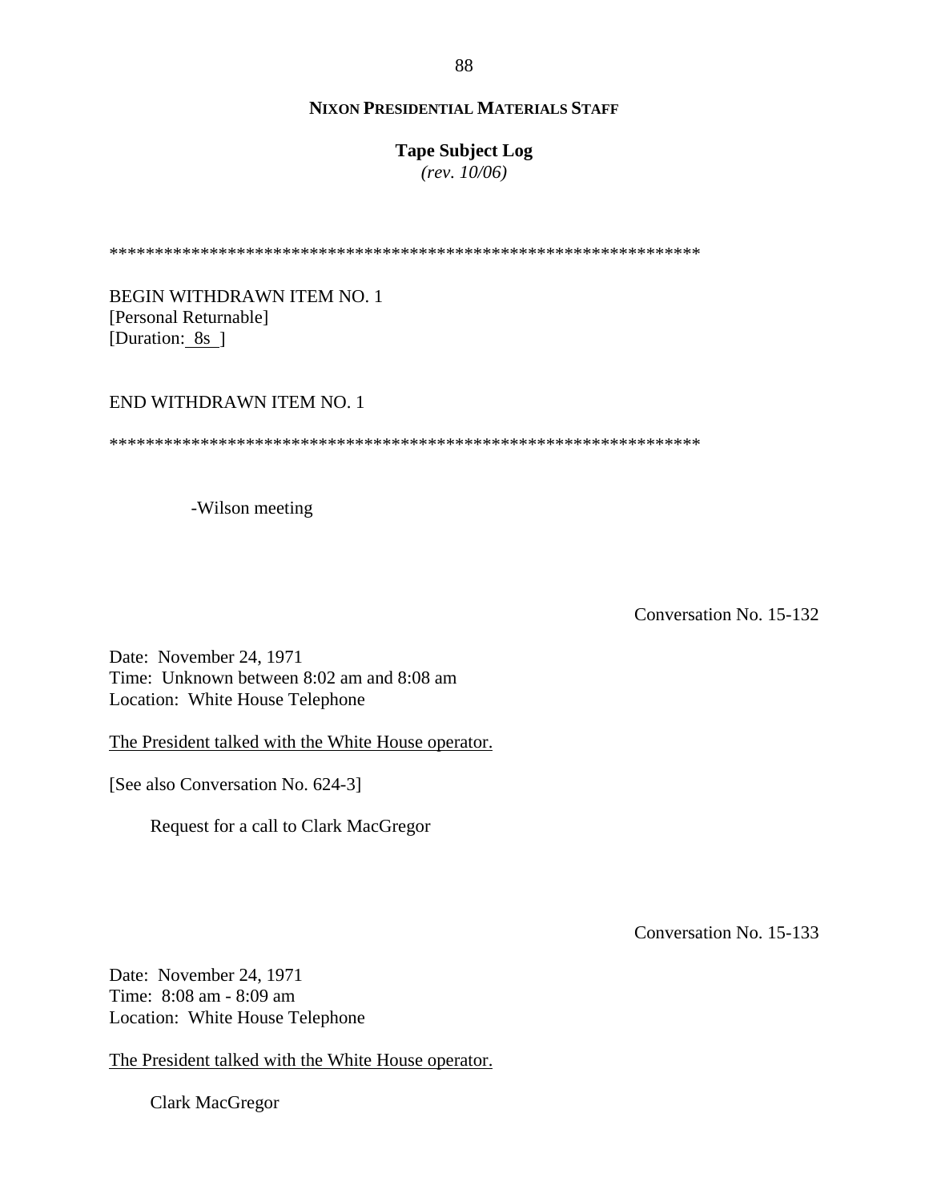**NIXON PRESIDENTIAL MATERIALS STAFF**

**Tape Subject Log**
*(rev. 10/06)*

*****************************************************************

BEGIN WITHDRAWN ITEM NO. 1
[Personal Returnable]
[Duration: 8s ]

END WITHDRAWN ITEM NO. 1

*****************************************************************

-Wilson meeting

Conversation No. 15-132

Date: November 24, 1971
Time: Unknown between 8:02 am and 8:08 am
Location: White House Telephone

The President talked with the White House operator.

[See also Conversation No. 624-3]

Request for a call to Clark MacGregor

Conversation No. 15-133

Date: November 24, 1971
Time: 8:08 am - 8:09 am
Location: White House Telephone

The President talked with the White House operator.

Clark MacGregor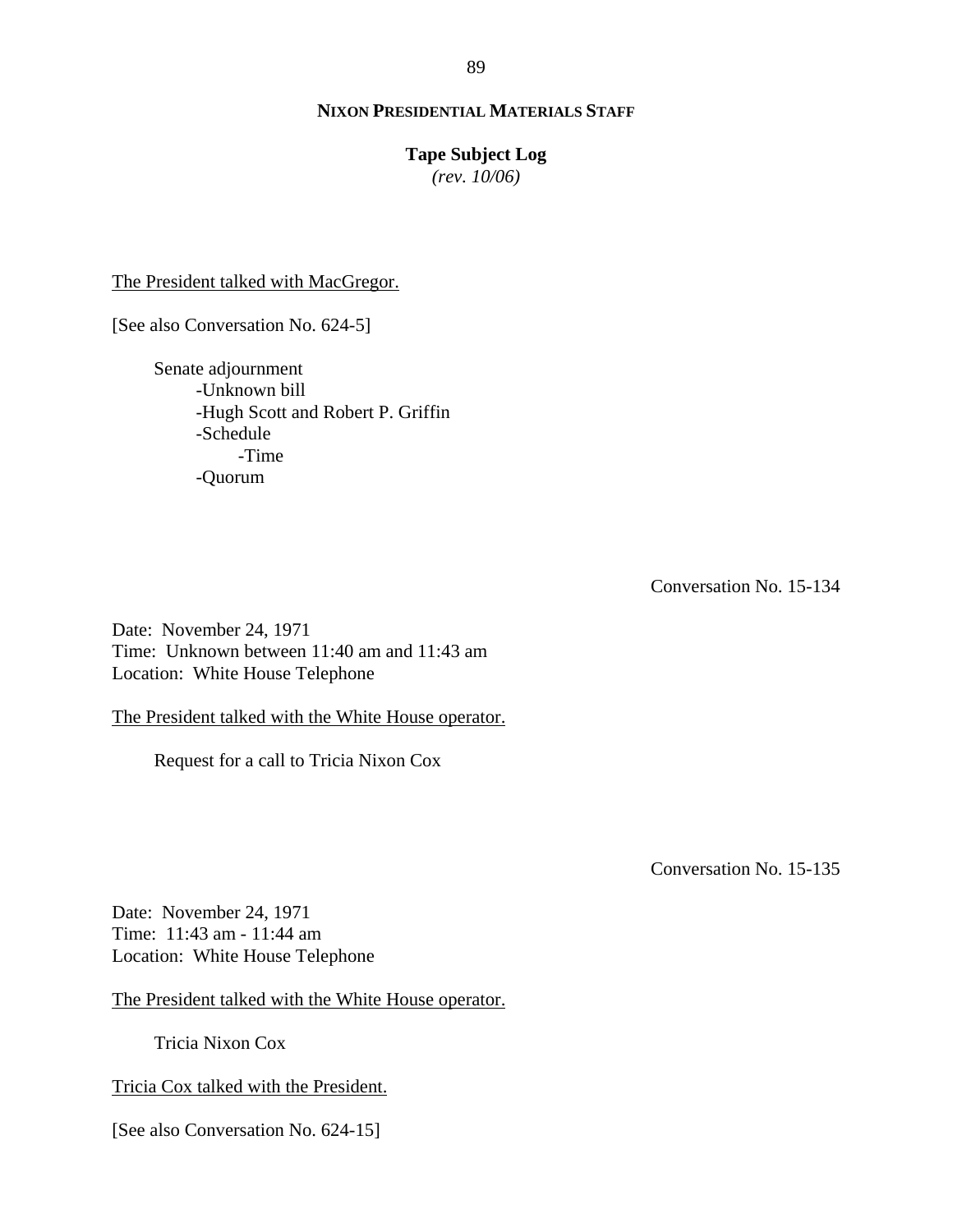The President talked with MacGregor.

[See also Conversation No. 624-5]

Senate adjournment
- Unknown bill
- Hugh Scott and Robert P. Griffin
- Schedule
    - Time
- Quorum

Conversation No. 15-134

Date: November 24, 1971
Time: Unknown between 11:40 am and 11:43 am
Location: White House Telephone

The President talked with the White House operator.

Request for a call to Tricia Nixon Cox

Conversation No. 15-135

Date: November 24, 1971
Time: 11:43 am - 11:44 am
Location: White House Telephone

The President talked with the White House operator.

Tricia Nixon Cox

Tricia Cox talked with the President.

[See also Conversation No. 624-15]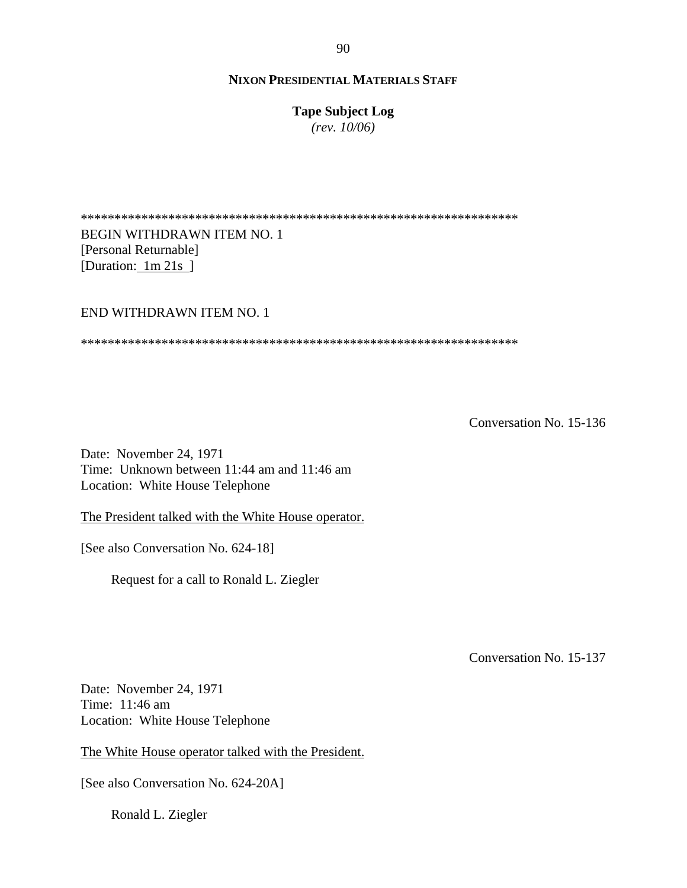**NIXON PRESIDENTIAL MATERIALS STAFF**

**Tape Subject Log**
*(rev. 10/06)*

*****************************************************************

BEGIN WITHDRAWN ITEM NO. 1
[Personal Returnable]
[Duration: 1m 21s ]

END WITHDRAWN ITEM NO. 1

*****************************************************************

Conversation No. 15-136

Date: November 24, 1971
Time: Unknown between 11:44 am and 11:46 am
Location: White House Telephone

The President talked with the White House operator.

[See also Conversation No. 624-18]

Request for a call to Ronald L. Ziegler

Conversation No. 15-137

Date: November 24, 1971
Time: 11:46 am
Location: White House Telephone

The White House operator talked with the President.

[See also Conversation No. 624-20A]

Ronald L. Ziegler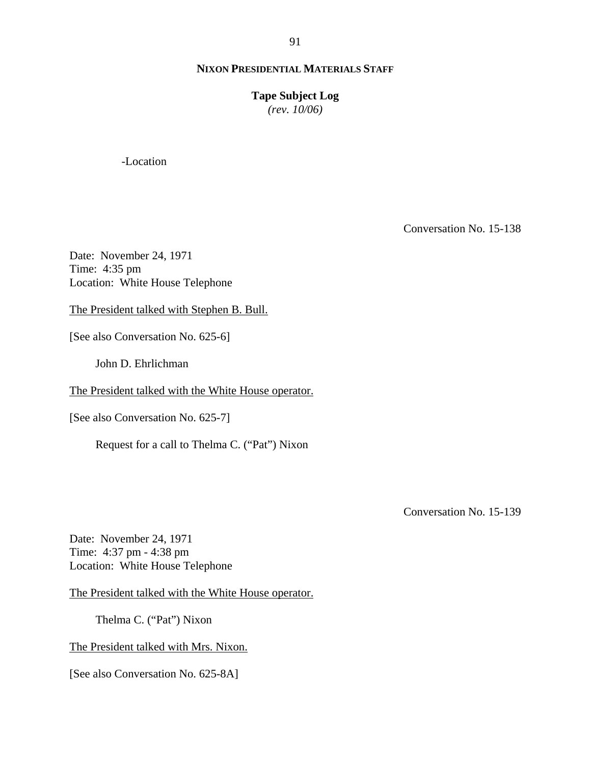-Location

Conversation No. 15-138

Date: November 24, 1971
Time: 4:35 pm
Location: White House Telephone

The President talked with Stephen B. Bull.

[See also Conversation No. 625-6]

John D. Ehrlichman

The President talked with the White House operator.

[See also Conversation No. 625-7]

Request for a call to Thelma C. ("Pat") Nixon

Conversation No. 15-139

Date: November 24, 1971
Time: 4:37 pm - 4:38 pm
Location: White House Telephone

The President talked with the White House operator.

Thelma C. ("Pat") Nixon

The President talked with Mrs. Nixon.

[See also Conversation No. 625-8A]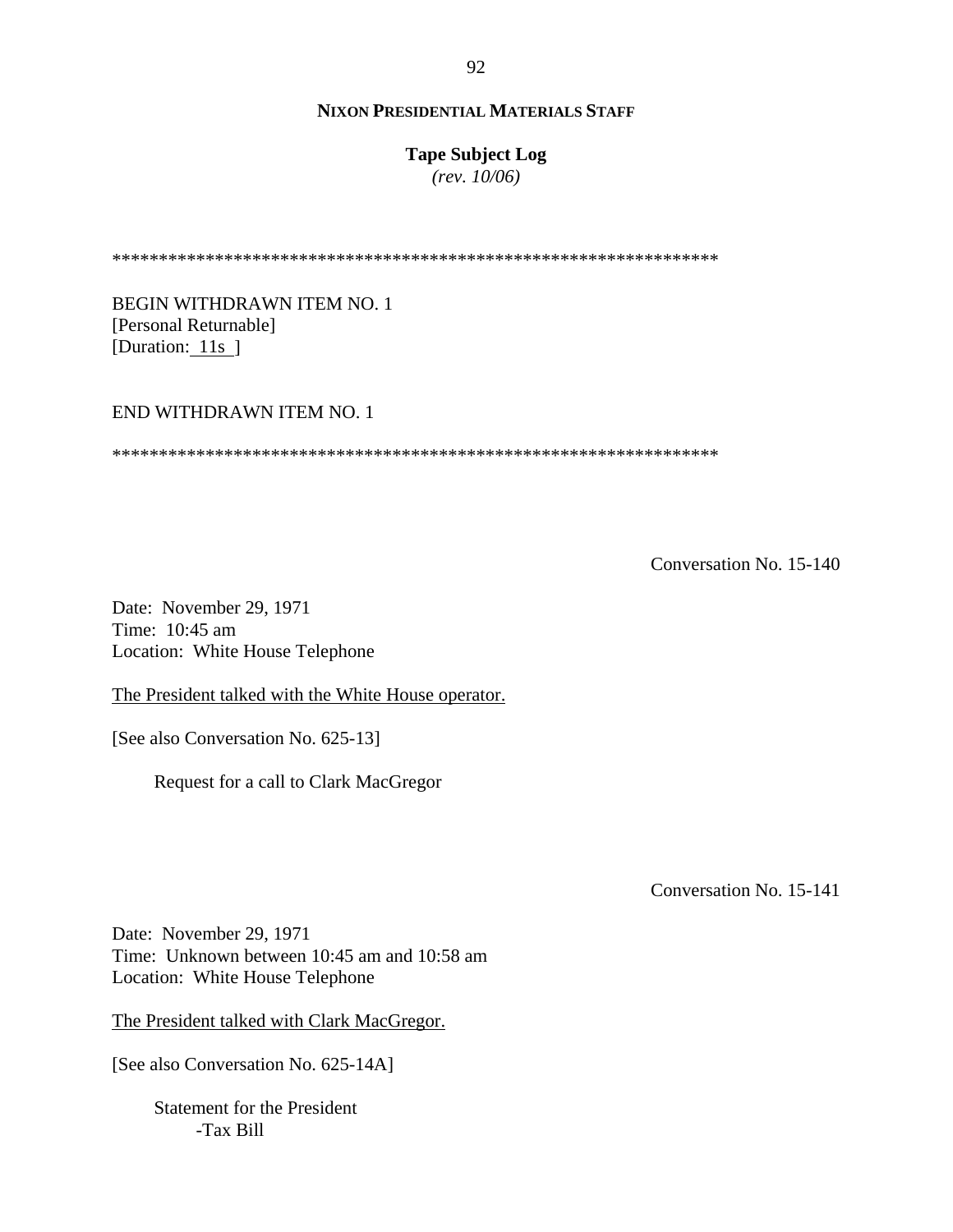**NIXON PRESIDENTIAL MATERIALS STAFF**

**Tape Subject Log**
*(rev. 10/06)*

*****************************************************************

BEGIN WITHDRAWN ITEM NO. 1
[Personal Returnable]
[Duration: 11s ]

END WITHDRAWN ITEM NO. 1

*****************************************************************

Conversation No. 15-140

Date: November 29, 1971
Time: 10:45 am
Location: White House Telephone

The President talked with the White House operator.

[See also Conversation No. 625-13]

Request for a call to Clark MacGregor

Conversation No. 15-141

Date: November 29, 1971
Time: Unknown between 10:45 am and 10:58 am
Location: White House Telephone

The President talked with Clark MacGregor.

[See also Conversation No. 625-14A]

Statement for the President
-Tax Bill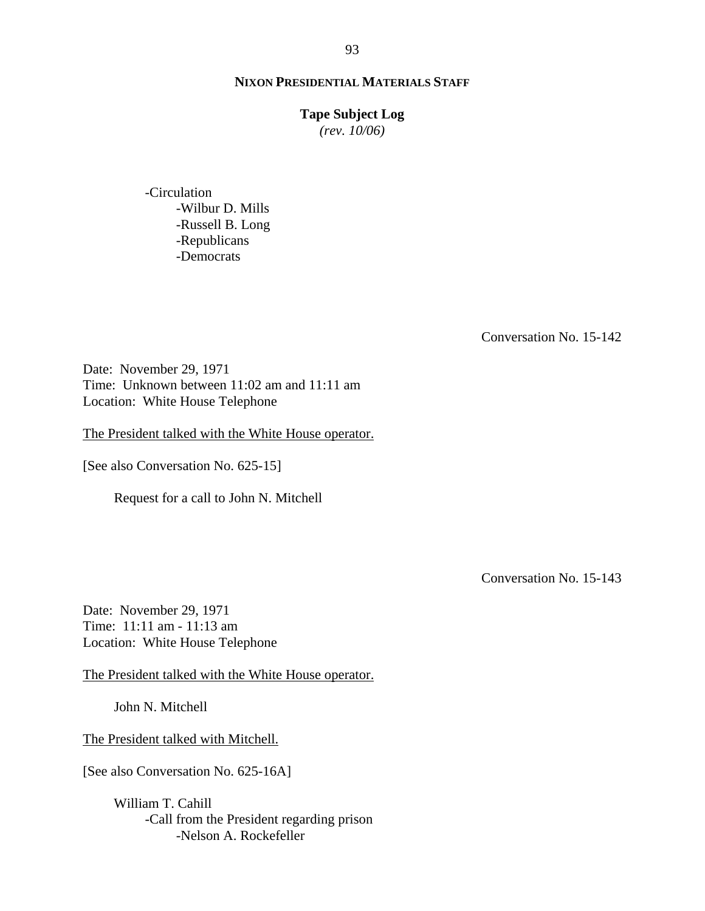-Circulation
    -Wilbur D. Mills
    -Russell B. Long
    -Republicans
    -Democrats

Conversation No. 15-142

Date: November 29, 1971
Time: Unknown between 11:02 am and 11:11 am
Location: White House Telephone

The President talked with the White House operator.

[See also Conversation No. 625-15]

Request for a call to John N. Mitchell

Conversation No. 15-143

Date: November 29, 1971
Time: 11:11 am - 11:13 am
Location: White House Telephone

The President talked with the White House operator.

John N. Mitchell

The President talked with Mitchell.

[See also Conversation No. 625-16A]

William T. Cahill
- Call from the President regarding prison
    - Nelson A. Rockefeller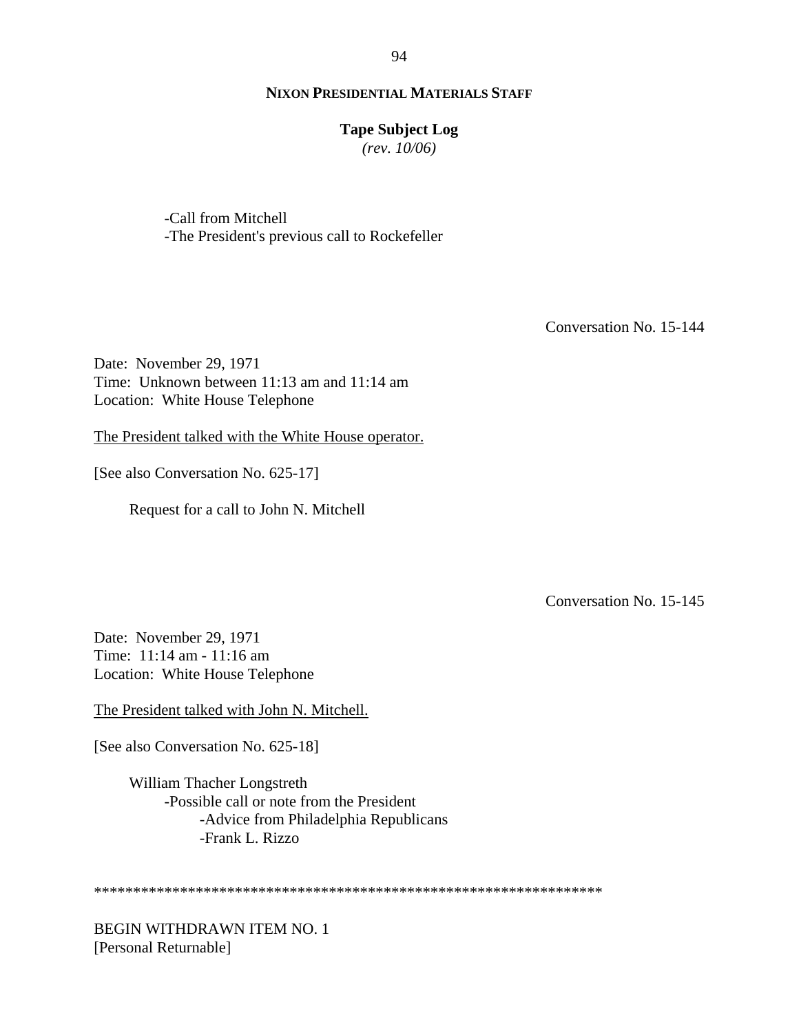-Call from Mitchell
-The President's previous call to Rockefeller

Conversation No. 15-144

Date: November 29, 1971
Time: Unknown between 11:13 am and 11:14 am
Location: White House Telephone

The President talked with the White House operator.

[See also Conversation No. 625-17]

Request for a call to John N. Mitchell

Conversation No. 15-145

Date: November 29, 1971
Time: 11:14 am - 11:16 am
Location: White House Telephone

The President talked with John N. Mitchell.

[See also Conversation No. 625-18]

William Thacher Longstreth
- Possible call or note from the President
  - Advice from Philadelphia Republicans
  - Frank L. Rizzo

*****************************************************************

BEGIN WITHDRAWN ITEM NO. 1
[Personal Returnable]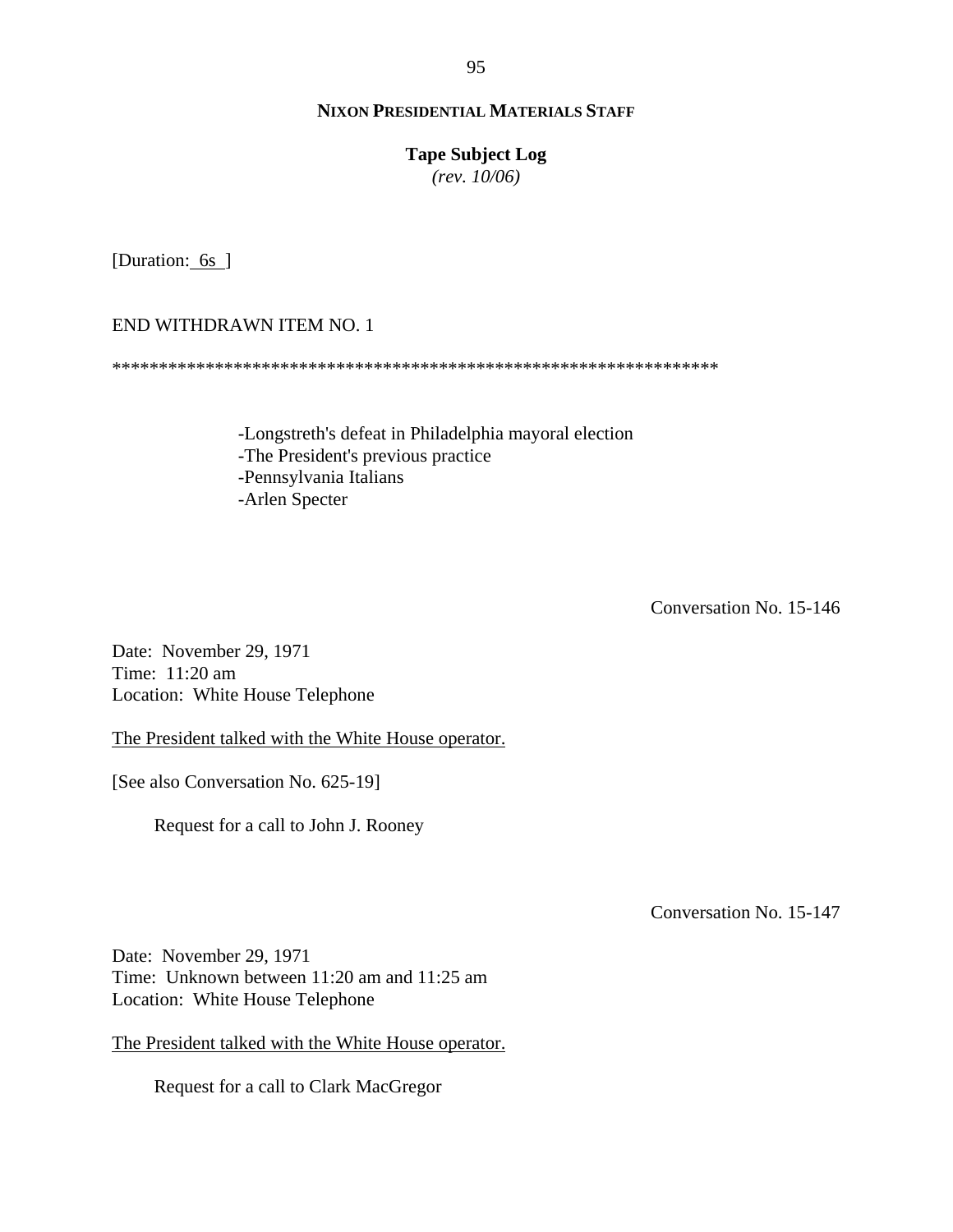[Duration: 6s ]

END WITHDRAWN ITEM NO. 1

******************************************************************

-Longstreth's defeat in Philadelphia mayoral election
-The President's previous practice
-Pennsylvania Italians
-Arlen Specter

Conversation No. 15-146

Date: November 29, 1971
Time: 11:20 am
Location: White House Telephone

The President talked with the White House operator.

[See also Conversation No. 625-19]

Request for a call to John J. Rooney

Conversation No. 15-147

Date: November 29, 1971
Time: Unknown between 11:20 am and 11:25 am
Location: White House Telephone

The President talked with the White House operator.

Request for a call to Clark MacGregor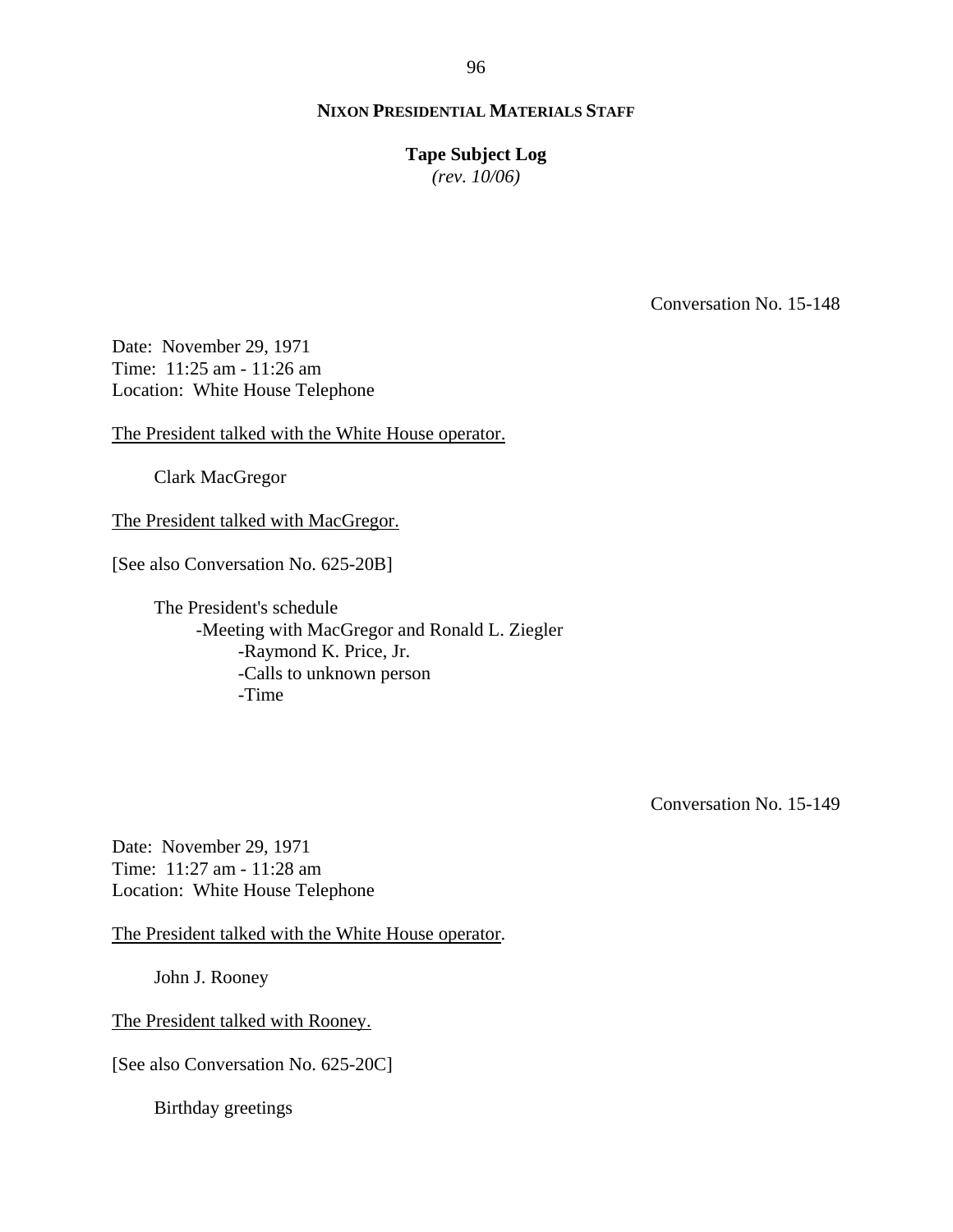**NIXON PRESIDENTIAL MATERIALS STAFF**

**Tape Subject Log**
*(rev. 10/06)*

Conversation No. 15-148

Date: November 29, 1971
Time: 11:25 am - 11:26 am
Location: White House Telephone

The President talked with the White House operator.

Clark MacGregor

The President talked with MacGregor.

[See also Conversation No. 625-20B]

- The President's schedule
  - Meeting with MacGregor and Ronald L. Ziegler
    - Raymond K. Price, Jr.
    - Calls to unknown person
    - Time

Conversation No. 15-149

Date: November 29, 1971
Time: 11:27 am - 11:28 am
Location: White House Telephone

The President talked with the White House operator.

John J. Rooney

The President talked with Rooney.

[See also Conversation No. 625-20C]

Birthday greetings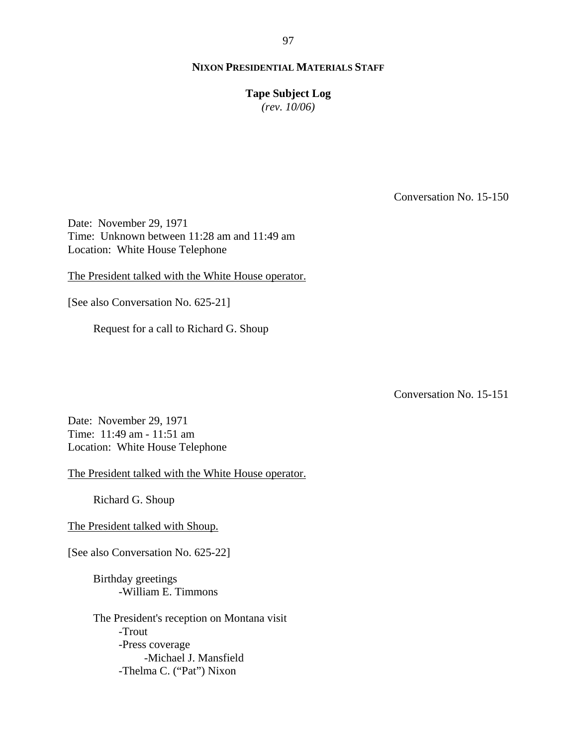**NIXON PRESIDENTIAL MATERIALS STAFF**

**Tape Subject Log**
*(rev. 10/06)*

Conversation No. 15-150

Date: November 29, 1971
Time: Unknown between 11:28 am and 11:49 am
Location: White House Telephone

The President talked with the White House operator.

[See also Conversation No. 625-21]

Request for a call to Richard G. Shoup

Conversation No. 15-151

Date: November 29, 1971
Time: 11:49 am - 11:51 am
Location: White House Telephone

The President talked with the White House operator.

Richard G. Shoup

The President talked with Shoup.

[See also Conversation No. 625-22]

Birthday greetings
- -William E. Timmons

The President's reception on Montana visit
- -Trout
- -Press coverage
    - -Michael J. Mansfield
- -Thelma C. ("Pat") Nixon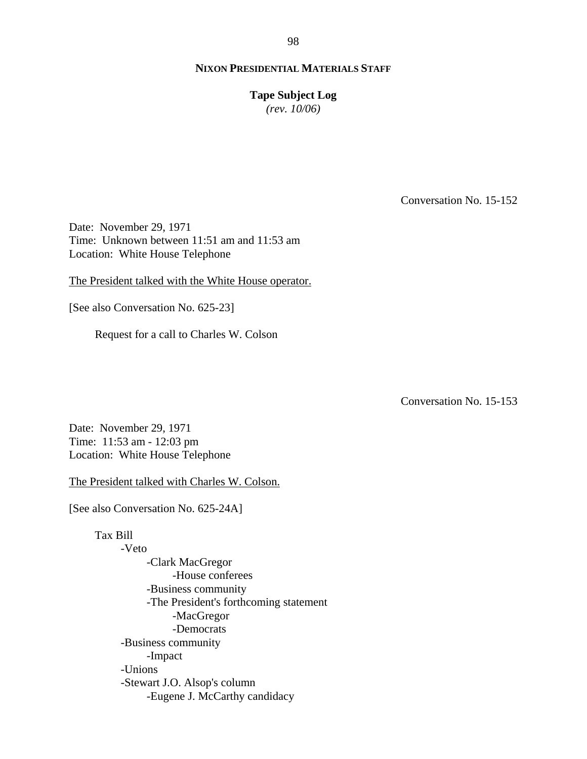**NIXON PRESIDENTIAL MATERIALS STAFF**

**Tape Subject Log**
*(rev. 10/06)*

Conversation No. 15-152

Date: November 29, 1971
Time: Unknown between 11:51 am and 11:53 am
Location: White House Telephone

The President talked with the White House operator.

[See also Conversation No. 625-23]

Request for a call to Charles W. Colson

Conversation No. 15-153

Date: November 29, 1971
Time: 11:53 am - 12:03 pm
Location: White House Telephone

The President talked with Charles W. Colson.

[See also Conversation No. 625-24A]

- Tax Bill
  - -Veto
    - -Clark MacGregor
      - -House conferees
    - -Business community
    - -The President's forthcoming statement
      - -MacGregor
      - -Democrats
  - -Business community
    - -Impact
  - -Unions
  - -Stewart J.O. Alsop's column
    - -Eugene J. McCarthy candidacy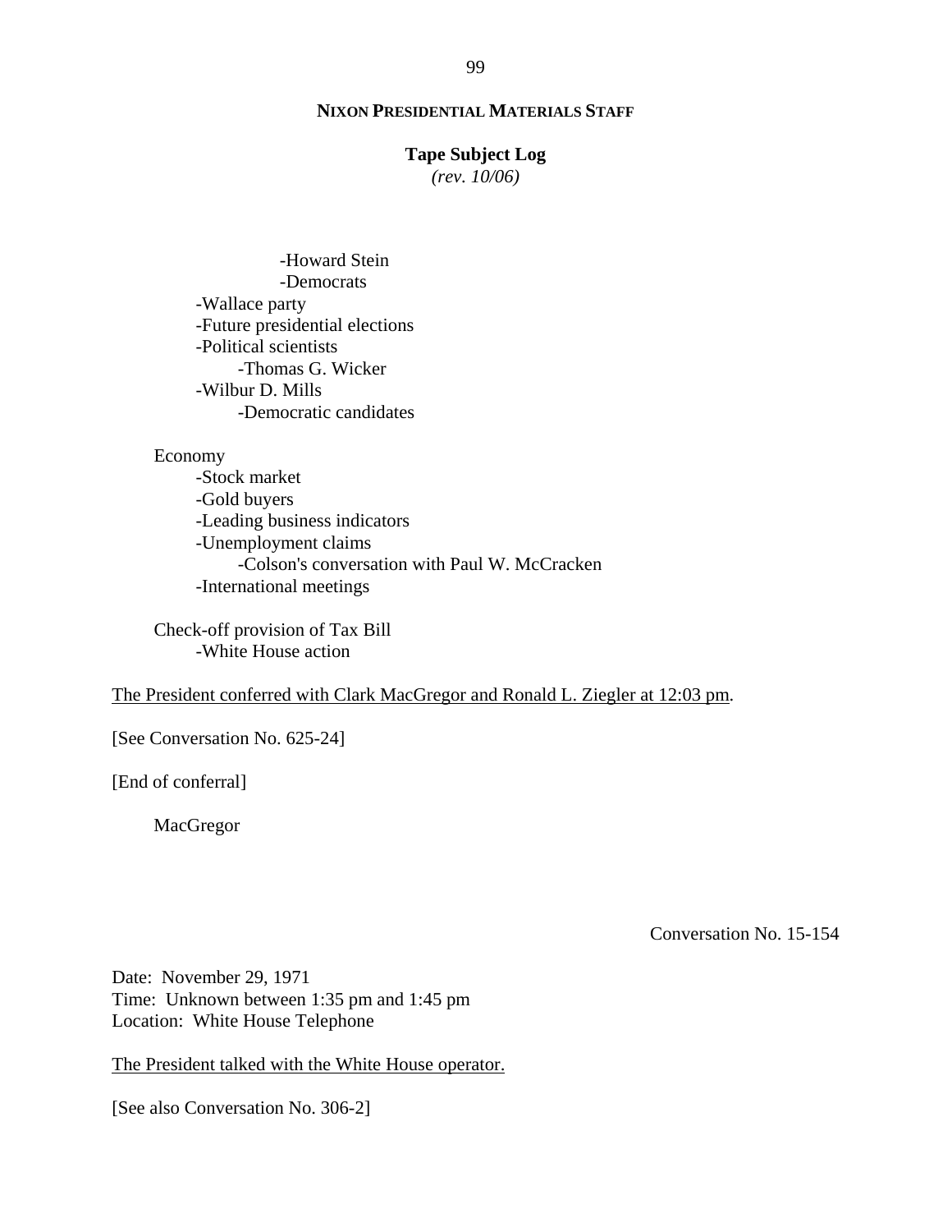-Howard Stein
            -Democrats
    -Wallace party
    -Future presidential elections
    -Political scientists
        -Thomas G. Wicker
    -Wilbur D. Mills
        -Democratic candidates

Economy
    -Stock market
    -Gold buyers
    -Leading business indicators
    -Unemployment claims
        -Colson's conversation with Paul W. McCracken
    -International meetings

Check-off provision of Tax Bill
    -White House action

The President conferred with Clark MacGregor and Ronald L. Ziegler at 12:03 pm.

[See Conversation No. 625-24]

[End of conferral]

MacGregor

Conversation No. 15-154

Date: November 29, 1971
Time: Unknown between 1:35 pm and 1:45 pm
Location: White House Telephone

The President talked with the White House operator.

[See also Conversation No. 306-2]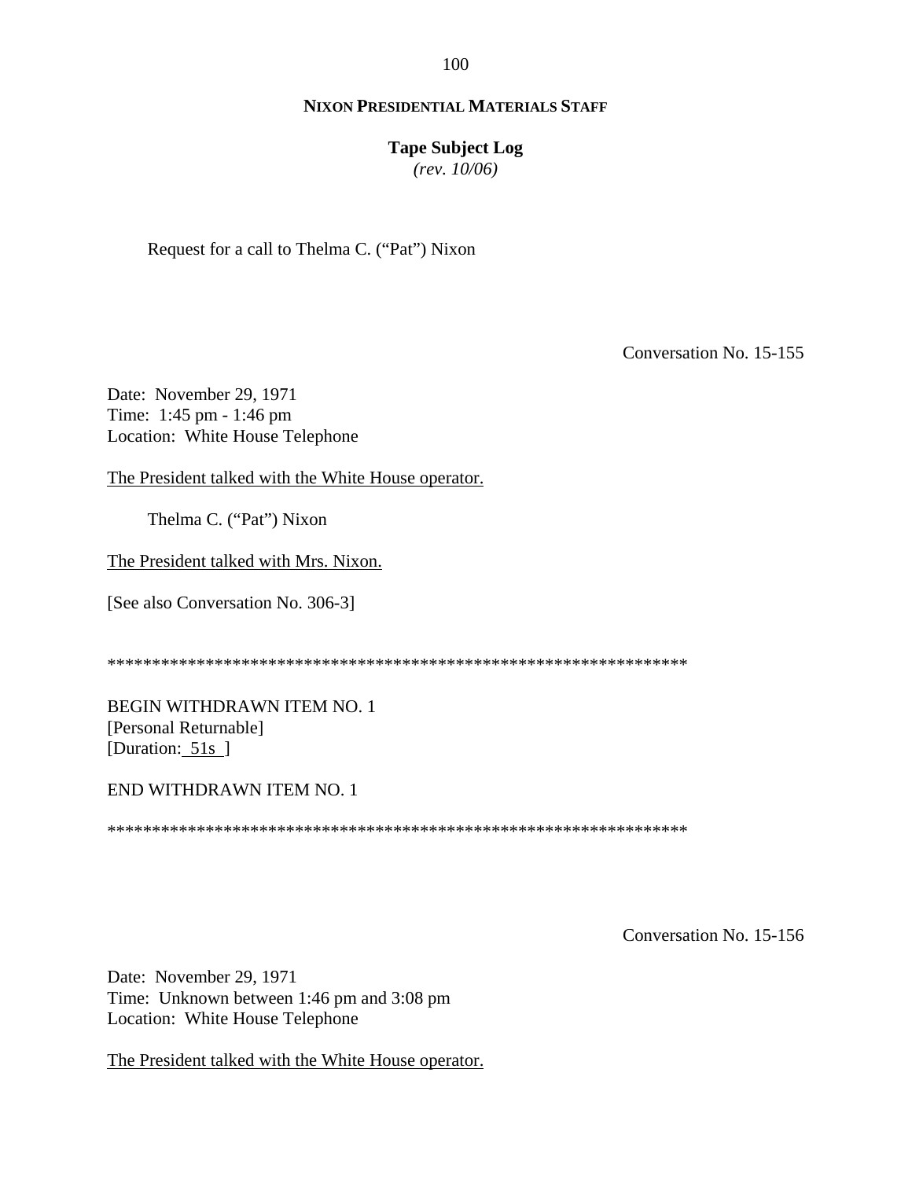Request for a call to Thelma C. (“Pat”) Nixon

Conversation No. 15-155

Date: November 29, 1971
Time: 1:45 pm - 1:46 pm
Location: White House Telephone

The President talked with the White House operator.

Thelma C. (“Pat”) Nixon

The President talked with Mrs. Nixon.

[See also Conversation No. 306-3]

******************************************************************

BEGIN WITHDRAWN ITEM NO. 1
[Personal Returnable]
[Duration: 51s ]

END WITHDRAWN ITEM NO. 1

******************************************************************

Conversation No. 15-156

Date: November 29, 1971
Time: Unknown between 1:46 pm and 3:08 pm
Location: White House Telephone

The President talked with the White House operator.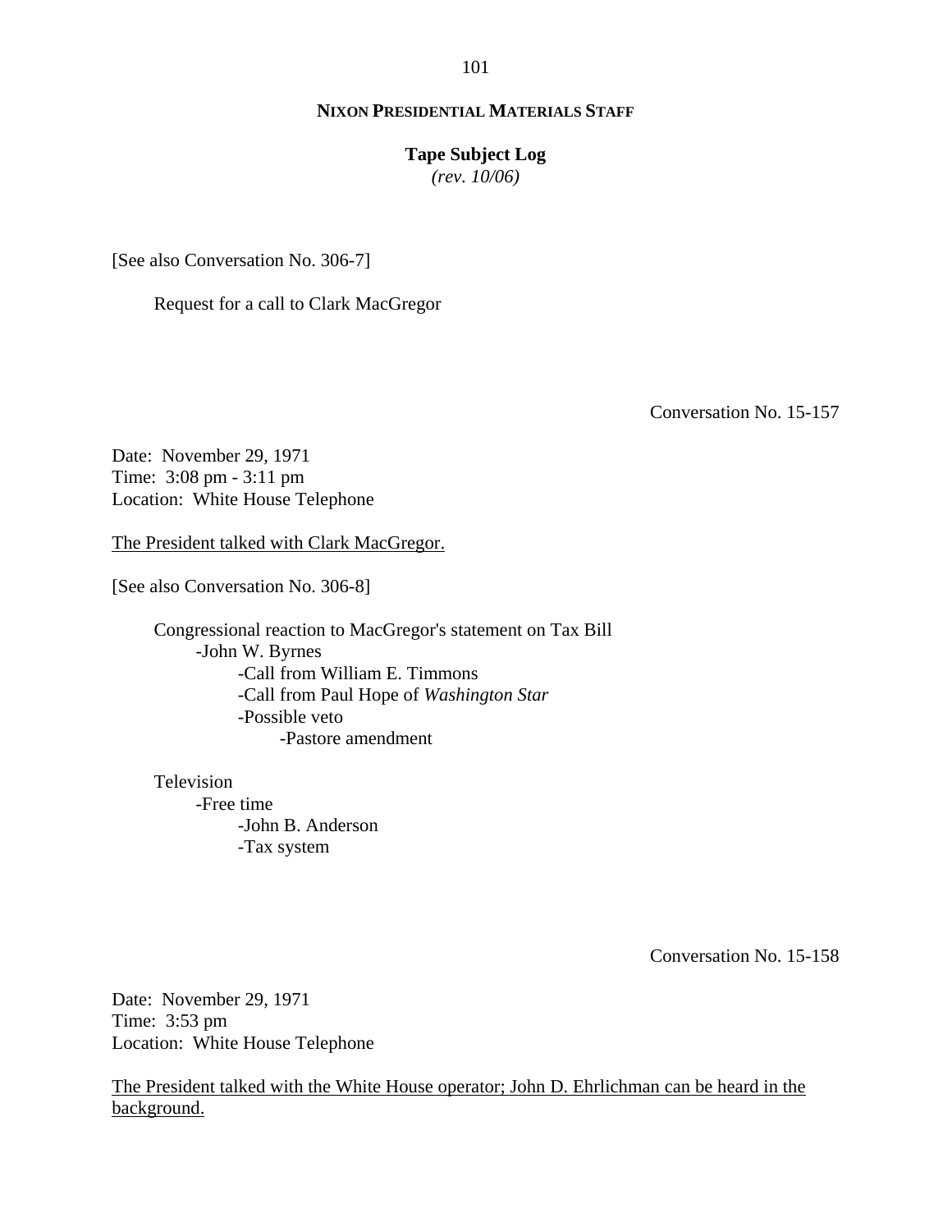[See also Conversation No. 306-7]

Request for a call to Clark MacGregor

Conversation No. 15-157

Date: November 29, 1971
Time: 3:08 pm - 3:11 pm
Location: White House Telephone

The President talked with Clark MacGregor.

[See also Conversation No. 306-8]

- Congressional reaction to MacGregor's statement on Tax Bill
  - -John W. Byrnes
    - -Call from William E. Timmons
    - -Call from Paul Hope of *Washington Star*
    - -Possible veto
      - -Pastore amendment

- Television
  - -Free time
    - -John B. Anderson
    - -Tax system

Conversation No. 15-158

Date: November 29, 1971
Time: 3:53 pm
Location: White House Telephone

The President talked with the White House operator; John D. Ehrlichman can be heard in the background.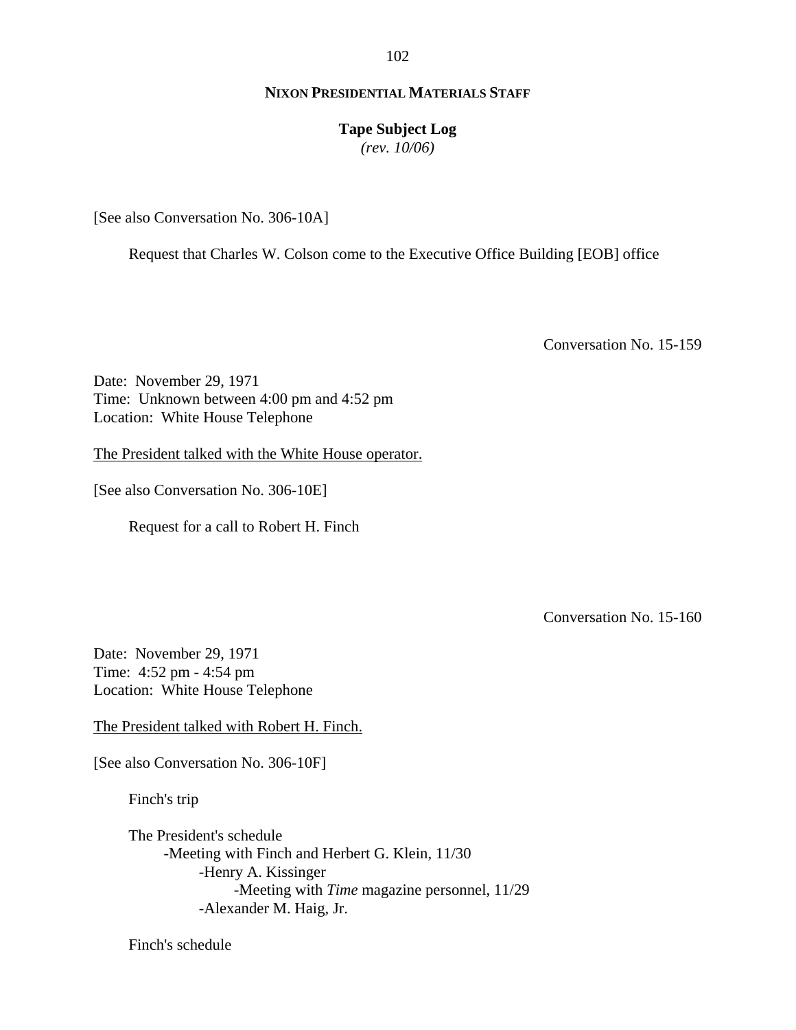[See also Conversation No. 306-10A]

Request that Charles W. Colson come to the Executive Office Building [EOB] office

Conversation No. 15-159

Date: November 29, 1971
Time: Unknown between 4:00 pm and 4:52 pm
Location: White House Telephone

The President talked with the White House operator.

[See also Conversation No. 306-10E]

Request for a call to Robert H. Finch

Conversation No. 15-160

Date: November 29, 1971
Time: 4:52 pm - 4:54 pm
Location: White House Telephone

The President talked with Robert H. Finch.

[See also Conversation No. 306-10F]

Finch's trip

The President's schedule
- Meeting with Finch and Herbert G. Klein, 11/30
  - Henry A. Kissinger
    - Meeting with *Time* magazine personnel, 11/29
  - Alexander M. Haig, Jr.

Finch's schedule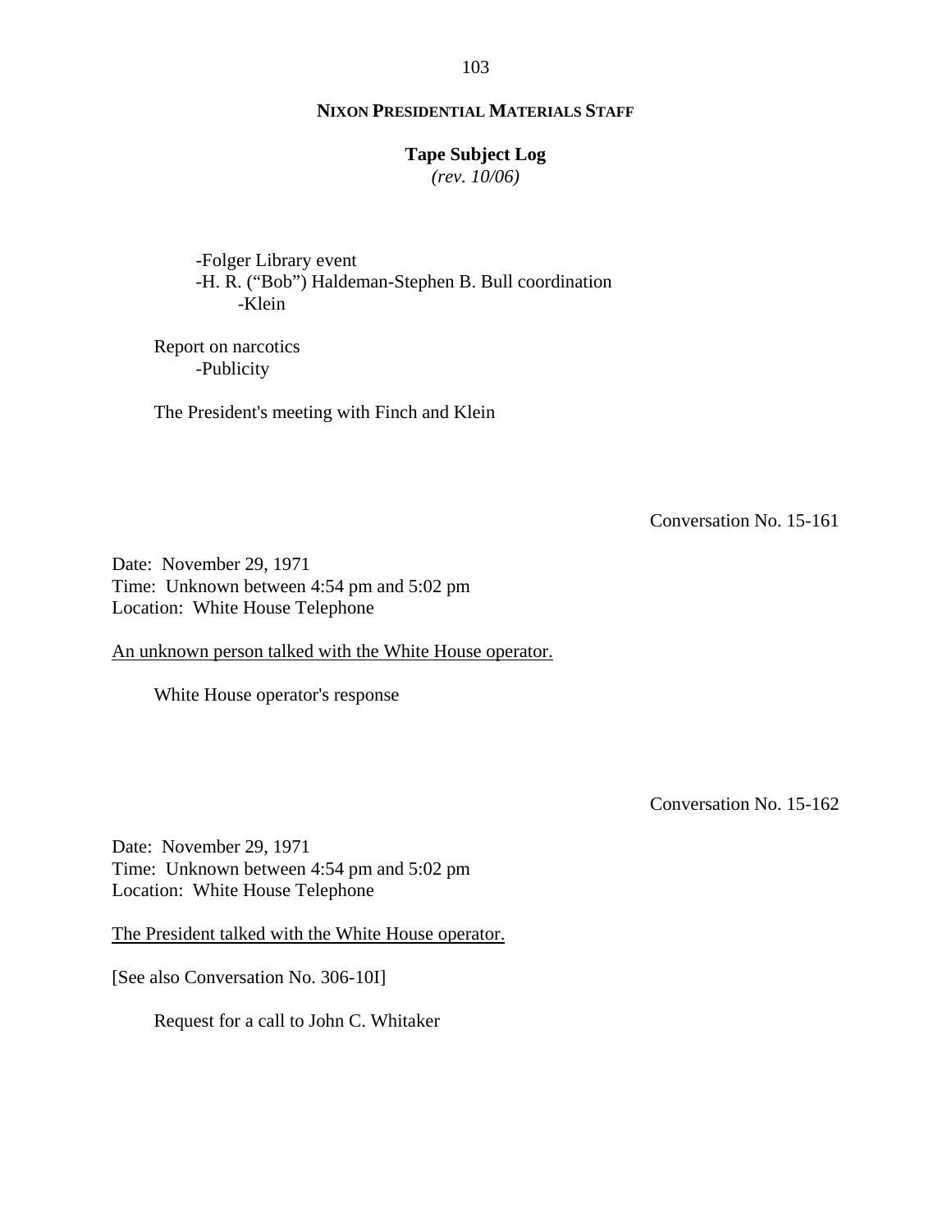-Folger Library event
-H. R. ("Bob") Haldeman-Stephen B. Bull coordination
    -Klein

Report on narcotics
    -Publicity

The President's meeting with Finch and Klein

Conversation No. 15-161

Date: November 29, 1971
Time: Unknown between 4:54 pm and 5:02 pm
Location: White House Telephone

An unknown person talked with the White House operator.

White House operator's response

Conversation No. 15-162

Date: November 29, 1971
Time: Unknown between 4:54 pm and 5:02 pm
Location: White House Telephone

The President talked with the White House operator.

[See also Conversation No. 306-10I]

Request for a call to John C. Whitaker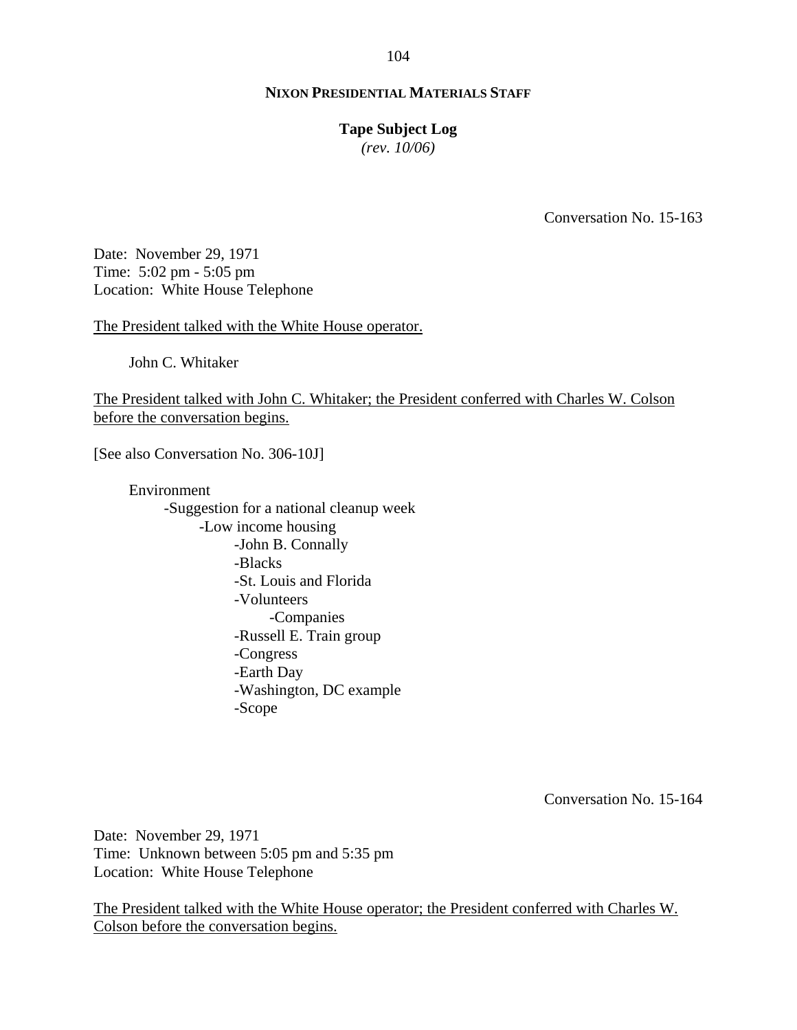**NIXON PRESIDENTIAL MATERIALS STAFF**

**Tape Subject Log**
*(rev. 10/06)*

Conversation No. 15-163

Date: November 29, 1971
Time: 5:02 pm - 5:05 pm
Location: White House Telephone

<u>The President talked with the White House operator.</u>

- John C. Whitaker

<u>The President talked with John C. Whitaker; the President conferred with Charles W. Colson before the conversation begins.</u>

[See also Conversation No. 306-10J]

- Environment
  - Suggestion for a national cleanup week
    - Low income housing
      - John B. Connally
      - Blacks
      - St. Louis and Florida
      - Volunteers
        - Companies
      - Russell E. Train group
      - Congress
      - Earth Day
      - Washington, DC example
      - Scope

Conversation No. 15-164

Date: November 29, 1971
Time: Unknown between 5:05 pm and 5:35 pm
Location: White House Telephone

<u>The President talked with the White House operator; the President conferred with Charles W. Colson before the conversation begins.</u>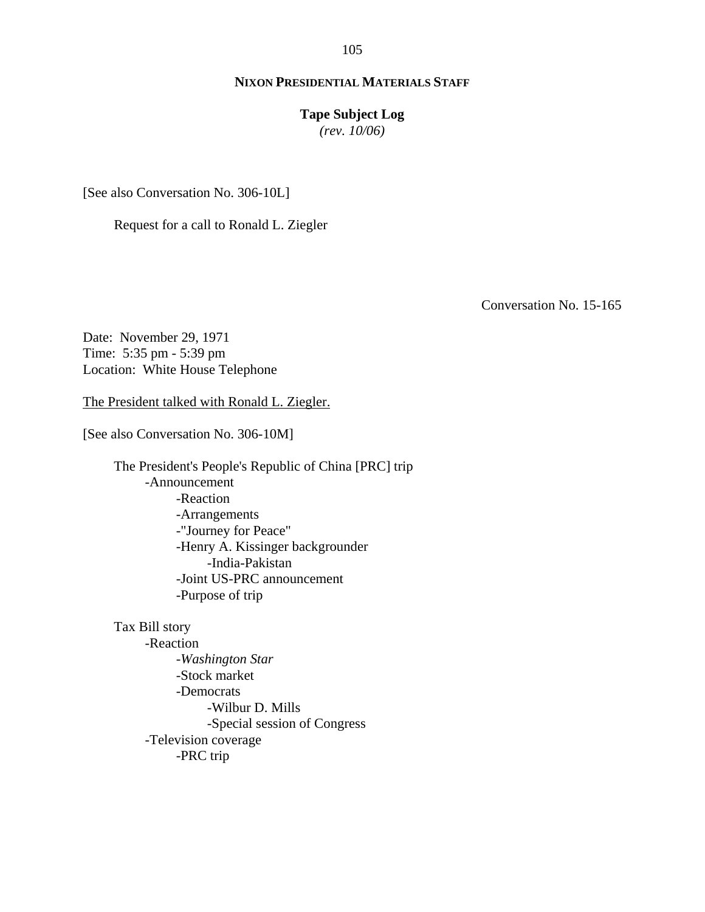[See also Conversation No. 306-10L]

Request for a call to Ronald L. Ziegler

Conversation No. 15-165

Date: November 29, 1971
Time: 5:35 pm - 5:39 pm
Location: White House Telephone

The President talked with Ronald L. Ziegler.

[See also Conversation No. 306-10M]

The President's People's Republic of China [PRC] trip
- -Announcement
    - -Reaction
    - -Arrangements
    - -"Journey for Peace"
    - -Henry A. Kissinger backgrounder
        - -India-Pakistan
    - -Joint US-PRC announcement
    - -Purpose of trip

Tax Bill story
- -Reaction
    - -*Washington Star*
    - -Stock market
    - -Democrats
        - -Wilbur D. Mills
        - -Special session of Congress
- -Television coverage
    - -PRC trip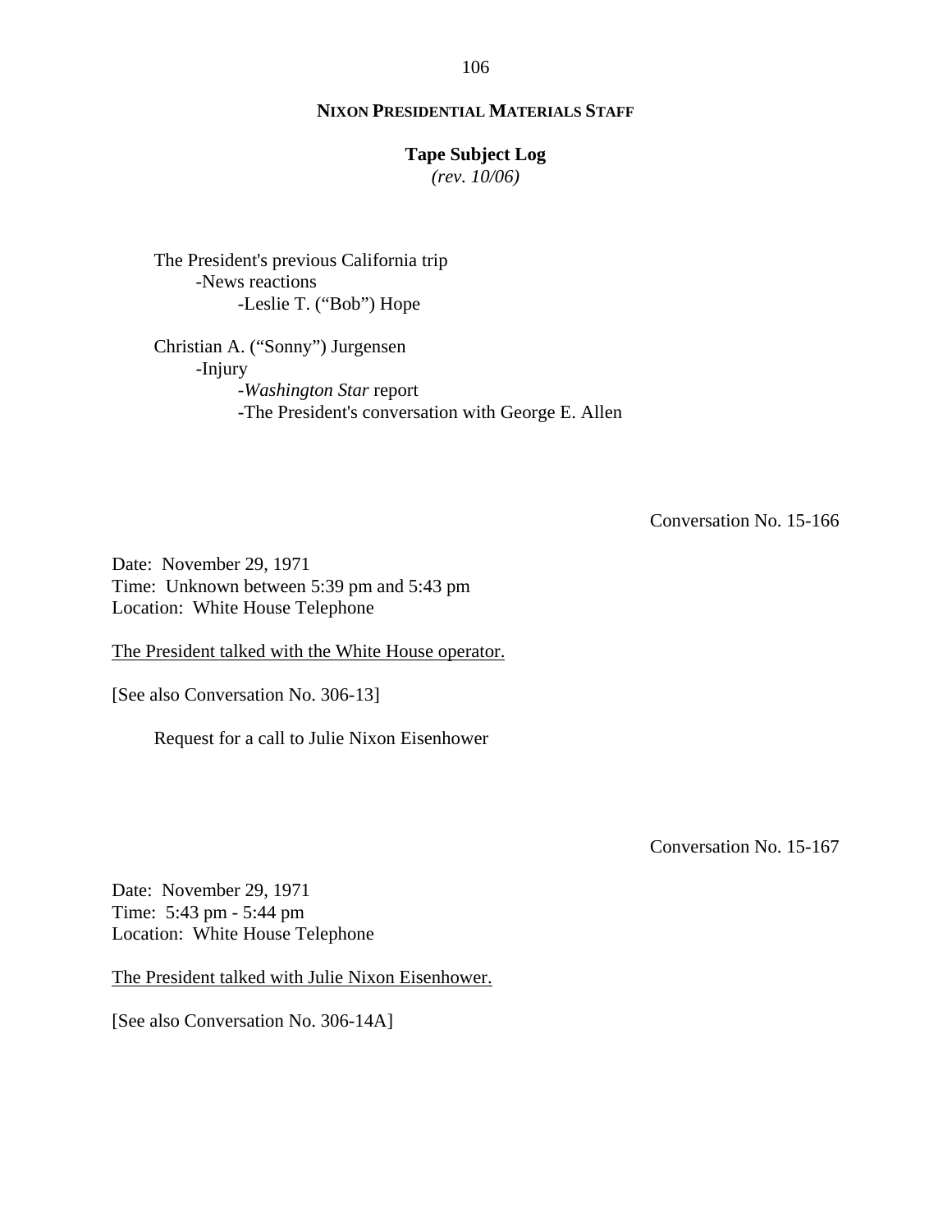The President's previous California trip

- News reactions
    - Leslie T. ("Bob") Hope

Christian A. ("Sonny") Jurgensen

- Injury
    - *Washington Star* report
    - The President's conversation with George E. Allen

Conversation No. 15-166

Date: November 29, 1971
Time: Unknown between 5:39 pm and 5:43 pm
Location: White House Telephone

The President talked with the White House operator.

[See also Conversation No. 306-13]

Request for a call to Julie Nixon Eisenhower

Conversation No. 15-167

Date: November 29, 1971
Time: 5:43 pm - 5:44 pm
Location: White House Telephone

The President talked with Julie Nixon Eisenhower.

[See also Conversation No. 306-14A]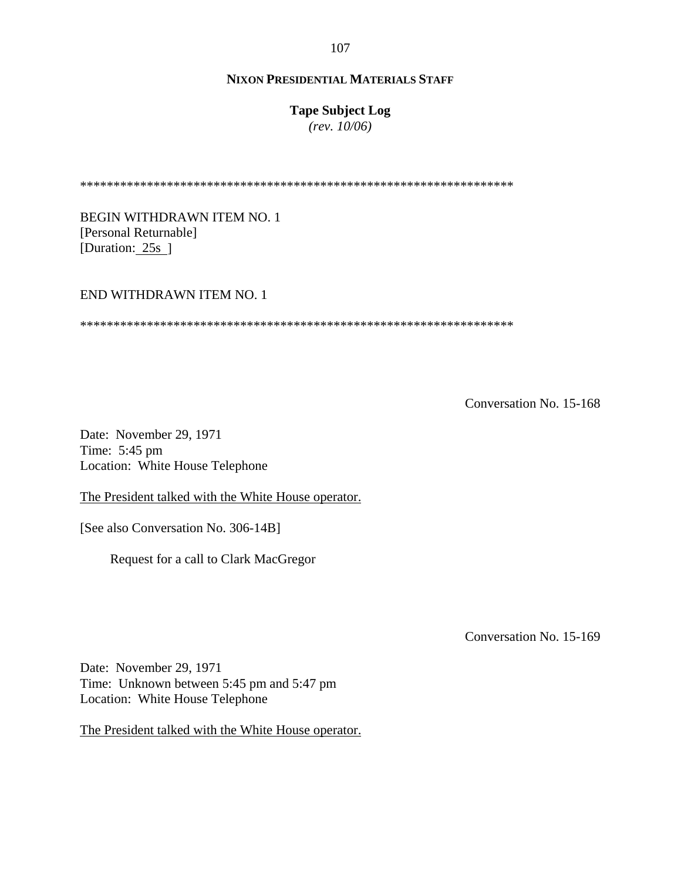**NIXON PRESIDENTIAL MATERIALS STAFF**

**Tape Subject Log**
*(rev. 10/06)*

*****************************************************************

BEGIN WITHDRAWN ITEM NO. 1
[Personal Returnable]
[Duration: 25s ]

END WITHDRAWN ITEM NO. 1

*****************************************************************

Conversation No. 15-168

Date: November 29, 1971
Time: 5:45 pm
Location: White House Telephone

The President talked with the White House operator.

[See also Conversation No. 306-14B]

Request for a call to Clark MacGregor

Conversation No. 15-169

Date: November 29, 1971
Time: Unknown between 5:45 pm and 5:47 pm
Location: White House Telephone

The President talked with the White House operator.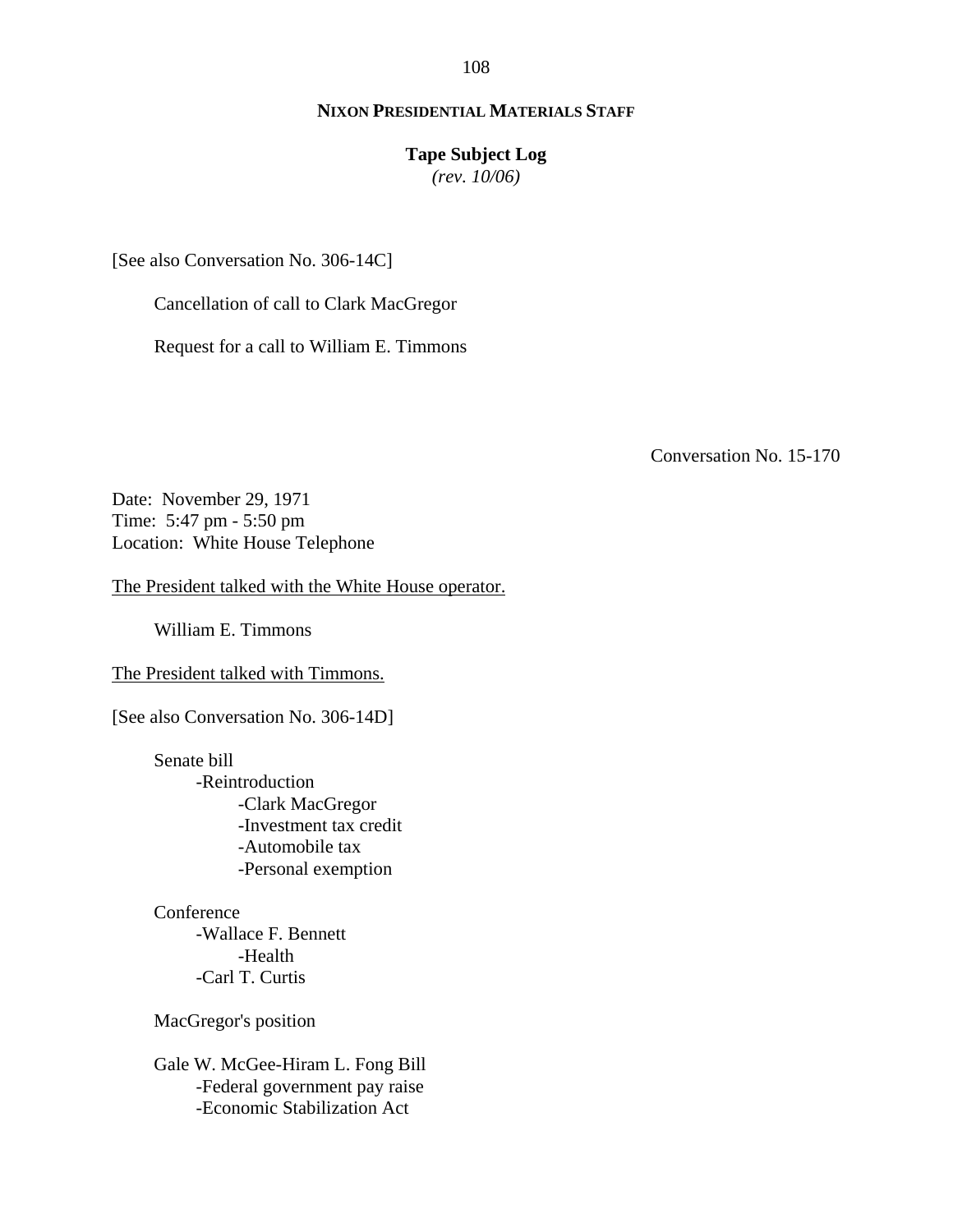[See also Conversation No. 306-14C]

Cancellation of call to Clark MacGregor

Request for a call to William E. Timmons

Conversation No. 15-170

Date: November 29, 1971
Time: 5:47 pm - 5:50 pm
Location: White House Telephone

The President talked with the White House operator.

William E. Timmons

The President talked with Timmons.

[See also Conversation No. 306-14D]

- Senate bill
  - -Reintroduction
    - -Clark MacGregor
    - -Investment tax credit
    - -Automobile tax
    - -Personal exemption

- Conference
  - -Wallace F. Bennett
    - -Health
  - -Carl T. Curtis

- MacGregor's position

- Gale W. McGee-Hiram L. Fong Bill
  - -Federal government pay raise
  - -Economic Stabilization Act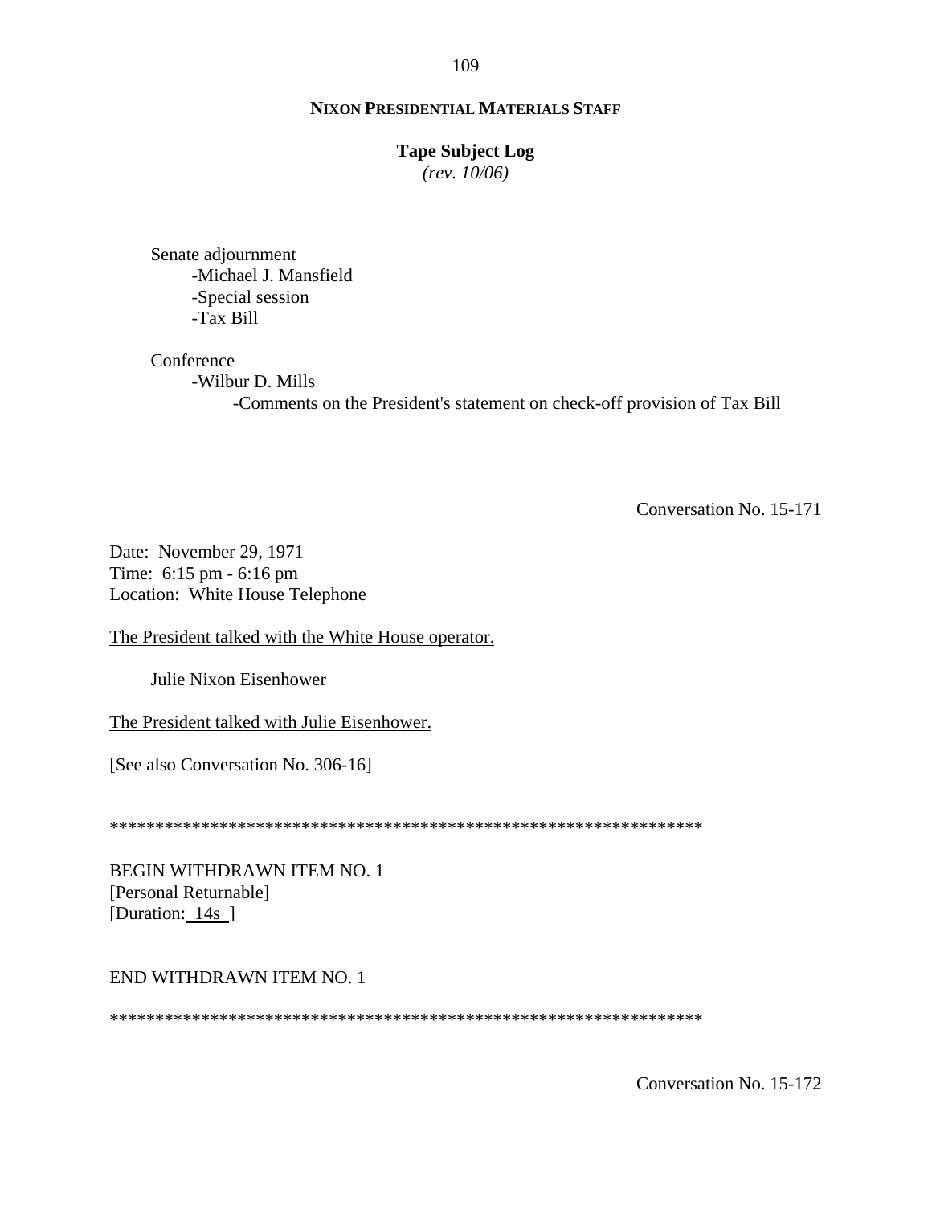Senate adjournment
- -Michael J. Mansfield
- -Special session
- -Tax Bill

Conference
- -Wilbur D. Mills
    - -Comments on the President's statement on check-off provision of Tax Bill

Conversation No. 15-171

Date: November 29, 1971
Time: 6:15 pm - 6:16 pm
Location: White House Telephone

The President talked with the White House operator.

Julie Nixon Eisenhower

The President talked with Julie Eisenhower.

[See also Conversation No. 306-16]

*****************************************************************

BEGIN WITHDRAWN ITEM NO. 1
[Personal Returnable]
[Duration: 14s ]

END WITHDRAWN ITEM NO. 1

*****************************************************************

Conversation No. 15-172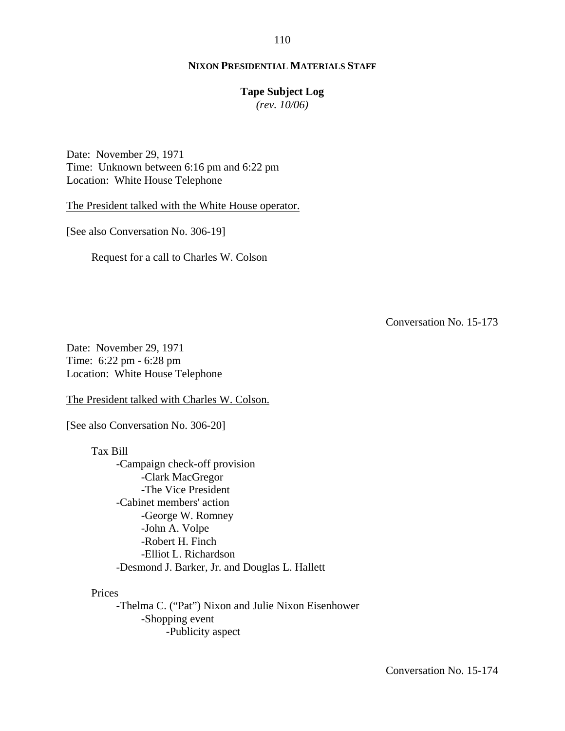**NIXON PRESIDENTIAL MATERIALS STAFF**

**Tape Subject Log**
*(rev. 10/06)*

Date: November 29, 1971
Time: Unknown between 6:16 pm and 6:22 pm
Location: White House Telephone

The President talked with the White House operator.

[See also Conversation No. 306-19]

Request for a call to Charles W. Colson

Conversation No. 15-173

Date: November 29, 1971
Time: 6:22 pm - 6:28 pm
Location: White House Telephone

The President talked with Charles W. Colson.

[See also Conversation No. 306-20]

Tax Bill
- Campaign check-off provision
  - Clark MacGregor
  - The Vice President
- Cabinet members' action
  - George W. Romney
  - John A. Volpe
  - Robert H. Finch
  - Elliot L. Richardson
- Desmond J. Barker, Jr. and Douglas L. Hallett

Prices
- Thelma C. ("Pat") Nixon and Julie Nixon Eisenhower
  - Shopping event
    - Publicity aspect

Conversation No. 15-174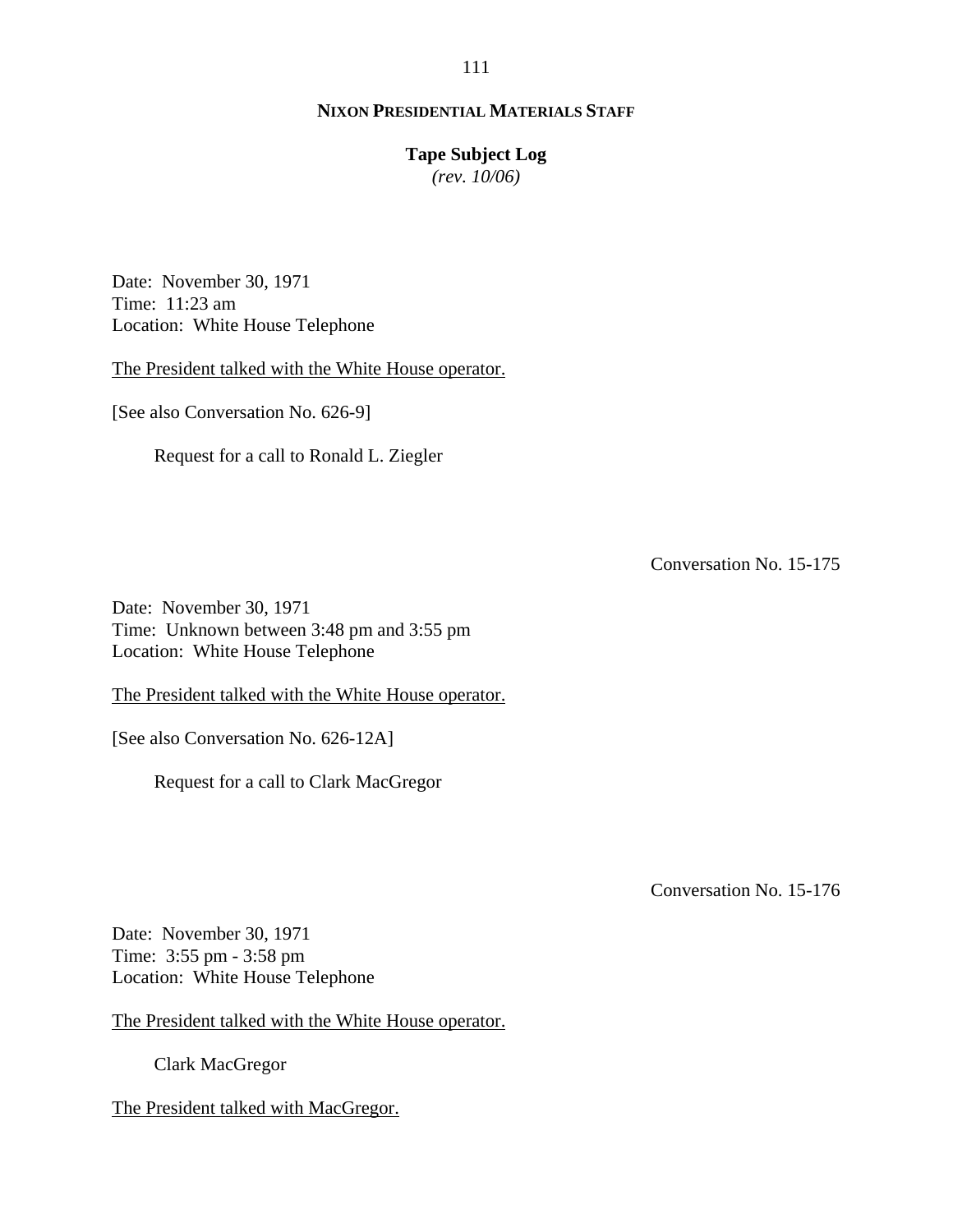**NIXON PRESIDENTIAL MATERIALS STAFF**

**Tape Subject Log**
*(rev. 10/06)*

Date: November 30, 1971
Time: 11:23 am
Location: White House Telephone

The President talked with the White House operator.

[See also Conversation No. 626-9]

Request for a call to Ronald L. Ziegler

Conversation No. 15-175

Date: November 30, 1971
Time: Unknown between 3:48 pm and 3:55 pm
Location: White House Telephone

The President talked with the White House operator.

[See also Conversation No. 626-12A]

Request for a call to Clark MacGregor

Conversation No. 15-176

Date: November 30, 1971
Time: 3:55 pm - 3:58 pm
Location: White House Telephone

The President talked with the White House operator.

Clark MacGregor

The President talked with MacGregor.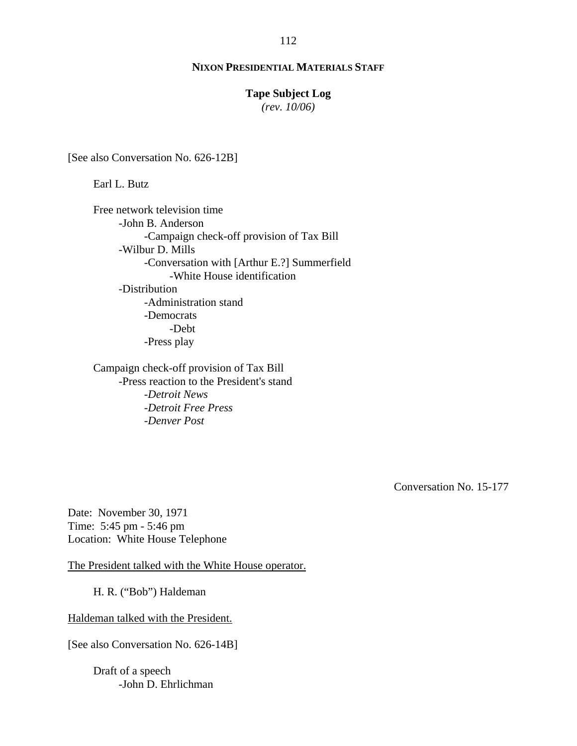[See also Conversation No. 626-12B]

Earl L. Butz

Free network television time
- John B. Anderson
    - Campaign check-off provision of Tax Bill
- Wilbur D. Mills
    - Conversation with [Arthur E.?] Summerfield
        - White House identification
- Distribution
    - Administration stand
    - Democrats
        - Debt
    - Press play

Campaign check-off provision of Tax Bill
- Press reaction to the President's stand
    - *Detroit News*
    - *Detroit Free Press*
    - *Denver Post*

Conversation No. 15-177

Date: November 30, 1971
Time: 5:45 pm - 5:46 pm
Location: White House Telephone

<u>The President talked with the White House operator.</u>

H. R. ("Bob") Haldeman

<u>Haldeman talked with the President.</u>

[See also Conversation No. 626-14B]

Draft of a speech
- John D. Ehrlichman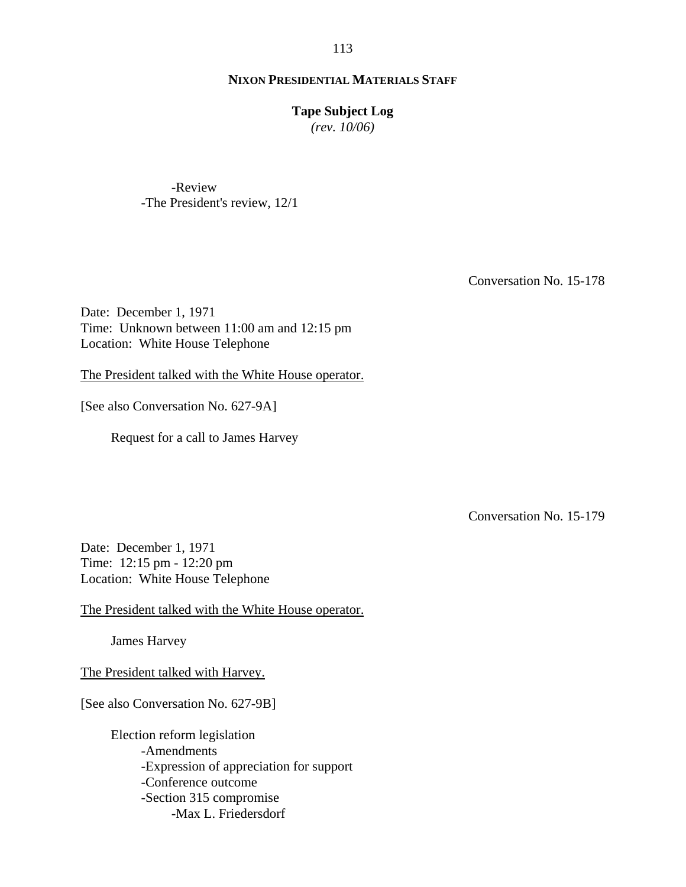-Review
-The President's review, 12/1

Conversation No. 15-178

Date: December 1, 1971
Time: Unknown between 11:00 am and 12:15 pm
Location: White House Telephone

The President talked with the White House operator.

[See also Conversation No. 627-9A]

Request for a call to James Harvey

Conversation No. 15-179

Date: December 1, 1971
Time: 12:15 pm - 12:20 pm
Location: White House Telephone

The President talked with the White House operator.

James Harvey

The President talked with Harvey.

[See also Conversation No. 627-9B]

Election reform legislation
- -Amendments
- -Expression of appreciation for support
- -Conference outcome
- -Section 315 compromise
    - -Max L. Friedersdorf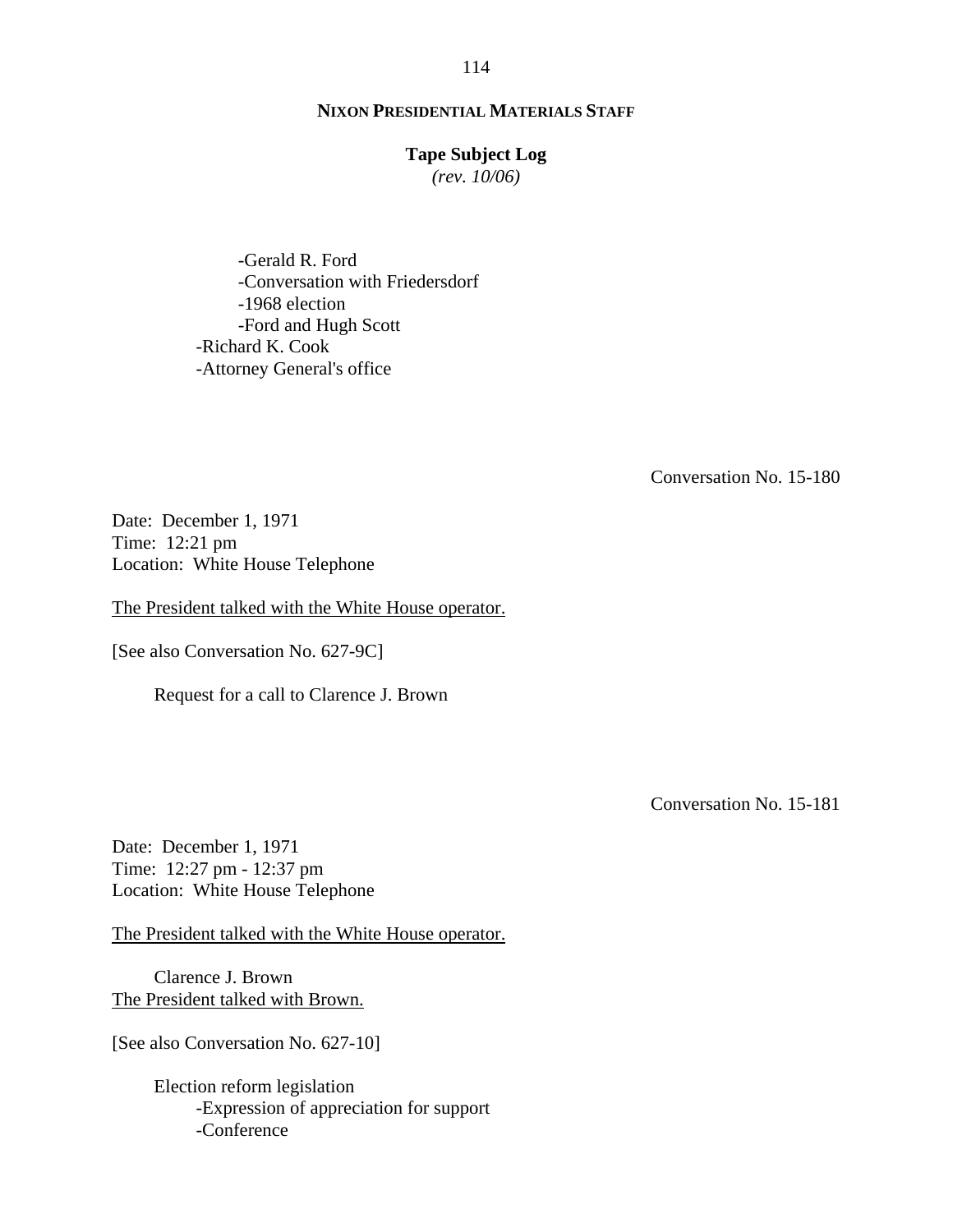- Gerald R. Ford
  - Conversation with Friedersdorf
  - 1968 election
  - Ford and Hugh Scott
- Richard K. Cook
- Attorney General's office

Conversation No. 15-180

Date: December 1, 1971
Time: 12:21 pm
Location: White House Telephone

<u>The President talked with the White House operator.</u>

[See also Conversation No. 627-9C]

Request for a call to Clarence J. Brown

Conversation No. 15-181

Date: December 1, 1971
Time: 12:27 pm - 12:37 pm
Location: White House Telephone

<u>The President talked with the White House operator.</u>

Clarence J. Brown
<u>The President talked with Brown.</u>

[See also Conversation No. 627-10]

Election reform legislation
- Expression of appreciation for support
- Conference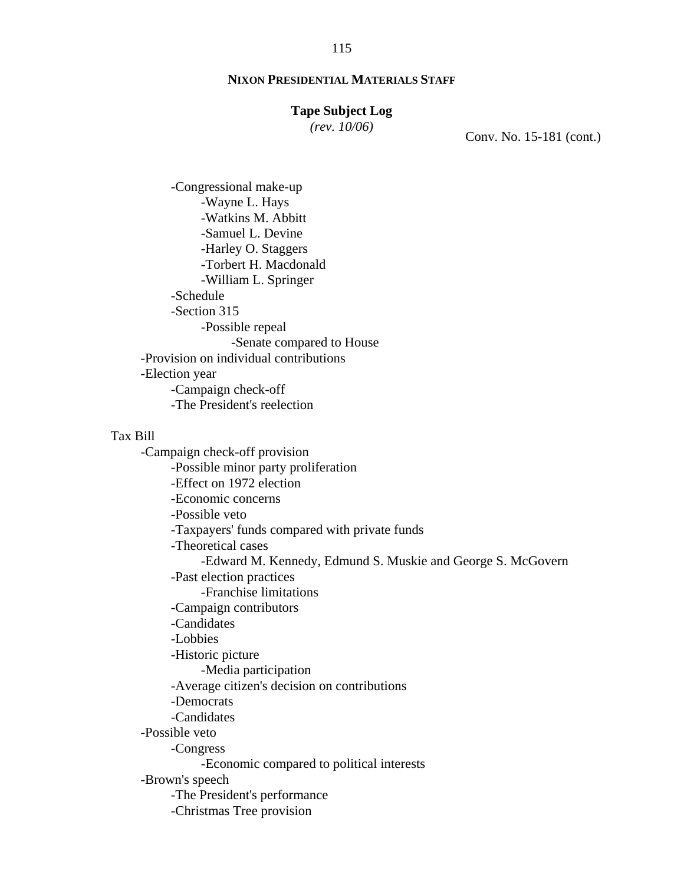**NIXON PRESIDENTIAL MATERIALS STAFF**

**Tape Subject Log**
*(rev. 10/06)*

Conv. No. 15-181 (cont.)

- -Congressional make-up
  - -Wayne L. Hays
  - -Watkins M. Abbitt
  - -Samuel L. Devine
  - -Harley O. Staggers
  - -Torbert H. Macdonald
  - -William L. Springer
- -Schedule
- -Section 315
  - -Possible repeal
    - -Senate compared to House

-Provision on individual contributions

-Election year
- -Campaign check-off
- -The President's reelection

Tax Bill

- -Campaign check-off provision
  - -Possible minor party proliferation
  - -Effect on 1972 election
  - -Economic concerns
  - -Possible veto
  - -Taxpayers' funds compared with private funds
  - -Theoretical cases
    - -Edward M. Kennedy, Edmund S. Muskie and George S. McGovern
  - -Past election practices
    - -Franchise limitations
  - -Campaign contributors
  - -Candidates
  - -Lobbies
  - -Historic picture
    - -Media participation
  - -Average citizen's decision on contributions
  - -Democrats
  - -Candidates
- -Possible veto
  - -Congress
    - -Economic compared to political interests
- -Brown's speech
  - -The President's performance
  - -Christmas Tree provision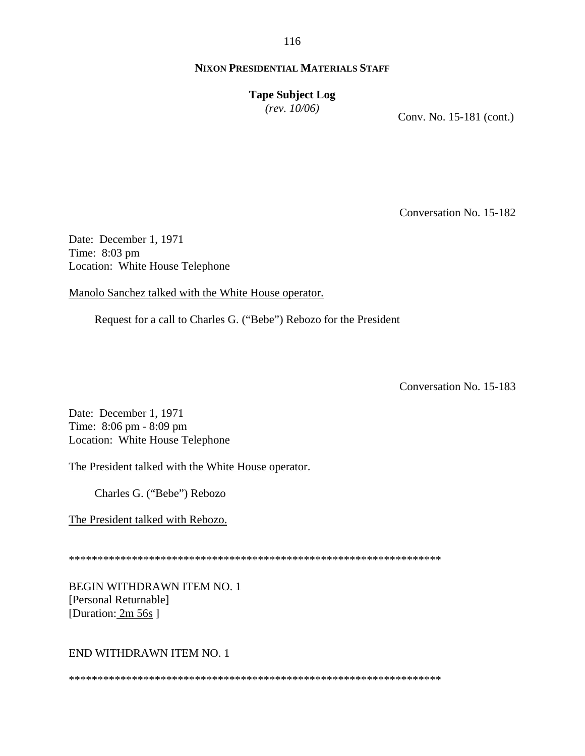**NIXON PRESIDENTIAL MATERIALS STAFF**

**Tape Subject Log**
*(rev. 10/06)*

Conv. No. 15-181 (cont.)

Conversation No. 15-182

Date: December 1, 1971
Time: 8:03 pm
Location: White House Telephone

Manolo Sanchez talked with the White House operator.

Request for a call to Charles G. ("Bebe") Rebozo for the President

Conversation No. 15-183

Date: December 1, 1971
Time: 8:06 pm - 8:09 pm
Location: White House Telephone

The President talked with the White House operator.

Charles G. ("Bebe") Rebozo

The President talked with Rebozo.

*****************************************************************

BEGIN WITHDRAWN ITEM NO. 1
[Personal Returnable]
[Duration: 2m 56s ]

END WITHDRAWN ITEM NO. 1

*****************************************************************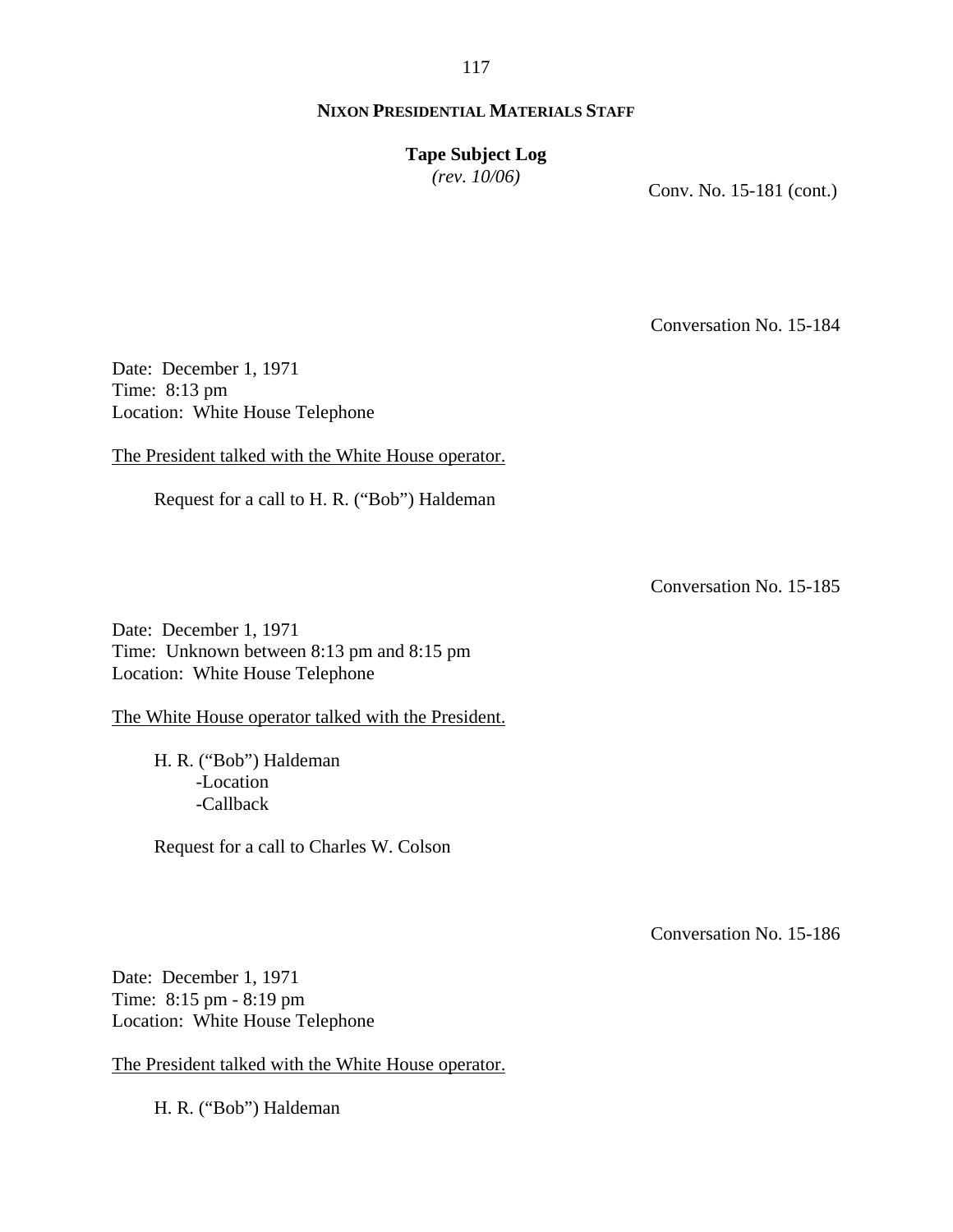Conv. No. 15-181 (cont.)

Conversation No. 15-184

Date: December 1, 1971
Time: 8:13 pm
Location: White House Telephone

The President talked with the White House operator.

Request for a call to H. R. ("Bob") Haldeman

Conversation No. 15-185

Date: December 1, 1971
Time: Unknown between 8:13 pm and 8:15 pm
Location: White House Telephone

The White House operator talked with the President.

H. R. ("Bob") Haldeman
- Location
- Callback

Request for a call to Charles W. Colson

Conversation No. 15-186

Date: December 1, 1971
Time: 8:15 pm - 8:19 pm
Location: White House Telephone

The President talked with the White House operator.

H. R. ("Bob") Haldeman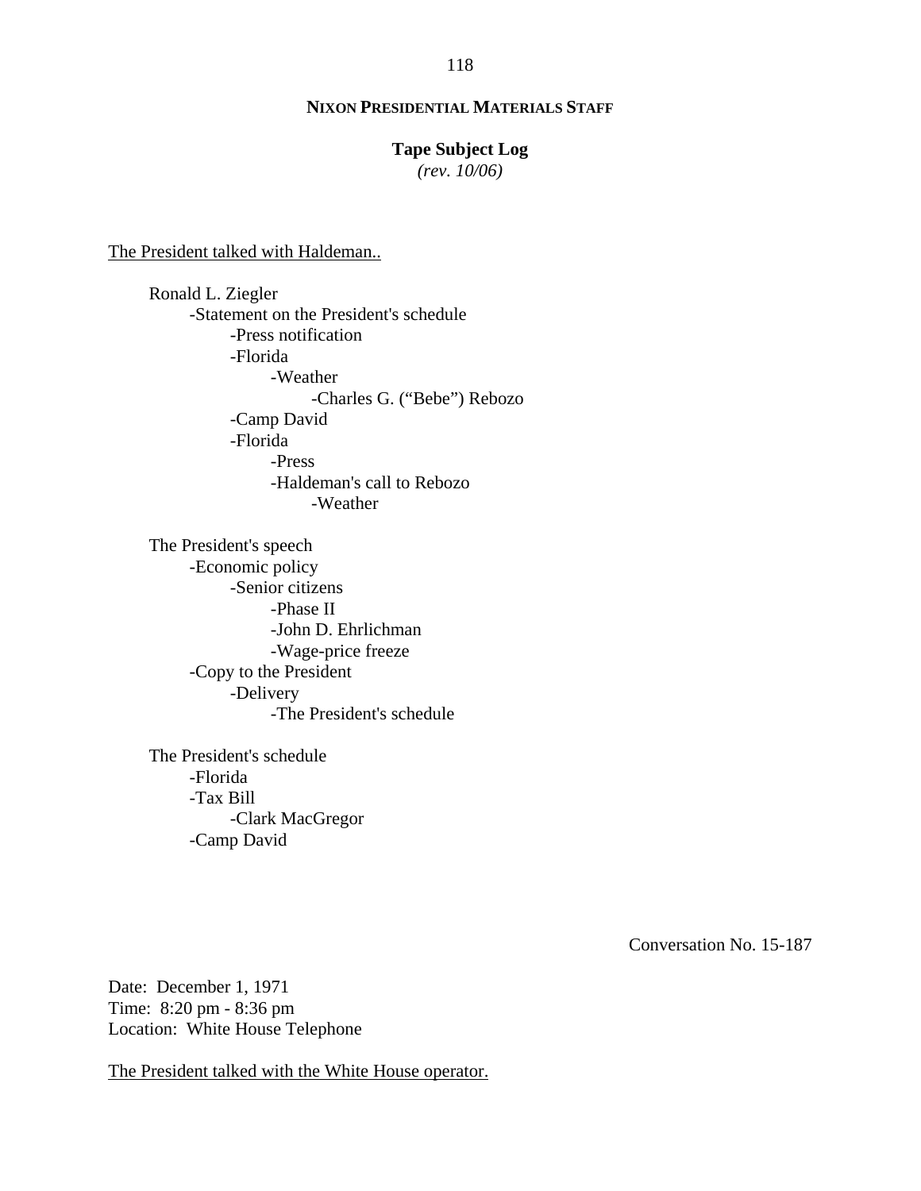The President talked with Haldeman..

Ronald L. Ziegler
- Statement on the President's schedule
    - Press notification
    - Florida
        - Weather
            - Charles G. ("Bebe") Rebozo
    - Camp David
    - Florida
        - Press
        - Haldeman's call to Rebozo
            - Weather

The President's speech
- Economic policy
    - Senior citizens
        - Phase II
        - John D. Ehrlichman
        - Wage-price freeze
- Copy to the President
    - Delivery
        - The President's schedule

The President's schedule
- Florida
- Tax Bill
    - Clark MacGregor
- Camp David

Conversation No. 15-187

Date: December 1, 1971
Time: 8:20 pm - 8:36 pm
Location: White House Telephone

The President talked with the White House operator.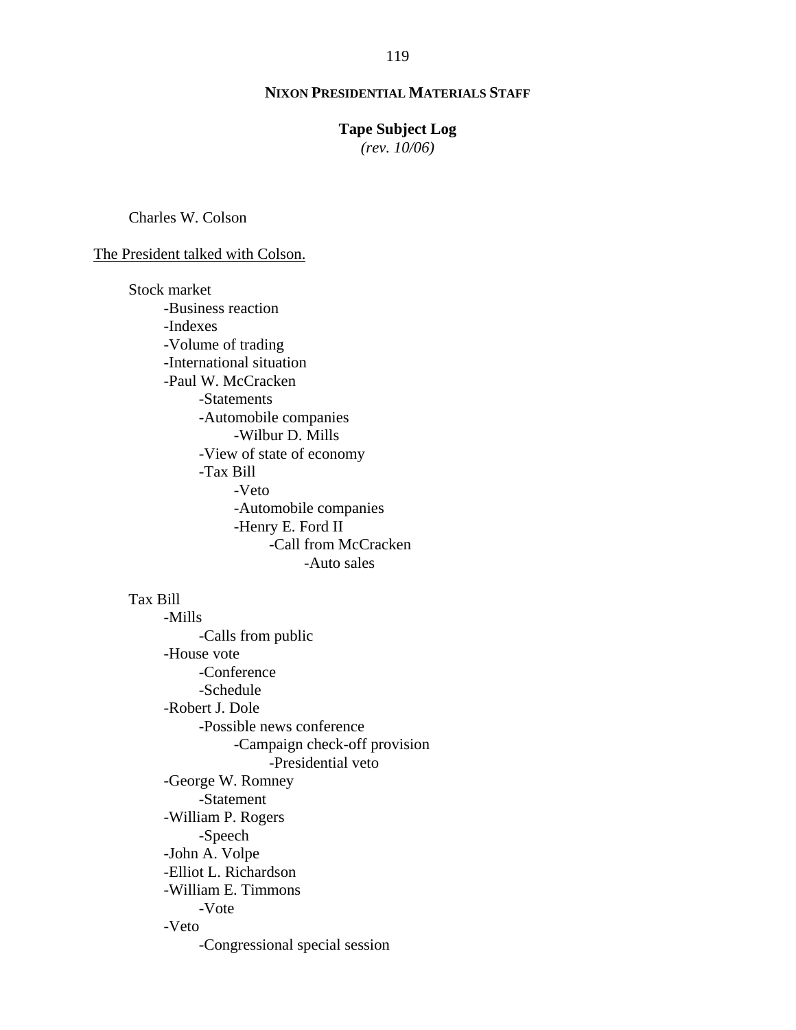**NIXON PRESIDENTIAL MATERIALS STAFF**

**Tape Subject Log**
*(rev. 10/06)*

Charles W. Colson

<u>The President talked with Colson.</u>

Stock market
- -Business reaction
- -Indexes
- -Volume of trading
- -International situation
- -Paul W. McCracken
  - -Statements
  - -Automobile companies
    - -Wilbur D. Mills
  - -View of state of economy
  - -Tax Bill
    - -Veto
    - -Automobile companies
    - -Henry E. Ford II
      - -Call from McCracken
        - -Auto sales

Tax Bill
- -Mills
  - -Calls from public
- -House vote
  - -Conference
  - -Schedule
- -Robert J. Dole
  - -Possible news conference
    - -Campaign check-off provision
      - -Presidential veto
- -George W. Romney
  - -Statement
- -William P. Rogers
  - -Speech
- -John A. Volpe
- -Elliot L. Richardson
- -William E. Timmons
  - -Vote
- -Veto
  - -Congressional special session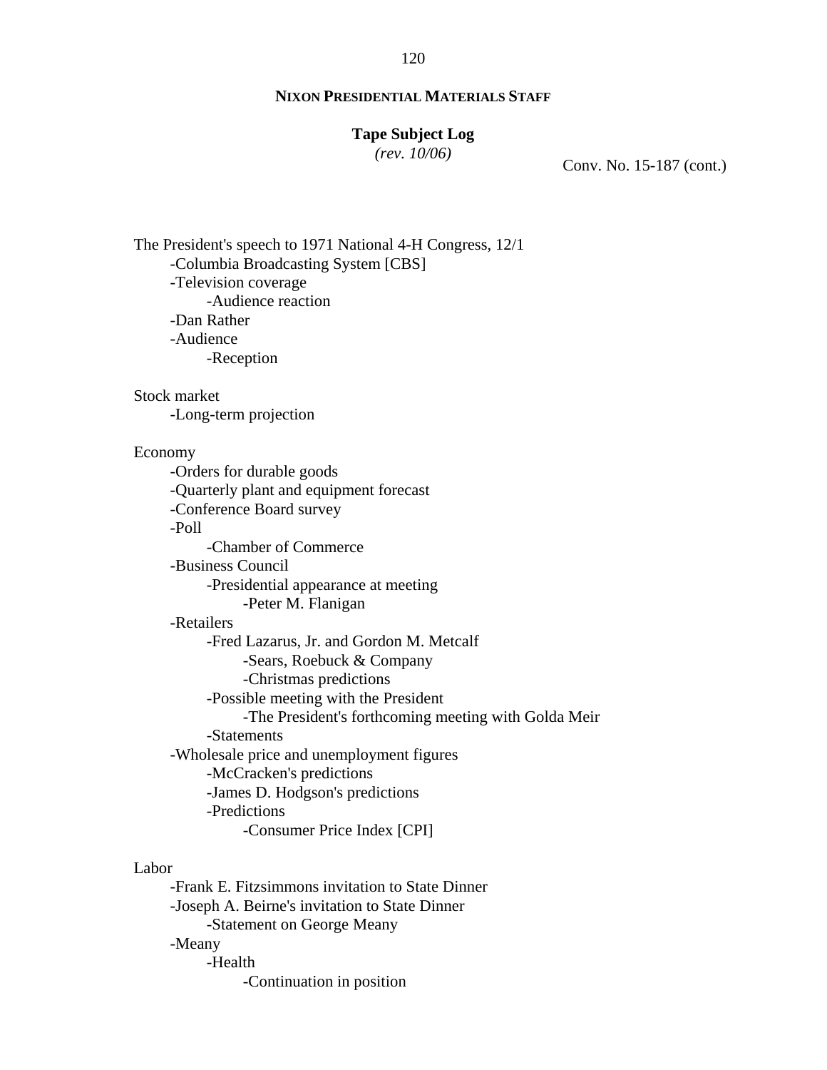**NIXON PRESIDENTIAL MATERIALS STAFF**

**Tape Subject Log**
*(rev. 10/06)*

Conv. No. 15-187 (cont.)

The President's speech to 1971 National 4-H Congress, 12/1
- -Columbia Broadcasting System [CBS]
- -Television coverage
    - -Audience reaction
- -Dan Rather
- -Audience
    - -Reception

Stock market
- -Long-term projection

Economy
- -Orders for durable goods
- -Quarterly plant and equipment forecast
- -Conference Board survey
- -Poll
    - -Chamber of Commerce
- -Business Council
    - -Presidential appearance at meeting
        - -Peter M. Flanigan
- -Retailers
    - -Fred Lazarus, Jr. and Gordon M. Metcalf
        - -Sears, Roebuck & Company
        - -Christmas predictions
    - -Possible meeting with the President
        - -The President's forthcoming meeting with Golda Meir
    - -Statements
- -Wholesale price and unemployment figures
    - -McCracken's predictions
    - -James D. Hodgson's predictions
    - -Predictions
        - -Consumer Price Index [CPI]

Labor
- -Frank E. Fitzsimmons invitation to State Dinner
- -Joseph A. Beirne's invitation to State Dinner
    - -Statement on George Meany
- -Meany
    - -Health
        - -Continuation in position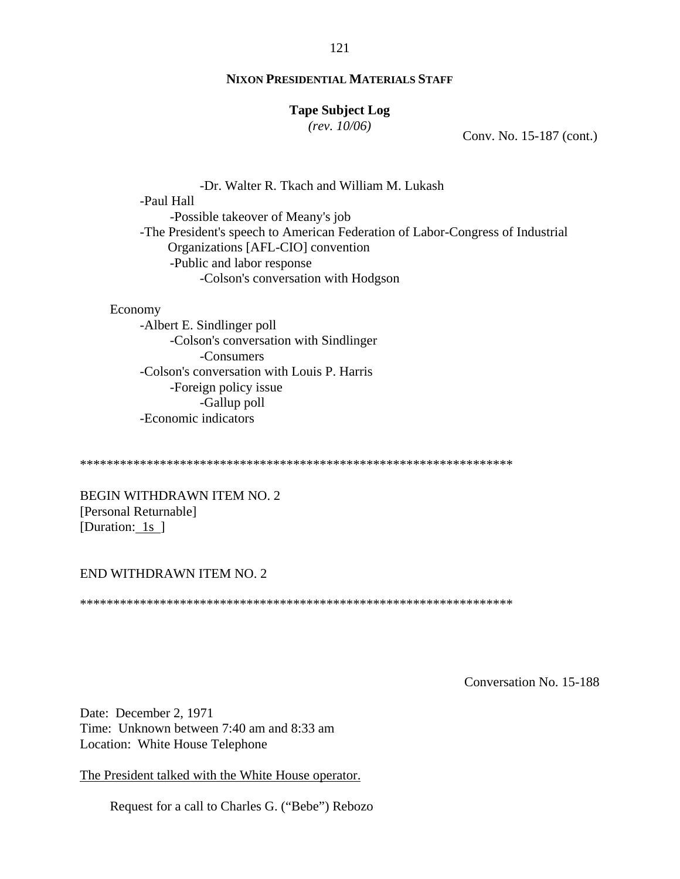Conv. No. 15-187 (cont.)

- -Dr. Walter R. Tkach and William M. Lukash
- -Paul Hall
  - -Possible takeover of Meany's job
- -The President's speech to American Federation of Labor-Congress of Industrial Organizations [AFL-CIO] convention
  - -Public and labor response
    - -Colson's conversation with Hodgson

Economy

- -Albert E. Sindlinger poll
  - -Colson's conversation with Sindlinger
    - -Consumers
- -Colson's conversation with Louis P. Harris
  - -Foreign policy issue
    - -Gallup poll
- -Economic indicators

*****************************************************************

BEGIN WITHDRAWN ITEM NO. 2
[Personal Returnable]
[Duration: 1s ]

END WITHDRAWN ITEM NO. 2

*****************************************************************

Conversation No. 15-188

Date: December 2, 1971
Time: Unknown between 7:40 am and 8:33 am
Location: White House Telephone

The President talked with the White House operator.

Request for a call to Charles G. ("Bebe") Rebozo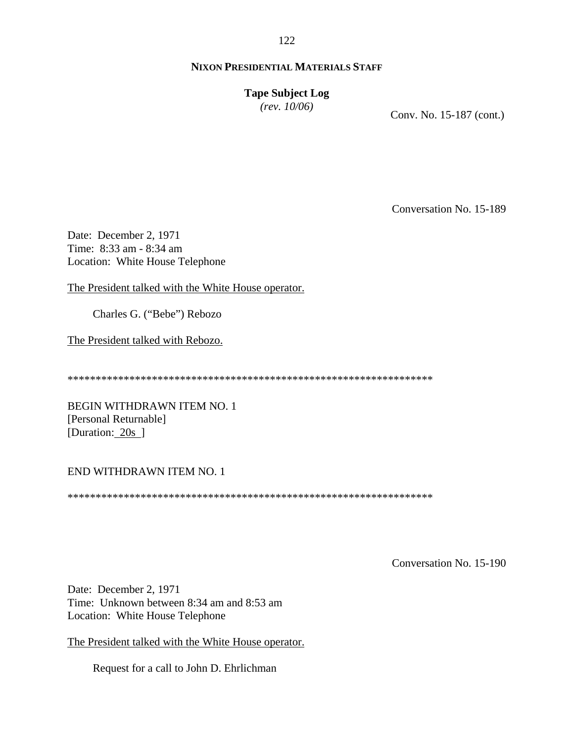**NIXON PRESIDENTIAL MATERIALS STAFF**

**Tape Subject Log**
*(rev. 10/06)*

Conv. No. 15-187 (cont.)

Conversation No. 15-189

Date: December 2, 1971
Time: 8:33 am - 8:34 am
Location: White House Telephone

The President talked with the White House operator.

Charles G. ("Bebe") Rebozo

The President talked with Rebozo.

******************************************************************

BEGIN WITHDRAWN ITEM NO. 1
[Personal Returnable]
[Duration: 20s ]

END WITHDRAWN ITEM NO. 1

******************************************************************

Conversation No. 15-190

Date: December 2, 1971
Time: Unknown between 8:34 am and 8:53 am
Location: White House Telephone

The President talked with the White House operator.

Request for a call to John D. Ehrlichman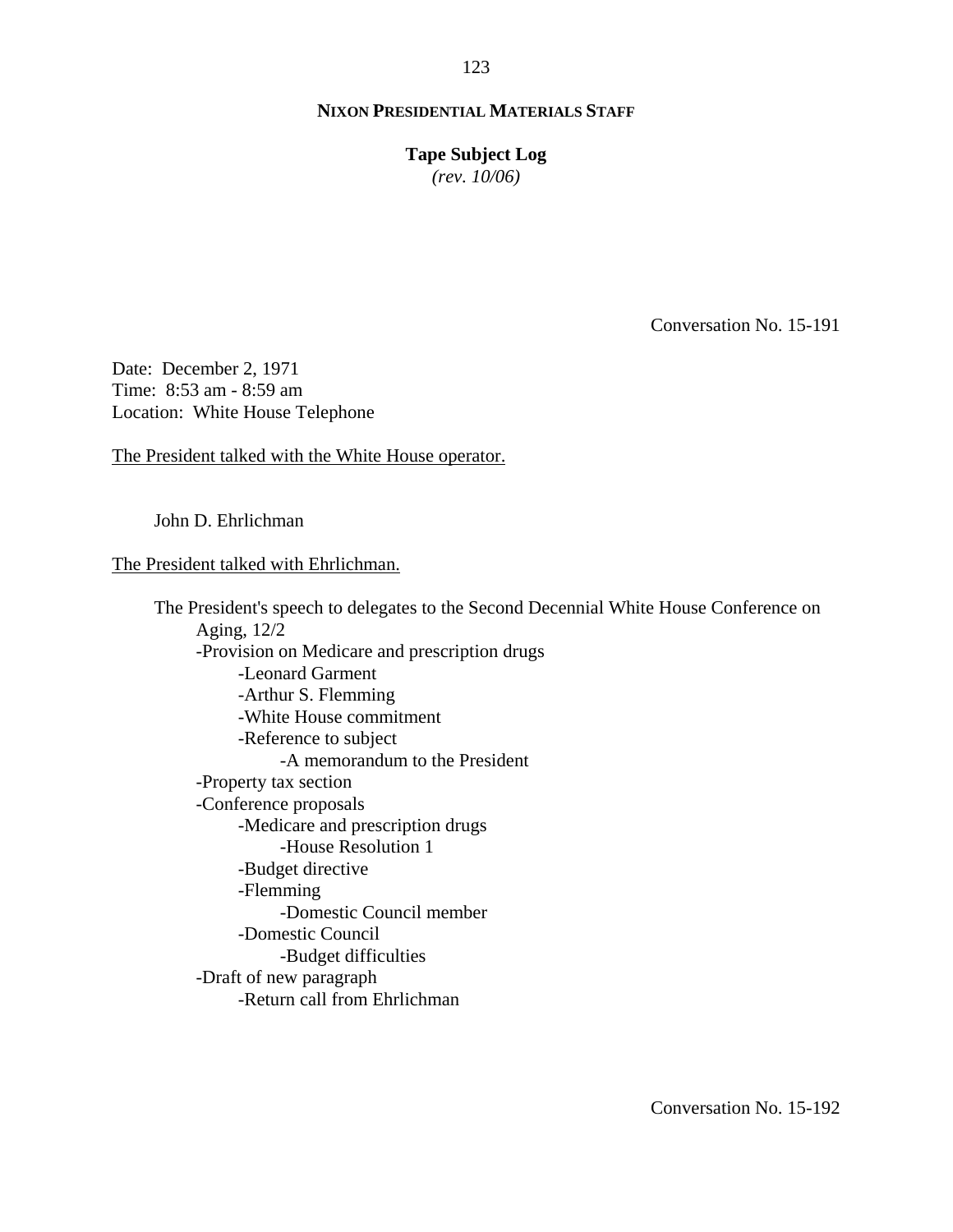**NIXON PRESIDENTIAL MATERIALS STAFF**

**Tape Subject Log**
*(rev. 10/06)*

Conversation No. 15-191

Date: December 2, 1971
Time: 8:53 am - 8:59 am
Location: White House Telephone

The President talked with the White House operator.

John D. Ehrlichman

The President talked with Ehrlichman.

The President's speech to delegates to the Second Decennial White House Conference on Aging, 12/2
- -Provision on Medicare and prescription drugs
    - -Leonard Garment
    - -Arthur S. Flemming
    - -White House commitment
    - -Reference to subject
        - -A memorandum to the President
- -Property tax section
- -Conference proposals
    - -Medicare and prescription drugs
        - -House Resolution 1
    - -Budget directive
    - -Flemming
        - -Domestic Council member
    - -Domestic Council
        - -Budget difficulties
- -Draft of new paragraph
    - -Return call from Ehrlichman

Conversation No. 15-192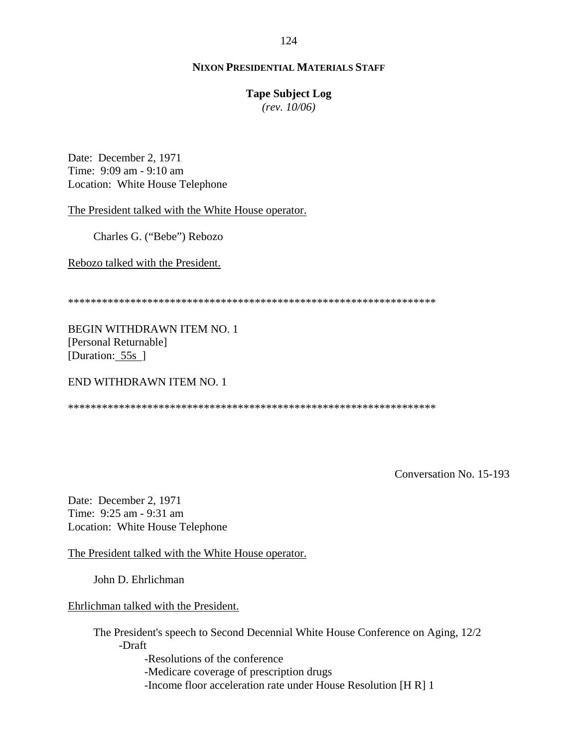**NIXON PRESIDENTIAL MATERIALS STAFF**

**Tape Subject Log**
*(rev. 10/06)*

Date: December 2, 1971
Time: 9:09 am - 9:10 am
Location: White House Telephone

The President talked with the White House operator.

Charles G. ("Bebe") Rebozo

Rebozo talked with the President.

******************************************************************

BEGIN WITHDRAWN ITEM NO. 1
[Personal Returnable]
[Duration: 55s ]

END WITHDRAWN ITEM NO. 1

******************************************************************

Conversation No. 15-193

Date: December 2, 1971
Time: 9:25 am - 9:31 am
Location: White House Telephone

The President talked with the White House operator.

John D. Ehrlichman

Ehrlichman talked with the President.

The President's speech to Second Decennial White House Conference on Aging, 12/2
- -Draft
    - -Resolutions of the conference
    - -Medicare coverage of prescription drugs
    - -Income floor acceleration rate under House Resolution [H R] 1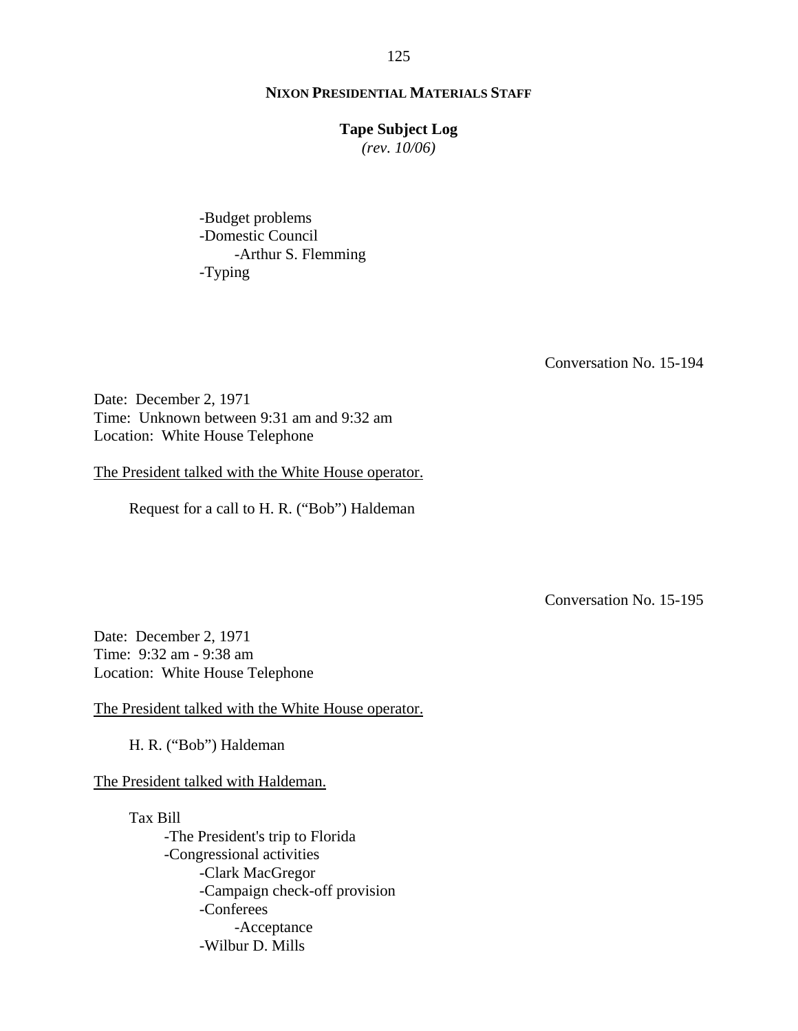-Budget problems
-Domestic Council
    -Arthur S. Flemming
-Typing

Conversation No. 15-194

Date: December 2, 1971
Time: Unknown between 9:31 am and 9:32 am
Location: White House Telephone

The President talked with the White House operator.

Request for a call to H. R. ("Bob") Haldeman

Conversation No. 15-195

Date: December 2, 1971
Time: 9:32 am - 9:38 am
Location: White House Telephone

The President talked with the White House operator.

H. R. ("Bob") Haldeman

The President talked with Haldeman.

Tax Bill
- -The President's trip to Florida
- -Congressional activities
    - -Clark MacGregor
    - -Campaign check-off provision
    - -Conferees
        - -Acceptance
    - -Wilbur D. Mills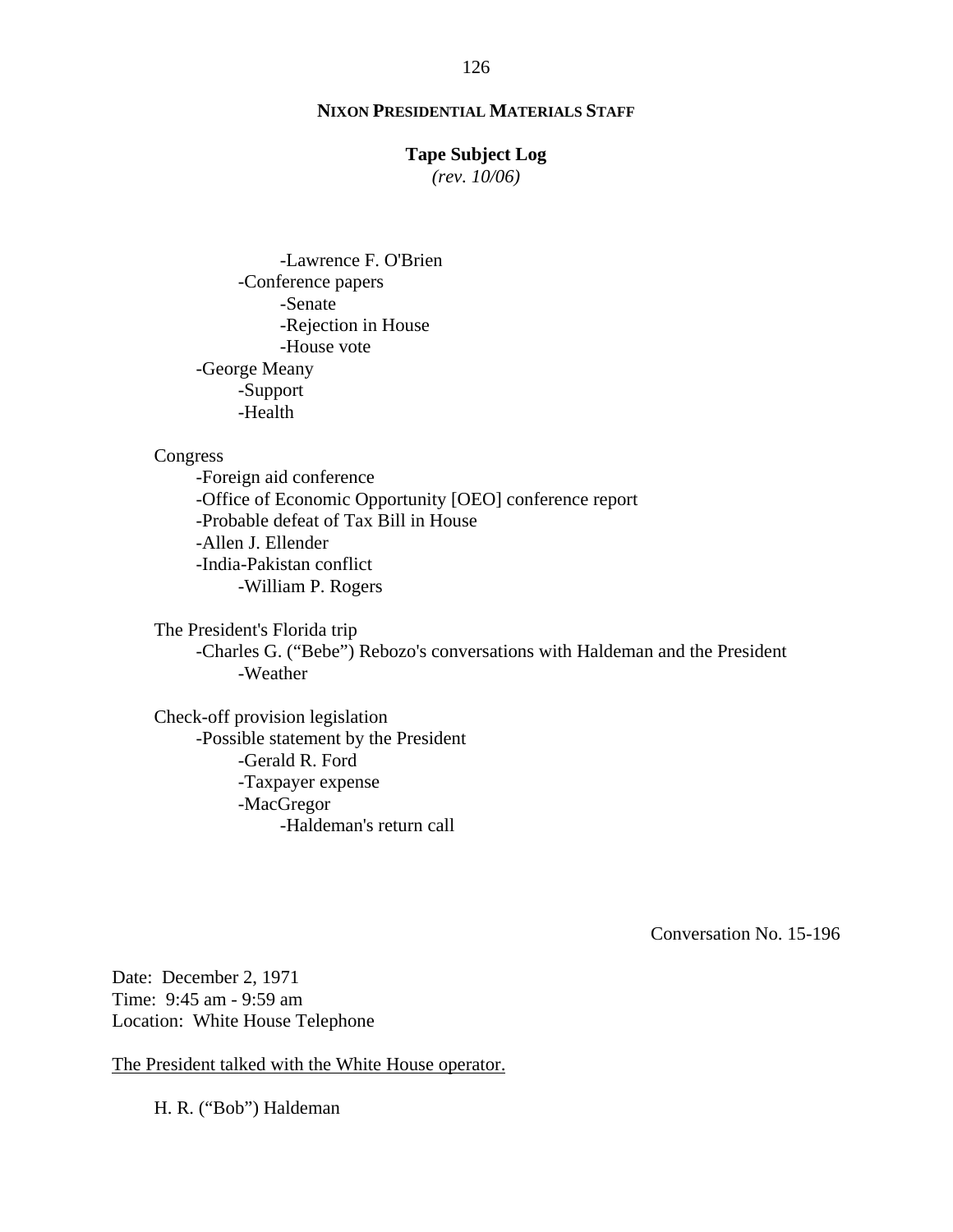- Lawrence F. O'Brien
    - Conference papers
        - Senate
        - Rejection in House
        - House vote
- George Meany
    - Support
    - Health

Congress
- Foreign aid conference
- Office of Economic Opportunity [OEO] conference report
- Probable defeat of Tax Bill in House
- Allen J. Ellender
- India-Pakistan conflict
    - William P. Rogers

The President's Florida trip
- Charles G. ("Bebe") Rebozo's conversations with Haldeman and the President
    - Weather

Check-off provision legislation
- Possible statement by the President
    - Gerald R. Ford
    - Taxpayer expense
    - MacGregor
        - Haldeman's return call

Conversation No. 15-196

Date: December 2, 1971
Time: 9:45 am - 9:59 am
Location: White House Telephone

<u>The President talked with the White House operator.</u>

H. R. ("Bob") Haldeman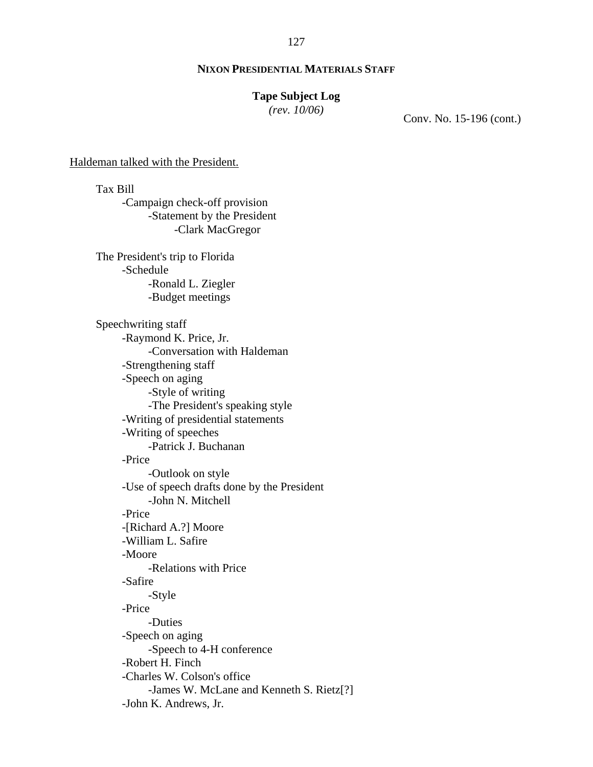**NIXON PRESIDENTIAL MATERIALS STAFF**

**Tape Subject Log**
*(rev. 10/06)*

Conv. No. 15-196 (cont.)

<u>Haldeman talked with the President.</u>

- Tax Bill
  - -Campaign check-off provision
    - -Statement by the President
      - -Clark MacGregor

- The President's trip to Florida
  - -Schedule
    - -Ronald L. Ziegler
    - -Budget meetings

- Speechwriting staff
  - -Raymond K. Price, Jr.
    - -Conversation with Haldeman
  - -Strengthening staff
  - -Speech on aging
    - -Style of writing
    - -The President's speaking style
  - -Writing of presidential statements
  - -Writing of speeches
    - -Patrick J. Buchanan
  - -Price
    - -Outlook on style
  - -Use of speech drafts done by the President
    - -John N. Mitchell
  - -Price
  - -[Richard A.?] Moore
  - -William L. Safire
  - -Moore
    - -Relations with Price
  - -Safire
    - -Style
  - -Price
    - -Duties
  - -Speech on aging
    - -Speech to 4-H conference
  - -Robert H. Finch
  - -Charles W. Colson's office
    - -James W. McLane and Kenneth S. Rietz[?]
  - -John K. Andrews, Jr.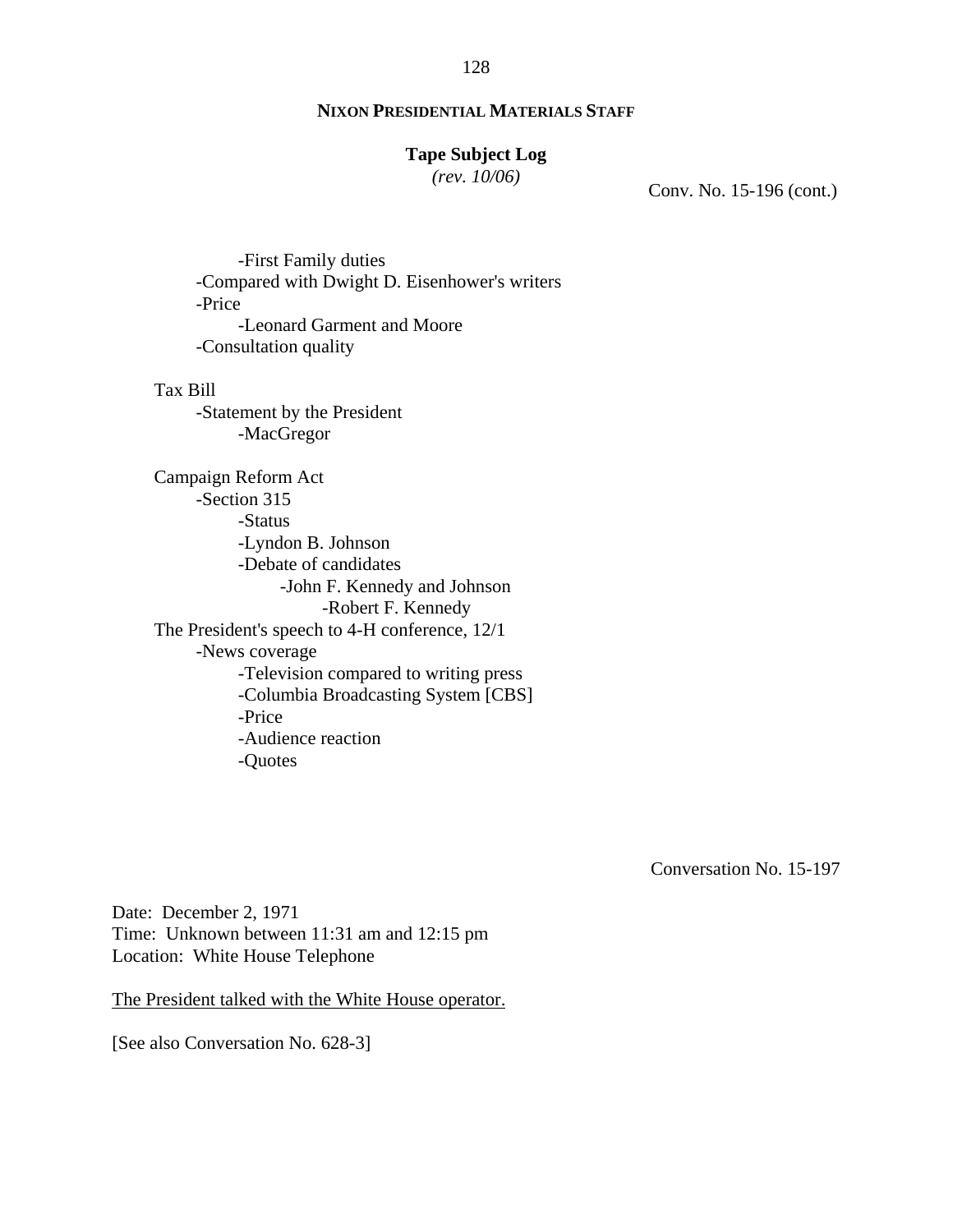**NIXON PRESIDENTIAL MATERIALS STAFF**

**Tape Subject Log**
*(rev. 10/06)*

Conv. No. 15-196 (cont.)

- -First Family duties
- -Compared with Dwight D. Eisenhower's writers
- -Price
    - -Leonard Garment and Moore
- -Consultation quality

Tax Bill
- -Statement by the President
    - -MacGregor

Campaign Reform Act
- -Section 315
    - -Status
    - -Lyndon B. Johnson
    - -Debate of candidates
        - -John F. Kennedy and Johnson
            - -Robert F. Kennedy

The President's speech to 4-H conference, 12/1
- -News coverage
    - -Television compared to writing press
    - -Columbia Broadcasting System [CBS]
    - -Price
    - -Audience reaction
    - -Quotes

Conversation No. 15-197

Date: December 2, 1971
Time: Unknown between 11:31 am and 12:15 pm
Location: White House Telephone

The President talked with the White House operator.

[See also Conversation No. 628-3]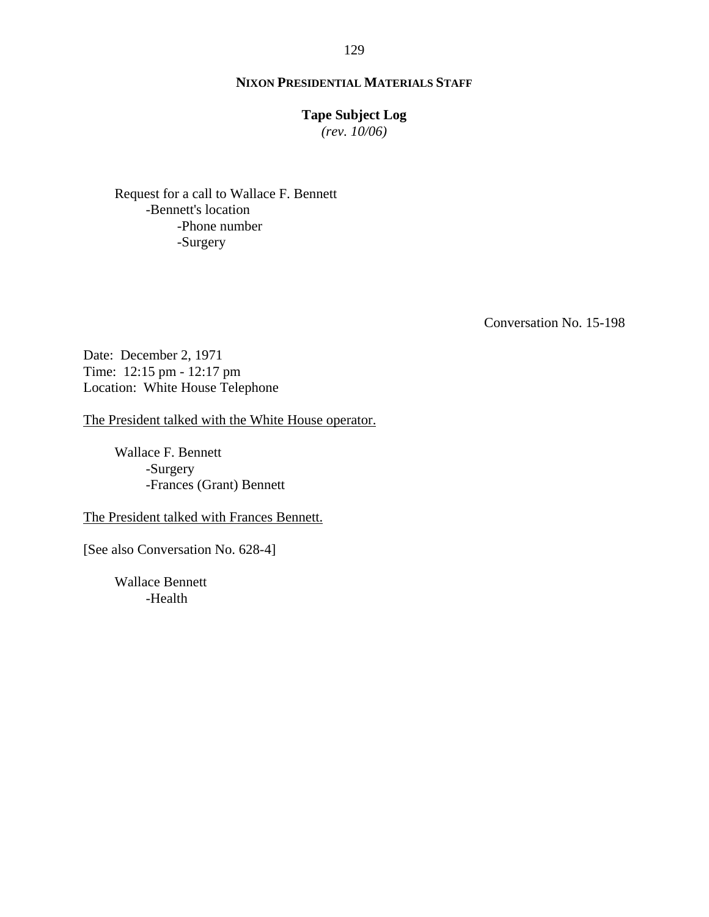Request for a call to Wallace F. Bennett
- Bennett's location
    - Phone number
    - Surgery

Conversation No. 15-198

Date: December 2, 1971
Time: 12:15 pm - 12:17 pm
Location: White House Telephone

<u>The President talked with the White House operator.</u>

Wallace F. Bennett
- Surgery
- Frances (Grant) Bennett

<u>The President talked with Frances Bennett.</u>

[See also Conversation No. 628-4]

Wallace Bennett
- Health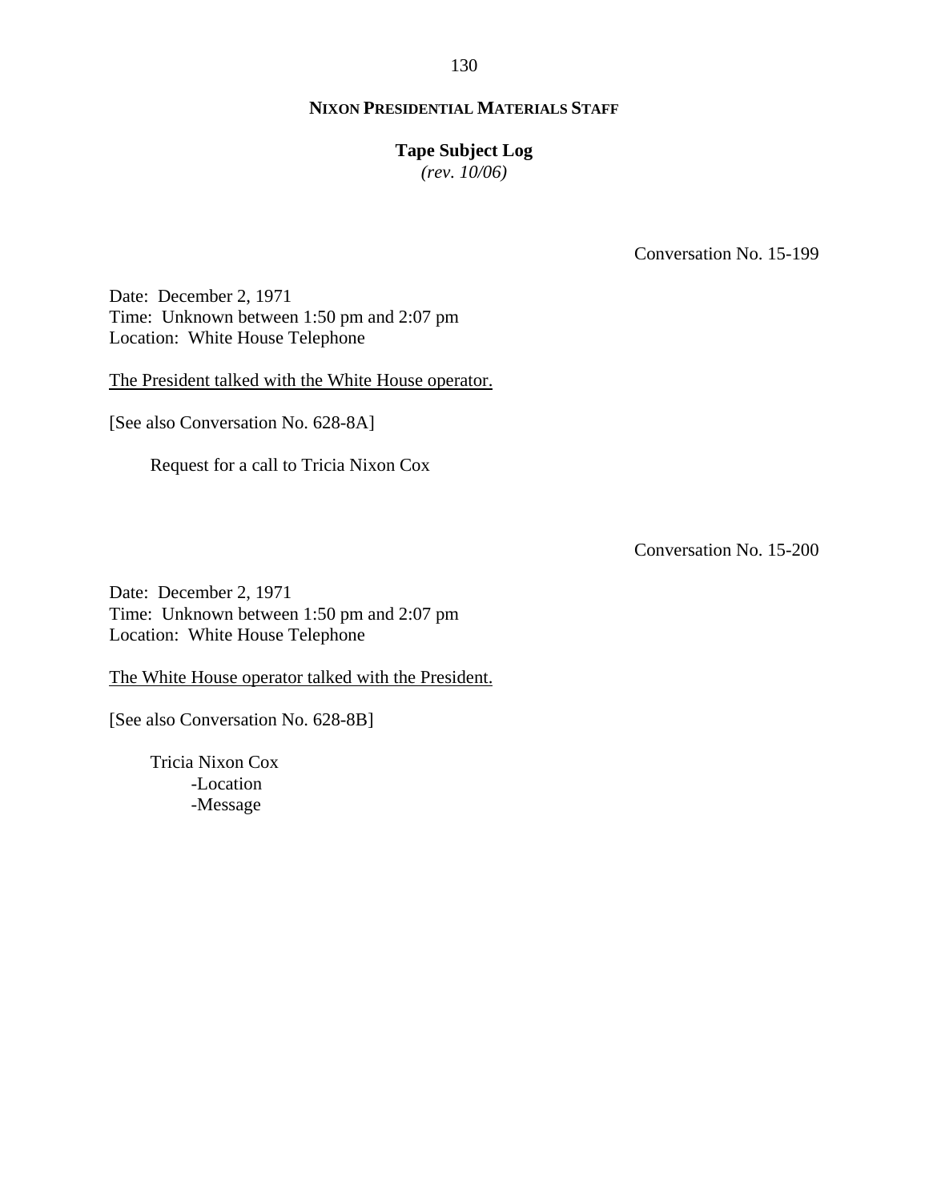Conversation No. 15-199

Date: December 2, 1971
Time: Unknown between 1:50 pm and 2:07 pm
Location: White House Telephone

The President talked with the White House operator.

[See also Conversation No. 628-8A]

Request for a call to Tricia Nixon Cox

Conversation No. 15-200

Date: December 2, 1971
Time: Unknown between 1:50 pm and 2:07 pm
Location: White House Telephone

The White House operator talked with the President.

[See also Conversation No. 628-8B]

Tricia Nixon Cox
- -Location
- -Message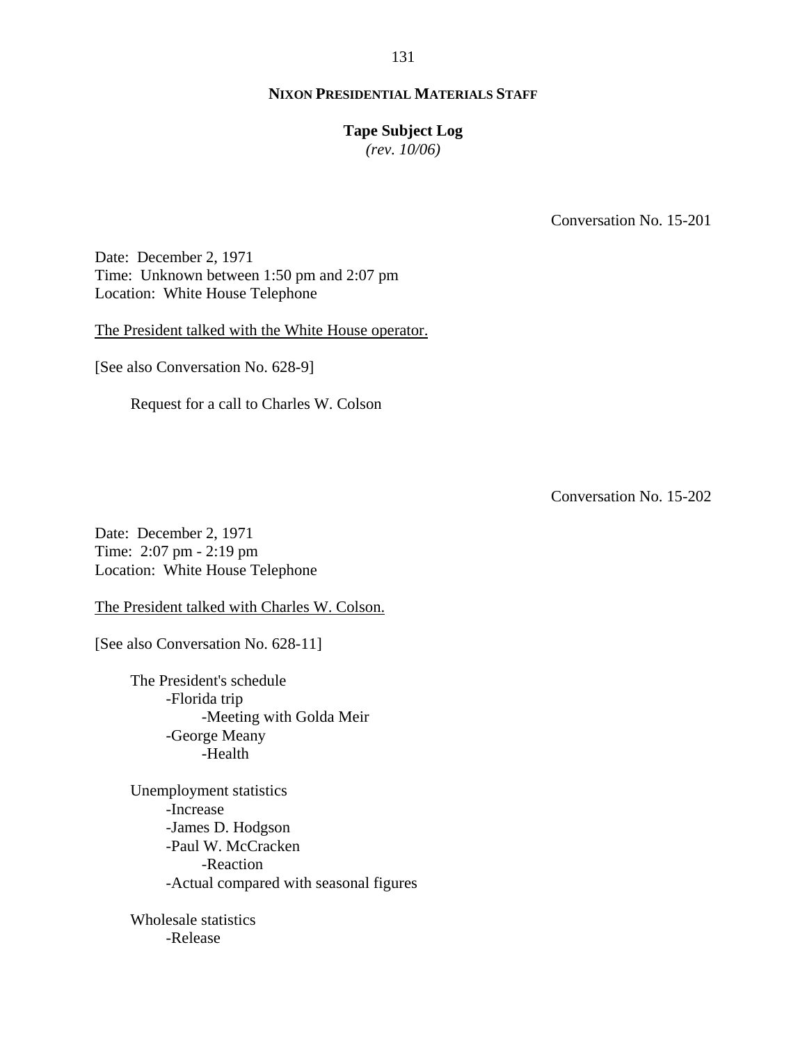**NIXON PRESIDENTIAL MATERIALS STAFF**

**Tape Subject Log**
*(rev. 10/06)*

Conversation No. 15-201

Date: December 2, 1971
Time: Unknown between 1:50 pm and 2:07 pm
Location: White House Telephone

The President talked with the White House operator.

[See also Conversation No. 628-9]

Request for a call to Charles W. Colson

Conversation No. 15-202

Date: December 2, 1971
Time: 2:07 pm - 2:19 pm
Location: White House Telephone

The President talked with Charles W. Colson.

[See also Conversation No. 628-11]

The President's schedule
- Florida trip
  - Meeting with Golda Meir
- George Meany
  - Health

Unemployment statistics
- Increase
- James D. Hodgson
- Paul W. McCracken
  - Reaction
- Actual compared with seasonal figures

Wholesale statistics
- Release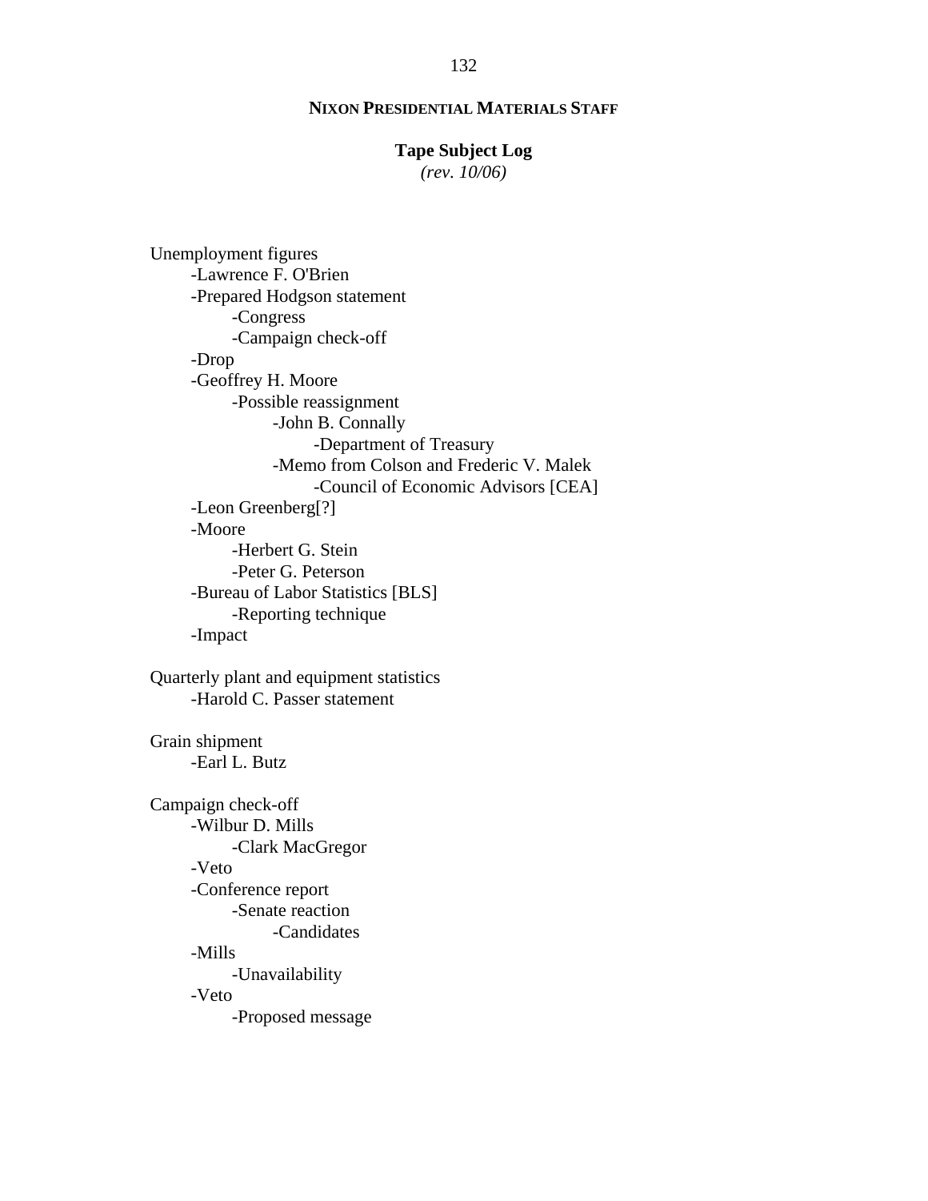**NIXON PRESIDENTIAL MATERIALS STAFF**

**Tape Subject Log**
*(rev. 10/06)*

Unemployment figures
- Lawrence F. O'Brien
- Prepared Hodgson statement
    - Congress
    - Campaign check-off
- Drop
- Geoffrey H. Moore
    - Possible reassignment
        - John B. Connally
            - Department of Treasury
        - Memo from Colson and Frederic V. Malek
            - Council of Economic Advisors [CEA]
- Leon Greenberg[?]
- Moore
    - Herbert G. Stein
    - Peter G. Peterson
- Bureau of Labor Statistics [BLS]
    - Reporting technique
- Impact

Quarterly plant and equipment statistics
- Harold C. Passer statement

Grain shipment
- Earl L. Butz

Campaign check-off
- Wilbur D. Mills
    - Clark MacGregor
- Veto
- Conference report
    - Senate reaction
        - Candidates
- Mills
    - Unavailability
- Veto
    - Proposed message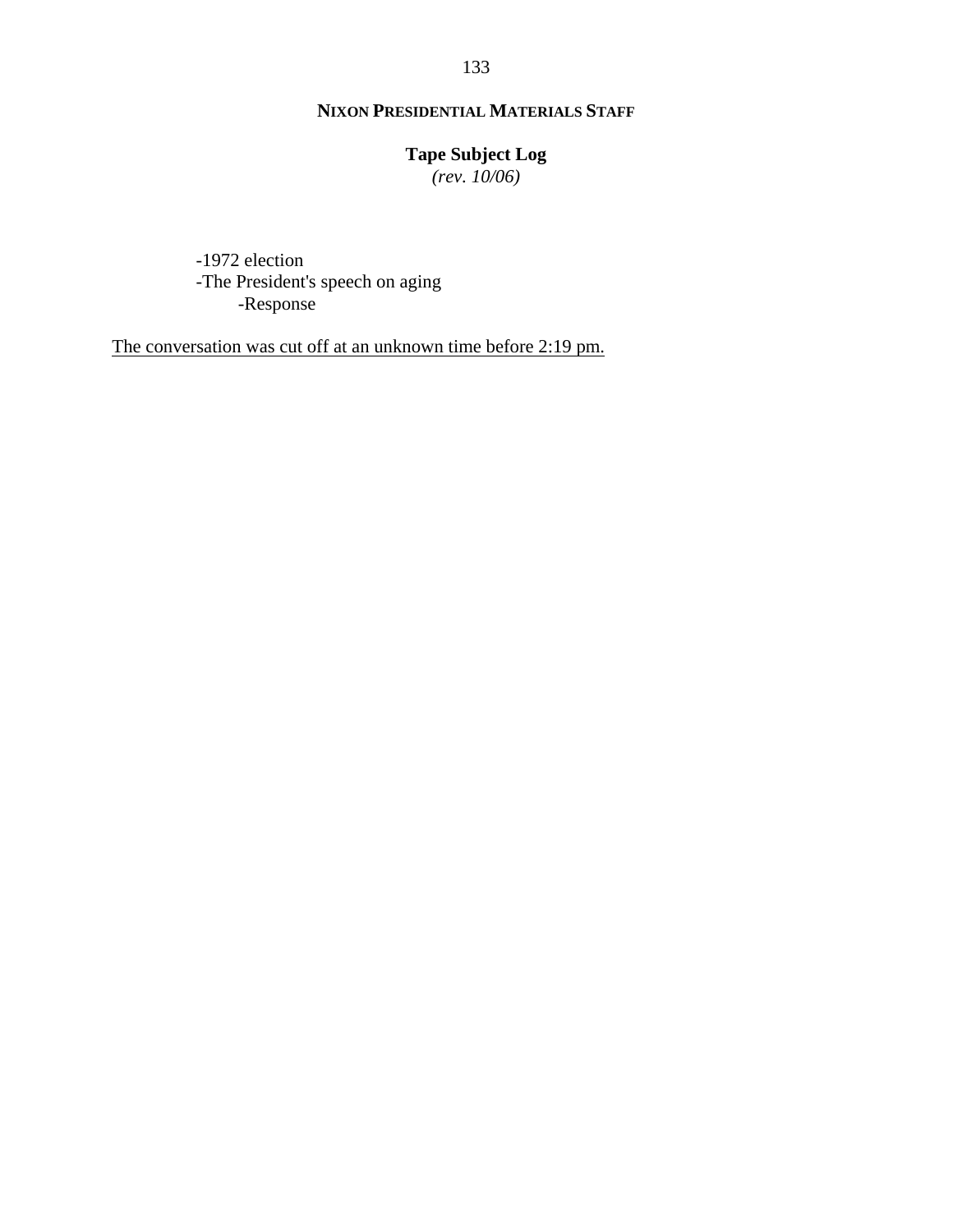-1972 election
-The President's speech on aging
    -Response

The conversation was cut off at an unknown time before 2:19 pm.